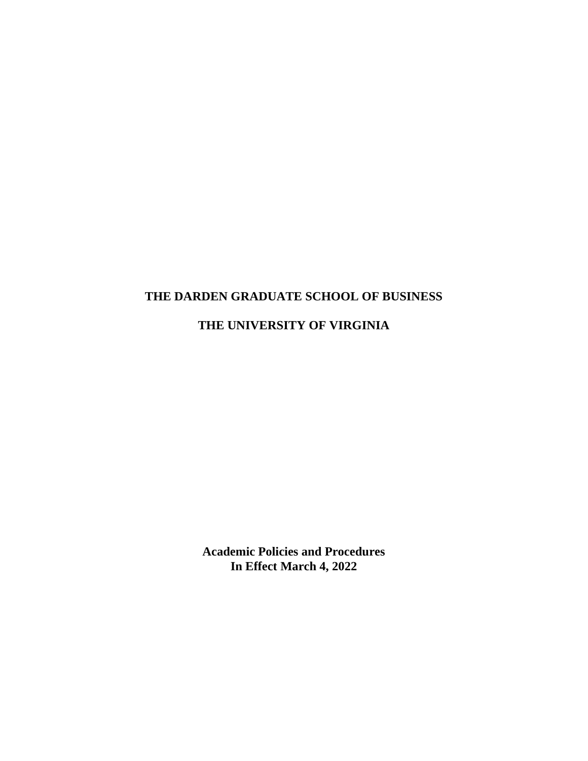# THE DARDEN GRADUATE SCHOOL OF BUSINESS

# THE UNIVERSITY OF VIRGINIA

**Academic Policies and Procedures**
**In Effect March 4, 2022**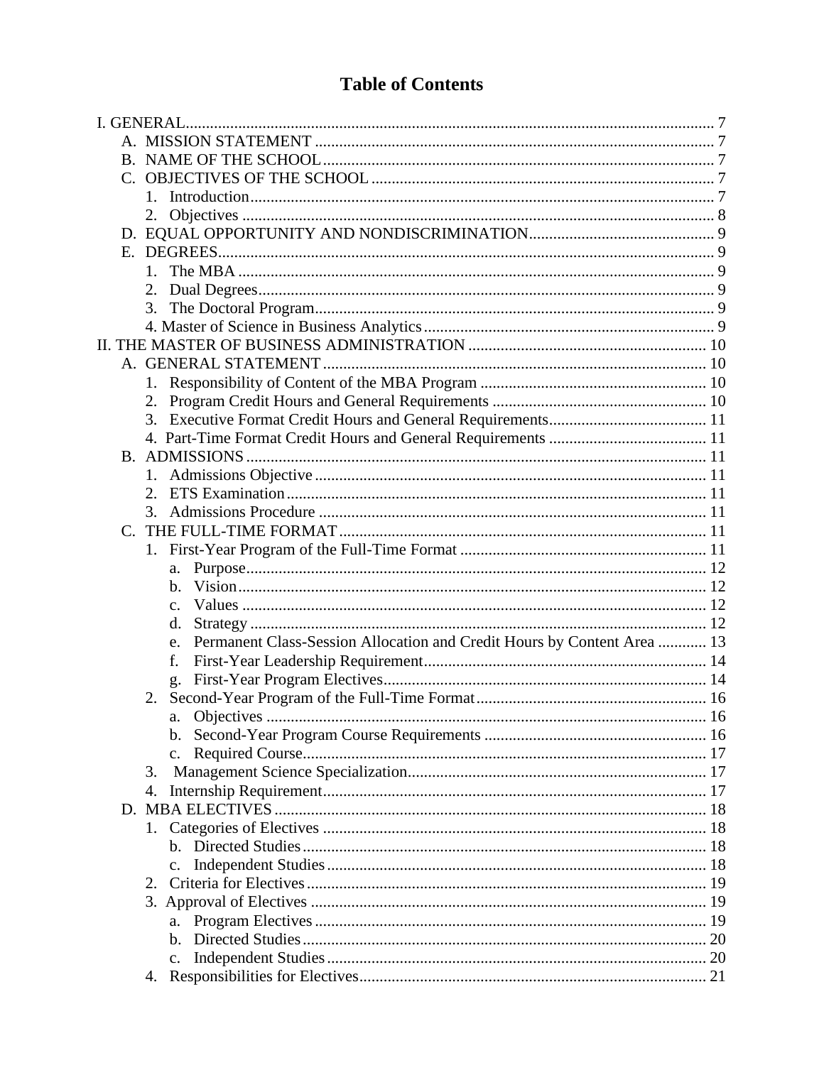# Table of Contents

- I. GENERAL ..... 7
  - A. MISSION STATEMENT ..... 7
  - B. NAME OF THE SCHOOL ..... 7
  - C. OBJECTIVES OF THE SCHOOL ..... 7
    - 1. Introduction ..... 7
    - 2. Objectives ..... 8
  - D. EQUAL OPPORTUNITY AND NONDISCRIMINATION ..... 9
  - E. DEGREES ..... 9
    - 1. The MBA ..... 9
    - 2. Dual Degrees ..... 9
    - 3. The Doctoral Program ..... 9
    - 4. Master of Science in Business Analytics ..... 9
- II. THE MASTER OF BUSINESS ADMINISTRATION ..... 10
  - A. GENERAL STATEMENT ..... 10
    - 1. Responsibility of Content of the MBA Program ..... 10
    - 2. Program Credit Hours and General Requirements ..... 10
    - 3. Executive Format Credit Hours and General Requirements ..... 11
    - 4. Part-Time Format Credit Hours and General Requirements ..... 11
  - B. ADMISSIONS ..... 11
    - 1. Admissions Objective ..... 11
    - 2. ETS Examination ..... 11
    - 3. Admissions Procedure ..... 11
  - C. THE FULL-TIME FORMAT ..... 11
    - 1. First-Year Program of the Full-Time Format ..... 11
      - a. Purpose ..... 12
      - b. Vision ..... 12
      - c. Values ..... 12
      - d. Strategy ..... 12
      - e. Permanent Class-Session Allocation and Credit Hours by Content Area ..... 13
      - f. First-Year Leadership Requirement ..... 14
      - g. First-Year Program Electives ..... 14
    - 2. Second-Year Program of the Full-Time Format ..... 16
      - a. Objectives ..... 16
      - b. Second-Year Program Course Requirements ..... 16
      - c. Required Course ..... 17
    - 3. Management Science Specialization ..... 17
    - 4. Internship Requirement ..... 17
  - D. MBA ELECTIVES ..... 18
    - 1. Categories of Electives ..... 18
      - b. Directed Studies ..... 18
      - c. Independent Studies ..... 18
    - 2. Criteria for Electives ..... 19
    - 3. Approval of Electives ..... 19
      - a. Program Electives ..... 19
      - b. Directed Studies ..... 20
      - c. Independent Studies ..... 20
    - 4. Responsibilities for Electives ..... 21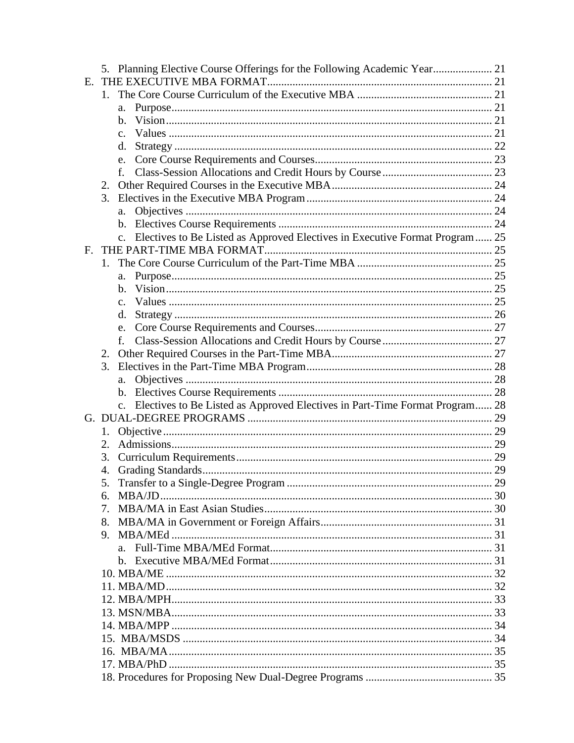5. Planning Elective Course Offerings for the Following Academic Year ..................... 21

E. THE EXECUTIVE MBA FORMAT ............................................................................... 21

1. The Core Course Curriculum of the Executive MBA ................................................ 21
   - a. Purpose ................................................................................................................. 21
   - b. Vision ................................................................................................................... 21
   - c. Values .................................................................................................................. 21
   - d. Strategy ................................................................................................................ 22
   - e. Core Course Requirements and Courses .............................................................. 23
   - f. Class-Session Allocations and Credit Hours by Course ....................................... 23
2. Other Required Courses in the Executive MBA ......................................................... 24
3. Electives in the Executive MBA Program .................................................................. 24
   - a. Objectives ............................................................................................................ 24
   - b. Electives Course Requirements ........................................................................... 24
   - c. Electives to Be Listed as Approved Electives in Executive Format Program ...... 25

F. THE PART-TIME MBA FORMAT ............................................................................... 25

1. The Core Course Curriculum of the Part-Time MBA ................................................ 25
   - a. Purpose ................................................................................................................. 25
   - b. Vision ................................................................................................................... 25
   - c. Values .................................................................................................................. 25
   - d. Strategy ................................................................................................................ 26
   - e. Core Course Requirements and Courses .............................................................. 27
   - f. Class-Session Allocations and Credit Hours by Course ....................................... 27
2. Other Required Courses in the Part-Time MBA ......................................................... 27
3. Electives in the Part-Time MBA Program .................................................................. 28
   - a. Objectives ............................................................................................................ 28
   - b. Electives Course Requirements ........................................................................... 28
   - c. Electives to Be Listed as Approved Electives in Part-Time Format Program ...... 28

G. DUAL-DEGREE PROGRAMS ...................................................................................... 29

1. Objective .................................................................................................................... 29
2. Admissions ................................................................................................................. 29
3. Curriculum Requirements ........................................................................................... 29
4. Grading Standards ...................................................................................................... 29
5. Transfer to a Single-Degree Program ......................................................................... 29
6. MBA/JD ...................................................................................................................... 30
7. MBA/MA in East Asian Studies ................................................................................. 30
8. MBA/MA in Government or Foreign Affairs ............................................................. 31
9. MBA/MEd .................................................................................................................. 31
   - a. Full-Time MBA/MEd Format .............................................................................. 31
   - b. Executive MBA/MEd Format .............................................................................. 31
10. MBA/ME .................................................................................................................... 32
11. MBA/MD .................................................................................................................... 32
12. MBA/MPH .................................................................................................................. 33
13. MSN/MBA .................................................................................................................. 33
14. MBA/MPP .................................................................................................................. 34
15. MBA/MSDS ............................................................................................................... 34
16. MBA/MA .................................................................................................................... 35
17. MBA/PhD ................................................................................................................... 35
18. Procedures for Proposing New Dual-Degree Programs ............................................. 35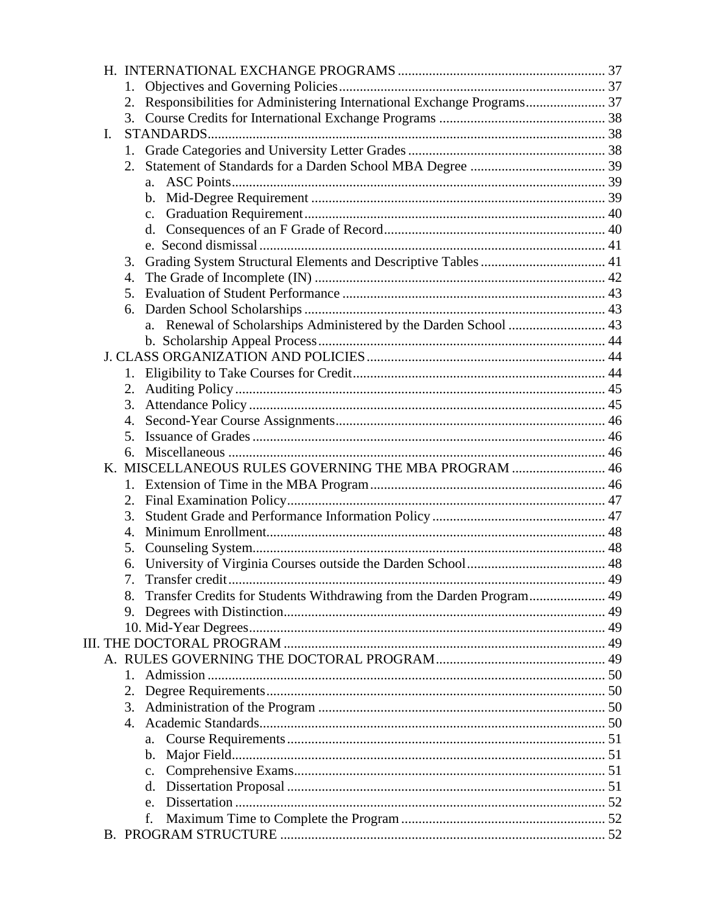- H. INTERNATIONAL EXCHANGE PROGRAMS ........................................................ 37
  - 1. Objectives and Governing Policies ........................................................ 37
  - 2. Responsibilities for Administering International Exchange Programs ........................ 37
  - 3. Course Credits for International Exchange Programs ........................................ 38
- I. STANDARDS ................................................................................ 38
  - 1. Grade Categories and University Letter Grades ............................................. 38
  - 2. Statement of Standards for a Darden School MBA Degree ..................................... 39
    - a. ASC Points ............................................................................ 39
    - b. Mid-Degree Requirement ................................................................ 39
    - c. Graduation Requirement ................................................................ 40
    - d. Consequences of an F Grade of Record .................................................. 40
    - e. Second dismissal ...................................................................... 41
  - 3. Grading System Structural Elements and Descriptive Tables ................................. 41
  - 4. The Grade of Incomplete (IN) .............................................................. 42
  - 5. Evaluation of Student Performance ......................................................... 43
  - 6. Darden School Scholarships ................................................................ 43
    - a. Renewal of Scholarships Administered by the Darden School ............................. 43
    - b. Scholarship Appeal Process ............................................................ 44
- J. CLASS ORGANIZATION AND POLICIES ........................................................... 44
  - 1. Eligibility to Take Courses for Credit .................................................... 44
  - 2. Auditing Policy ........................................................................... 45
  - 3. Attendance Policy ......................................................................... 45
  - 4. Second-Year Course Assignments ............................................................ 46
  - 5. Issuance of Grades ........................................................................ 46
  - 6. Miscellaneous ............................................................................. 46
- K. MISCELLANEOUS RULES GOVERNING THE MBA PROGRAM ........................................... 46
  - 1. Extension of Time in the MBA Program ...................................................... 46
  - 2. Final Examination Policy .................................................................. 47
  - 3. Student Grade and Performance Information Policy .......................................... 47
  - 4. Minimum Enrollment ........................................................................ 48
  - 5. Counseling System ......................................................................... 48
  - 6. University of Virginia Courses outside the Darden School .................................. 48
  - 7. Transfer credit ........................................................................... 49
  - 8. Transfer Credits for Students Withdrawing from the Darden Program .......................... 49
  - 9. Degrees with Distinction .................................................................. 49
  - 10. Mid-Year Degrees ......................................................................... 49

III. THE DOCTORAL PROGRAM .................................................................... 49

- A. RULES GOVERNING THE DOCTORAL PROGRAM ..................................................... 49
  - 1. Admission ................................................................................. 50
  - 2. Degree Requirements ....................................................................... 50
  - 3. Administration of the Program ............................................................. 50
  - 4. Academic Standards ........................................................................ 50
    - a. Course Requirements ................................................................... 51
    - b. Major Field ........................................................................... 51
    - c. Comprehensive Exams ................................................................... 51
    - d. Dissertation Proposal ................................................................. 51
    - e. Dissertation .......................................................................... 52
    - f. Maximum Time to Complete the Program ................................................... 52
- B. PROGRAM STRUCTURE ........................................................................ 52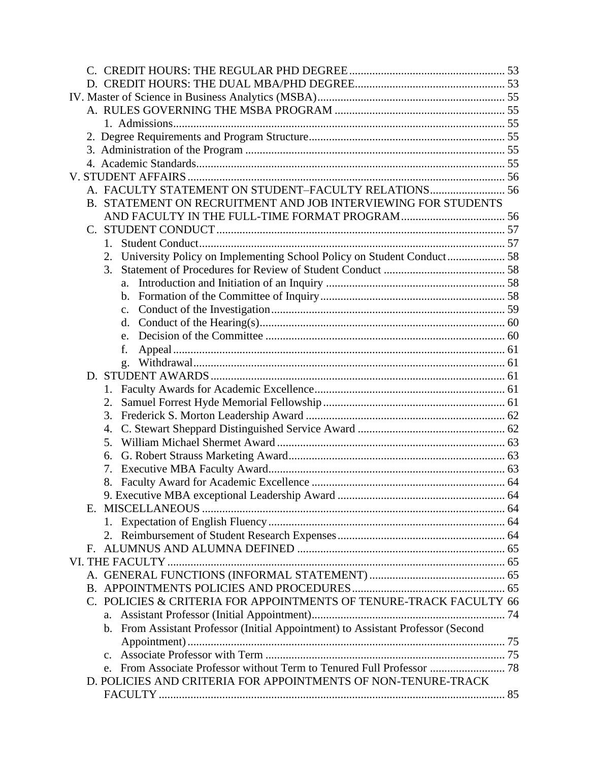C. CREDIT HOURS: THE REGULAR PHD DEGREE ..... 53
D. CREDIT HOURS: THE DUAL MBA/PHD DEGREE ..... 53
IV. Master of Science in Business Analytics (MSBA) ..... 55
A. RULES GOVERNING THE MSBA PROGRAM ..... 55
1. Admissions ..... 55
2. Degree Requirements and Program Structure ..... 55
3. Administration of the Program ..... 55
4. Academic Standards ..... 55
V. STUDENT AFFAIRS ..... 56
A. FACULTY STATEMENT ON STUDENT–FACULTY RELATIONS ..... 56
B. STATEMENT ON RECRUITMENT AND JOB INTERVIEWING FOR STUDENTS AND FACULTY IN THE FULL-TIME FORMAT PROGRAM ..... 56
C. STUDENT CONDUCT ..... 57
1. Student Conduct ..... 57
2. University Policy on Implementing School Policy on Student Conduct ..... 58
3. Statement of Procedures for Review of Student Conduct ..... 58
a. Introduction and Initiation of an Inquiry ..... 58
b. Formation of the Committee of Inquiry ..... 58
c. Conduct of the Investigation ..... 59
d. Conduct of the Hearing(s) ..... 60
e. Decision of the Committee ..... 60
f. Appeal ..... 61
g. Withdrawal ..... 61
D. STUDENT AWARDS ..... 61
1. Faculty Awards for Academic Excellence ..... 61
2. Samuel Forrest Hyde Memorial Fellowship ..... 61
3. Frederick S. Morton Leadership Award ..... 62
4. C. Stewart Sheppard Distinguished Service Award ..... 62
5. William Michael Shermet Award ..... 63
6. G. Robert Strauss Marketing Award ..... 63
7. Executive MBA Faculty Award ..... 63
8. Faculty Award for Academic Excellence ..... 64
9. Executive MBA exceptional Leadership Award ..... 64
E. MISCELLANEOUS ..... 64
1. Expectation of English Fluency ..... 64
2. Reimbursement of Student Research Expenses ..... 64
F. ALUMNUS AND ALUMNA DEFINED ..... 65
VI. THE FACULTY ..... 65
A. GENERAL FUNCTIONS (INFORMAL STATEMENT) ..... 65
B. APPOINTMENTS POLICIES AND PROCEDURES ..... 65
C. POLICIES & CRITERIA FOR APPOINTMENTS OF TENURE-TRACK FACULTY ..... 66
a. Assistant Professor (Initial Appointment) ..... 74
b. From Assistant Professor (Initial Appointment) to Assistant Professor (Second Appointment) ..... 75
c. Associate Professor with Term ..... 75
e. From Associate Professor without Term to Tenured Full Professor ..... 78
D. POLICIES AND CRITERIA FOR APPOINTMENTS OF NON-TENURE-TRACK FACULTY ..... 85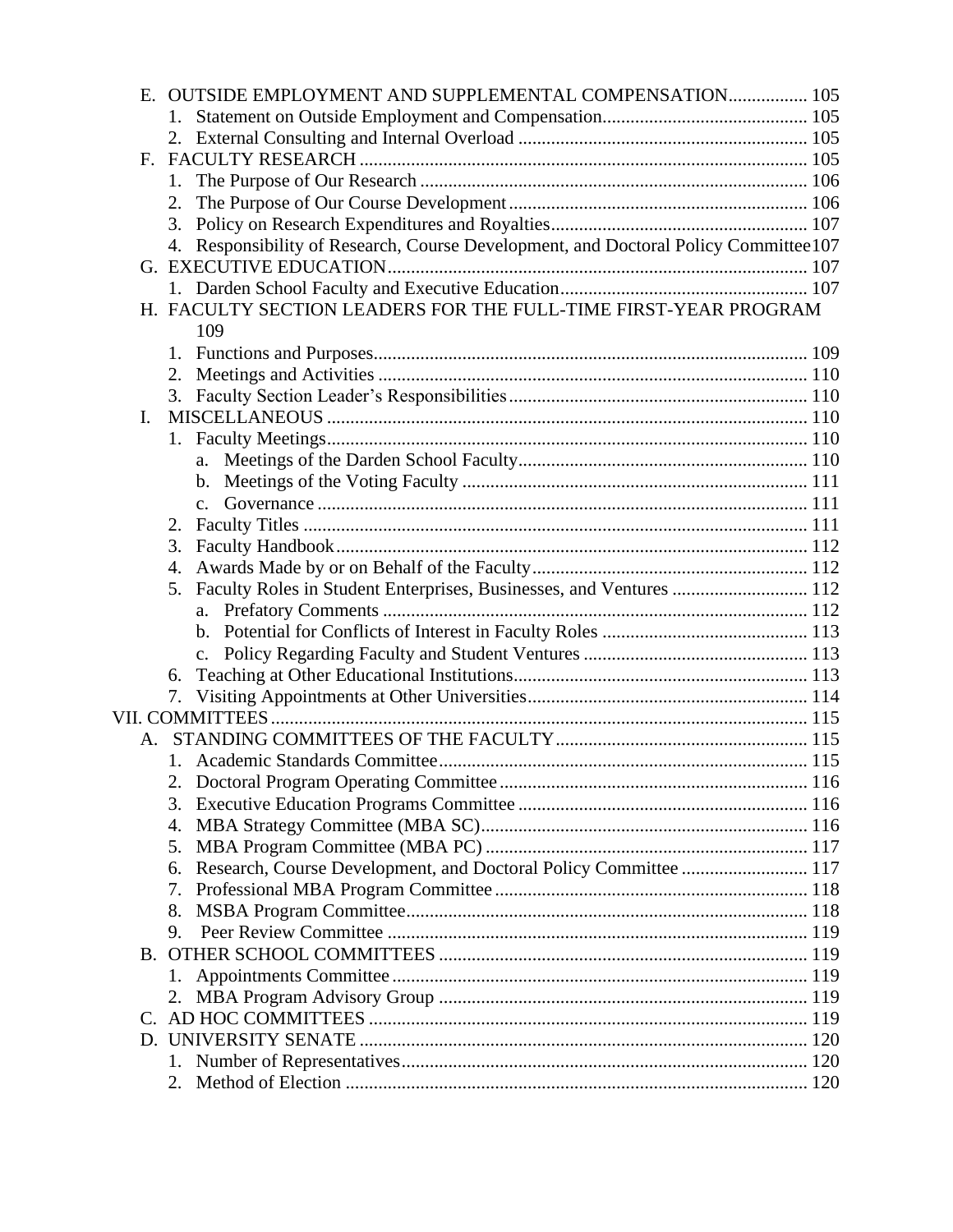E. OUTSIDE EMPLOYMENT AND SUPPLEMENTAL COMPENSATION................ 105
   1. Statement on Outside Employment and Compensation........................................... 105
   2. External Consulting and Internal Overload ............................................................. 105
F. FACULTY RESEARCH ............................................................................................... 105
   1. The Purpose of Our Research .................................................................................. 106
   2. The Purpose of Our Course Development................................................................ 106
   3. Policy on Research Expenditures and Royalties....................................................... 107
   4. Responsibility of Research, Course Development, and Doctoral Policy Committee107
G. EXECUTIVE EDUCATION......................................................................................... 107
   1. Darden School Faculty and Executive Education.................................................... 107
H. FACULTY SECTION LEADERS FOR THE FULL-TIME FIRST-YEAR PROGRAM 109
   1. Functions and Purposes............................................................................................ 109
   2. Meetings and Activities ............................................................................................ 110
   3. Faculty Section Leader's Responsibilities................................................................ 110
I. MISCELLANEOUS ...................................................................................................... 110
   1. Faculty Meetings...................................................................................................... 110
      a. Meetings of the Darden School Faculty............................................................. 110
      b. Meetings of the Voting Faculty ......................................................................... 111
      c. Governance ........................................................................................................ 111
   2. Faculty Titles ........................................................................................................... 111
   3. Faculty Handbook.................................................................................................... 112
   4. Awards Made by or on Behalf of the Faculty........................................................... 112
   5. Faculty Roles in Student Enterprises, Businesses, and Ventures ............................. 112
      a. Prefatory Comments .......................................................................................... 112
      b. Potential for Conflicts of Interest in Faculty Roles ............................................ 113
      c. Policy Regarding Faculty and Student Ventures ................................................ 113
   6. Teaching at Other Educational Institutions.............................................................. 113
   7. Visiting Appointments at Other Universities............................................................ 114

VII. COMMITTEES.................................................................................................................. 115
A. STANDING COMMITTEES OF THE FACULTY...................................................... 115
   1. Academic Standards Committee.............................................................................. 115
   2. Doctoral Program Operating Committee................................................................. 116
   3. Executive Education Programs Committee ............................................................. 116
   4. MBA Strategy Committee (MBA SC)..................................................................... 116
   5. MBA Program Committee (MBA PC) .................................................................... 117
   6. Research, Course Development, and Doctoral Policy Committee ........................... 117
   7. Professional MBA Program Committee .................................................................. 118
   8. MSBA Program Committee..................................................................................... 118
   9. Peer Review Committee ......................................................................................... 119
B. OTHER SCHOOL COMMITTEES .............................................................................. 119
   1. Appointments Committee........................................................................................ 119
   2. MBA Program Advisory Group .............................................................................. 119
C. AD HOC COMMITTEES ............................................................................................. 119
D. UNIVERSITY SENATE ............................................................................................... 120
   1. Number of Representatives...................................................................................... 120
   2. Method of Election .................................................................................................. 120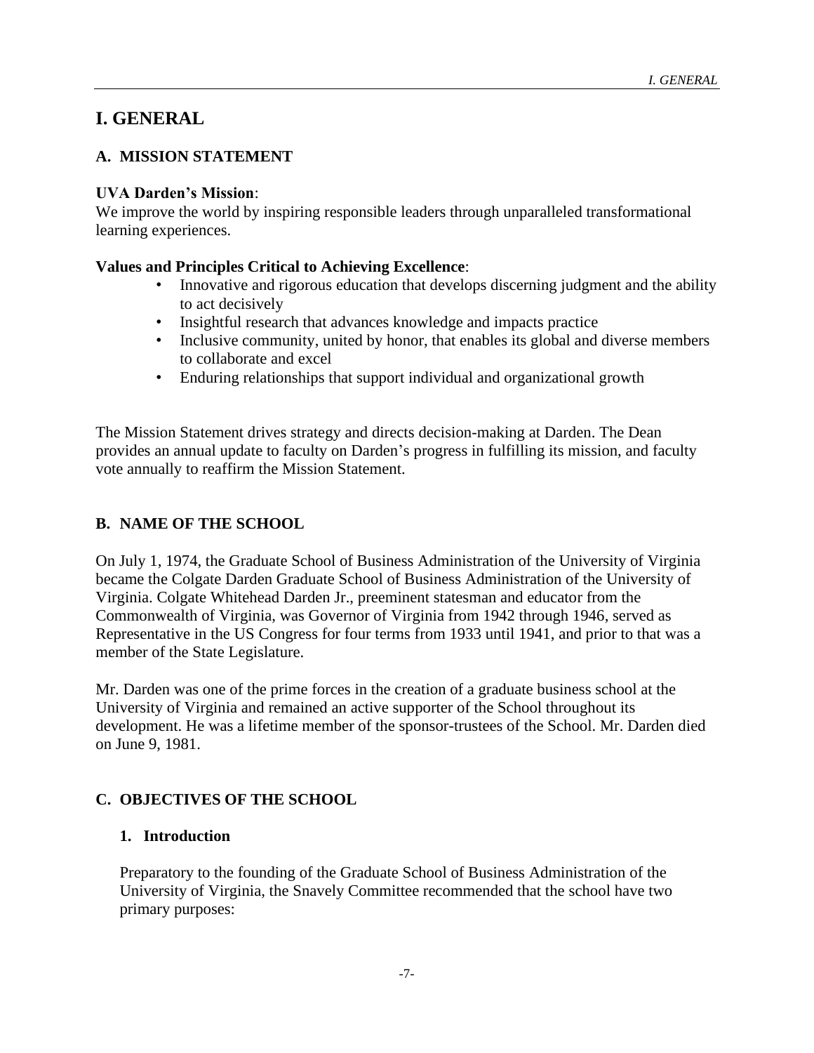# I. GENERAL

## A. MISSION STATEMENT

**UVA Darden's Mission**:
We improve the world by inspiring responsible leaders through unparalleled transformational learning experiences.

**Values and Principles Critical to Achieving Excellence**:

- Innovative and rigorous education that develops discerning judgment and the ability to act decisively
- Insightful research that advances knowledge and impacts practice
- Inclusive community, united by honor, that enables its global and diverse members to collaborate and excel
- Enduring relationships that support individual and organizational growth

The Mission Statement drives strategy and directs decision-making at Darden. The Dean provides an annual update to faculty on Darden's progress in fulfilling its mission, and faculty vote annually to reaffirm the Mission Statement.

## B. NAME OF THE SCHOOL

On July 1, 1974, the Graduate School of Business Administration of the University of Virginia became the Colgate Darden Graduate School of Business Administration of the University of Virginia. Colgate Whitehead Darden Jr., preeminent statesman and educator from the Commonwealth of Virginia, was Governor of Virginia from 1942 through 1946, served as Representative in the US Congress for four terms from 1933 until 1941, and prior to that was a member of the State Legislature.

Mr. Darden was one of the prime forces in the creation of a graduate business school at the University of Virginia and remained an active supporter of the School throughout its development. He was a lifetime member of the sponsor-trustees of the School. Mr. Darden died on June 9, 1981.

## C. OBJECTIVES OF THE SCHOOL

### 1. Introduction

Preparatory to the founding of the Graduate School of Business Administration of the University of Virginia, the Snavely Committee recommended that the school have two primary purposes: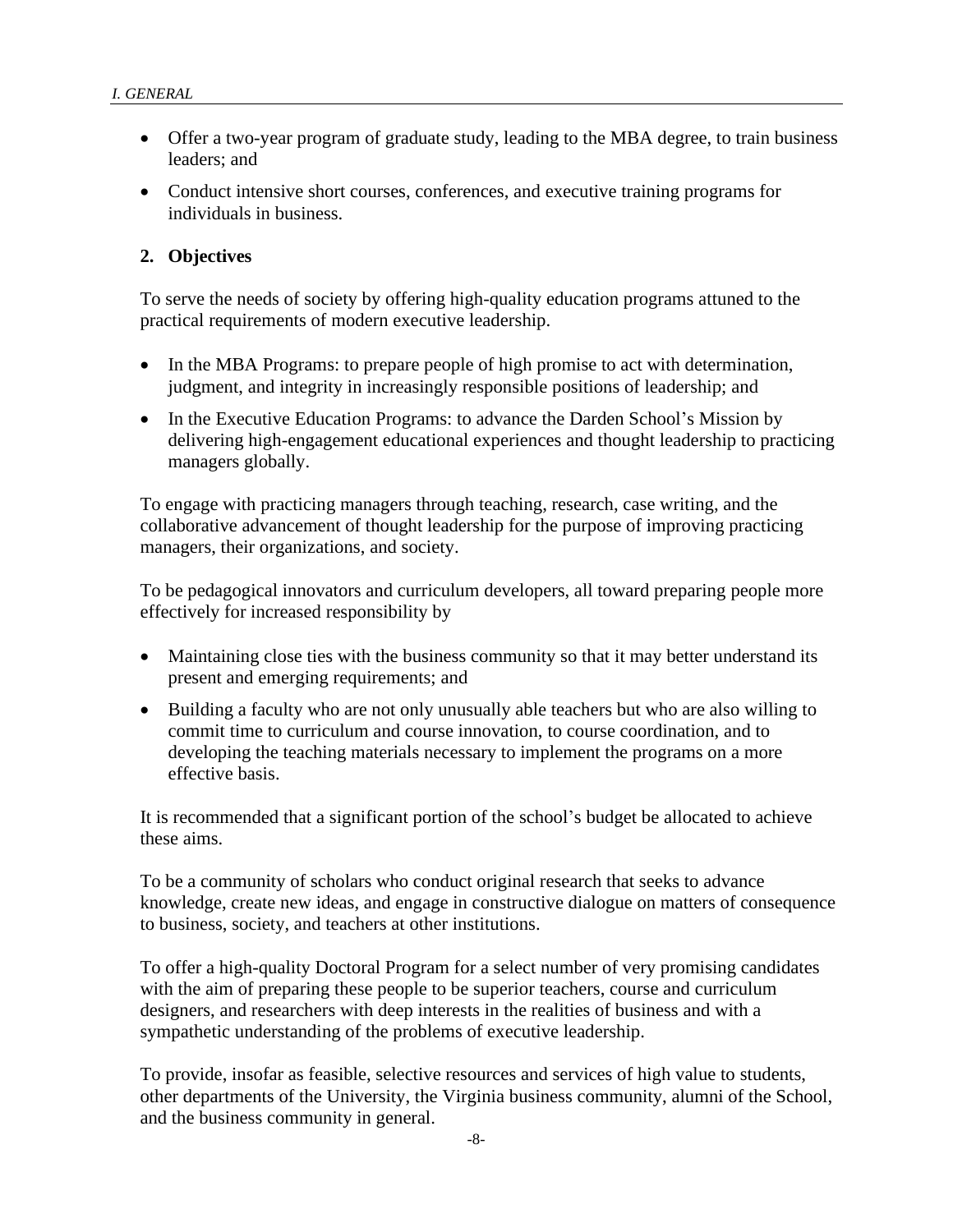- Offer a two-year program of graduate study, leading to the MBA degree, to train business leaders; and
- Conduct intensive short courses, conferences, and executive training programs for individuals in business.

### 2. Objectives

To serve the needs of society by offering high-quality education programs attuned to the practical requirements of modern executive leadership.

- In the MBA Programs: to prepare people of high promise to act with determination, judgment, and integrity in increasingly responsible positions of leadership; and
- In the Executive Education Programs: to advance the Darden School's Mission by delivering high-engagement educational experiences and thought leadership to practicing managers globally.

To engage with practicing managers through teaching, research, case writing, and the collaborative advancement of thought leadership for the purpose of improving practicing managers, their organizations, and society.

To be pedagogical innovators and curriculum developers, all toward preparing people more effectively for increased responsibility by

- Maintaining close ties with the business community so that it may better understand its present and emerging requirements; and
- Building a faculty who are not only unusually able teachers but who are also willing to commit time to curriculum and course innovation, to course coordination, and to developing the teaching materials necessary to implement the programs on a more effective basis.

It is recommended that a significant portion of the school's budget be allocated to achieve these aims.

To be a community of scholars who conduct original research that seeks to advance knowledge, create new ideas, and engage in constructive dialogue on matters of consequence to business, society, and teachers at other institutions.

To offer a high-quality Doctoral Program for a select number of very promising candidates with the aim of preparing these people to be superior teachers, course and curriculum designers, and researchers with deep interests in the realities of business and with a sympathetic understanding of the problems of executive leadership.

To provide, insofar as feasible, selective resources and services of high value to students, other departments of the University, the Virginia business community, alumni of the School, and the business community in general.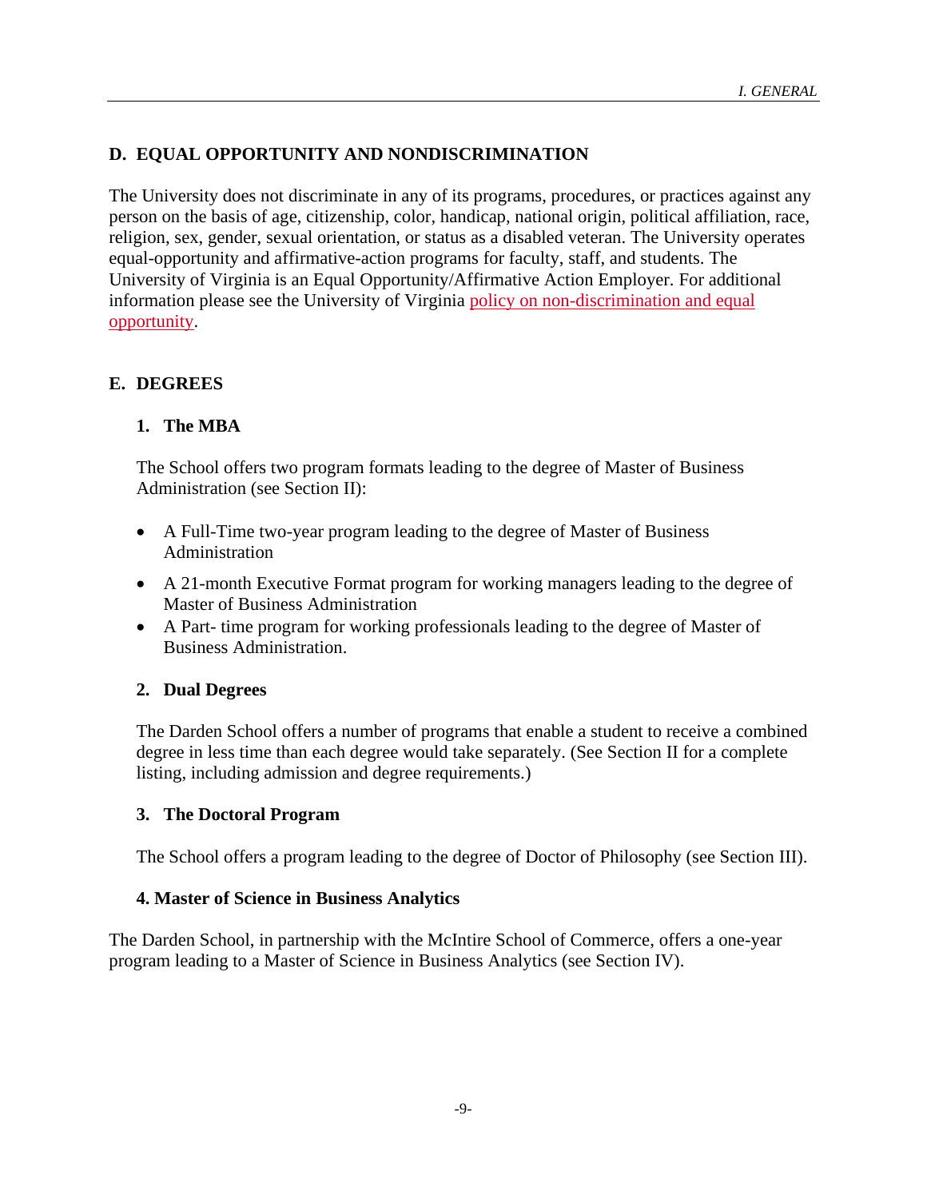## D. EQUAL OPPORTUNITY AND NONDISCRIMINATION

The University does not discriminate in any of its programs, procedures, or practices against any person on the basis of age, citizenship, color, handicap, national origin, political affiliation, race, religion, sex, gender, sexual orientation, or status as a disabled veteran. The University operates equal-opportunity and affirmative-action programs for faculty, staff, and students. The University of Virginia is an Equal Opportunity/Affirmative Action Employer. For additional information please see the University of Virginia policy on non-discrimination and equal opportunity.

## E. DEGREES

### 1. The MBA

The School offers two program formats leading to the degree of Master of Business Administration (see Section II):

- A Full-Time two-year program leading to the degree of Master of Business Administration
- A 21-month Executive Format program for working managers leading to the degree of Master of Business Administration
- A Part- time program for working professionals leading to the degree of Master of Business Administration.

### 2. Dual Degrees

The Darden School offers a number of programs that enable a student to receive a combined degree in less time than each degree would take separately. (See Section II for a complete listing, including admission and degree requirements.)

### 3. The Doctoral Program

The School offers a program leading to the degree of Doctor of Philosophy (see Section III).

### 4. Master of Science in Business Analytics

The Darden School, in partnership with the McIntire School of Commerce, offers a one-year program leading to a Master of Science in Business Analytics (see Section IV).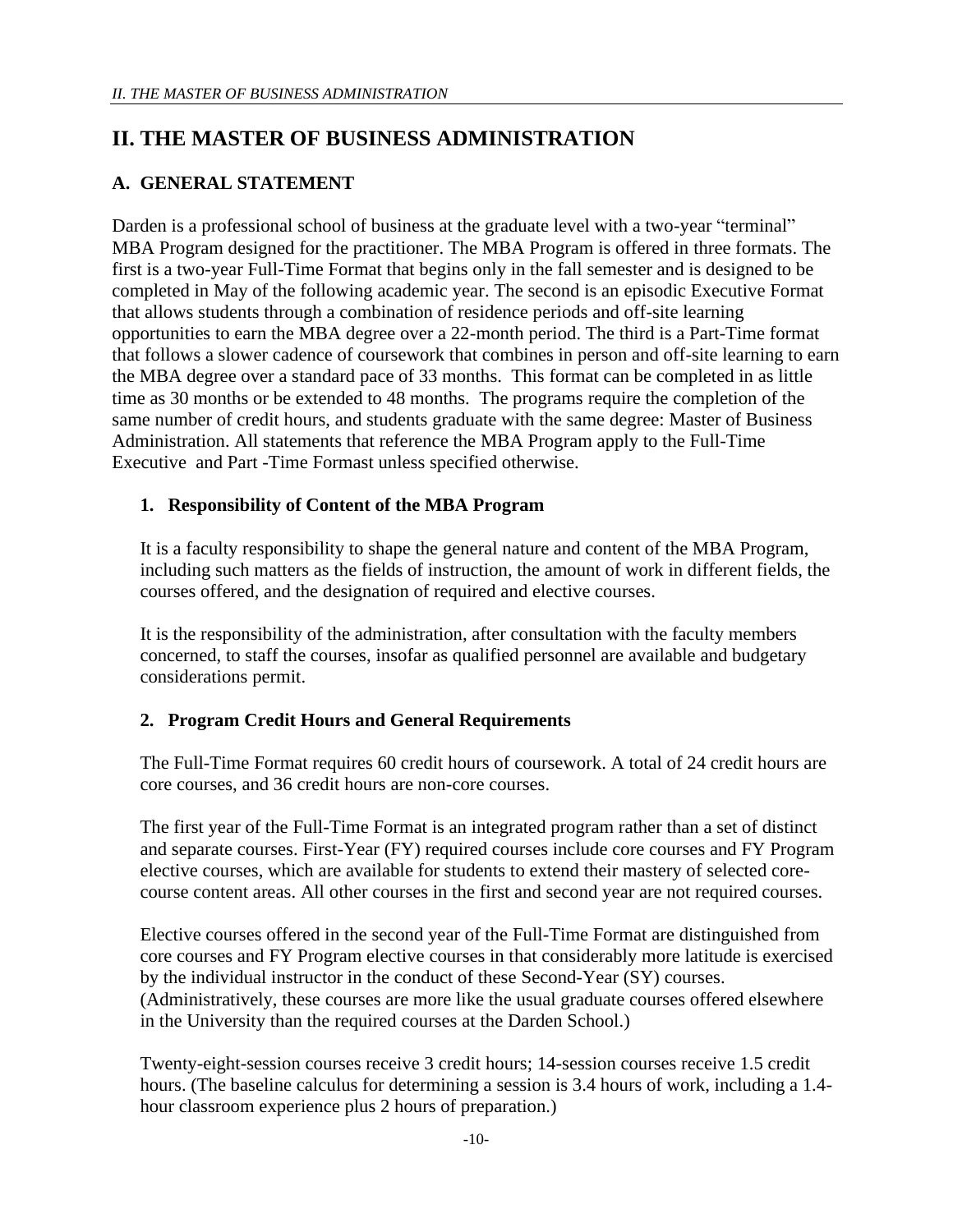# II. THE MASTER OF BUSINESS ADMINISTRATION

## A. GENERAL STATEMENT

Darden is a professional school of business at the graduate level with a two-year "terminal" MBA Program designed for the practitioner. The MBA Program is offered in three formats. The first is a two-year Full-Time Format that begins only in the fall semester and is designed to be completed in May of the following academic year. The second is an episodic Executive Format that allows students through a combination of residence periods and off-site learning opportunities to earn the MBA degree over a 22-month period. The third is a Part-Time format that follows a slower cadence of coursework that combines in person and off-site learning to earn the MBA degree over a standard pace of 33 months. This format can be completed in as little time as 30 months or be extended to 48 months. The programs require the completion of the same number of credit hours, and students graduate with the same degree: Master of Business Administration. All statements that reference the MBA Program apply to the Full-Time Executive and Part -Time Formast unless specified otherwise.

### 1. Responsibility of Content of the MBA Program

It is a faculty responsibility to shape the general nature and content of the MBA Program, including such matters as the fields of instruction, the amount of work in different fields, the courses offered, and the designation of required and elective courses.

It is the responsibility of the administration, after consultation with the faculty members concerned, to staff the courses, insofar as qualified personnel are available and budgetary considerations permit.

### 2. Program Credit Hours and General Requirements

The Full-Time Format requires 60 credit hours of coursework. A total of 24 credit hours are core courses, and 36 credit hours are non-core courses.

The first year of the Full-Time Format is an integrated program rather than a set of distinct and separate courses. First-Year (FY) required courses include core courses and FY Program elective courses, which are available for students to extend their mastery of selected core-course content areas. All other courses in the first and second year are not required courses.

Elective courses offered in the second year of the Full-Time Format are distinguished from core courses and FY Program elective courses in that considerably more latitude is exercised by the individual instructor in the conduct of these Second-Year (SY) courses. (Administratively, these courses are more like the usual graduate courses offered elsewhere in the University than the required courses at the Darden School.)

Twenty-eight-session courses receive 3 credit hours; 14-session courses receive 1.5 credit hours. (The baseline calculus for determining a session is 3.4 hours of work, including a 1.4-hour classroom experience plus 2 hours of preparation.)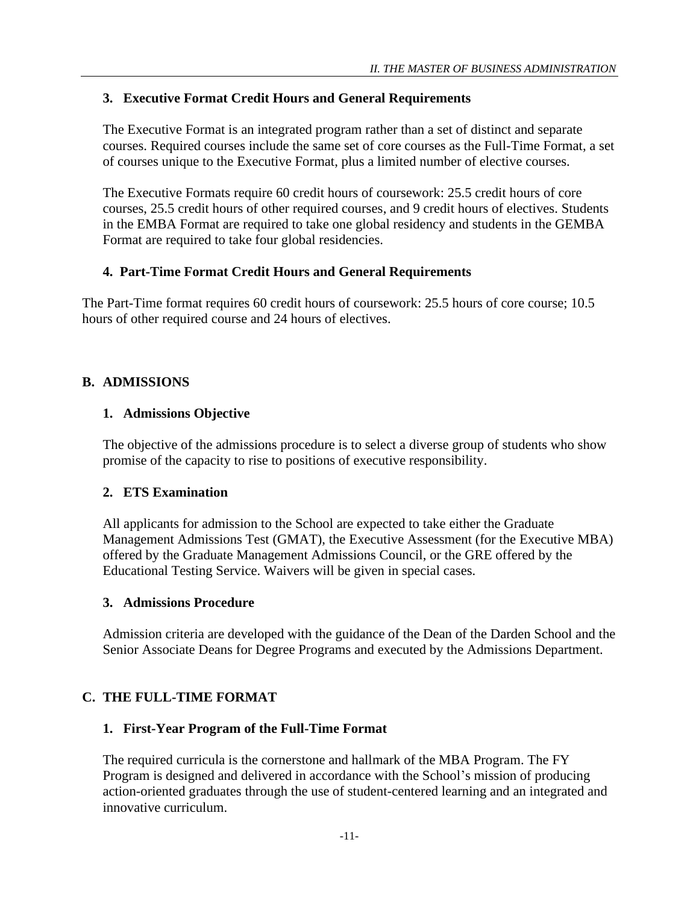### 3. Executive Format Credit Hours and General Requirements

The Executive Format is an integrated program rather than a set of distinct and separate courses. Required courses include the same set of core courses as the Full-Time Format, a set of courses unique to the Executive Format, plus a limited number of elective courses.

The Executive Formats require 60 credit hours of coursework: 25.5 credit hours of core courses, 25.5 credit hours of other required courses, and 9 credit hours of electives. Students in the EMBA Format are required to take one global residency and students in the GEMBA Format are required to take four global residencies.

### 4. Part-Time Format Credit Hours and General Requirements

The Part-Time format requires 60 credit hours of coursework: 25.5 hours of core course; 10.5 hours of other required course and 24 hours of electives.

## B. ADMISSIONS

### 1. Admissions Objective

The objective of the admissions procedure is to select a diverse group of students who show promise of the capacity to rise to positions of executive responsibility.

### 2. ETS Examination

All applicants for admission to the School are expected to take either the Graduate Management Admissions Test (GMAT), the Executive Assessment (for the Executive MBA) offered by the Graduate Management Admissions Council, or the GRE offered by the Educational Testing Service. Waivers will be given in special cases.

### 3. Admissions Procedure

Admission criteria are developed with the guidance of the Dean of the Darden School and the Senior Associate Deans for Degree Programs and executed by the Admissions Department.

## C. THE FULL-TIME FORMAT

### 1. First-Year Program of the Full-Time Format

The required curricula is the cornerstone and hallmark of the MBA Program. The FY Program is designed and delivered in accordance with the School's mission of producing action-oriented graduates through the use of student-centered learning and an integrated and innovative curriculum.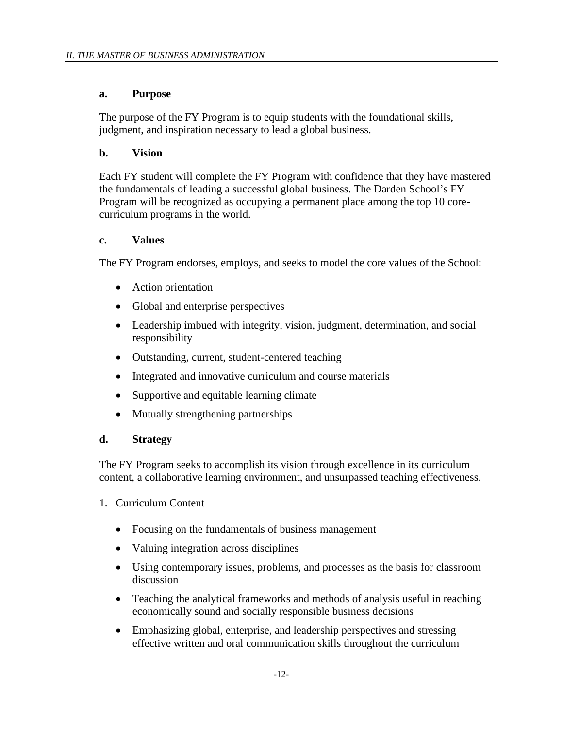### a. Purpose

The purpose of the FY Program is to equip students with the foundational skills, judgment, and inspiration necessary to lead a global business.

### b. Vision

Each FY student will complete the FY Program with confidence that they have mastered the fundamentals of leading a successful global business. The Darden School's FY Program will be recognized as occupying a permanent place among the top 10 core-curriculum programs in the world.

### c. Values

The FY Program endorses, employs, and seeks to model the core values of the School:

- Action orientation
- Global and enterprise perspectives
- Leadership imbued with integrity, vision, judgment, determination, and social responsibility
- Outstanding, current, student-centered teaching
- Integrated and innovative curriculum and course materials
- Supportive and equitable learning climate
- Mutually strengthening partnerships

### d. Strategy

The FY Program seeks to accomplish its vision through excellence in its curriculum content, a collaborative learning environment, and unsurpassed teaching effectiveness.

1. Curriculum Content

   - Focusing on the fundamentals of business management
   - Valuing integration across disciplines
   - Using contemporary issues, problems, and processes as the basis for classroom discussion
   - Teaching the analytical frameworks and methods of analysis useful in reaching economically sound and socially responsible business decisions
   - Emphasizing global, enterprise, and leadership perspectives and stressing effective written and oral communication skills throughout the curriculum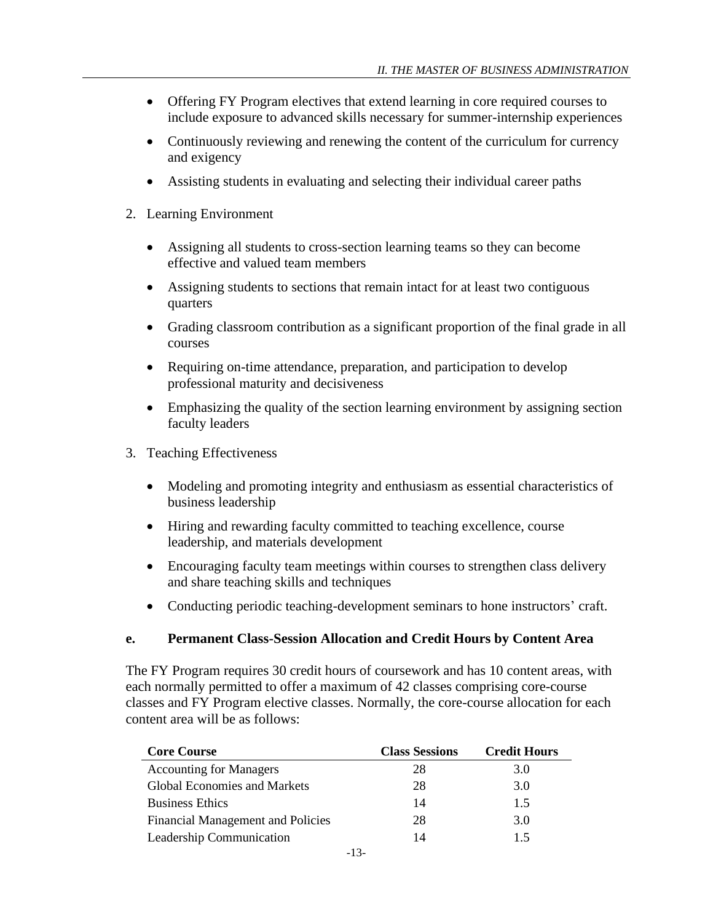- Offering FY Program electives that extend learning in core required courses to include exposure to advanced skills necessary for summer-internship experiences
- Continuously reviewing and renewing the content of the curriculum for currency and exigency
- Assisting students in evaluating and selecting their individual career paths

2. Learning Environment

   - Assigning all students to cross-section learning teams so they can become effective and valued team members
   - Assigning students to sections that remain intact for at least two contiguous quarters
   - Grading classroom contribution as a significant proportion of the final grade in all courses
   - Requiring on-time attendance, preparation, and participation to develop professional maturity and decisiveness
   - Emphasizing the quality of the section learning environment by assigning section faculty leaders

3. Teaching Effectiveness

   - Modeling and promoting integrity and enthusiasm as essential characteristics of business leadership
   - Hiring and rewarding faculty committed to teaching excellence, course leadership, and materials development
   - Encouraging faculty team meetings within courses to strengthen class delivery and share teaching skills and techniques
   - Conducting periodic teaching-development seminars to hone instructors' craft.

### e. Permanent Class-Session Allocation and Credit Hours by Content Area

The FY Program requires 30 credit hours of coursework and has 10 content areas, with each normally permitted to offer a maximum of 42 classes comprising core-course classes and FY Program elective classes. Normally, the core-course allocation for each content area will be as follows:

| Core Course | Class Sessions | Credit Hours |
|---|---|---|
| Accounting for Managers | 28 | 3.0 |
| Global Economies and Markets | 28 | 3.0 |
| Business Ethics | 14 | 1.5 |
| Financial Management and Policies | 28 | 3.0 |
| Leadership Communication | 14 | 1.5 |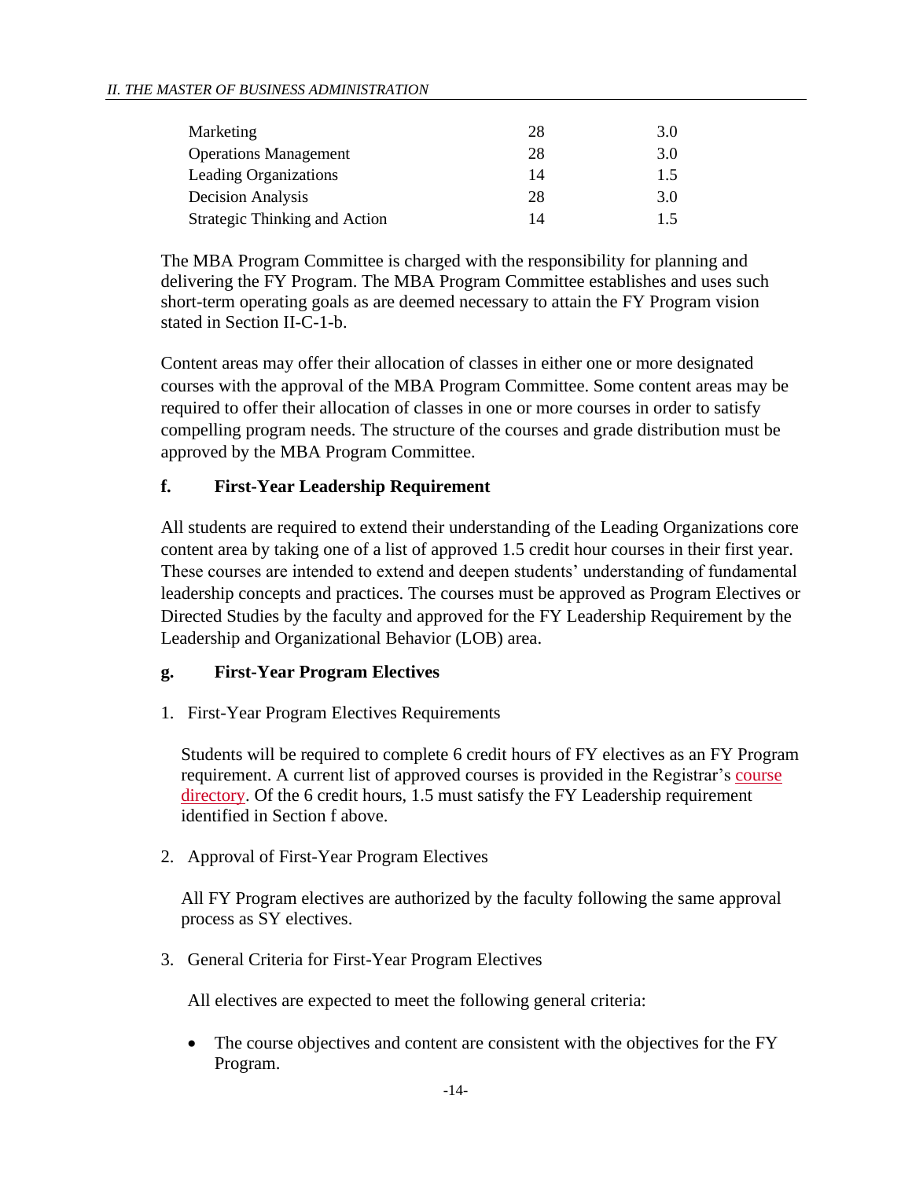| | | |
|---|---|---|
| Marketing | 28 | 3.0 |
| Operations Management | 28 | 3.0 |
| Leading Organizations | 14 | 1.5 |
| Decision Analysis | 28 | 3.0 |
| Strategic Thinking and Action | 14 | 1.5 |

The MBA Program Committee is charged with the responsibility for planning and delivering the FY Program. The MBA Program Committee establishes and uses such short-term operating goals as are deemed necessary to attain the FY Program vision stated in Section II-C-1-b.

Content areas may offer their allocation of classes in either one or more designated courses with the approval of the MBA Program Committee. Some content areas may be required to offer their allocation of classes in one or more courses in order to satisfy compelling program needs. The structure of the courses and grade distribution must be approved by the MBA Program Committee.

#### f. First-Year Leadership Requirement

All students are required to extend their understanding of the Leading Organizations core content area by taking one of a list of approved 1.5 credit hour courses in their first year. These courses are intended to extend and deepen students' understanding of fundamental leadership concepts and practices. The courses must be approved as Program Electives or Directed Studies by the faculty and approved for the FY Leadership Requirement by the Leadership and Organizational Behavior (LOB) area.

#### g. First-Year Program Electives

1. First-Year Program Electives Requirements

   Students will be required to complete 6 credit hours of FY electives as an FY Program requirement. A current list of approved courses is provided in the Registrar's course directory. Of the 6 credit hours, 1.5 must satisfy the FY Leadership requirement identified in Section f above.

2. Approval of First-Year Program Electives

   All FY Program electives are authorized by the faculty following the same approval process as SY electives.

3. General Criteria for First-Year Program Electives

   All electives are expected to meet the following general criteria:

   - The course objectives and content are consistent with the objectives for the FY Program.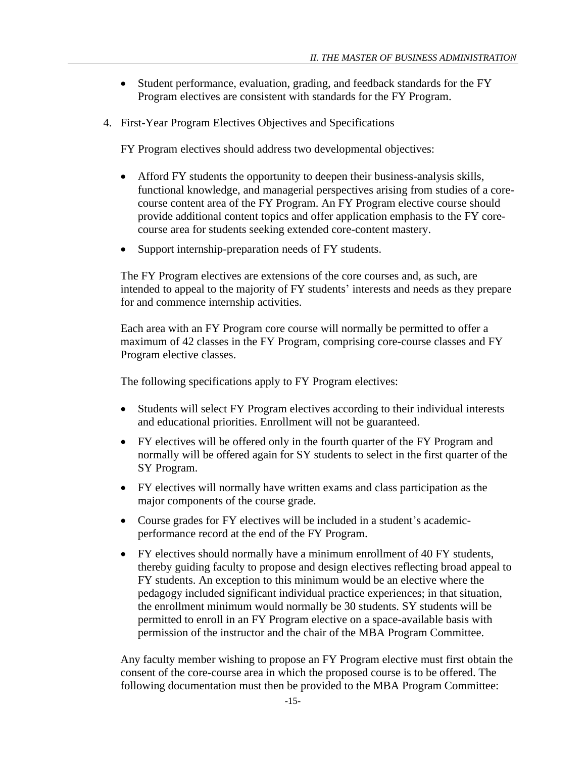- Student performance, evaluation, grading, and feedback standards for the FY Program electives are consistent with standards for the FY Program.

4. First-Year Program Electives Objectives and Specifications

FY Program electives should address two developmental objectives:

- Afford FY students the opportunity to deepen their business-analysis skills, functional knowledge, and managerial perspectives arising from studies of a core-course content area of the FY Program. An FY Program elective course should provide additional content topics and offer application emphasis to the FY core-course area for students seeking extended core-content mastery.
- Support internship-preparation needs of FY students.

The FY Program electives are extensions of the core courses and, as such, are intended to appeal to the majority of FY students' interests and needs as they prepare for and commence internship activities.

Each area with an FY Program core course will normally be permitted to offer a maximum of 42 classes in the FY Program, comprising core-course classes and FY Program elective classes.

The following specifications apply to FY Program electives:

- Students will select FY Program electives according to their individual interests and educational priorities. Enrollment will not be guaranteed.
- FY electives will be offered only in the fourth quarter of the FY Program and normally will be offered again for SY students to select in the first quarter of the SY Program.
- FY electives will normally have written exams and class participation as the major components of the course grade.
- Course grades for FY electives will be included in a student's academic-performance record at the end of the FY Program.
- FY electives should normally have a minimum enrollment of 40 FY students, thereby guiding faculty to propose and design electives reflecting broad appeal to FY students. An exception to this minimum would be an elective where the pedagogy included significant individual practice experiences; in that situation, the enrollment minimum would normally be 30 students. SY students will be permitted to enroll in an FY Program elective on a space-available basis with permission of the instructor and the chair of the MBA Program Committee.

Any faculty member wishing to propose an FY Program elective must first obtain the consent of the core-course area in which the proposed course is to be offered. The following documentation must then be provided to the MBA Program Committee: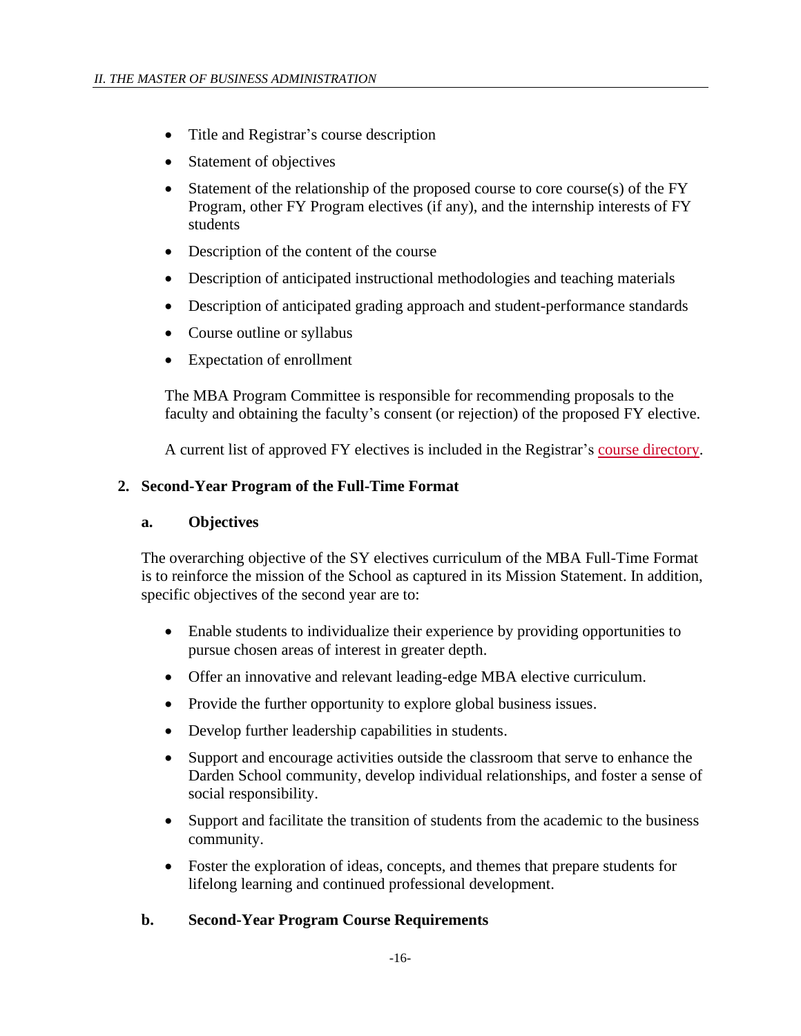- Title and Registrar's course description
- Statement of objectives
- Statement of the relationship of the proposed course to core course(s) of the FY Program, other FY Program electives (if any), and the internship interests of FY students
- Description of the content of the course
- Description of anticipated instructional methodologies and teaching materials
- Description of anticipated grading approach and student-performance standards
- Course outline or syllabus
- Expectation of enrollment

The MBA Program Committee is responsible for recommending proposals to the faculty and obtaining the faculty's consent (or rejection) of the proposed FY elective.

A current list of approved FY electives is included in the Registrar's course directory.

## 2. Second-Year Program of the Full-Time Format

### a. Objectives

The overarching objective of the SY electives curriculum of the MBA Full-Time Format is to reinforce the mission of the School as captured in its Mission Statement. In addition, specific objectives of the second year are to:

- Enable students to individualize their experience by providing opportunities to pursue chosen areas of interest in greater depth.
- Offer an innovative and relevant leading-edge MBA elective curriculum.
- Provide the further opportunity to explore global business issues.
- Develop further leadership capabilities in students.
- Support and encourage activities outside the classroom that serve to enhance the Darden School community, develop individual relationships, and foster a sense of social responsibility.
- Support and facilitate the transition of students from the academic to the business community.
- Foster the exploration of ideas, concepts, and themes that prepare students for lifelong learning and continued professional development.

### b. Second-Year Program Course Requirements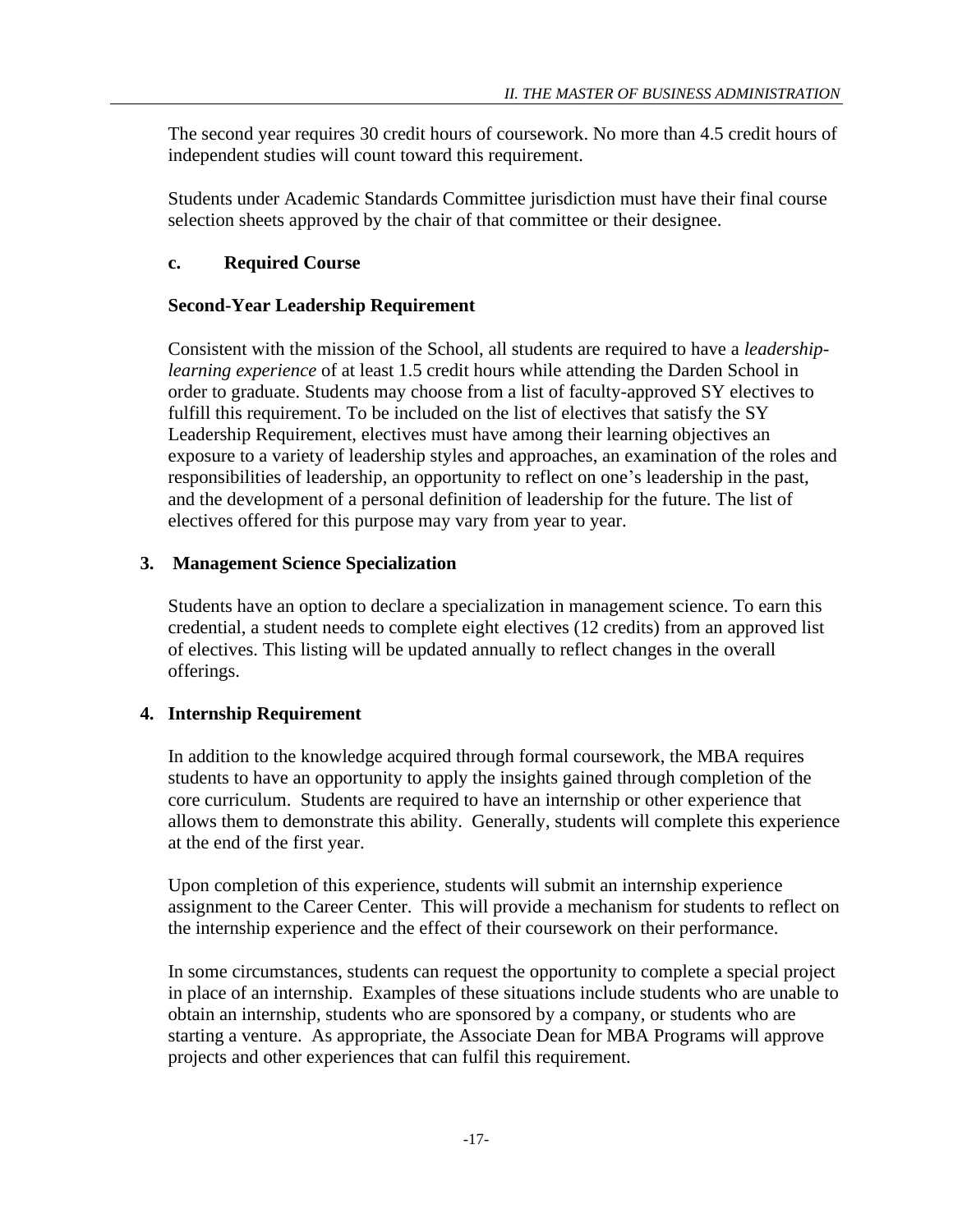The second year requires 30 credit hours of coursework. No more than 4.5 credit hours of independent studies will count toward this requirement.

Students under Academic Standards Committee jurisdiction must have their final course selection sheets approved by the chair of that committee or their designee.

#### c. Required Course

**Second-Year Leadership Requirement**

Consistent with the mission of the School, all students are required to have a *leadership-learning experience* of at least 1.5 credit hours while attending the Darden School in order to graduate. Students may choose from a list of faculty-approved SY electives to fulfill this requirement. To be included on the list of electives that satisfy the SY Leadership Requirement, electives must have among their learning objectives an exposure to a variety of leadership styles and approaches, an examination of the roles and responsibilities of leadership, an opportunity to reflect on one's leadership in the past, and the development of a personal definition of leadership for the future. The list of electives offered for this purpose may vary from year to year.

### 3. Management Science Specialization

Students have an option to declare a specialization in management science. To earn this credential, a student needs to complete eight electives (12 credits) from an approved list of electives. This listing will be updated annually to reflect changes in the overall offerings.

### 4. Internship Requirement

In addition to the knowledge acquired through formal coursework, the MBA requires students to have an opportunity to apply the insights gained through completion of the core curriculum. Students are required to have an internship or other experience that allows them to demonstrate this ability. Generally, students will complete this experience at the end of the first year.

Upon completion of this experience, students will submit an internship experience assignment to the Career Center. This will provide a mechanism for students to reflect on the internship experience and the effect of their coursework on their performance.

In some circumstances, students can request the opportunity to complete a special project in place of an internship. Examples of these situations include students who are unable to obtain an internship, students who are sponsored by a company, or students who are starting a venture. As appropriate, the Associate Dean for MBA Programs will approve projects and other experiences that can fulfil this requirement.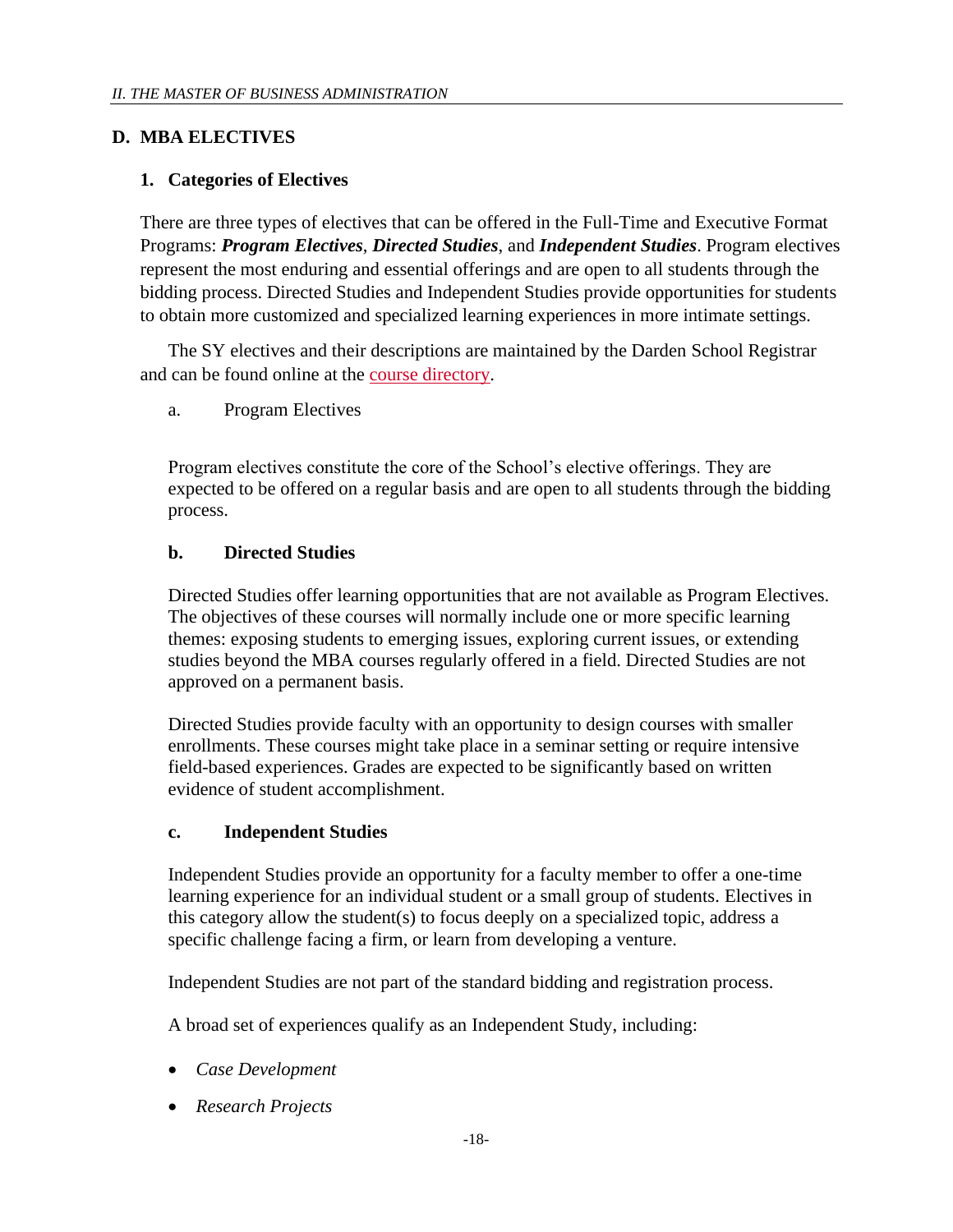## D. MBA ELECTIVES

### 1. Categories of Electives

There are three types of electives that can be offered in the Full-Time and Executive Format Programs: ***Program Electives***, ***Directed Studies***, and ***Independent Studies***. Program electives represent the most enduring and essential offerings and are open to all students through the bidding process. Directed Studies and Independent Studies provide opportunities for students to obtain more customized and specialized learning experiences in more intimate settings.

The SY electives and their descriptions are maintained by the Darden School Registrar and can be found online at the course directory.

a. Program Electives

Program electives constitute the core of the School's elective offerings. They are expected to be offered on a regular basis and are open to all students through the bidding process.

#### b. Directed Studies

Directed Studies offer learning opportunities that are not available as Program Electives. The objectives of these courses will normally include one or more specific learning themes: exposing students to emerging issues, exploring current issues, or extending studies beyond the MBA courses regularly offered in a field. Directed Studies are not approved on a permanent basis.

Directed Studies provide faculty with an opportunity to design courses with smaller enrollments. These courses might take place in a seminar setting or require intensive field-based experiences. Grades are expected to be significantly based on written evidence of student accomplishment.

#### c. Independent Studies

Independent Studies provide an opportunity for a faculty member to offer a one-time learning experience for an individual student or a small group of students. Electives in this category allow the student(s) to focus deeply on a specialized topic, address a specific challenge facing a firm, or learn from developing a venture.

Independent Studies are not part of the standard bidding and registration process.

A broad set of experiences qualify as an Independent Study, including:

- *Case Development*
- *Research Projects*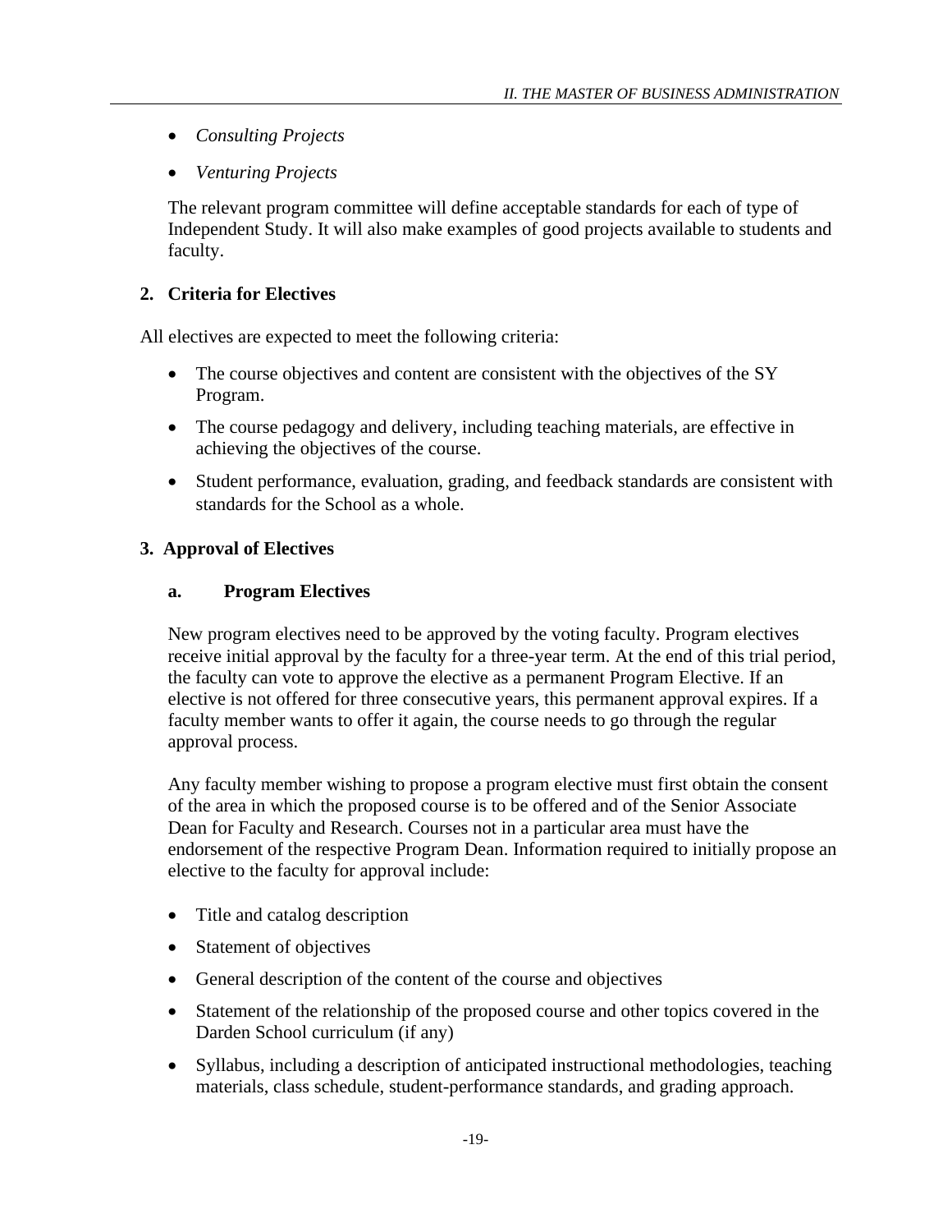- *Consulting Projects*
- *Venturing Projects*

The relevant program committee will define acceptable standards for each of type of Independent Study. It will also make examples of good projects available to students and faculty.

### 2. Criteria for Electives

All electives are expected to meet the following criteria:

- The course objectives and content are consistent with the objectives of the SY Program.
- The course pedagogy and delivery, including teaching materials, are effective in achieving the objectives of the course.
- Student performance, evaluation, grading, and feedback standards are consistent with standards for the School as a whole.

### 3. Approval of Electives

#### a. Program Electives

New program electives need to be approved by the voting faculty. Program electives receive initial approval by the faculty for a three-year term. At the end of this trial period, the faculty can vote to approve the elective as a permanent Program Elective. If an elective is not offered for three consecutive years, this permanent approval expires. If a faculty member wants to offer it again, the course needs to go through the regular approval process.

Any faculty member wishing to propose a program elective must first obtain the consent of the area in which the proposed course is to be offered and of the Senior Associate Dean for Faculty and Research. Courses not in a particular area must have the endorsement of the respective Program Dean. Information required to initially propose an elective to the faculty for approval include:

- Title and catalog description
- Statement of objectives
- General description of the content of the course and objectives
- Statement of the relationship of the proposed course and other topics covered in the Darden School curriculum (if any)
- Syllabus, including a description of anticipated instructional methodologies, teaching materials, class schedule, student-performance standards, and grading approach.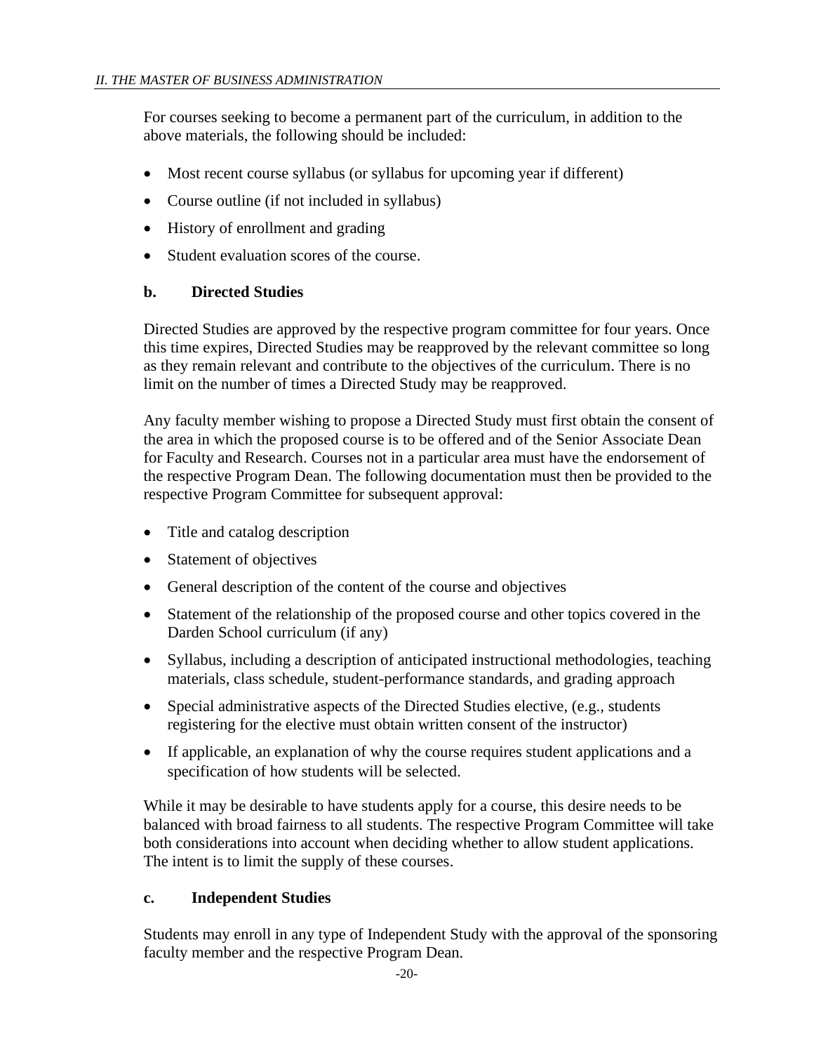For courses seeking to become a permanent part of the curriculum, in addition to the above materials, the following should be included:

- Most recent course syllabus (or syllabus for upcoming year if different)
- Course outline (if not included in syllabus)
- History of enrollment and grading
- Student evaluation scores of the course.

### b. Directed Studies

Directed Studies are approved by the respective program committee for four years. Once this time expires, Directed Studies may be reapproved by the relevant committee so long as they remain relevant and contribute to the objectives of the curriculum. There is no limit on the number of times a Directed Study may be reapproved.

Any faculty member wishing to propose a Directed Study must first obtain the consent of the area in which the proposed course is to be offered and of the Senior Associate Dean for Faculty and Research. Courses not in a particular area must have the endorsement of the respective Program Dean. The following documentation must then be provided to the respective Program Committee for subsequent approval:

- Title and catalog description
- Statement of objectives
- General description of the content of the course and objectives
- Statement of the relationship of the proposed course and other topics covered in the Darden School curriculum (if any)
- Syllabus, including a description of anticipated instructional methodologies, teaching materials, class schedule, student-performance standards, and grading approach
- Special administrative aspects of the Directed Studies elective, (e.g., students registering for the elective must obtain written consent of the instructor)
- If applicable, an explanation of why the course requires student applications and a specification of how students will be selected.

While it may be desirable to have students apply for a course, this desire needs to be balanced with broad fairness to all students. The respective Program Committee will take both considerations into account when deciding whether to allow student applications. The intent is to limit the supply of these courses.

### c. Independent Studies

Students may enroll in any type of Independent Study with the approval of the sponsoring faculty member and the respective Program Dean.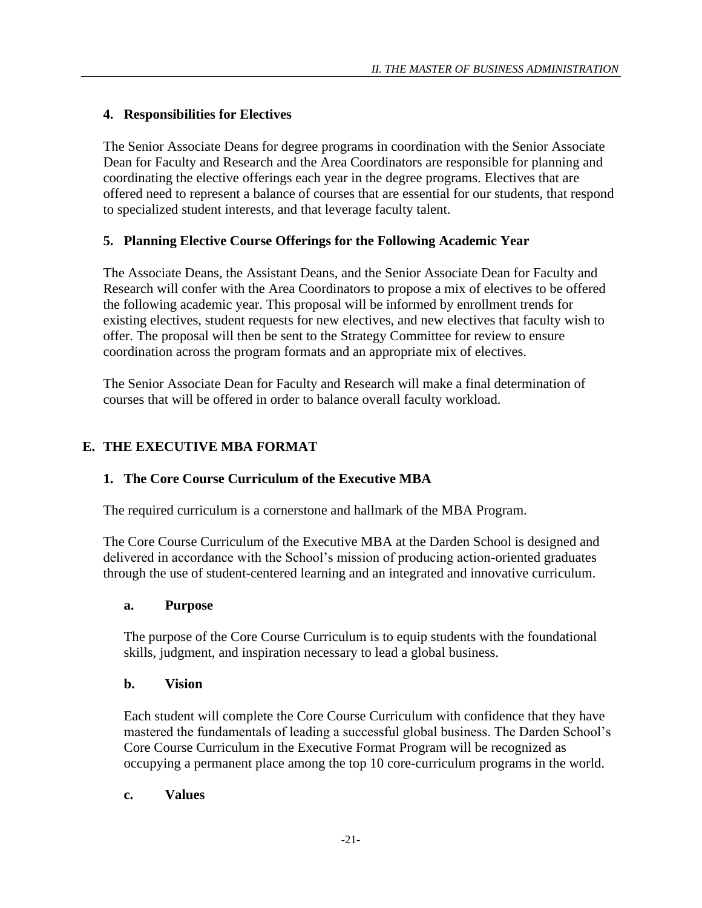### 4. Responsibilities for Electives

The Senior Associate Deans for degree programs in coordination with the Senior Associate Dean for Faculty and Research and the Area Coordinators are responsible for planning and coordinating the elective offerings each year in the degree programs. Electives that are offered need to represent a balance of courses that are essential for our students, that respond to specialized student interests, and that leverage faculty talent.

### 5. Planning Elective Course Offerings for the Following Academic Year

The Associate Deans, the Assistant Deans, and the Senior Associate Dean for Faculty and Research will confer with the Area Coordinators to propose a mix of electives to be offered the following academic year. This proposal will be informed by enrollment trends for existing electives, student requests for new electives, and new electives that faculty wish to offer. The proposal will then be sent to the Strategy Committee for review to ensure coordination across the program formats and an appropriate mix of electives.

The Senior Associate Dean for Faculty and Research will make a final determination of courses that will be offered in order to balance overall faculty workload.

## E. THE EXECUTIVE MBA FORMAT

### 1. The Core Course Curriculum of the Executive MBA

The required curriculum is a cornerstone and hallmark of the MBA Program.

The Core Course Curriculum of the Executive MBA at the Darden School is designed and delivered in accordance with the School's mission of producing action-oriented graduates through the use of student-centered learning and an integrated and innovative curriculum.

#### a. Purpose

The purpose of the Core Course Curriculum is to equip students with the foundational skills, judgment, and inspiration necessary to lead a global business.

#### b. Vision

Each student will complete the Core Course Curriculum with confidence that they have mastered the fundamentals of leading a successful global business. The Darden School's Core Course Curriculum in the Executive Format Program will be recognized as occupying a permanent place among the top 10 core-curriculum programs in the world.

#### c. Values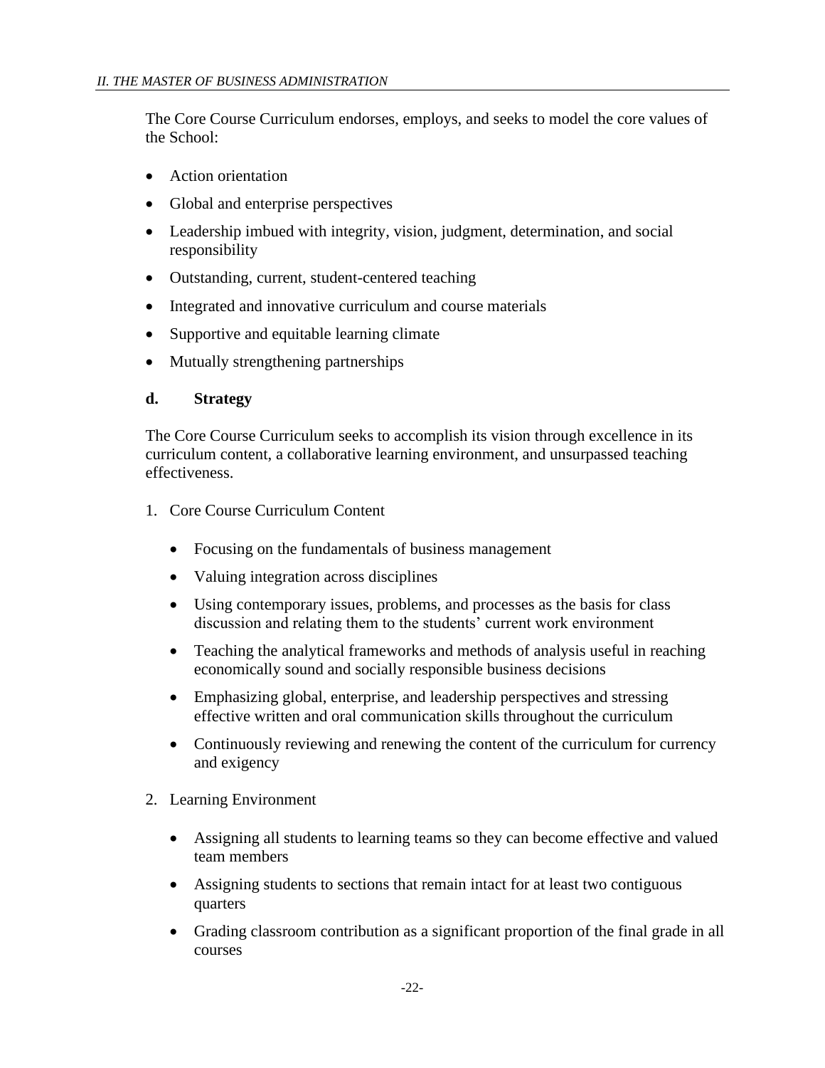The Core Course Curriculum endorses, employs, and seeks to model the core values of the School:

- Action orientation
- Global and enterprise perspectives
- Leadership imbued with integrity, vision, judgment, determination, and social responsibility
- Outstanding, current, student-centered teaching
- Integrated and innovative curriculum and course materials
- Supportive and equitable learning climate
- Mutually strengthening partnerships

### d. Strategy

The Core Course Curriculum seeks to accomplish its vision through excellence in its curriculum content, a collaborative learning environment, and unsurpassed teaching effectiveness.

1. Core Course Curriculum Content

    - Focusing on the fundamentals of business management
    - Valuing integration across disciplines
    - Using contemporary issues, problems, and processes as the basis for class discussion and relating them to the students' current work environment
    - Teaching the analytical frameworks and methods of analysis useful in reaching economically sound and socially responsible business decisions
    - Emphasizing global, enterprise, and leadership perspectives and stressing effective written and oral communication skills throughout the curriculum
    - Continuously reviewing and renewing the content of the curriculum for currency and exigency

2. Learning Environment

    - Assigning all students to learning teams so they can become effective and valued team members
    - Assigning students to sections that remain intact for at least two contiguous quarters
    - Grading classroom contribution as a significant proportion of the final grade in all courses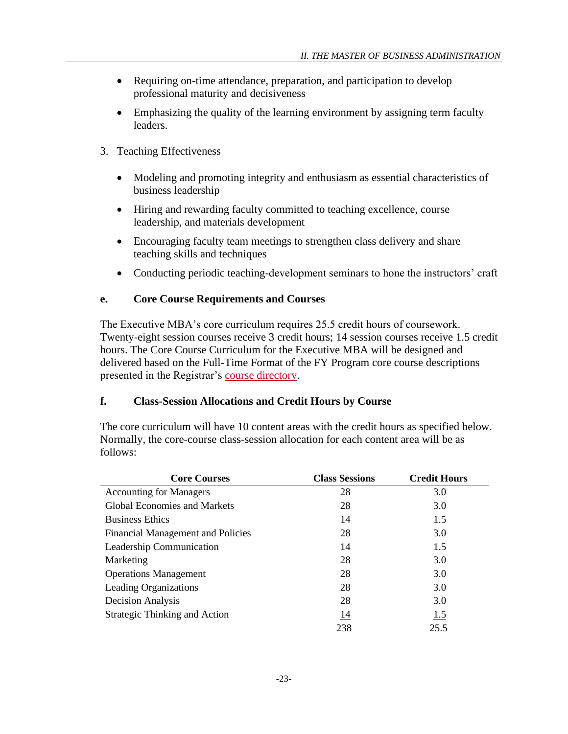- Requiring on-time attendance, preparation, and participation to develop professional maturity and decisiveness
- Emphasizing the quality of the learning environment by assigning term faculty leaders.

3. Teaching Effectiveness

- Modeling and promoting integrity and enthusiasm as essential characteristics of business leadership
- Hiring and rewarding faculty committed to teaching excellence, course leadership, and materials development
- Encouraging faculty team meetings to strengthen class delivery and share teaching skills and techniques
- Conducting periodic teaching-development seminars to hone the instructors' craft

### e. Core Course Requirements and Courses

The Executive MBA's core curriculum requires 25.5 credit hours of coursework. Twenty-eight session courses receive 3 credit hours; 14 session courses receive 1.5 credit hours. The Core Course Curriculum for the Executive MBA will be designed and delivered based on the Full-Time Format of the FY Program core course descriptions presented in the Registrar's course directory.

### f. Class-Session Allocations and Credit Hours by Course

The core curriculum will have 10 content areas with the credit hours as specified below. Normally, the core-course class-session allocation for each content area will be as follows:

| Core Courses | Class Sessions | Credit Hours |
|---|---|---|
| Accounting for Managers | 28 | 3.0 |
| Global Economies and Markets | 28 | 3.0 |
| Business Ethics | 14 | 1.5 |
| Financial Management and Policies | 28 | 3.0 |
| Leadership Communication | 14 | 1.5 |
| Marketing | 28 | 3.0 |
| Operations Management | 28 | 3.0 |
| Leading Organizations | 28 | 3.0 |
| Decision Analysis | 28 | 3.0 |
| Strategic Thinking and Action | 14 | 1.5 |
| | 238 | 25.5 |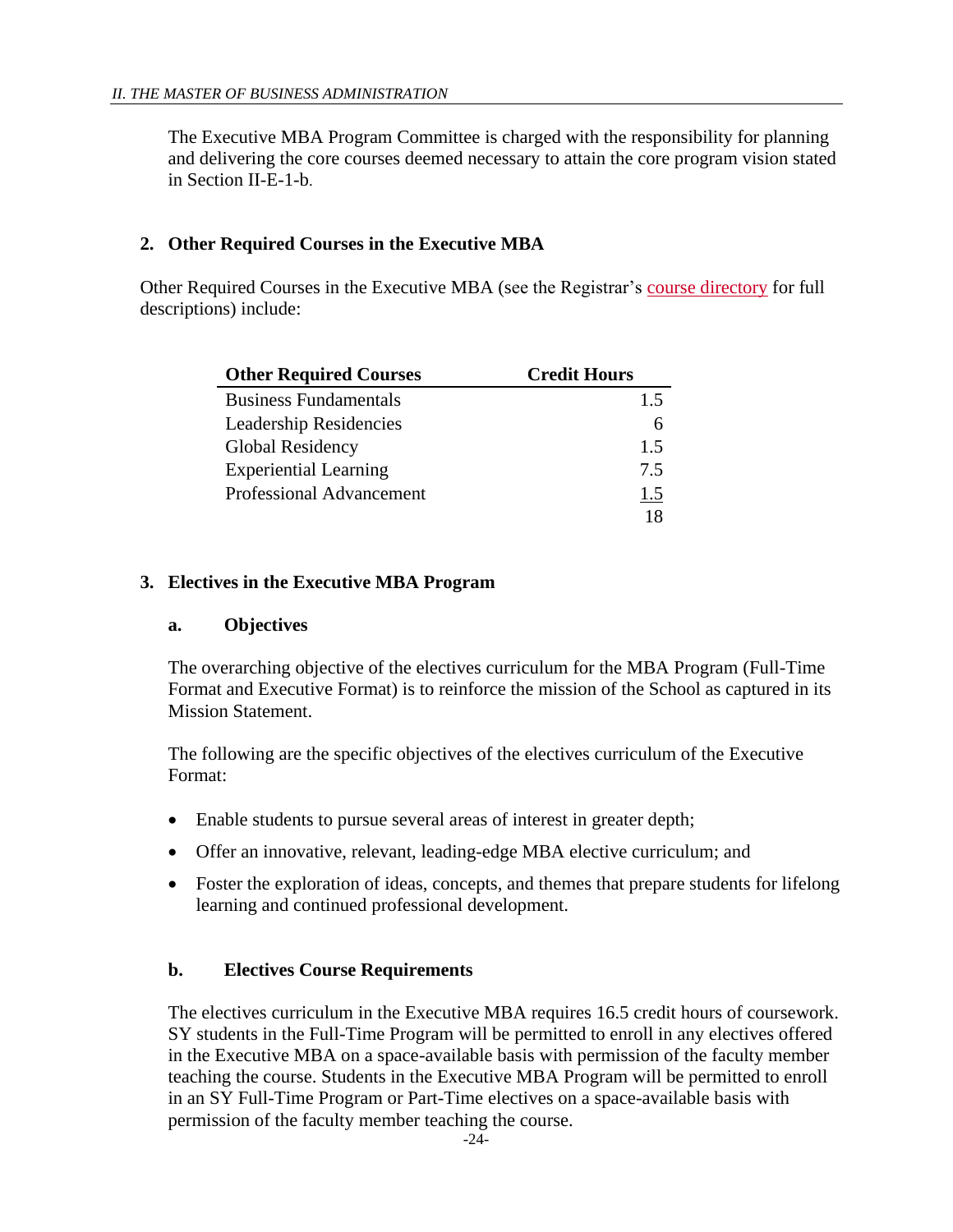The Executive MBA Program Committee is charged with the responsibility for planning and delivering the core courses deemed necessary to attain the core program vision stated in Section II-E-1-b.

## 2. Other Required Courses in the Executive MBA

Other Required Courses in the Executive MBA (see the Registrar's course directory for full descriptions) include:

| Other Required Courses | Credit Hours |
|---|---|
| Business Fundamentals | 1.5 |
| Leadership Residencies | 6 |
| Global Residency | 1.5 |
| Experiential Learning | 7.5 |
| Professional Advancement | 1.5 |
| | 18 |

## 3. Electives in the Executive MBA Program

### a. Objectives

The overarching objective of the electives curriculum for the MBA Program (Full-Time Format and Executive Format) is to reinforce the mission of the School as captured in its Mission Statement.

The following are the specific objectives of the electives curriculum of the Executive Format:

- Enable students to pursue several areas of interest in greater depth;
- Offer an innovative, relevant, leading-edge MBA elective curriculum; and
- Foster the exploration of ideas, concepts, and themes that prepare students for lifelong learning and continued professional development.

### b. Electives Course Requirements

The electives curriculum in the Executive MBA requires 16.5 credit hours of coursework. SY students in the Full-Time Program will be permitted to enroll in any electives offered in the Executive MBA on a space-available basis with permission of the faculty member teaching the course. Students in the Executive MBA Program will be permitted to enroll in an SY Full-Time Program or Part-Time electives on a space-available basis with permission of the faculty member teaching the course.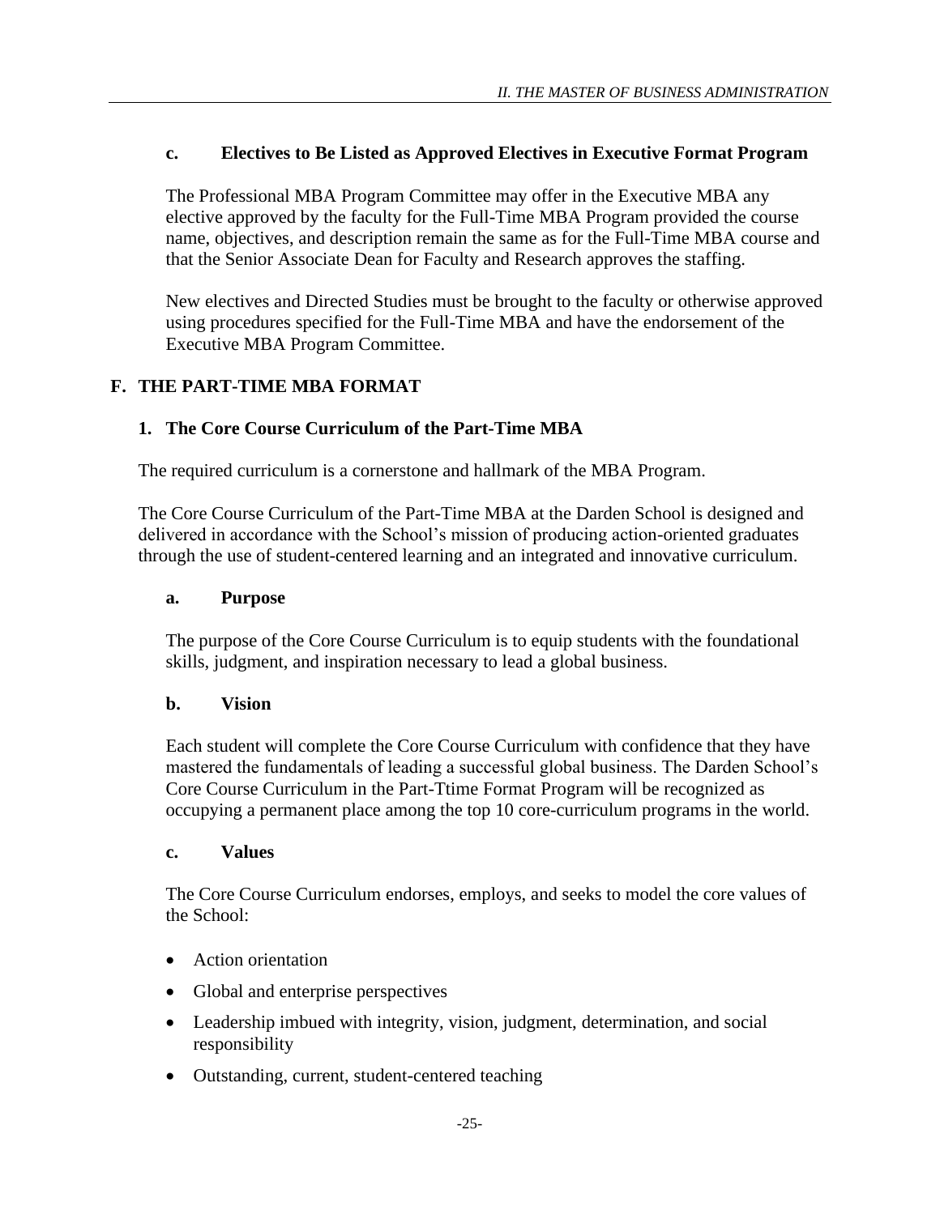### c. Electives to Be Listed as Approved Electives in Executive Format Program

The Professional MBA Program Committee may offer in the Executive MBA any elective approved by the faculty for the Full-Time MBA Program provided the course name, objectives, and description remain the same as for the Full-Time MBA course and that the Senior Associate Dean for Faculty and Research approves the staffing.

New electives and Directed Studies must be brought to the faculty or otherwise approved using procedures specified for the Full-Time MBA and have the endorsement of the Executive MBA Program Committee.

## F. THE PART-TIME MBA FORMAT

### 1. The Core Course Curriculum of the Part-Time MBA

The required curriculum is a cornerstone and hallmark of the MBA Program.

The Core Course Curriculum of the Part-Time MBA at the Darden School is designed and delivered in accordance with the School's mission of producing action-oriented graduates through the use of student-centered learning and an integrated and innovative curriculum.

#### a. Purpose

The purpose of the Core Course Curriculum is to equip students with the foundational skills, judgment, and inspiration necessary to lead a global business.

#### b. Vision

Each student will complete the Core Course Curriculum with confidence that they have mastered the fundamentals of leading a successful global business. The Darden School's Core Course Curriculum in the Part-Ttime Format Program will be recognized as occupying a permanent place among the top 10 core-curriculum programs in the world.

#### c. Values

The Core Course Curriculum endorses, employs, and seeks to model the core values of the School:

- Action orientation
- Global and enterprise perspectives
- Leadership imbued with integrity, vision, judgment, determination, and social responsibility
- Outstanding, current, student-centered teaching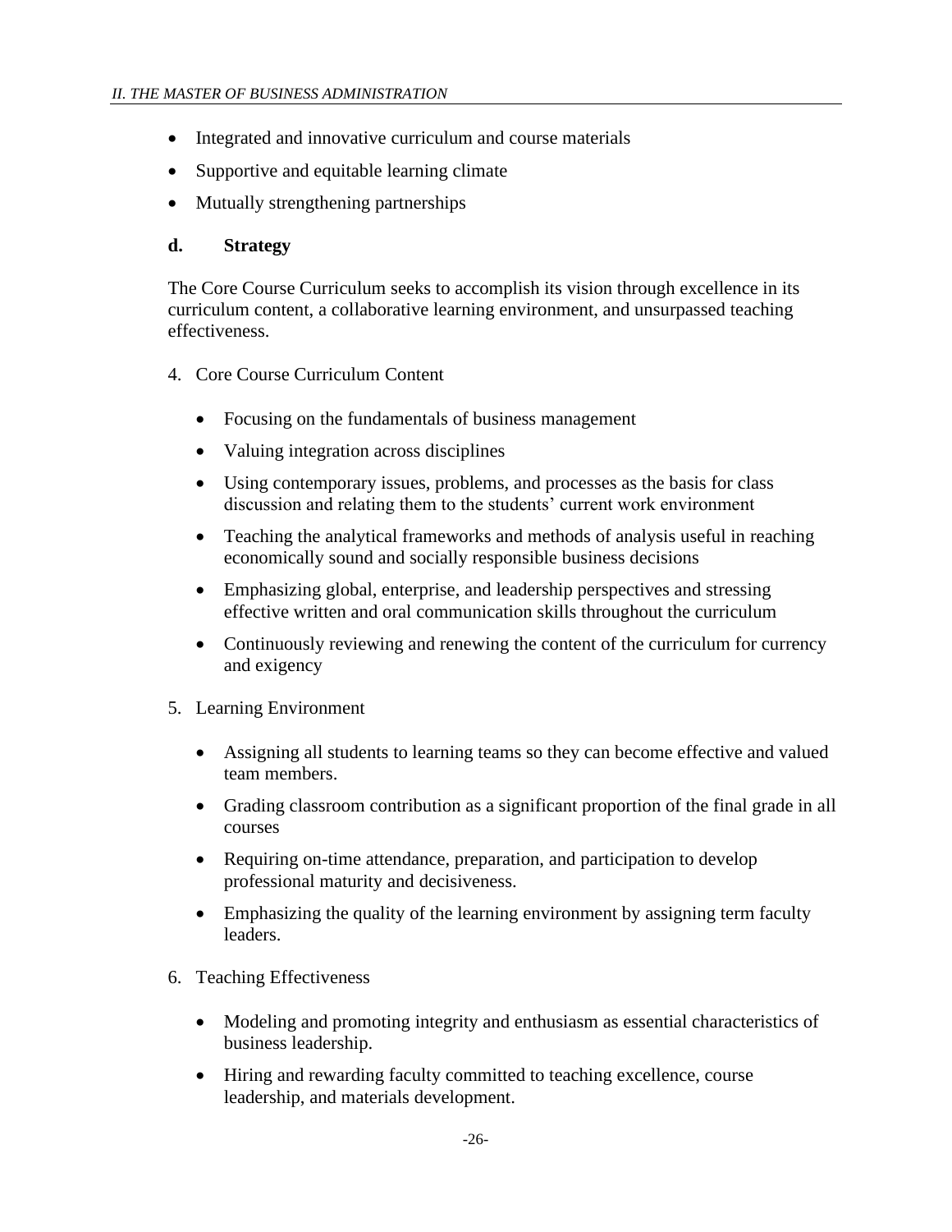- Integrated and innovative curriculum and course materials
- Supportive and equitable learning climate
- Mutually strengthening partnerships

### d. Strategy

The Core Course Curriculum seeks to accomplish its vision through excellence in its curriculum content, a collaborative learning environment, and unsurpassed teaching effectiveness.

4. Core Course Curriculum Content

   - Focusing on the fundamentals of business management
   - Valuing integration across disciplines
   - Using contemporary issues, problems, and processes as the basis for class discussion and relating them to the students' current work environment
   - Teaching the analytical frameworks and methods of analysis useful in reaching economically sound and socially responsible business decisions
   - Emphasizing global, enterprise, and leadership perspectives and stressing effective written and oral communication skills throughout the curriculum
   - Continuously reviewing and renewing the content of the curriculum for currency and exigency

5. Learning Environment

   - Assigning all students to learning teams so they can become effective and valued team members.
   - Grading classroom contribution as a significant proportion of the final grade in all courses
   - Requiring on-time attendance, preparation, and participation to develop professional maturity and decisiveness.
   - Emphasizing the quality of the learning environment by assigning term faculty leaders.

6. Teaching Effectiveness

   - Modeling and promoting integrity and enthusiasm as essential characteristics of business leadership.
   - Hiring and rewarding faculty committed to teaching excellence, course leadership, and materials development.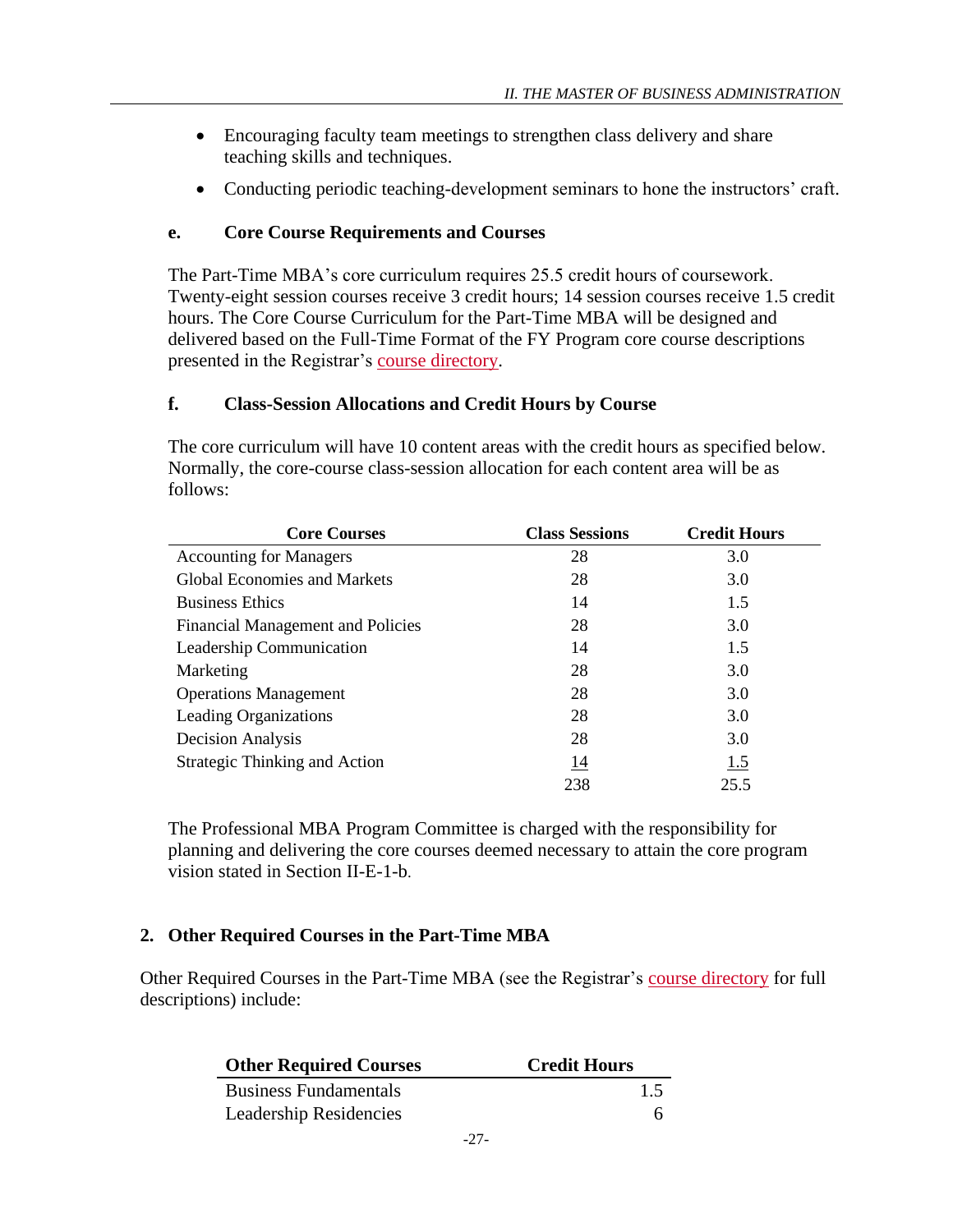- Encouraging faculty team meetings to strengthen class delivery and share teaching skills and techniques.
- Conducting periodic teaching-development seminars to hone the instructors' craft.

#### e. Core Course Requirements and Courses

The Part-Time MBA's core curriculum requires 25.5 credit hours of coursework. Twenty-eight session courses receive 3 credit hours; 14 session courses receive 1.5 credit hours. The Core Course Curriculum for the Part-Time MBA will be designed and delivered based on the Full-Time Format of the FY Program core course descriptions presented in the Registrar's course directory.

#### f. Class-Session Allocations and Credit Hours by Course

The core curriculum will have 10 content areas with the credit hours as specified below. Normally, the core-course class-session allocation for each content area will be as follows:

| Core Courses | Class Sessions | Credit Hours |
|---|---|---|
| Accounting for Managers | 28 | 3.0 |
| Global Economies and Markets | 28 | 3.0 |
| Business Ethics | 14 | 1.5 |
| Financial Management and Policies | 28 | 3.0 |
| Leadership Communication | 14 | 1.5 |
| Marketing | 28 | 3.0 |
| Operations Management | 28 | 3.0 |
| Leading Organizations | 28 | 3.0 |
| Decision Analysis | 28 | 3.0 |
| Strategic Thinking and Action | 14 | 1.5 |
| | 238 | 25.5 |

The Professional MBA Program Committee is charged with the responsibility for planning and delivering the core courses deemed necessary to attain the core program vision stated in Section II-E-1-b.

### 2. Other Required Courses in the Part-Time MBA

Other Required Courses in the Part-Time MBA (see the Registrar's course directory for full descriptions) include:

| Other Required Courses | Credit Hours |
|---|---|
| Business Fundamentals | 1.5 |
| Leadership Residencies | 6 |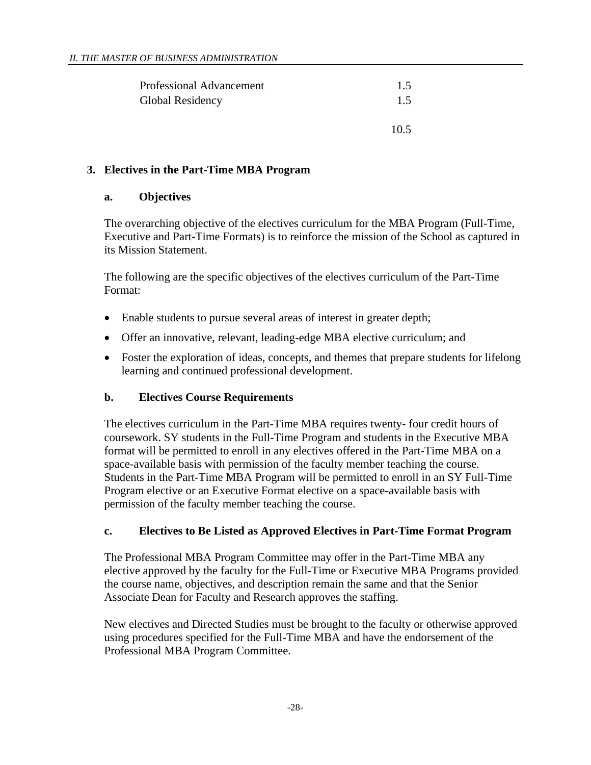| | |
|---|---|
| Professional Advancement | 1.5 |
| Global Residency | 1.5 |
| | 10.5 |

### 3. Electives in the Part-Time MBA Program

#### a. Objectives

The overarching objective of the electives curriculum for the MBA Program (Full-Time, Executive and Part-Time Formats) is to reinforce the mission of the School as captured in its Mission Statement.

The following are the specific objectives of the electives curriculum of the Part-Time Format:

- Enable students to pursue several areas of interest in greater depth;
- Offer an innovative, relevant, leading-edge MBA elective curriculum; and
- Foster the exploration of ideas, concepts, and themes that prepare students for lifelong learning and continued professional development.

#### b. Electives Course Requirements

The electives curriculum in the Part-Time MBA requires twenty- four credit hours of coursework. SY students in the Full-Time Program and students in the Executive MBA format will be permitted to enroll in any electives offered in the Part-Time MBA on a space-available basis with permission of the faculty member teaching the course. Students in the Part-Time MBA Program will be permitted to enroll in an SY Full-Time Program elective or an Executive Format elective on a space-available basis with permission of the faculty member teaching the course.

#### c. Electives to Be Listed as Approved Electives in Part-Time Format Program

The Professional MBA Program Committee may offer in the Part-Time MBA any elective approved by the faculty for the Full-Time or Executive MBA Programs provided the course name, objectives, and description remain the same and that the Senior Associate Dean for Faculty and Research approves the staffing.

New electives and Directed Studies must be brought to the faculty or otherwise approved using procedures specified for the Full-Time MBA and have the endorsement of the Professional MBA Program Committee.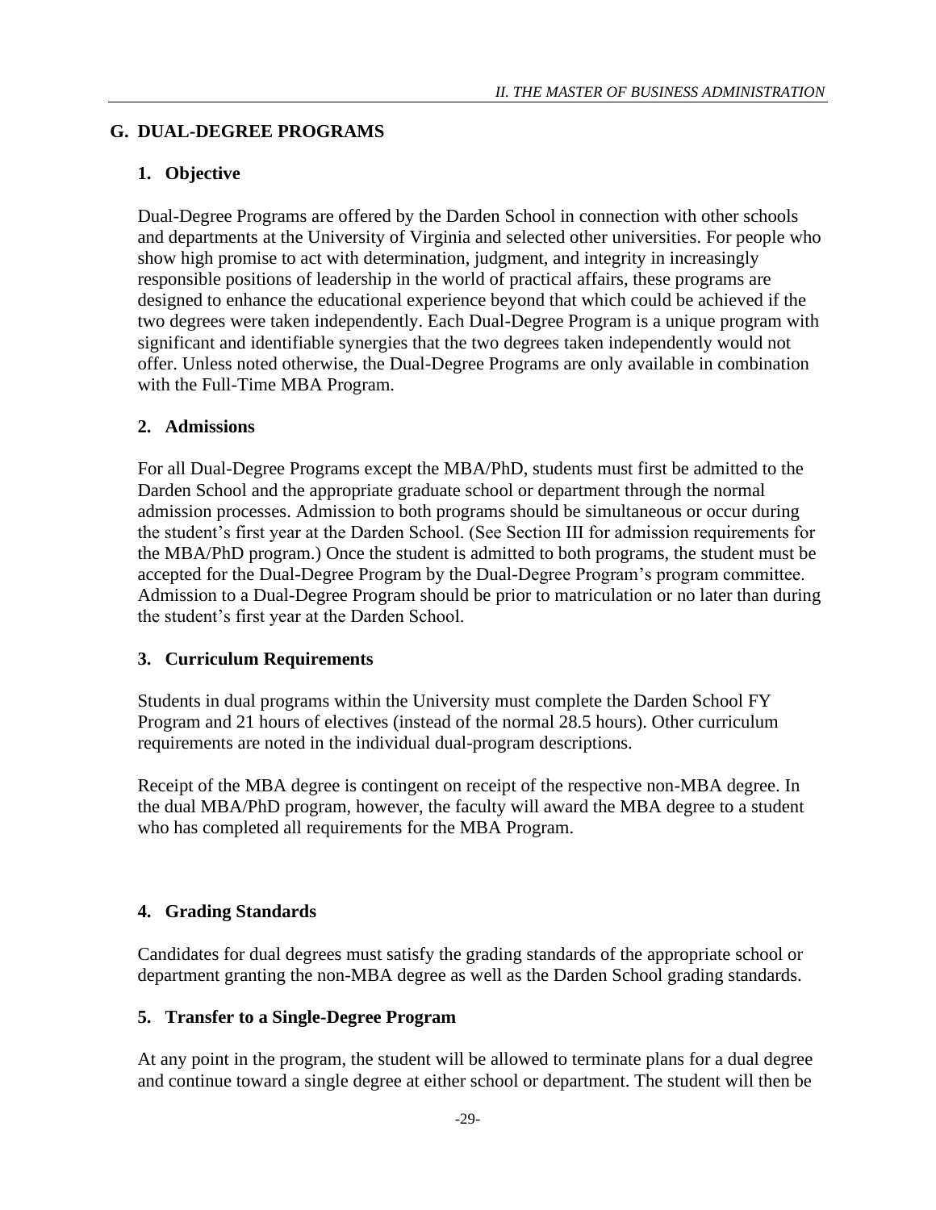## G. DUAL-DEGREE PROGRAMS

### 1. Objective

Dual-Degree Programs are offered by the Darden School in connection with other schools and departments at the University of Virginia and selected other universities. For people who show high promise to act with determination, judgment, and integrity in increasingly responsible positions of leadership in the world of practical affairs, these programs are designed to enhance the educational experience beyond that which could be achieved if the two degrees were taken independently. Each Dual-Degree Program is a unique program with significant and identifiable synergies that the two degrees taken independently would not offer. Unless noted otherwise, the Dual-Degree Programs are only available in combination with the Full-Time MBA Program.

### 2. Admissions

For all Dual-Degree Programs except the MBA/PhD, students must first be admitted to the Darden School and the appropriate graduate school or department through the normal admission processes. Admission to both programs should be simultaneous or occur during the student's first year at the Darden School. (See Section III for admission requirements for the MBA/PhD program.) Once the student is admitted to both programs, the student must be accepted for the Dual-Degree Program by the Dual-Degree Program's program committee. Admission to a Dual-Degree Program should be prior to matriculation or no later than during the student's first year at the Darden School.

### 3. Curriculum Requirements

Students in dual programs within the University must complete the Darden School FY Program and 21 hours of electives (instead of the normal 28.5 hours). Other curriculum requirements are noted in the individual dual-program descriptions.

Receipt of the MBA degree is contingent on receipt of the respective non-MBA degree. In the dual MBA/PhD program, however, the faculty will award the MBA degree to a student who has completed all requirements for the MBA Program.

### 4. Grading Standards

Candidates for dual degrees must satisfy the grading standards of the appropriate school or department granting the non-MBA degree as well as the Darden School grading standards.

### 5. Transfer to a Single-Degree Program

At any point in the program, the student will be allowed to terminate plans for a dual degree and continue toward a single degree at either school or department. The student will then be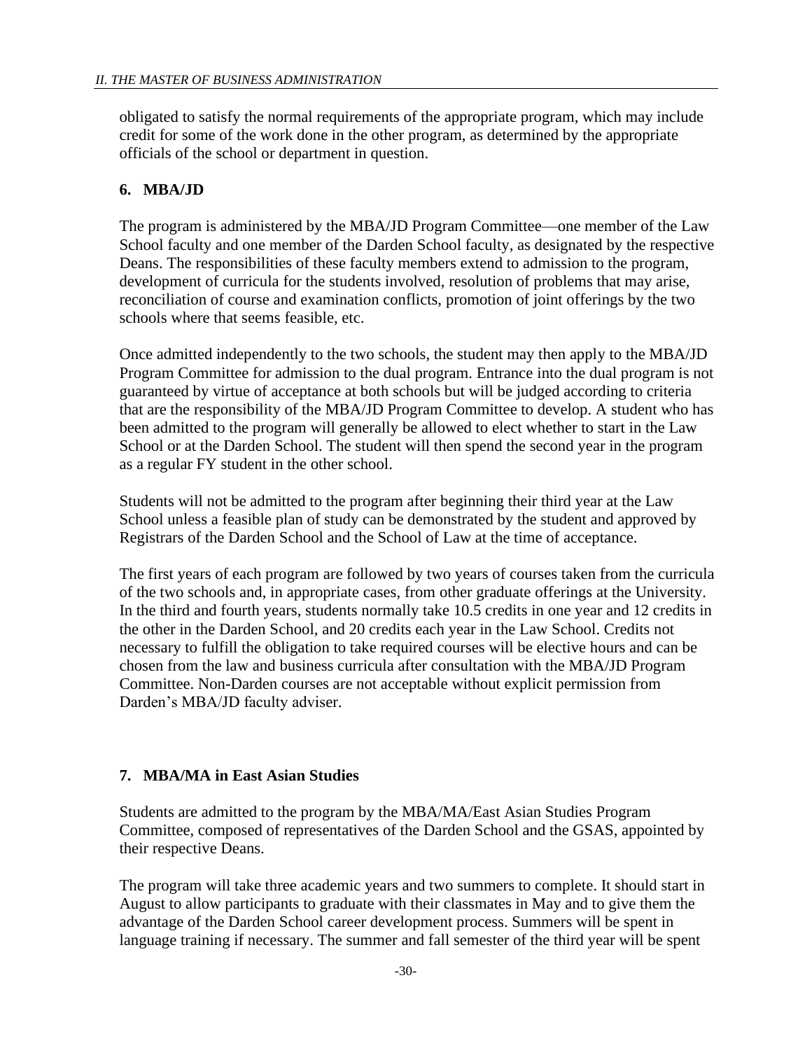obligated to satisfy the normal requirements of the appropriate program, which may include credit for some of the work done in the other program, as determined by the appropriate officials of the school or department in question.

### 6. MBA/JD

The program is administered by the MBA/JD Program Committee—one member of the Law School faculty and one member of the Darden School faculty, as designated by the respective Deans. The responsibilities of these faculty members extend to admission to the program, development of curricula for the students involved, resolution of problems that may arise, reconciliation of course and examination conflicts, promotion of joint offerings by the two schools where that seems feasible, etc.

Once admitted independently to the two schools, the student may then apply to the MBA/JD Program Committee for admission to the dual program. Entrance into the dual program is not guaranteed by virtue of acceptance at both schools but will be judged according to criteria that are the responsibility of the MBA/JD Program Committee to develop. A student who has been admitted to the program will generally be allowed to elect whether to start in the Law School or at the Darden School. The student will then spend the second year in the program as a regular FY student in the other school.

Students will not be admitted to the program after beginning their third year at the Law School unless a feasible plan of study can be demonstrated by the student and approved by Registrars of the Darden School and the School of Law at the time of acceptance.

The first years of each program are followed by two years of courses taken from the curricula of the two schools and, in appropriate cases, from other graduate offerings at the University. In the third and fourth years, students normally take 10.5 credits in one year and 12 credits in the other in the Darden School, and 20 credits each year in the Law School. Credits not necessary to fulfill the obligation to take required courses will be elective hours and can be chosen from the law and business curricula after consultation with the MBA/JD Program Committee. Non-Darden courses are not acceptable without explicit permission from Darden's MBA/JD faculty adviser.

### 7. MBA/MA in East Asian Studies

Students are admitted to the program by the MBA/MA/East Asian Studies Program Committee, composed of representatives of the Darden School and the GSAS, appointed by their respective Deans.

The program will take three academic years and two summers to complete. It should start in August to allow participants to graduate with their classmates in May and to give them the advantage of the Darden School career development process. Summers will be spent in language training if necessary. The summer and fall semester of the third year will be spent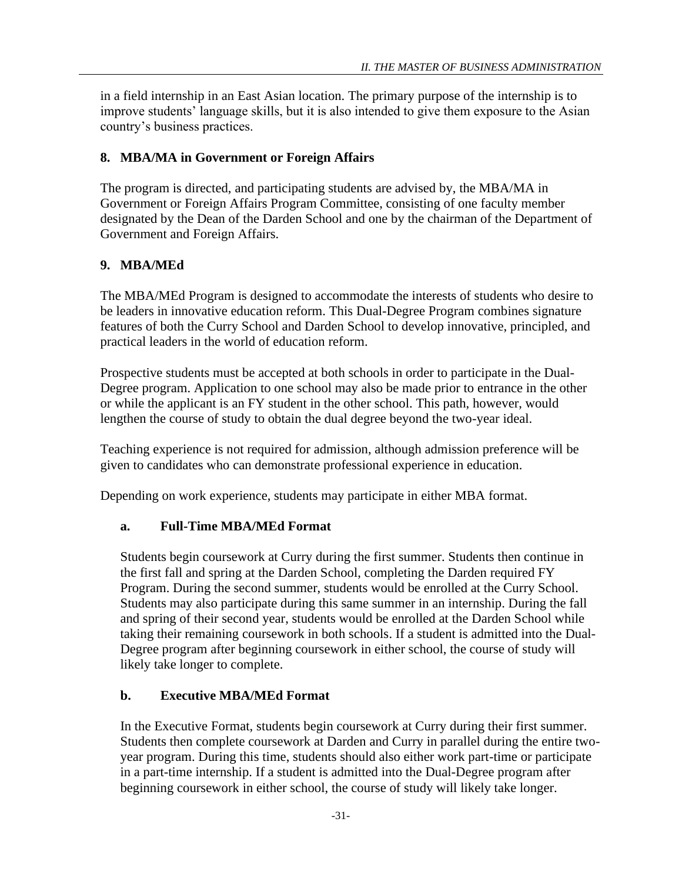in a field internship in an East Asian location. The primary purpose of the internship is to improve students' language skills, but it is also intended to give them exposure to the Asian country's business practices.

### 8. MBA/MA in Government or Foreign Affairs

The program is directed, and participating students are advised by, the MBA/MA in Government or Foreign Affairs Program Committee, consisting of one faculty member designated by the Dean of the Darden School and one by the chairman of the Department of Government and Foreign Affairs.

### 9. MBA/MEd

The MBA/MEd Program is designed to accommodate the interests of students who desire to be leaders in innovative education reform. This Dual-Degree Program combines signature features of both the Curry School and Darden School to develop innovative, principled, and practical leaders in the world of education reform.

Prospective students must be accepted at both schools in order to participate in the Dual-Degree program. Application to one school may also be made prior to entrance in the other or while the applicant is an FY student in the other school. This path, however, would lengthen the course of study to obtain the dual degree beyond the two-year ideal.

Teaching experience is not required for admission, although admission preference will be given to candidates who can demonstrate professional experience in education.

Depending on work experience, students may participate in either MBA format.

#### a. Full-Time MBA/MEd Format

Students begin coursework at Curry during the first summer. Students then continue in the first fall and spring at the Darden School, completing the Darden required FY Program. During the second summer, students would be enrolled at the Curry School. Students may also participate during this same summer in an internship. During the fall and spring of their second year, students would be enrolled at the Darden School while taking their remaining coursework in both schools. If a student is admitted into the Dual-Degree program after beginning coursework in either school, the course of study will likely take longer to complete.

#### b. Executive MBA/MEd Format

In the Executive Format, students begin coursework at Curry during their first summer. Students then complete coursework at Darden and Curry in parallel during the entire two-year program. During this time, students should also either work part-time or participate in a part-time internship. If a student is admitted into the Dual-Degree program after beginning coursework in either school, the course of study will likely take longer.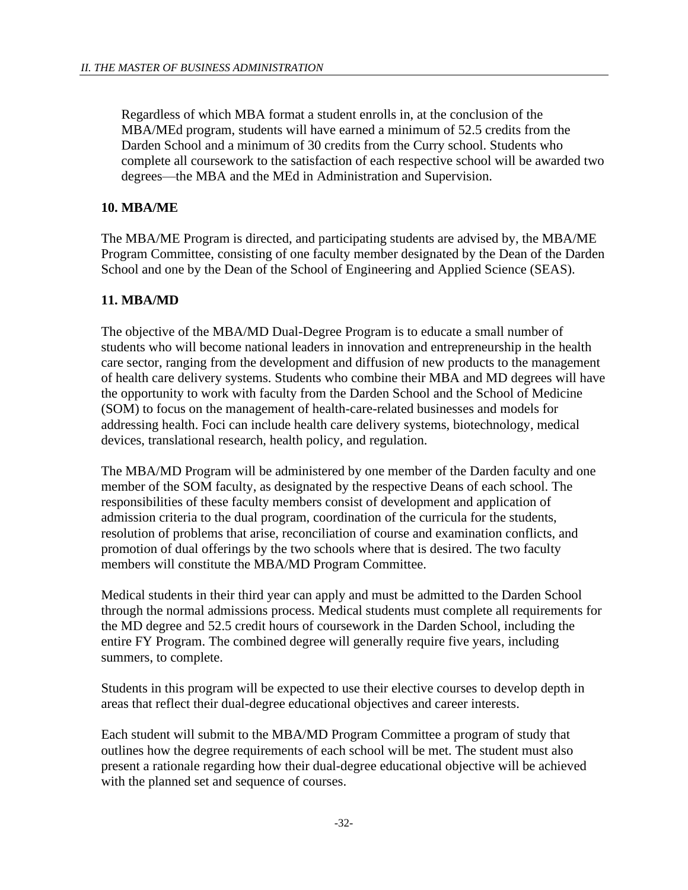Regardless of which MBA format a student enrolls in, at the conclusion of the MBA/MEd program, students will have earned a minimum of 52.5 credits from the Darden School and a minimum of 30 credits from the Curry school. Students who complete all coursework to the satisfaction of each respective school will be awarded two degrees—the MBA and the MEd in Administration and Supervision.

### 10. MBA/ME

The MBA/ME Program is directed, and participating students are advised by, the MBA/ME Program Committee, consisting of one faculty member designated by the Dean of the Darden School and one by the Dean of the School of Engineering and Applied Science (SEAS).

### 11. MBA/MD

The objective of the MBA/MD Dual-Degree Program is to educate a small number of students who will become national leaders in innovation and entrepreneurship in the health care sector, ranging from the development and diffusion of new products to the management of health care delivery systems. Students who combine their MBA and MD degrees will have the opportunity to work with faculty from the Darden School and the School of Medicine (SOM) to focus on the management of health-care-related businesses and models for addressing health. Foci can include health care delivery systems, biotechnology, medical devices, translational research, health policy, and regulation.

The MBA/MD Program will be administered by one member of the Darden faculty and one member of the SOM faculty, as designated by the respective Deans of each school. The responsibilities of these faculty members consist of development and application of admission criteria to the dual program, coordination of the curricula for the students, resolution of problems that arise, reconciliation of course and examination conflicts, and promotion of dual offerings by the two schools where that is desired. The two faculty members will constitute the MBA/MD Program Committee.

Medical students in their third year can apply and must be admitted to the Darden School through the normal admissions process. Medical students must complete all requirements for the MD degree and 52.5 credit hours of coursework in the Darden School, including the entire FY Program. The combined degree will generally require five years, including summers, to complete.

Students in this program will be expected to use their elective courses to develop depth in areas that reflect their dual-degree educational objectives and career interests.

Each student will submit to the MBA/MD Program Committee a program of study that outlines how the degree requirements of each school will be met. The student must also present a rationale regarding how their dual-degree educational objective will be achieved with the planned set and sequence of courses.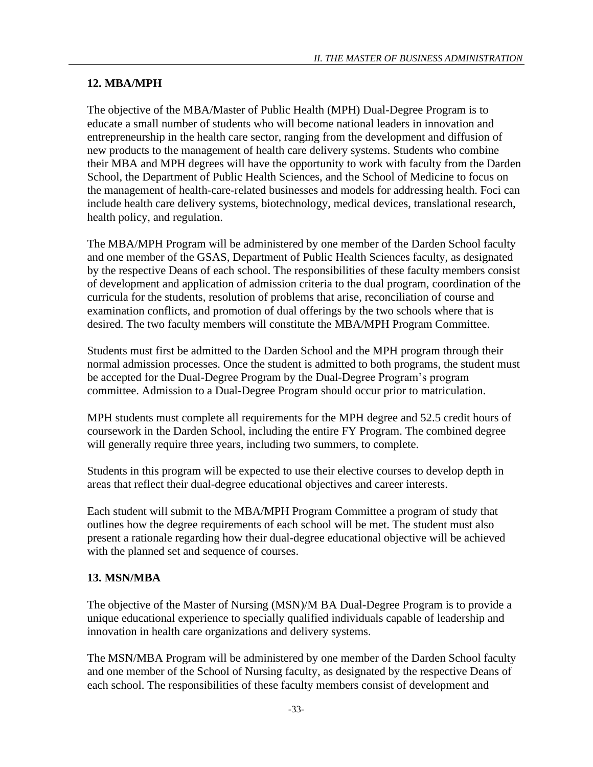### 12. MBA/MPH

The objective of the MBA/Master of Public Health (MPH) Dual-Degree Program is to educate a small number of students who will become national leaders in innovation and entrepreneurship in the health care sector, ranging from the development and diffusion of new products to the management of health care delivery systems. Students who combine their MBA and MPH degrees will have the opportunity to work with faculty from the Darden School, the Department of Public Health Sciences, and the School of Medicine to focus on the management of health-care-related businesses and models for addressing health. Foci can include health care delivery systems, biotechnology, medical devices, translational research, health policy, and regulation.

The MBA/MPH Program will be administered by one member of the Darden School faculty and one member of the GSAS, Department of Public Health Sciences faculty, as designated by the respective Deans of each school. The responsibilities of these faculty members consist of development and application of admission criteria to the dual program, coordination of the curricula for the students, resolution of problems that arise, reconciliation of course and examination conflicts, and promotion of dual offerings by the two schools where that is desired. The two faculty members will constitute the MBA/MPH Program Committee.

Students must first be admitted to the Darden School and the MPH program through their normal admission processes. Once the student is admitted to both programs, the student must be accepted for the Dual-Degree Program by the Dual-Degree Program's program committee. Admission to a Dual-Degree Program should occur prior to matriculation.

MPH students must complete all requirements for the MPH degree and 52.5 credit hours of coursework in the Darden School, including the entire FY Program. The combined degree will generally require three years, including two summers, to complete.

Students in this program will be expected to use their elective courses to develop depth in areas that reflect their dual-degree educational objectives and career interests.

Each student will submit to the MBA/MPH Program Committee a program of study that outlines how the degree requirements of each school will be met. The student must also present a rationale regarding how their dual-degree educational objective will be achieved with the planned set and sequence of courses.

### 13. MSN/MBA

The objective of the Master of Nursing (MSN)/M BA Dual-Degree Program is to provide a unique educational experience to specially qualified individuals capable of leadership and innovation in health care organizations and delivery systems.

The MSN/MBA Program will be administered by one member of the Darden School faculty and one member of the School of Nursing faculty, as designated by the respective Deans of each school. The responsibilities of these faculty members consist of development and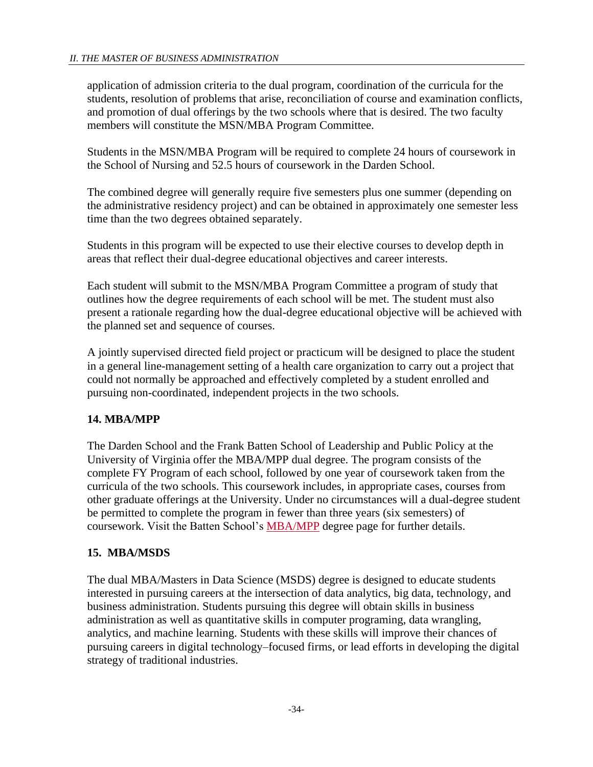application of admission criteria to the dual program, coordination of the curricula for the students, resolution of problems that arise, reconciliation of course and examination conflicts, and promotion of dual offerings by the two schools where that is desired. The two faculty members will constitute the MSN/MBA Program Committee.

Students in the MSN/MBA Program will be required to complete 24 hours of coursework in the School of Nursing and 52.5 hours of coursework in the Darden School.

The combined degree will generally require five semesters plus one summer (depending on the administrative residency project) and can be obtained in approximately one semester less time than the two degrees obtained separately.

Students in this program will be expected to use their elective courses to develop depth in areas that reflect their dual-degree educational objectives and career interests.

Each student will submit to the MSN/MBA Program Committee a program of study that outlines how the degree requirements of each school will be met. The student must also present a rationale regarding how the dual-degree educational objective will be achieved with the planned set and sequence of courses.

A jointly supervised directed field project or practicum will be designed to place the student in a general line-management setting of a health care organization to carry out a project that could not normally be approached and effectively completed by a student enrolled and pursuing non-coordinated, independent projects in the two schools.

### 14. MBA/MPP

The Darden School and the Frank Batten School of Leadership and Public Policy at the University of Virginia offer the MBA/MPP dual degree. The program consists of the complete FY Program of each school, followed by one year of coursework taken from the curricula of the two schools. This coursework includes, in appropriate cases, courses from other graduate offerings at the University. Under no circumstances will a dual-degree student be permitted to complete the program in fewer than three years (six semesters) of coursework. Visit the Batten School's MBA/MPP degree page for further details.

### 15. MBA/MSDS

The dual MBA/Masters in Data Science (MSDS) degree is designed to educate students interested in pursuing careers at the intersection of data analytics, big data, technology, and business administration. Students pursuing this degree will obtain skills in business administration as well as quantitative skills in computer programing, data wrangling, analytics, and machine learning. Students with these skills will improve their chances of pursuing careers in digital technology–focused firms, or lead efforts in developing the digital strategy of traditional industries.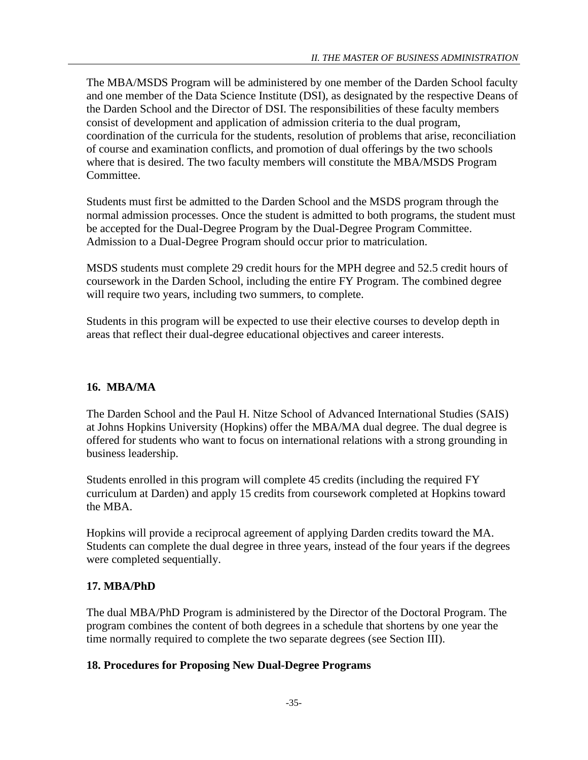The MBA/MSDS Program will be administered by one member of the Darden School faculty and one member of the Data Science Institute (DSI), as designated by the respective Deans of the Darden School and the Director of DSI. The responsibilities of these faculty members consist of development and application of admission criteria to the dual program, coordination of the curricula for the students, resolution of problems that arise, reconciliation of course and examination conflicts, and promotion of dual offerings by the two schools where that is desired. The two faculty members will constitute the MBA/MSDS Program Committee.

Students must first be admitted to the Darden School and the MSDS program through the normal admission processes. Once the student is admitted to both programs, the student must be accepted for the Dual-Degree Program by the Dual-Degree Program Committee. Admission to a Dual-Degree Program should occur prior to matriculation.

MSDS students must complete 29 credit hours for the MPH degree and 52.5 credit hours of coursework in the Darden School, including the entire FY Program. The combined degree will require two years, including two summers, to complete.

Students in this program will be expected to use their elective courses to develop depth in areas that reflect their dual-degree educational objectives and career interests.

### 16. MBA/MA

The Darden School and the Paul H. Nitze School of Advanced International Studies (SAIS) at Johns Hopkins University (Hopkins) offer the MBA/MA dual degree. The dual degree is offered for students who want to focus on international relations with a strong grounding in business leadership.

Students enrolled in this program will complete 45 credits (including the required FY curriculum at Darden) and apply 15 credits from coursework completed at Hopkins toward the MBA.

Hopkins will provide a reciprocal agreement of applying Darden credits toward the MA. Students can complete the dual degree in three years, instead of the four years if the degrees were completed sequentially.

### 17. MBA/PhD

The dual MBA/PhD Program is administered by the Director of the Doctoral Program. The program combines the content of both degrees in a schedule that shortens by one year the time normally required to complete the two separate degrees (see Section III).

### 18. Procedures for Proposing New Dual-Degree Programs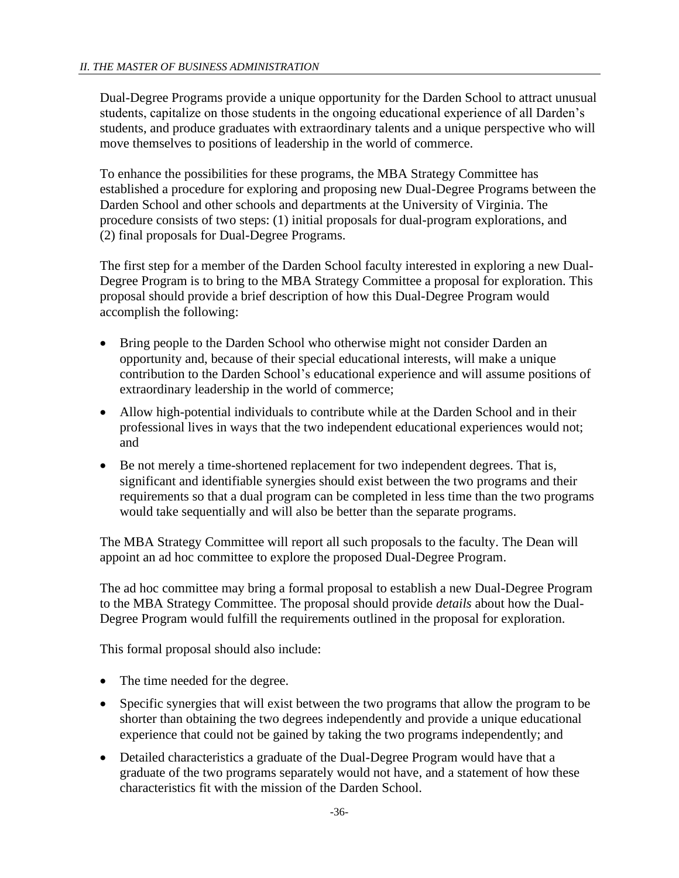Dual-Degree Programs provide a unique opportunity for the Darden School to attract unusual students, capitalize on those students in the ongoing educational experience of all Darden's students, and produce graduates with extraordinary talents and a unique perspective who will move themselves to positions of leadership in the world of commerce.

To enhance the possibilities for these programs, the MBA Strategy Committee has established a procedure for exploring and proposing new Dual-Degree Programs between the Darden School and other schools and departments at the University of Virginia. The procedure consists of two steps: (1) initial proposals for dual-program explorations, and (2) final proposals for Dual-Degree Programs.

The first step for a member of the Darden School faculty interested in exploring a new Dual-Degree Program is to bring to the MBA Strategy Committee a proposal for exploration. This proposal should provide a brief description of how this Dual-Degree Program would accomplish the following:

- Bring people to the Darden School who otherwise might not consider Darden an opportunity and, because of their special educational interests, will make a unique contribution to the Darden School's educational experience and will assume positions of extraordinary leadership in the world of commerce;
- Allow high-potential individuals to contribute while at the Darden School and in their professional lives in ways that the two independent educational experiences would not; and
- Be not merely a time-shortened replacement for two independent degrees. That is, significant and identifiable synergies should exist between the two programs and their requirements so that a dual program can be completed in less time than the two programs would take sequentially and will also be better than the separate programs.

The MBA Strategy Committee will report all such proposals to the faculty. The Dean will appoint an ad hoc committee to explore the proposed Dual-Degree Program.

The ad hoc committee may bring a formal proposal to establish a new Dual-Degree Program to the MBA Strategy Committee. The proposal should provide *details* about how the Dual-Degree Program would fulfill the requirements outlined in the proposal for exploration.

This formal proposal should also include:

- The time needed for the degree.
- Specific synergies that will exist between the two programs that allow the program to be shorter than obtaining the two degrees independently and provide a unique educational experience that could not be gained by taking the two programs independently; and
- Detailed characteristics a graduate of the Dual-Degree Program would have that a graduate of the two programs separately would not have, and a statement of how these characteristics fit with the mission of the Darden School.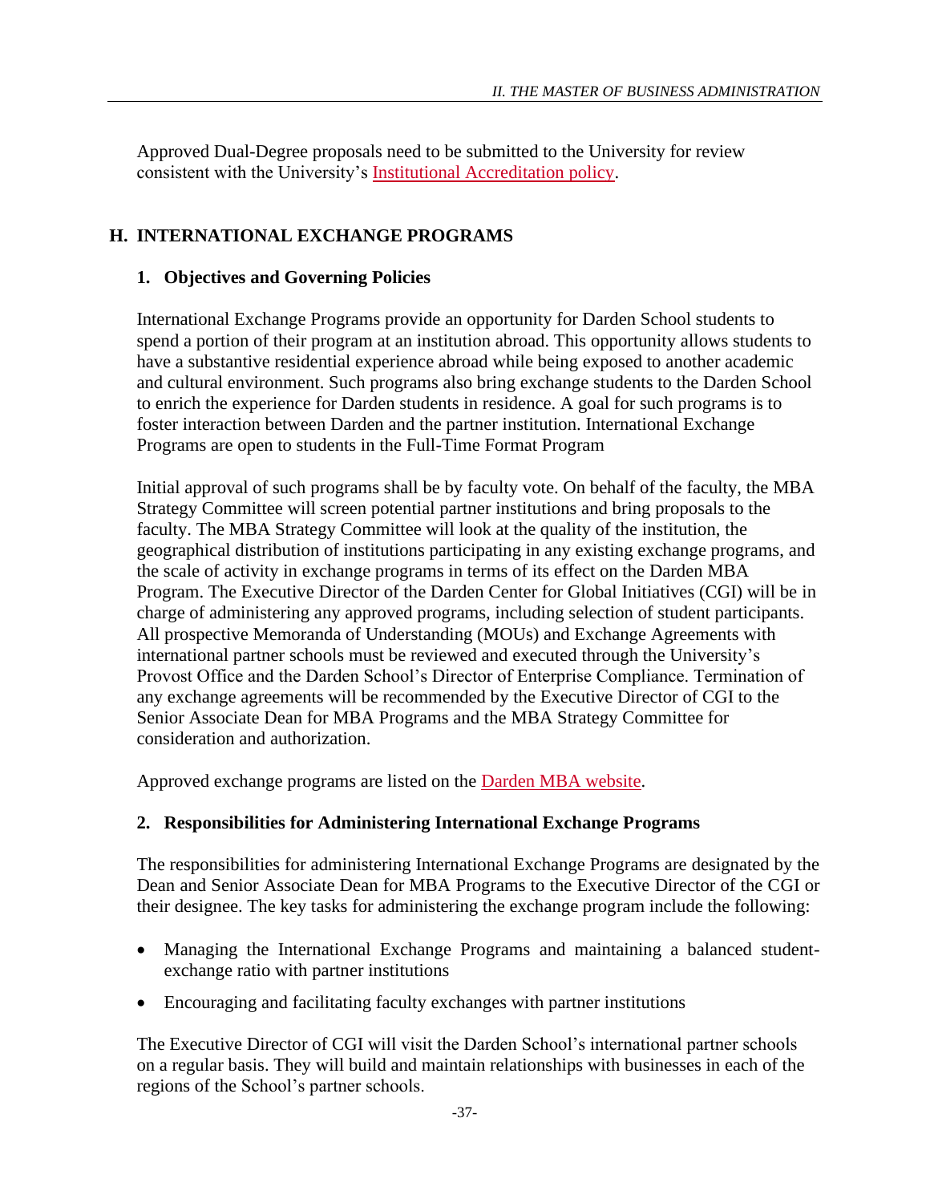Approved Dual-Degree proposals need to be submitted to the University for review consistent with the University's [Institutional Accreditation policy](#).

## H. INTERNATIONAL EXCHANGE PROGRAMS

### 1. Objectives and Governing Policies

International Exchange Programs provide an opportunity for Darden School students to spend a portion of their program at an institution abroad. This opportunity allows students to have a substantive residential experience abroad while being exposed to another academic and cultural environment. Such programs also bring exchange students to the Darden School to enrich the experience for Darden students in residence. A goal for such programs is to foster interaction between Darden and the partner institution. International Exchange Programs are open to students in the Full-Time Format Program

Initial approval of such programs shall be by faculty vote. On behalf of the faculty, the MBA Strategy Committee will screen potential partner institutions and bring proposals to the faculty. The MBA Strategy Committee will look at the quality of the institution, the geographical distribution of institutions participating in any existing exchange programs, and the scale of activity in exchange programs in terms of its effect on the Darden MBA Program. The Executive Director of the Darden Center for Global Initiatives (CGI) will be in charge of administering any approved programs, including selection of student participants. All prospective Memoranda of Understanding (MOUs) and Exchange Agreements with international partner schools must be reviewed and executed through the University's Provost Office and the Darden School's Director of Enterprise Compliance. Termination of any exchange agreements will be recommended by the Executive Director of CGI to the Senior Associate Dean for MBA Programs and the MBA Strategy Committee for consideration and authorization.

Approved exchange programs are listed on the [Darden MBA website](#).

### 2. Responsibilities for Administering International Exchange Programs

The responsibilities for administering International Exchange Programs are designated by the Dean and Senior Associate Dean for MBA Programs to the Executive Director of the CGI or their designee. The key tasks for administering the exchange program include the following:

- Managing the International Exchange Programs and maintaining a balanced student-exchange ratio with partner institutions
- Encouraging and facilitating faculty exchanges with partner institutions

The Executive Director of CGI will visit the Darden School's international partner schools on a regular basis. They will build and maintain relationships with businesses in each of the regions of the School's partner schools.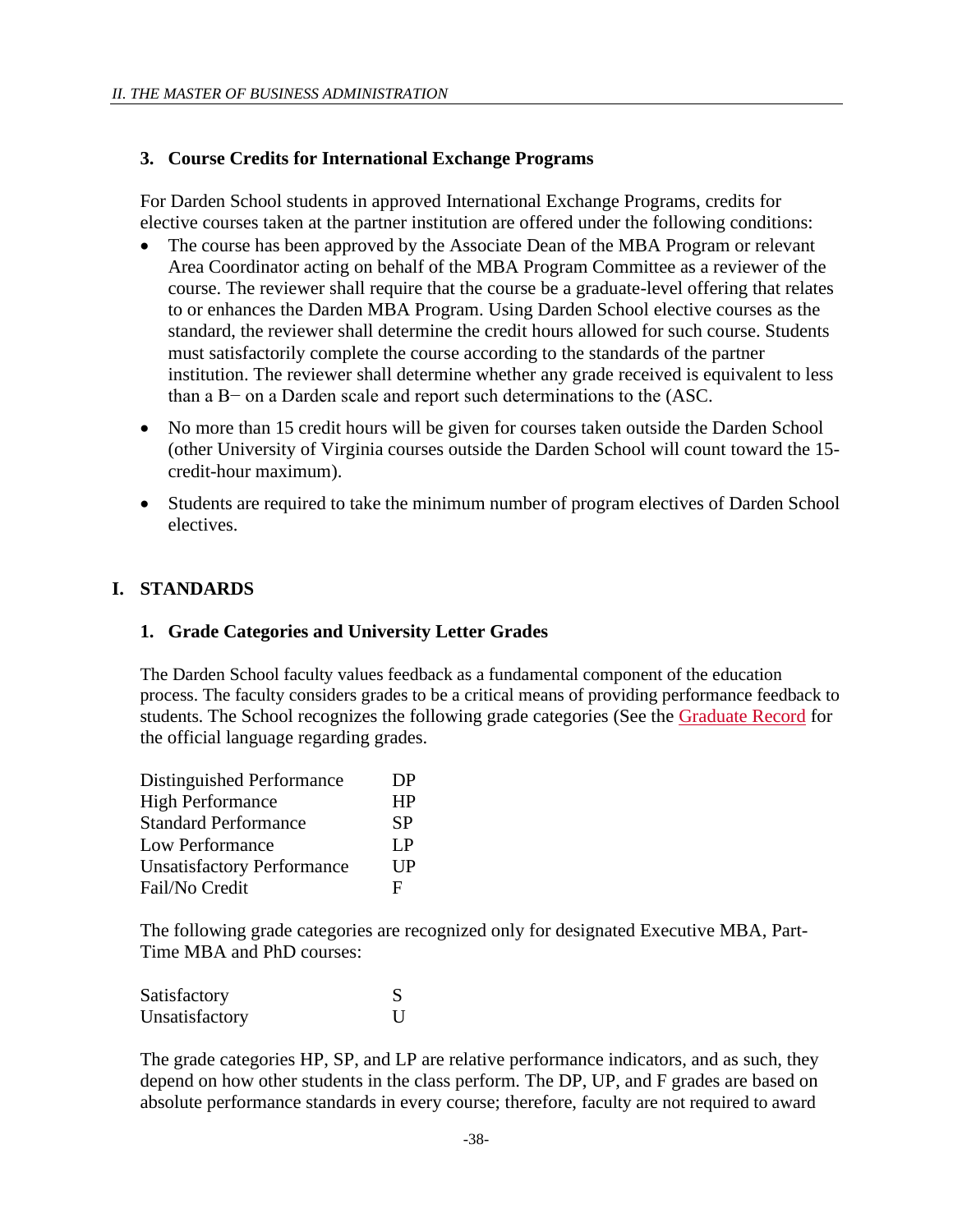### 3. Course Credits for International Exchange Programs

For Darden School students in approved International Exchange Programs, credits for elective courses taken at the partner institution are offered under the following conditions:

- The course has been approved by the Associate Dean of the MBA Program or relevant Area Coordinator acting on behalf of the MBA Program Committee as a reviewer of the course. The reviewer shall require that the course be a graduate-level offering that relates to or enhances the Darden MBA Program. Using Darden School elective courses as the standard, the reviewer shall determine the credit hours allowed for such course. Students must satisfactorily complete the course according to the standards of the partner institution. The reviewer shall determine whether any grade received is equivalent to less than a B− on a Darden scale and report such determinations to the (ASC.
- No more than 15 credit hours will be given for courses taken outside the Darden School (other University of Virginia courses outside the Darden School will count toward the 15-credit-hour maximum).
- Students are required to take the minimum number of program electives of Darden School electives.

## I. STANDARDS

### 1. Grade Categories and University Letter Grades

The Darden School faculty values feedback as a fundamental component of the education process. The faculty considers grades to be a critical means of providing performance feedback to students. The School recognizes the following grade categories (See the Graduate Record for the official language regarding grades.

| | |
|---|---|
| Distinguished Performance | DP |
| High Performance | HP |
| Standard Performance | SP |
| Low Performance | LP |
| Unsatisfactory Performance | UP |
| Fail/No Credit | F |

The following grade categories are recognized only for designated Executive MBA, Part-Time MBA and PhD courses:

| | |
|---|---|
| Satisfactory | S |
| Unsatisfactory | U |

The grade categories HP, SP, and LP are relative performance indicators, and as such, they depend on how other students in the class perform. The DP, UP, and F grades are based on absolute performance standards in every course; therefore, faculty are not required to award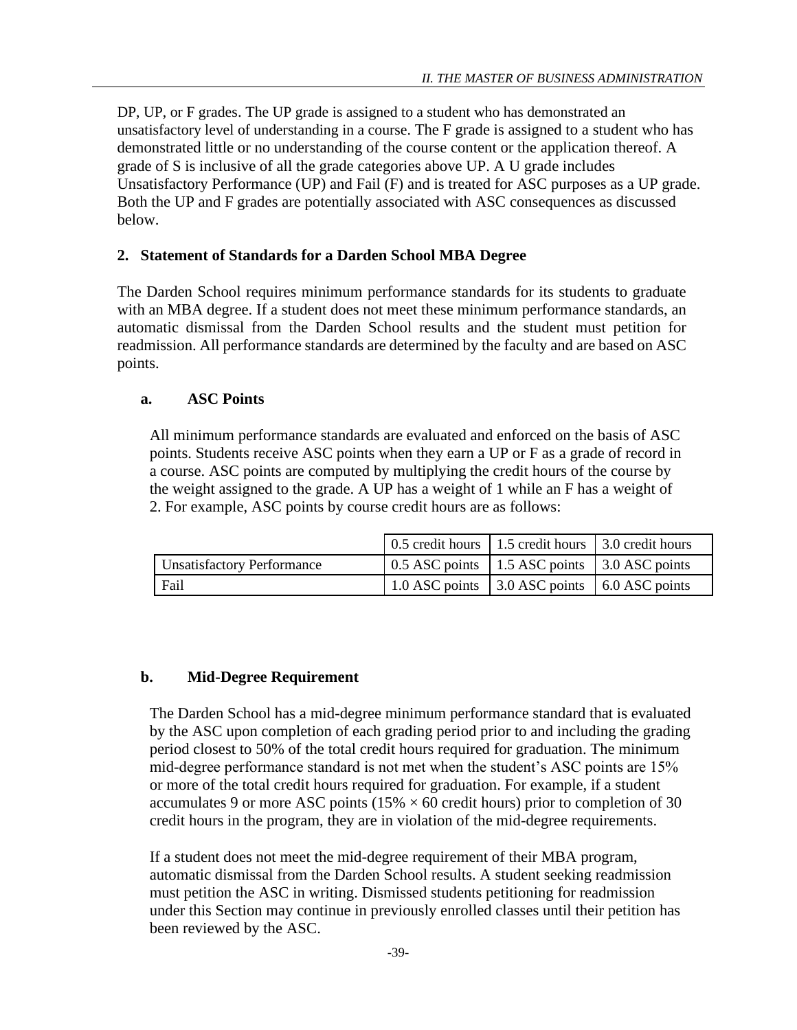DP, UP, or F grades. The UP grade is assigned to a student who has demonstrated an unsatisfactory level of understanding in a course. The F grade is assigned to a student who has demonstrated little or no understanding of the course content or the application thereof. A grade of S is inclusive of all the grade categories above UP. A U grade includes Unsatisfactory Performance (UP) and Fail (F) and is treated for ASC purposes as a UP grade. Both the UP and F grades are potentially associated with ASC consequences as discussed below.

### 2. Statement of Standards for a Darden School MBA Degree

The Darden School requires minimum performance standards for its students to graduate with an MBA degree. If a student does not meet these minimum performance standards, an automatic dismissal from the Darden School results and the student must petition for readmission. All performance standards are determined by the faculty and are based on ASC points.

#### a. ASC Points

All minimum performance standards are evaluated and enforced on the basis of ASC points. Students receive ASC points when they earn a UP or F as a grade of record in a course. ASC points are computed by multiplying the credit hours of the course by the weight assigned to the grade. A UP has a weight of 1 while an F has a weight of 2. For example, ASC points by course credit hours are as follows:

| | 0.5 credit hours | 1.5 credit hours | 3.0 credit hours |
|---|---|---|---|
| Unsatisfactory Performance | 0.5 ASC points | 1.5 ASC points | 3.0 ASC points |
| Fail | 1.0 ASC points | 3.0 ASC points | 6.0 ASC points |

#### b. Mid-Degree Requirement

The Darden School has a mid-degree minimum performance standard that is evaluated by the ASC upon completion of each grading period prior to and including the grading period closest to 50% of the total credit hours required for graduation. The minimum mid-degree performance standard is not met when the student's ASC points are 15% or more of the total credit hours required for graduation. For example, if a student accumulates 9 or more ASC points ($15\% \times 60$ credit hours) prior to completion of 30 credit hours in the program, they are in violation of the mid-degree requirements.

If a student does not meet the mid-degree requirement of their MBA program, automatic dismissal from the Darden School results. A student seeking readmission must petition the ASC in writing. Dismissed students petitioning for readmission under this Section may continue in previously enrolled classes until their petition has been reviewed by the ASC.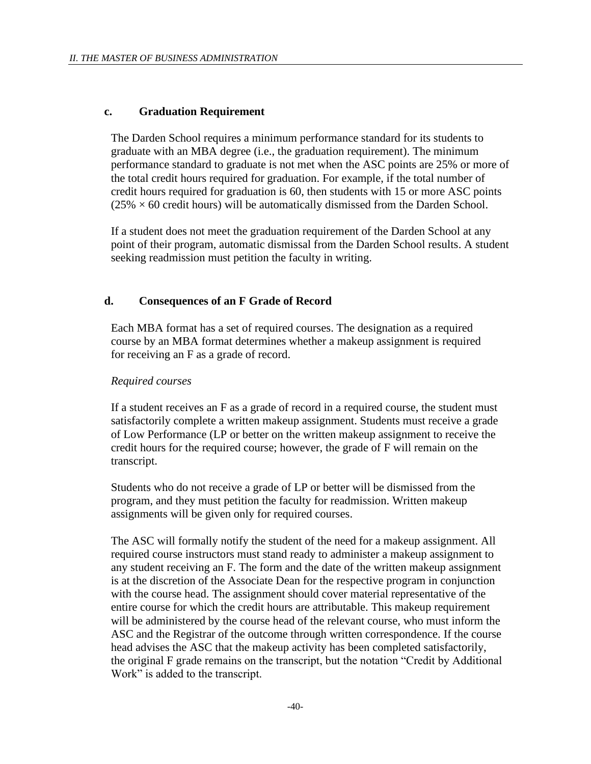### c. Graduation Requirement

The Darden School requires a minimum performance standard for its students to graduate with an MBA degree (i.e., the graduation requirement). The minimum performance standard to graduate is not met when the ASC points are 25% or more of the total credit hours required for graduation. For example, if the total number of credit hours required for graduation is 60, then students with 15 or more ASC points ($25\% \times 60$ credit hours) will be automatically dismissed from the Darden School.

If a student does not meet the graduation requirement of the Darden School at any point of their program, automatic dismissal from the Darden School results. A student seeking readmission must petition the faculty in writing.

### d. Consequences of an F Grade of Record

Each MBA format has a set of required courses. The designation as a required course by an MBA format determines whether a makeup assignment is required for receiving an F as a grade of record.

*Required courses*

If a student receives an F as a grade of record in a required course, the student must satisfactorily complete a written makeup assignment. Students must receive a grade of Low Performance (LP or better on the written makeup assignment to receive the credit hours for the required course; however, the grade of F will remain on the transcript.

Students who do not receive a grade of LP or better will be dismissed from the program, and they must petition the faculty for readmission. Written makeup assignments will be given only for required courses.

The ASC will formally notify the student of the need for a makeup assignment. All required course instructors must stand ready to administer a makeup assignment to any student receiving an F. The form and the date of the written makeup assignment is at the discretion of the Associate Dean for the respective program in conjunction with the course head. The assignment should cover material representative of the entire course for which the credit hours are attributable. This makeup requirement will be administered by the course head of the relevant course, who must inform the ASC and the Registrar of the outcome through written correspondence. If the course head advises the ASC that the makeup activity has been completed satisfactorily, the original F grade remains on the transcript, but the notation "Credit by Additional Work" is added to the transcript.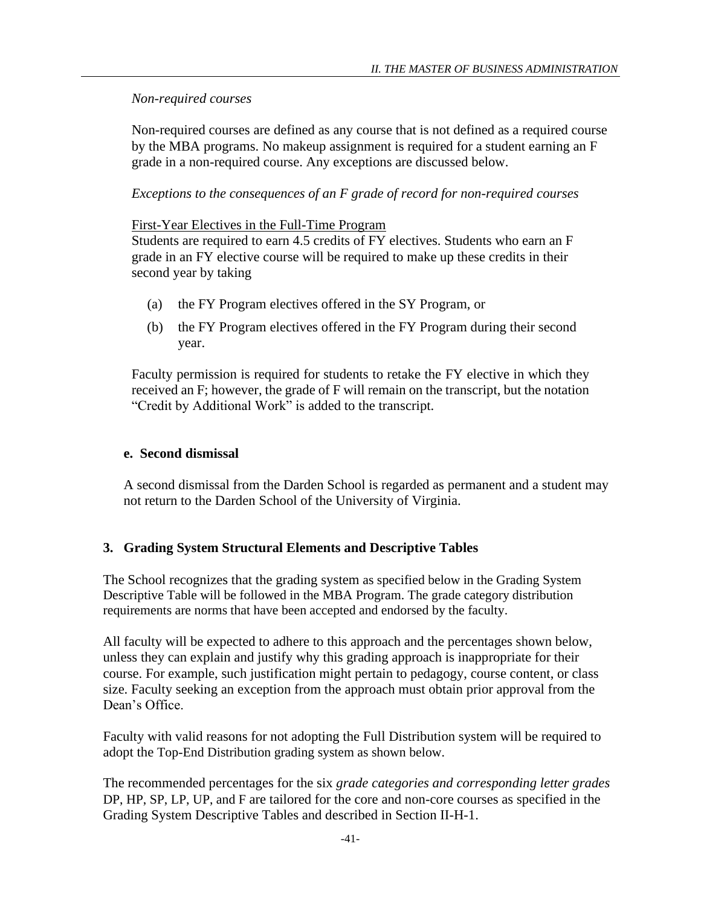*Non-required courses*

Non-required courses are defined as any course that is not defined as a required course by the MBA programs. No makeup assignment is required for a student earning an F grade in a non-required course. Any exceptions are discussed below.

*Exceptions to the consequences of an F grade of record for non-required courses*

First-Year Electives in the Full-Time Program

Students are required to earn 4.5 credits of FY electives. Students who earn an F grade in an FY elective course will be required to make up these credits in their second year by taking

(a) the FY Program electives offered in the SY Program, or

(b) the FY Program electives offered in the FY Program during their second year.

Faculty permission is required for students to retake the FY elective in which they received an F; however, the grade of F will remain on the transcript, but the notation "Credit by Additional Work" is added to the transcript.

#### e. Second dismissal

A second dismissal from the Darden School is regarded as permanent and a student may not return to the Darden School of the University of Virginia.

### 3. Grading System Structural Elements and Descriptive Tables

The School recognizes that the grading system as specified below in the Grading System Descriptive Table will be followed in the MBA Program. The grade category distribution requirements are norms that have been accepted and endorsed by the faculty.

All faculty will be expected to adhere to this approach and the percentages shown below, unless they can explain and justify why this grading approach is inappropriate for their course. For example, such justification might pertain to pedagogy, course content, or class size. Faculty seeking an exception from the approach must obtain prior approval from the Dean's Office.

Faculty with valid reasons for not adopting the Full Distribution system will be required to adopt the Top-End Distribution grading system as shown below.

The recommended percentages for the six *grade categories and corresponding letter grades* DP, HP, SP, LP, UP, and F are tailored for the core and non-core courses as specified in the Grading System Descriptive Tables and described in Section II-H-1.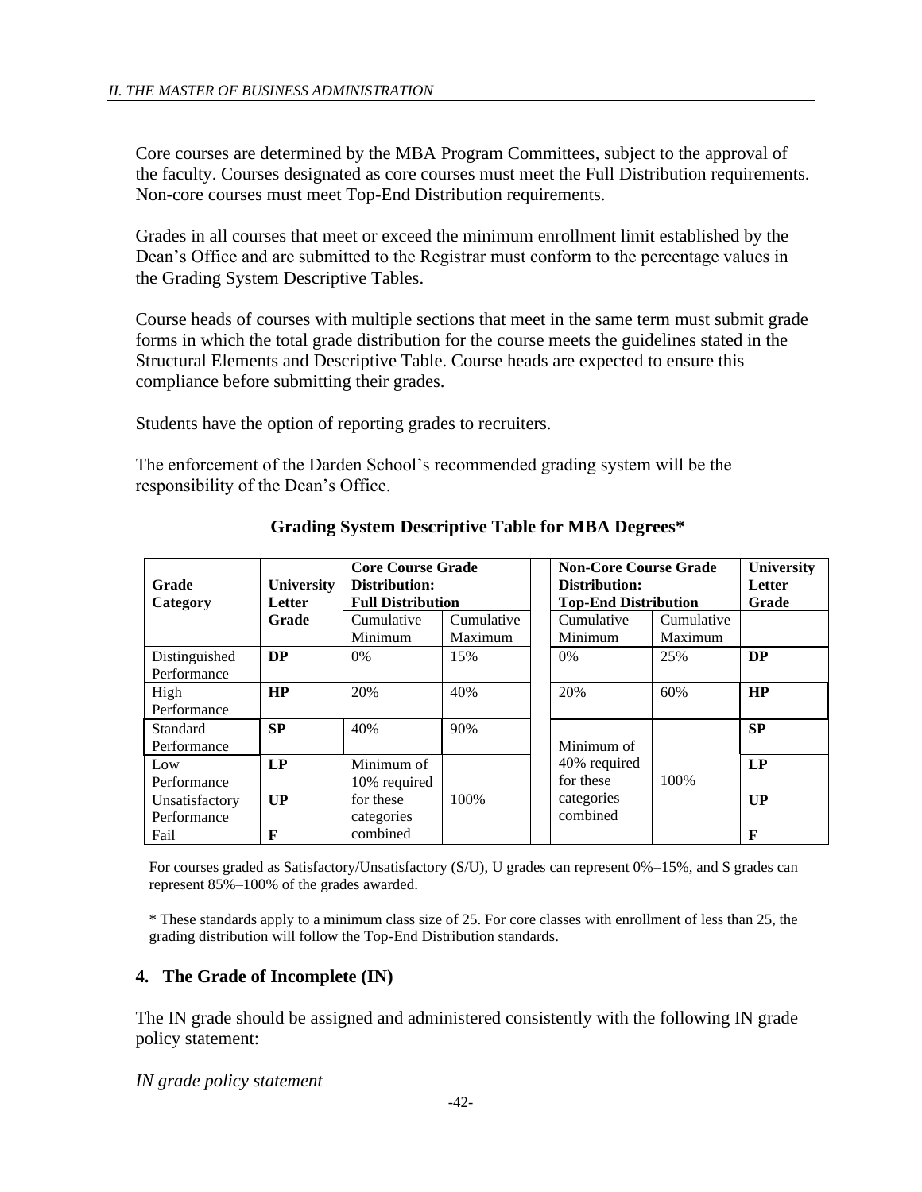Core courses are determined by the MBA Program Committees, subject to the approval of the faculty. Courses designated as core courses must meet the Full Distribution requirements. Non-core courses must meet Top-End Distribution requirements.

Grades in all courses that meet or exceed the minimum enrollment limit established by the Dean's Office and are submitted to the Registrar must conform to the percentage values in the Grading System Descriptive Tables.

Course heads of courses with multiple sections that meet in the same term must submit grade forms in which the total grade distribution for the course meets the guidelines stated in the Structural Elements and Descriptive Table. Course heads are expected to ensure this compliance before submitting their grades.

Students have the option of reporting grades to recruiters.

The enforcement of the Darden School's recommended grading system will be the responsibility of the Dean's Office.

**Grading System Descriptive Table for MBA Degrees***

| Grade Category | University Letter Grade | Core Course Grade Distribution: Full Distribution | | Non-Core Course Grade Distribution: Top-End Distribution | | University Letter Grade |
|---|---|---|---|---|---|---|
| | | Cumulative Minimum | Cumulative Maximum | Cumulative Minimum | Cumulative Maximum | |
| Distinguished Performance | **DP** | 0% | 15% | 0% | 25% | **DP** |
| High Performance | **HP** | 20% | 40% | 20% | 60% | **HP** |
| Standard Performance | **SP** | 40% | 90% | Minimum of 40% required for these categories combined | 100% | **SP** |
| Low Performance | **LP** | Minimum of 10% required for these categories combined | 100% | | | **LP** |
| Unsatisfactory Performance | **UP** | | | | | **UP** |
| Fail | **F** | | | | | **F** |

For courses graded as Satisfactory/Unsatisfactory (S/U), U grades can represent 0%–15%, and S grades can represent 85%–100% of the grades awarded.

* These standards apply to a minimum class size of 25. For core classes with enrollment of less than 25, the grading distribution will follow the Top-End Distribution standards.

### 4. The Grade of Incomplete (IN)

The IN grade should be assigned and administered consistently with the following IN grade policy statement:

*IN grade policy statement*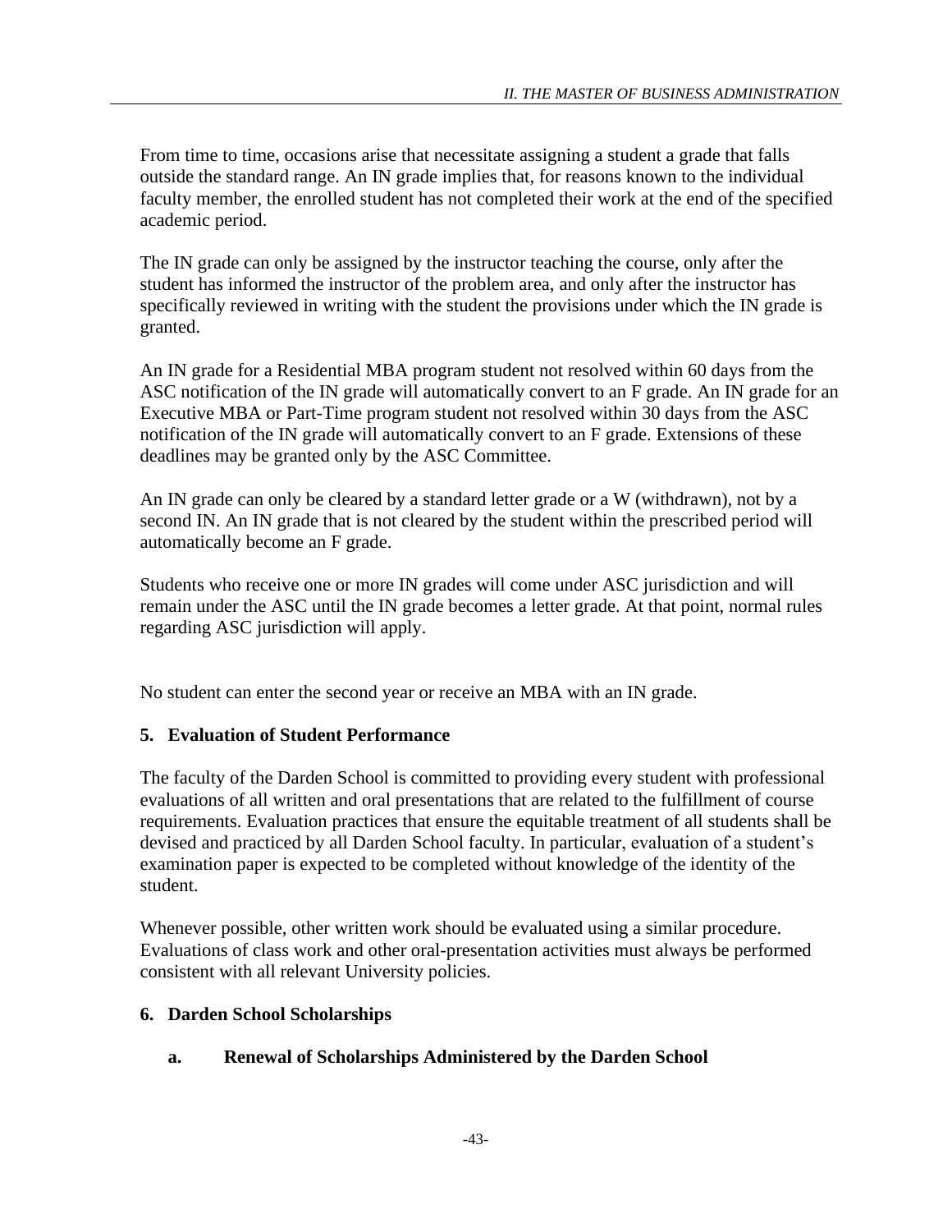From time to time, occasions arise that necessitate assigning a student a grade that falls outside the standard range. An IN grade implies that, for reasons known to the individual faculty member, the enrolled student has not completed their work at the end of the specified academic period.

The IN grade can only be assigned by the instructor teaching the course, only after the student has informed the instructor of the problem area, and only after the instructor has specifically reviewed in writing with the student the provisions under which the IN grade is granted.

An IN grade for a Residential MBA program student not resolved within 60 days from the ASC notification of the IN grade will automatically convert to an F grade. An IN grade for an Executive MBA or Part-Time program student not resolved within 30 days from the ASC notification of the IN grade will automatically convert to an F grade. Extensions of these deadlines may be granted only by the ASC Committee.

An IN grade can only be cleared by a standard letter grade or a W (withdrawn), not by a second IN. An IN grade that is not cleared by the student within the prescribed period will automatically become an F grade.

Students who receive one or more IN grades will come under ASC jurisdiction and will remain under the ASC until the IN grade becomes a letter grade. At that point, normal rules regarding ASC jurisdiction will apply.

No student can enter the second year or receive an MBA with an IN grade.

## 5. Evaluation of Student Performance

The faculty of the Darden School is committed to providing every student with professional evaluations of all written and oral presentations that are related to the fulfillment of course requirements. Evaluation practices that ensure the equitable treatment of all students shall be devised and practiced by all Darden School faculty. In particular, evaluation of a student's examination paper is expected to be completed without knowledge of the identity of the student.

Whenever possible, other written work should be evaluated using a similar procedure. Evaluations of class work and other oral-presentation activities must always be performed consistent with all relevant University policies.

## 6. Darden School Scholarships

### a. Renewal of Scholarships Administered by the Darden School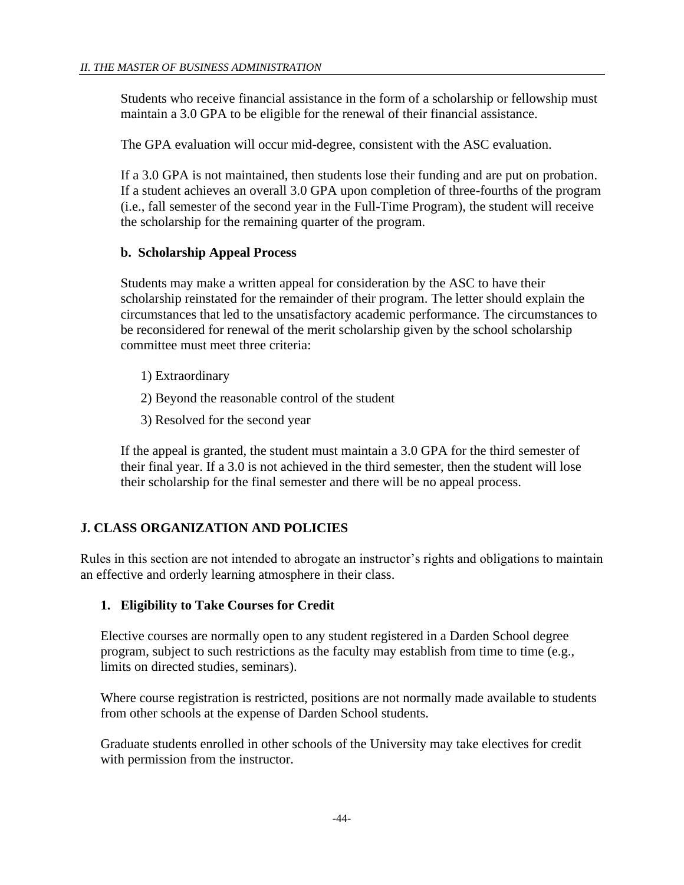Students who receive financial assistance in the form of a scholarship or fellowship must maintain a 3.0 GPA to be eligible for the renewal of their financial assistance.

The GPA evaluation will occur mid-degree, consistent with the ASC evaluation.

If a 3.0 GPA is not maintained, then students lose their funding and are put on probation. If a student achieves an overall 3.0 GPA upon completion of three-fourths of the program (i.e., fall semester of the second year in the Full-Time Program), the student will receive the scholarship for the remaining quarter of the program.

**b. Scholarship Appeal Process**

Students may make a written appeal for consideration by the ASC to have their scholarship reinstated for the remainder of their program. The letter should explain the circumstances that led to the unsatisfactory academic performance. The circumstances to be reconsidered for renewal of the merit scholarship given by the school scholarship committee must meet three criteria:

1) Extraordinary
2) Beyond the reasonable control of the student
3) Resolved for the second year

If the appeal is granted, the student must maintain a 3.0 GPA for the third semester of their final year. If a 3.0 is not achieved in the third semester, then the student will lose their scholarship for the final semester and there will be no appeal process.

## J. CLASS ORGANIZATION AND POLICIES

Rules in this section are not intended to abrogate an instructor's rights and obligations to maintain an effective and orderly learning atmosphere in their class.

### 1. Eligibility to Take Courses for Credit

Elective courses are normally open to any student registered in a Darden School degree program, subject to such restrictions as the faculty may establish from time to time (e.g., limits on directed studies, seminars).

Where course registration is restricted, positions are not normally made available to students from other schools at the expense of Darden School students.

Graduate students enrolled in other schools of the University may take electives for credit with permission from the instructor.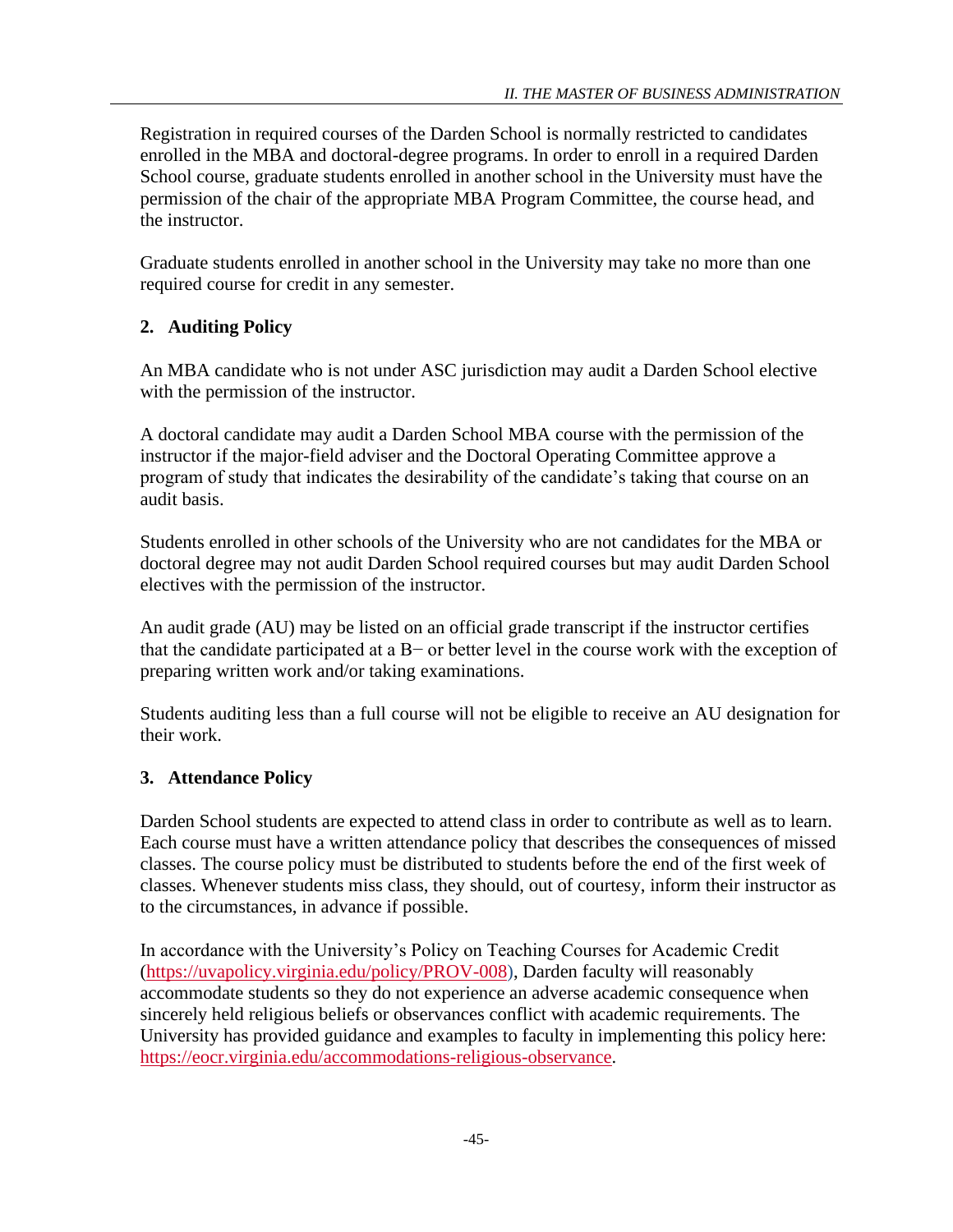Registration in required courses of the Darden School is normally restricted to candidates enrolled in the MBA and doctoral-degree programs. In order to enroll in a required Darden School course, graduate students enrolled in another school in the University must have the permission of the chair of the appropriate MBA Program Committee, the course head, and the instructor.

Graduate students enrolled in another school in the University may take no more than one required course for credit in any semester.

### 2. Auditing Policy

An MBA candidate who is not under ASC jurisdiction may audit a Darden School elective with the permission of the instructor.

A doctoral candidate may audit a Darden School MBA course with the permission of the instructor if the major-field adviser and the Doctoral Operating Committee approve a program of study that indicates the desirability of the candidate's taking that course on an audit basis.

Students enrolled in other schools of the University who are not candidates for the MBA or doctoral degree may not audit Darden School required courses but may audit Darden School electives with the permission of the instructor.

An audit grade (AU) may be listed on an official grade transcript if the instructor certifies that the candidate participated at a B− or better level in the course work with the exception of preparing written work and/or taking examinations.

Students auditing less than a full course will not be eligible to receive an AU designation for their work.

### 3. Attendance Policy

Darden School students are expected to attend class in order to contribute as well as to learn. Each course must have a written attendance policy that describes the consequences of missed classes. The course policy must be distributed to students before the end of the first week of classes. Whenever students miss class, they should, out of courtesy, inform their instructor as to the circumstances, in advance if possible.

In accordance with the University's Policy on Teaching Courses for Academic Credit (https://uvapolicy.virginia.edu/policy/PROV-008), Darden faculty will reasonably accommodate students so they do not experience an adverse academic consequence when sincerely held religious beliefs or observances conflict with academic requirements. The University has provided guidance and examples to faculty in implementing this policy here: https://eocr.virginia.edu/accommodations-religious-observance.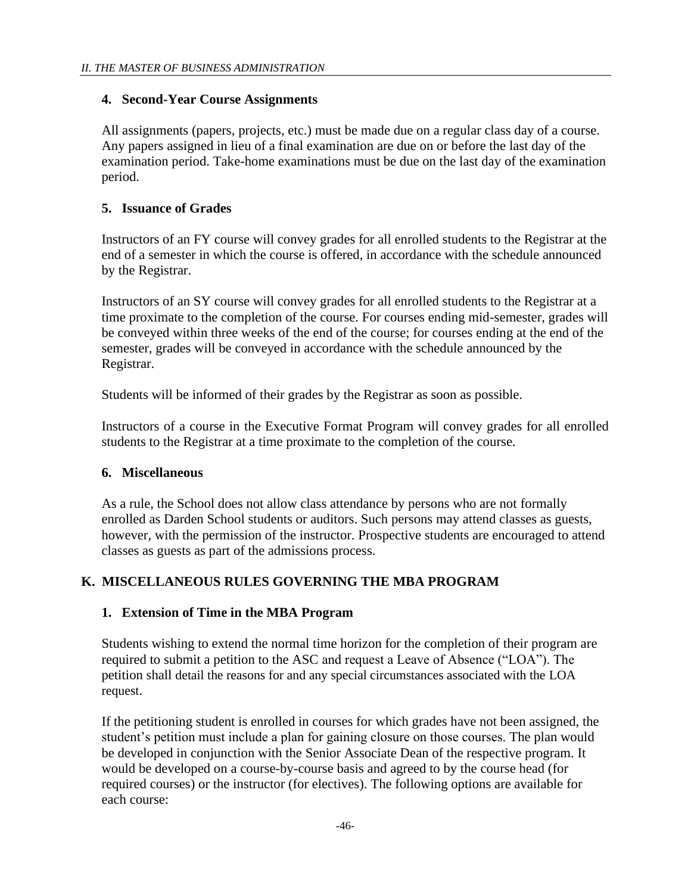### 4. Second-Year Course Assignments

All assignments (papers, projects, etc.) must be made due on a regular class day of a course. Any papers assigned in lieu of a final examination are due on or before the last day of the examination period. Take-home examinations must be due on the last day of the examination period.

### 5. Issuance of Grades

Instructors of an FY course will convey grades for all enrolled students to the Registrar at the end of a semester in which the course is offered, in accordance with the schedule announced by the Registrar.

Instructors of an SY course will convey grades for all enrolled students to the Registrar at a time proximate to the completion of the course. For courses ending mid-semester, grades will be conveyed within three weeks of the end of the course; for courses ending at the end of the semester, grades will be conveyed in accordance with the schedule announced by the Registrar.

Students will be informed of their grades by the Registrar as soon as possible.

Instructors of a course in the Executive Format Program will convey grades for all enrolled students to the Registrar at a time proximate to the completion of the course.

### 6. Miscellaneous

As a rule, the School does not allow class attendance by persons who are not formally enrolled as Darden School students or auditors. Such persons may attend classes as guests, however, with the permission of the instructor. Prospective students are encouraged to attend classes as guests as part of the admissions process.

## K. MISCELLANEOUS RULES GOVERNING THE MBA PROGRAM

### 1. Extension of Time in the MBA Program

Students wishing to extend the normal time horizon for the completion of their program are required to submit a petition to the ASC and request a Leave of Absence ("LOA"). The petition shall detail the reasons for and any special circumstances associated with the LOA request.

If the petitioning student is enrolled in courses for which grades have not been assigned, the student's petition must include a plan for gaining closure on those courses. The plan would be developed in conjunction with the Senior Associate Dean of the respective program. It would be developed on a course-by-course basis and agreed to by the course head (for required courses) or the instructor (for electives). The following options are available for each course: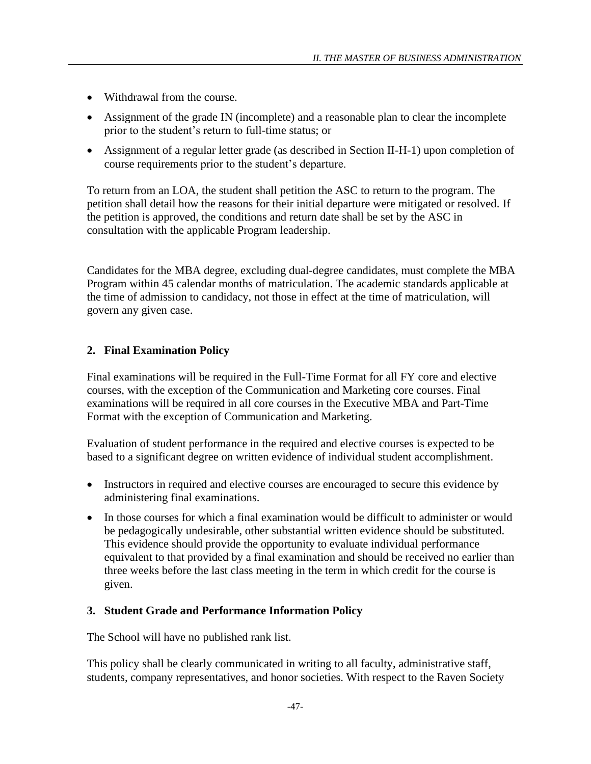- Withdrawal from the course.
- Assignment of the grade IN (incomplete) and a reasonable plan to clear the incomplete prior to the student's return to full-time status; or
- Assignment of a regular letter grade (as described in Section II-H-1) upon completion of course requirements prior to the student's departure.

To return from an LOA, the student shall petition the ASC to return to the program. The petition shall detail how the reasons for their initial departure were mitigated or resolved. If the petition is approved, the conditions and return date shall be set by the ASC in consultation with the applicable Program leadership.

Candidates for the MBA degree, excluding dual-degree candidates, must complete the MBA Program within 45 calendar months of matriculation. The academic standards applicable at the time of admission to candidacy, not those in effect at the time of matriculation, will govern any given case.

### 2. Final Examination Policy

Final examinations will be required in the Full-Time Format for all FY core and elective courses, with the exception of the Communication and Marketing core courses. Final examinations will be required in all core courses in the Executive MBA and Part-Time Format with the exception of Communication and Marketing.

Evaluation of student performance in the required and elective courses is expected to be based to a significant degree on written evidence of individual student accomplishment.

- Instructors in required and elective courses are encouraged to secure this evidence by administering final examinations.
- In those courses for which a final examination would be difficult to administer or would be pedagogically undesirable, other substantial written evidence should be substituted. This evidence should provide the opportunity to evaluate individual performance equivalent to that provided by a final examination and should be received no earlier than three weeks before the last class meeting in the term in which credit for the course is given.

### 3. Student Grade and Performance Information Policy

The School will have no published rank list.

This policy shall be clearly communicated in writing to all faculty, administrative staff, students, company representatives, and honor societies. With respect to the Raven Society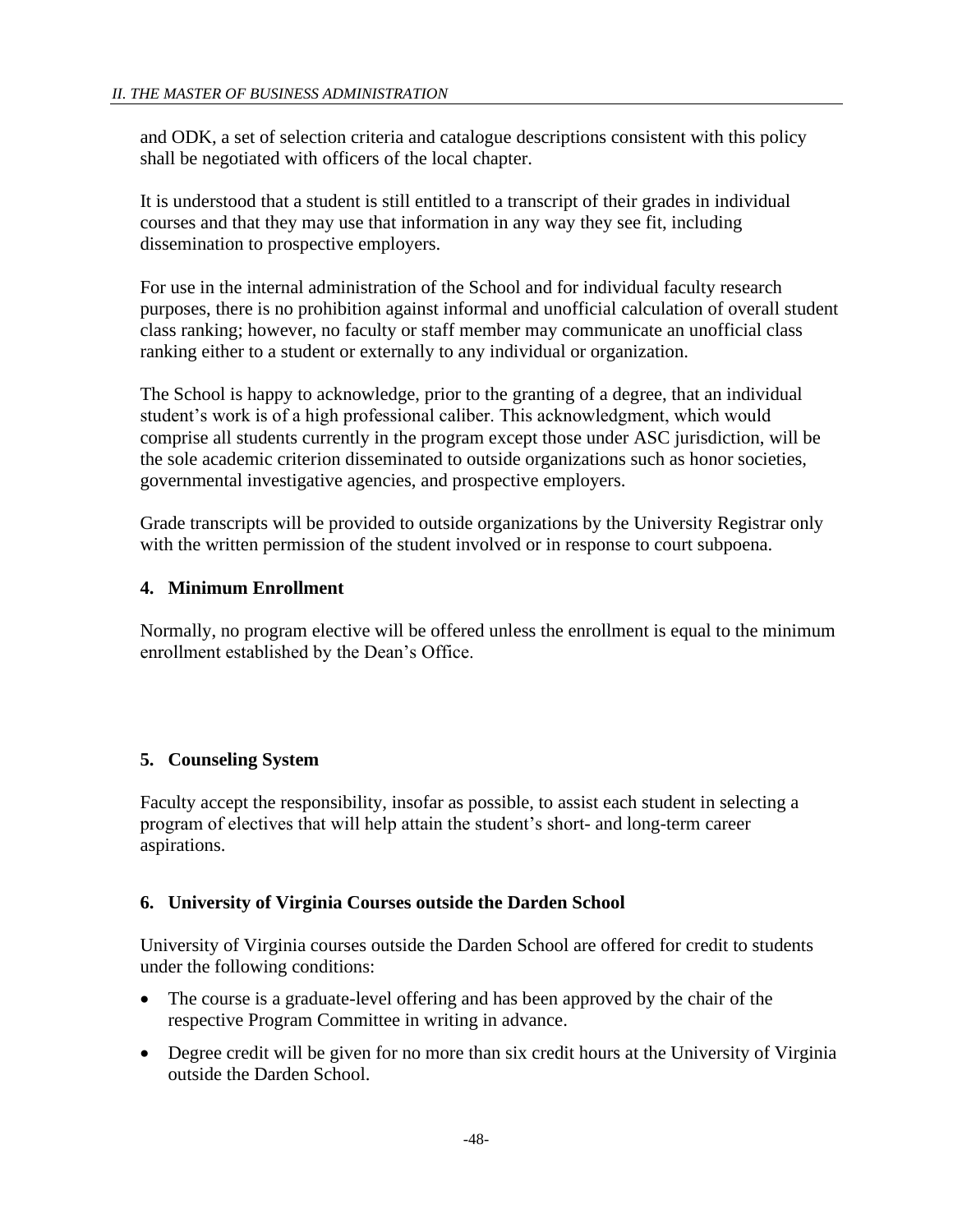and ODK, a set of selection criteria and catalogue descriptions consistent with this policy shall be negotiated with officers of the local chapter.

It is understood that a student is still entitled to a transcript of their grades in individual courses and that they may use that information in any way they see fit, including dissemination to prospective employers.

For use in the internal administration of the School and for individual faculty research purposes, there is no prohibition against informal and unofficial calculation of overall student class ranking; however, no faculty or staff member may communicate an unofficial class ranking either to a student or externally to any individual or organization.

The School is happy to acknowledge, prior to the granting of a degree, that an individual student's work is of a high professional caliber. This acknowledgment, which would comprise all students currently in the program except those under ASC jurisdiction, will be the sole academic criterion disseminated to outside organizations such as honor societies, governmental investigative agencies, and prospective employers.

Grade transcripts will be provided to outside organizations by the University Registrar only with the written permission of the student involved or in response to court subpoena.

### 4. Minimum Enrollment

Normally, no program elective will be offered unless the enrollment is equal to the minimum enrollment established by the Dean's Office.

### 5. Counseling System

Faculty accept the responsibility, insofar as possible, to assist each student in selecting a program of electives that will help attain the student's short- and long-term career aspirations.

### 6. University of Virginia Courses outside the Darden School

University of Virginia courses outside the Darden School are offered for credit to students under the following conditions:

- The course is a graduate-level offering and has been approved by the chair of the respective Program Committee in writing in advance.
- Degree credit will be given for no more than six credit hours at the University of Virginia outside the Darden School.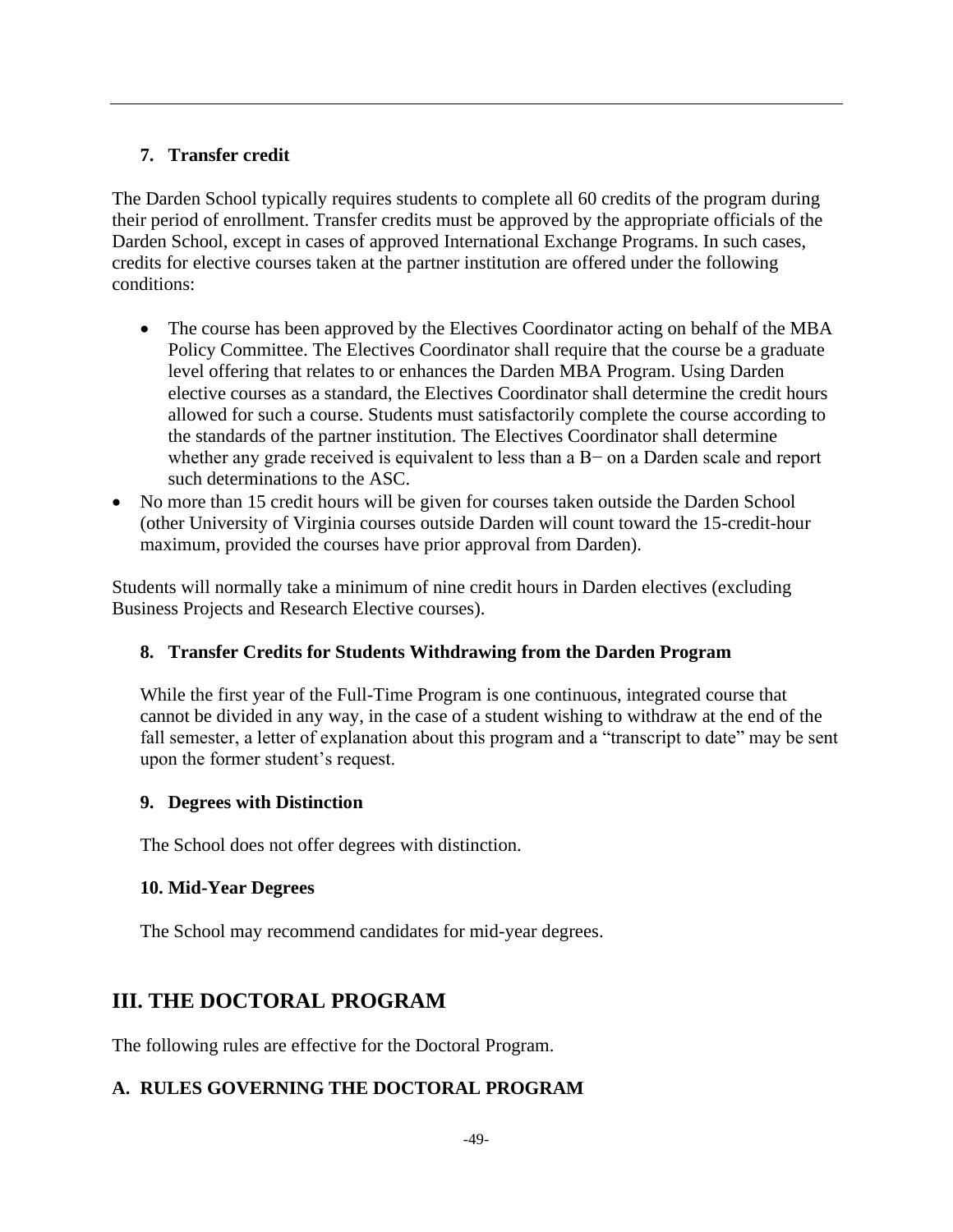### 7. Transfer credit

The Darden School typically requires students to complete all 60 credits of the program during their period of enrollment. Transfer credits must be approved by the appropriate officials of the Darden School, except in cases of approved International Exchange Programs. In such cases, credits for elective courses taken at the partner institution are offered under the following conditions:

- The course has been approved by the Electives Coordinator acting on behalf of the MBA Policy Committee. The Electives Coordinator shall require that the course be a graduate level offering that relates to or enhances the Darden MBA Program. Using Darden elective courses as a standard, the Electives Coordinator shall determine the credit hours allowed for such a course. Students must satisfactorily complete the course according to the standards of the partner institution. The Electives Coordinator shall determine whether any grade received is equivalent to less than a B− on a Darden scale and report such determinations to the ASC.
- No more than 15 credit hours will be given for courses taken outside the Darden School (other University of Virginia courses outside Darden will count toward the 15-credit-hour maximum, provided the courses have prior approval from Darden).

Students will normally take a minimum of nine credit hours in Darden electives (excluding Business Projects and Research Elective courses).

### 8. Transfer Credits for Students Withdrawing from the Darden Program

While the first year of the Full-Time Program is one continuous, integrated course that cannot be divided in any way, in the case of a student wishing to withdraw at the end of the fall semester, a letter of explanation about this program and a "transcript to date" may be sent upon the former student's request.

### 9. Degrees with Distinction

The School does not offer degrees with distinction.

### 10. Mid-Year Degrees

The School may recommend candidates for mid-year degrees.

## III. THE DOCTORAL PROGRAM

The following rules are effective for the Doctoral Program.

### A. RULES GOVERNING THE DOCTORAL PROGRAM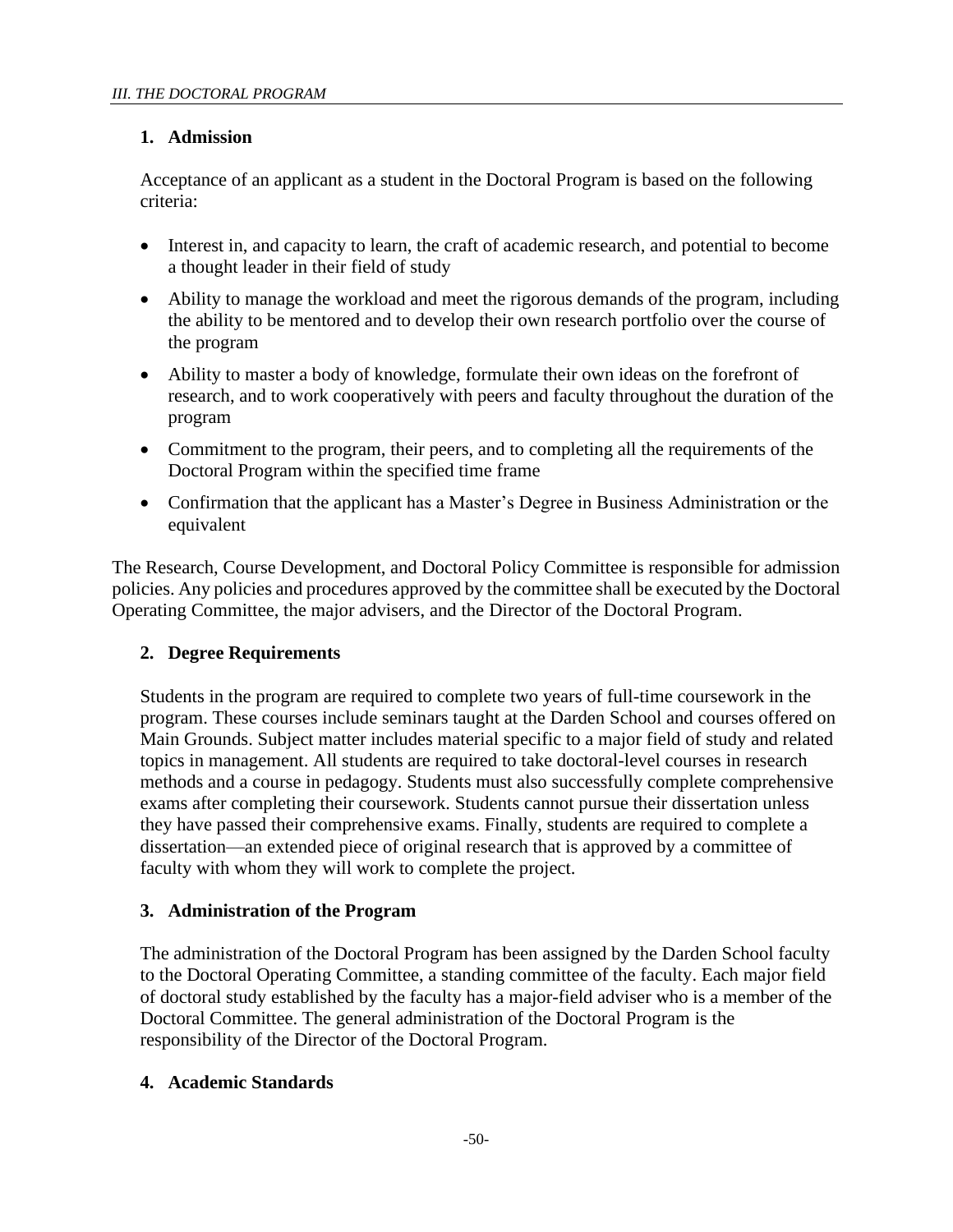## 1. Admission

Acceptance of an applicant as a student in the Doctoral Program is based on the following criteria:

- Interest in, and capacity to learn, the craft of academic research, and potential to become a thought leader in their field of study
- Ability to manage the workload and meet the rigorous demands of the program, including the ability to be mentored and to develop their own research portfolio over the course of the program
- Ability to master a body of knowledge, formulate their own ideas on the forefront of research, and to work cooperatively with peers and faculty throughout the duration of the program
- Commitment to the program, their peers, and to completing all the requirements of the Doctoral Program within the specified time frame
- Confirmation that the applicant has a Master's Degree in Business Administration or the equivalent

The Research, Course Development, and Doctoral Policy Committee is responsible for admission policies. Any policies and procedures approved by the committee shall be executed by the Doctoral Operating Committee, the major advisers, and the Director of the Doctoral Program.

## 2. Degree Requirements

Students in the program are required to complete two years of full-time coursework in the program. These courses include seminars taught at the Darden School and courses offered on Main Grounds. Subject matter includes material specific to a major field of study and related topics in management. All students are required to take doctoral-level courses in research methods and a course in pedagogy. Students must also successfully complete comprehensive exams after completing their coursework. Students cannot pursue their dissertation unless they have passed their comprehensive exams. Finally, students are required to complete a dissertation—an extended piece of original research that is approved by a committee of faculty with whom they will work to complete the project.

## 3. Administration of the Program

The administration of the Doctoral Program has been assigned by the Darden School faculty to the Doctoral Operating Committee, a standing committee of the faculty. Each major field of doctoral study established by the faculty has a major-field adviser who is a member of the Doctoral Committee. The general administration of the Doctoral Program is the responsibility of the Director of the Doctoral Program.

## 4. Academic Standards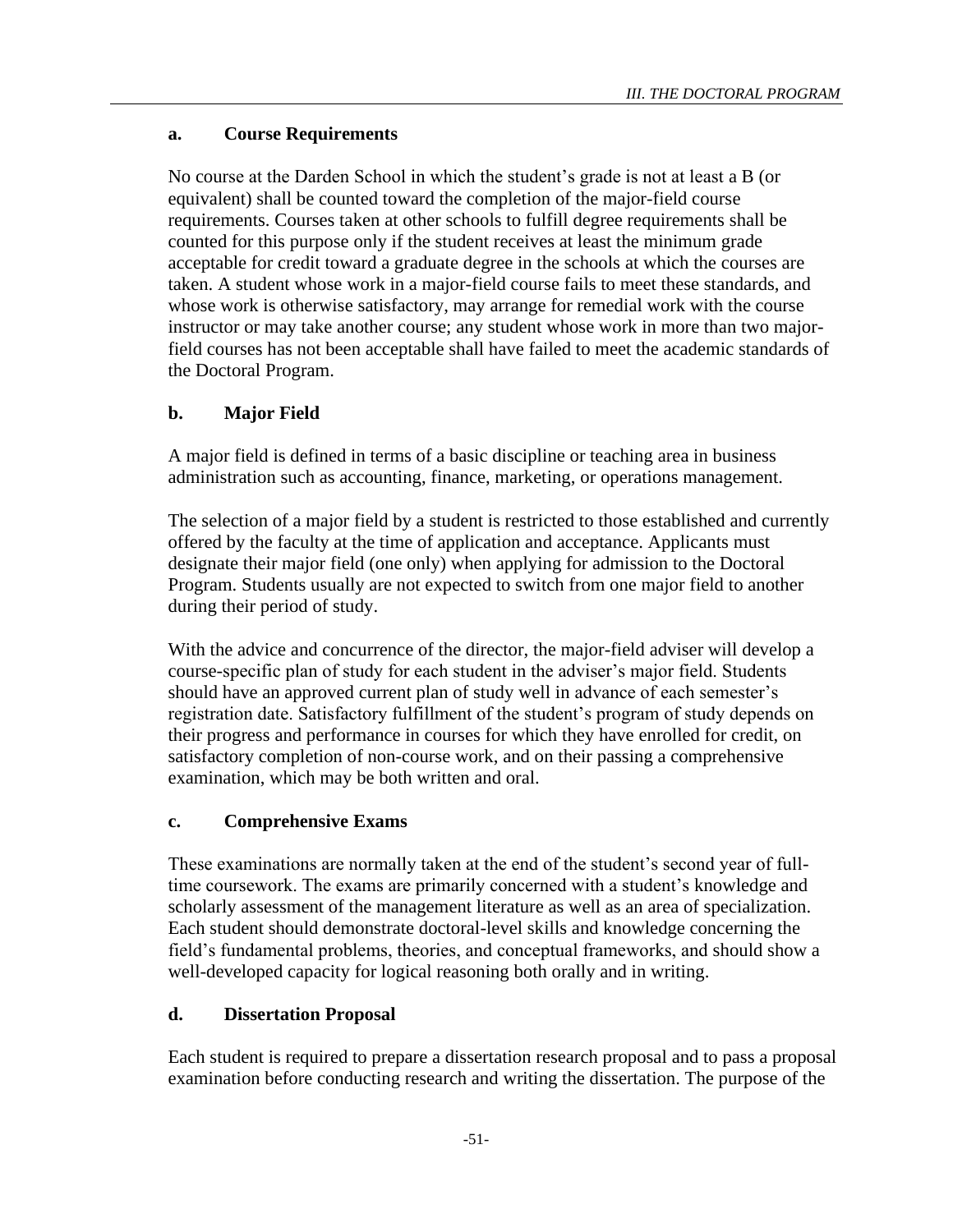### a. Course Requirements

No course at the Darden School in which the student's grade is not at least a B (or equivalent) shall be counted toward the completion of the major-field course requirements. Courses taken at other schools to fulfill degree requirements shall be counted for this purpose only if the student receives at least the minimum grade acceptable for credit toward a graduate degree in the schools at which the courses are taken. A student whose work in a major-field course fails to meet these standards, and whose work is otherwise satisfactory, may arrange for remedial work with the course instructor or may take another course; any student whose work in more than two major-field courses has not been acceptable shall have failed to meet the academic standards of the Doctoral Program.

### b. Major Field

A major field is defined in terms of a basic discipline or teaching area in business administration such as accounting, finance, marketing, or operations management.

The selection of a major field by a student is restricted to those established and currently offered by the faculty at the time of application and acceptance. Applicants must designate their major field (one only) when applying for admission to the Doctoral Program. Students usually are not expected to switch from one major field to another during their period of study.

With the advice and concurrence of the director, the major-field adviser will develop a course-specific plan of study for each student in the adviser's major field. Students should have an approved current plan of study well in advance of each semester's registration date. Satisfactory fulfillment of the student's program of study depends on their progress and performance in courses for which they have enrolled for credit, on satisfactory completion of non-course work, and on their passing a comprehensive examination, which may be both written and oral.

### c. Comprehensive Exams

These examinations are normally taken at the end of the student's second year of full-time coursework. The exams are primarily concerned with a student's knowledge and scholarly assessment of the management literature as well as an area of specialization. Each student should demonstrate doctoral-level skills and knowledge concerning the field's fundamental problems, theories, and conceptual frameworks, and should show a well-developed capacity for logical reasoning both orally and in writing.

### d. Dissertation Proposal

Each student is required to prepare a dissertation research proposal and to pass a proposal examination before conducting research and writing the dissertation. The purpose of the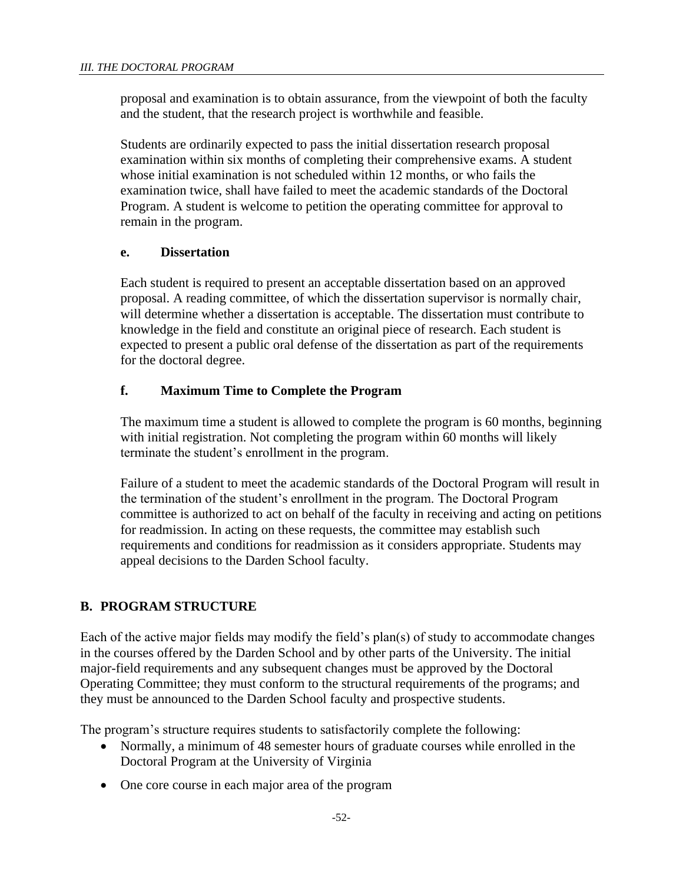proposal and examination is to obtain assurance, from the viewpoint of both the faculty and the student, that the research project is worthwhile and feasible.

Students are ordinarily expected to pass the initial dissertation research proposal examination within six months of completing their comprehensive exams. A student whose initial examination is not scheduled within 12 months, or who fails the examination twice, shall have failed to meet the academic standards of the Doctoral Program. A student is welcome to petition the operating committee for approval to remain in the program.

#### e. Dissertation

Each student is required to present an acceptable dissertation based on an approved proposal. A reading committee, of which the dissertation supervisor is normally chair, will determine whether a dissertation is acceptable. The dissertation must contribute to knowledge in the field and constitute an original piece of research. Each student is expected to present a public oral defense of the dissertation as part of the requirements for the doctoral degree.

#### f. Maximum Time to Complete the Program

The maximum time a student is allowed to complete the program is 60 months, beginning with initial registration. Not completing the program within 60 months will likely terminate the student's enrollment in the program.

Failure of a student to meet the academic standards of the Doctoral Program will result in the termination of the student's enrollment in the program. The Doctoral Program committee is authorized to act on behalf of the faculty in receiving and acting on petitions for readmission. In acting on these requests, the committee may establish such requirements and conditions for readmission as it considers appropriate. Students may appeal decisions to the Darden School faculty.

## B. PROGRAM STRUCTURE

Each of the active major fields may modify the field's plan(s) of study to accommodate changes in the courses offered by the Darden School and by other parts of the University. The initial major-field requirements and any subsequent changes must be approved by the Doctoral Operating Committee; they must conform to the structural requirements of the programs; and they must be announced to the Darden School faculty and prospective students.

The program's structure requires students to satisfactorily complete the following:

- Normally, a minimum of 48 semester hours of graduate courses while enrolled in the Doctoral Program at the University of Virginia
- One core course in each major area of the program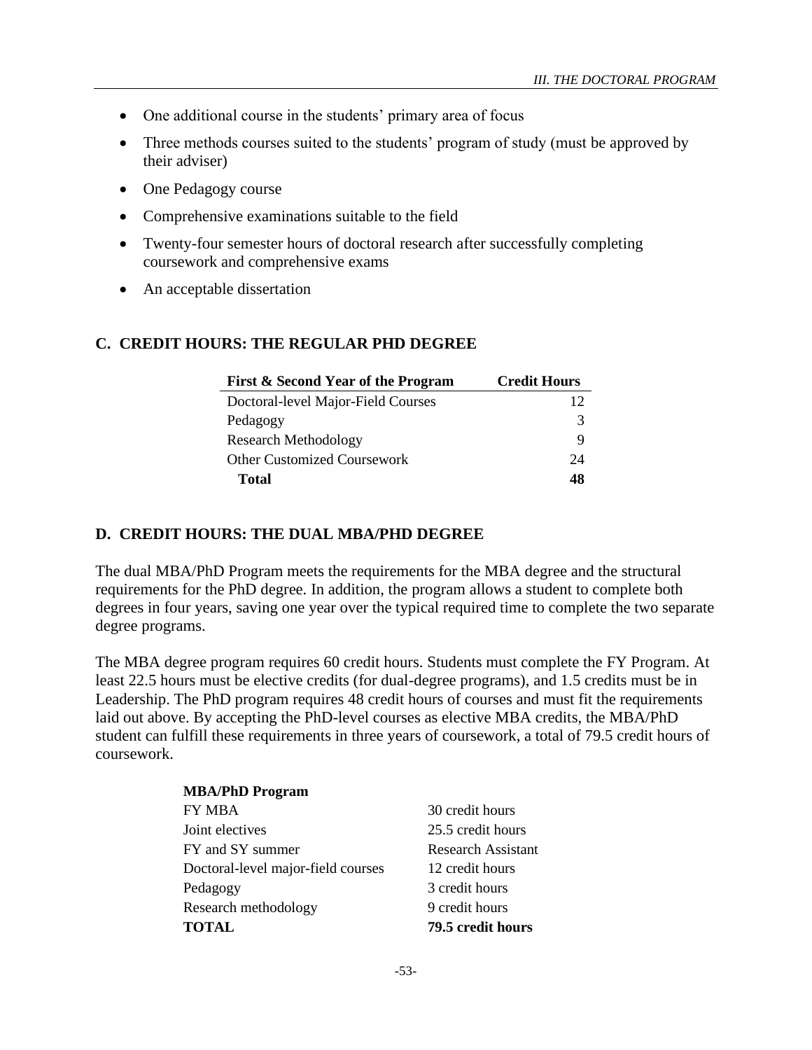- One additional course in the students' primary area of focus
- Three methods courses suited to the students' program of study (must be approved by their adviser)
- One Pedagogy course
- Comprehensive examinations suitable to the field
- Twenty-four semester hours of doctoral research after successfully completing coursework and comprehensive exams
- An acceptable dissertation

## C. CREDIT HOURS: THE REGULAR PHD DEGREE

| First & Second Year of the Program | Credit Hours |
|---|---|
| Doctoral-level Major-Field Courses | 12 |
| Pedagogy | 3 |
| Research Methodology | 9 |
| Other Customized Coursework | 24 |
| **Total** | **48** |

## D. CREDIT HOURS: THE DUAL MBA/PHD DEGREE

The dual MBA/PhD Program meets the requirements for the MBA degree and the structural requirements for the PhD degree. In addition, the program allows a student to complete both degrees in four years, saving one year over the typical required time to complete the two separate degree programs.

The MBA degree program requires 60 credit hours. Students must complete the FY Program. At least 22.5 hours must be elective credits (for dual-degree programs), and 1.5 credits must be in Leadership. The PhD program requires 48 credit hours of courses and must fit the requirements laid out above. By accepting the PhD-level courses as elective MBA credits, the MBA/PhD student can fulfill these requirements in three years of coursework, a total of 79.5 credit hours of coursework.

| **MBA/PhD Program** | |
|---|---|
| FY MBA | 30 credit hours |
| Joint electives | 25.5 credit hours |
| FY and SY summer | Research Assistant |
| Doctoral-level major-field courses | 12 credit hours |
| Pedagogy | 3 credit hours |
| Research methodology | 9 credit hours |
| **TOTAL** | **79.5 credit hours** |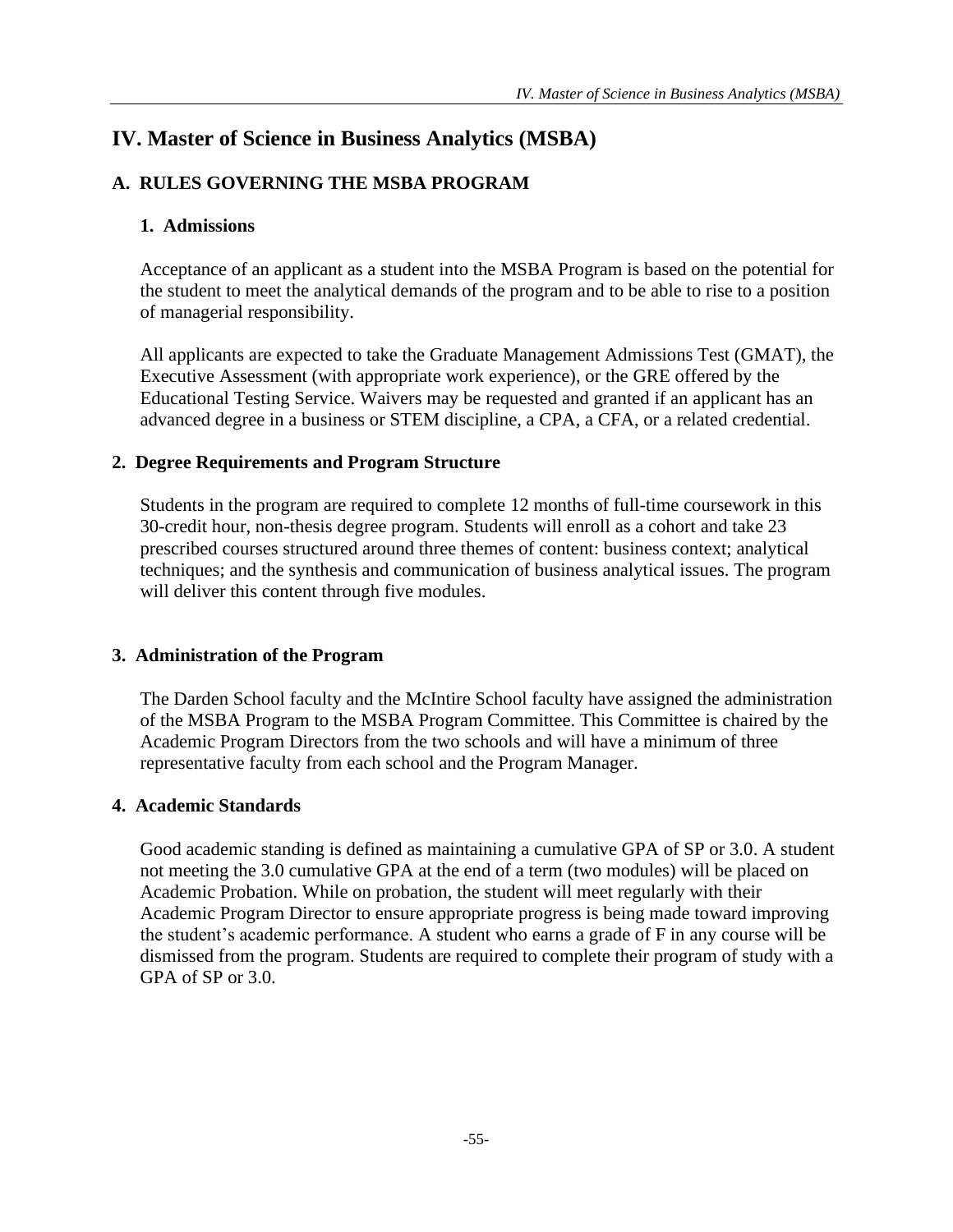# IV. Master of Science in Business Analytics (MSBA)

## A. RULES GOVERNING THE MSBA PROGRAM

### 1. Admissions

Acceptance of an applicant as a student into the MSBA Program is based on the potential for the student to meet the analytical demands of the program and to be able to rise to a position of managerial responsibility.

All applicants are expected to take the Graduate Management Admissions Test (GMAT), the Executive Assessment (with appropriate work experience), or the GRE offered by the Educational Testing Service. Waivers may be requested and granted if an applicant has an advanced degree in a business or STEM discipline, a CPA, a CFA, or a related credential.

### 2. Degree Requirements and Program Structure

Students in the program are required to complete 12 months of full-time coursework in this 30-credit hour, non-thesis degree program. Students will enroll as a cohort and take 23 prescribed courses structured around three themes of content: business context; analytical techniques; and the synthesis and communication of business analytical issues. The program will deliver this content through five modules.

### 3. Administration of the Program

The Darden School faculty and the McIntire School faculty have assigned the administration of the MSBA Program to the MSBA Program Committee. This Committee is chaired by the Academic Program Directors from the two schools and will have a minimum of three representative faculty from each school and the Program Manager.

### 4. Academic Standards

Good academic standing is defined as maintaining a cumulative GPA of SP or 3.0. A student not meeting the 3.0 cumulative GPA at the end of a term (two modules) will be placed on Academic Probation. While on probation, the student will meet regularly with their Academic Program Director to ensure appropriate progress is being made toward improving the student's academic performance. A student who earns a grade of F in any course will be dismissed from the program. Students are required to complete their program of study with a GPA of SP or 3.0.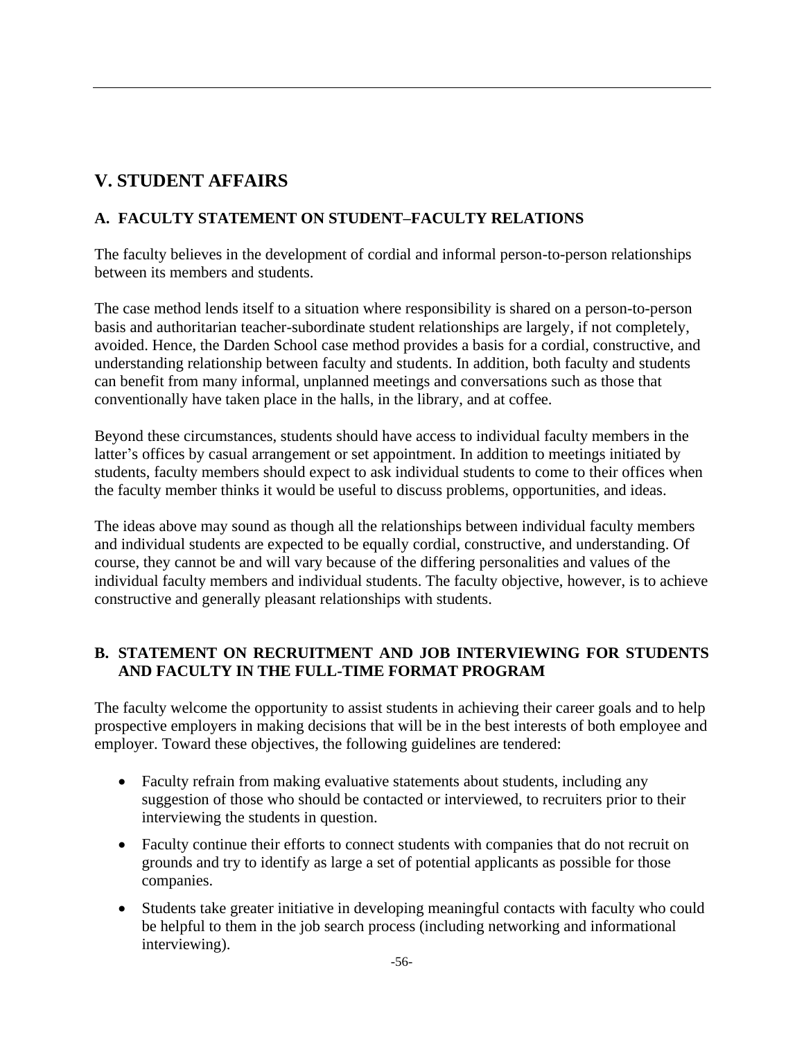# V. STUDENT AFFAIRS

## A. FACULTY STATEMENT ON STUDENT–FACULTY RELATIONS

The faculty believes in the development of cordial and informal person-to-person relationships between its members and students.

The case method lends itself to a situation where responsibility is shared on a person-to-person basis and authoritarian teacher-subordinate student relationships are largely, if not completely, avoided. Hence, the Darden School case method provides a basis for a cordial, constructive, and understanding relationship between faculty and students. In addition, both faculty and students can benefit from many informal, unplanned meetings and conversations such as those that conventionally have taken place in the halls, in the library, and at coffee.

Beyond these circumstances, students should have access to individual faculty members in the latter's offices by casual arrangement or set appointment. In addition to meetings initiated by students, faculty members should expect to ask individual students to come to their offices when the faculty member thinks it would be useful to discuss problems, opportunities, and ideas.

The ideas above may sound as though all the relationships between individual faculty members and individual students are expected to be equally cordial, constructive, and understanding. Of course, they cannot be and will vary because of the differing personalities and values of the individual faculty members and individual students. The faculty objective, however, is to achieve constructive and generally pleasant relationships with students.

## B. STATEMENT ON RECRUITMENT AND JOB INTERVIEWING FOR STUDENTS AND FACULTY IN THE FULL-TIME FORMAT PROGRAM

The faculty welcome the opportunity to assist students in achieving their career goals and to help prospective employers in making decisions that will be in the best interests of both employee and employer. Toward these objectives, the following guidelines are tendered:

- Faculty refrain from making evaluative statements about students, including any suggestion of those who should be contacted or interviewed, to recruiters prior to their interviewing the students in question.
- Faculty continue their efforts to connect students with companies that do not recruit on grounds and try to identify as large a set of potential applicants as possible for those companies.
- Students take greater initiative in developing meaningful contacts with faculty who could be helpful to them in the job search process (including networking and informational interviewing).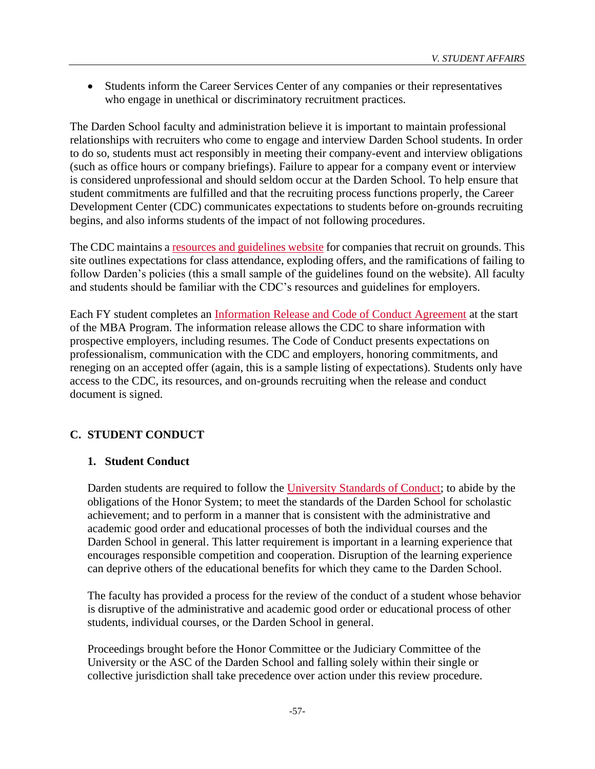- Students inform the Career Services Center of any companies or their representatives who engage in unethical or discriminatory recruitment practices.

The Darden School faculty and administration believe it is important to maintain professional relationships with recruiters who come to engage and interview Darden School students. In order to do so, students must act responsibly in meeting their company-event and interview obligations (such as office hours or company briefings). Failure to appear for a company event or interview is considered unprofessional and should seldom occur at the Darden School. To help ensure that student commitments are fulfilled and that the recruiting process functions properly, the Career Development Center (CDC) communicates expectations to students before on-grounds recruiting begins, and also informs students of the impact of not following procedures.

The CDC maintains a resources and guidelines website for companies that recruit on grounds. This site outlines expectations for class attendance, exploding offers, and the ramifications of failing to follow Darden's policies (this a small sample of the guidelines found on the website). All faculty and students should be familiar with the CDC's resources and guidelines for employers.

Each FY student completes an Information Release and Code of Conduct Agreement at the start of the MBA Program. The information release allows the CDC to share information with prospective employers, including resumes. The Code of Conduct presents expectations on professionalism, communication with the CDC and employers, honoring commitments, and reneging on an accepted offer (again, this is a sample listing of expectations). Students only have access to the CDC, its resources, and on-grounds recruiting when the release and conduct document is signed.

## C. STUDENT CONDUCT

### 1. Student Conduct

Darden students are required to follow the University Standards of Conduct; to abide by the obligations of the Honor System; to meet the standards of the Darden School for scholastic achievement; and to perform in a manner that is consistent with the administrative and academic good order and educational processes of both the individual courses and the Darden School in general. This latter requirement is important in a learning experience that encourages responsible competition and cooperation. Disruption of the learning experience can deprive others of the educational benefits for which they came to the Darden School.

The faculty has provided a process for the review of the conduct of a student whose behavior is disruptive of the administrative and academic good order or educational process of other students, individual courses, or the Darden School in general.

Proceedings brought before the Honor Committee or the Judiciary Committee of the University or the ASC of the Darden School and falling solely within their single or collective jurisdiction shall take precedence over action under this review procedure.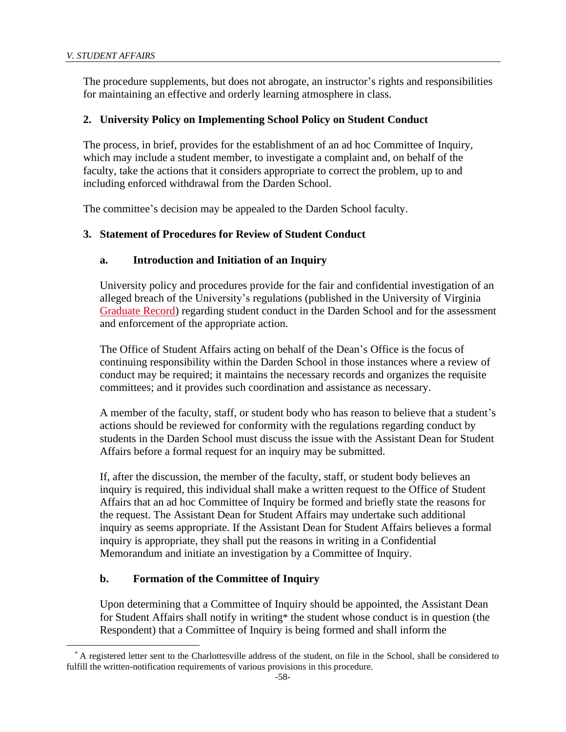The procedure supplements, but does not abrogate, an instructor's rights and responsibilities for maintaining an effective and orderly learning atmosphere in class.

### 2. University Policy on Implementing School Policy on Student Conduct

The process, in brief, provides for the establishment of an ad hoc Committee of Inquiry, which may include a student member, to investigate a complaint and, on behalf of the faculty, take the actions that it considers appropriate to correct the problem, up to and including enforced withdrawal from the Darden School.

The committee's decision may be appealed to the Darden School faculty.

### 3. Statement of Procedures for Review of Student Conduct

#### a. Introduction and Initiation of an Inquiry

University policy and procedures provide for the fair and confidential investigation of an alleged breach of the University's regulations (published in the University of Virginia Graduate Record) regarding student conduct in the Darden School and for the assessment and enforcement of the appropriate action.

The Office of Student Affairs acting on behalf of the Dean's Office is the focus of continuing responsibility within the Darden School in those instances where a review of conduct may be required; it maintains the necessary records and organizes the requisite committees; and it provides such coordination and assistance as necessary.

A member of the faculty, staff, or student body who has reason to believe that a student's actions should be reviewed for conformity with the regulations regarding conduct by students in the Darden School must discuss the issue with the Assistant Dean for Student Affairs before a formal request for an inquiry may be submitted.

If, after the discussion, the member of the faculty, staff, or student body believes an inquiry is required, this individual shall make a written request to the Office of Student Affairs that an ad hoc Committee of Inquiry be formed and briefly state the reasons for the request. The Assistant Dean for Student Affairs may undertake such additional inquiry as seems appropriate. If the Assistant Dean for Student Affairs believes a formal inquiry is appropriate, they shall put the reasons in writing in a Confidential Memorandum and initiate an investigation by a Committee of Inquiry.

#### b. Formation of the Committee of Inquiry

Upon determining that a Committee of Inquiry should be appointed, the Assistant Dean for Student Affairs shall notify in writing* the student whose conduct is in question (the Respondent) that a Committee of Inquiry is being formed and shall inform the

---

* A registered letter sent to the Charlottesville address of the student, on file in the School, shall be considered to fulfill the written-notification requirements of various provisions in this procedure.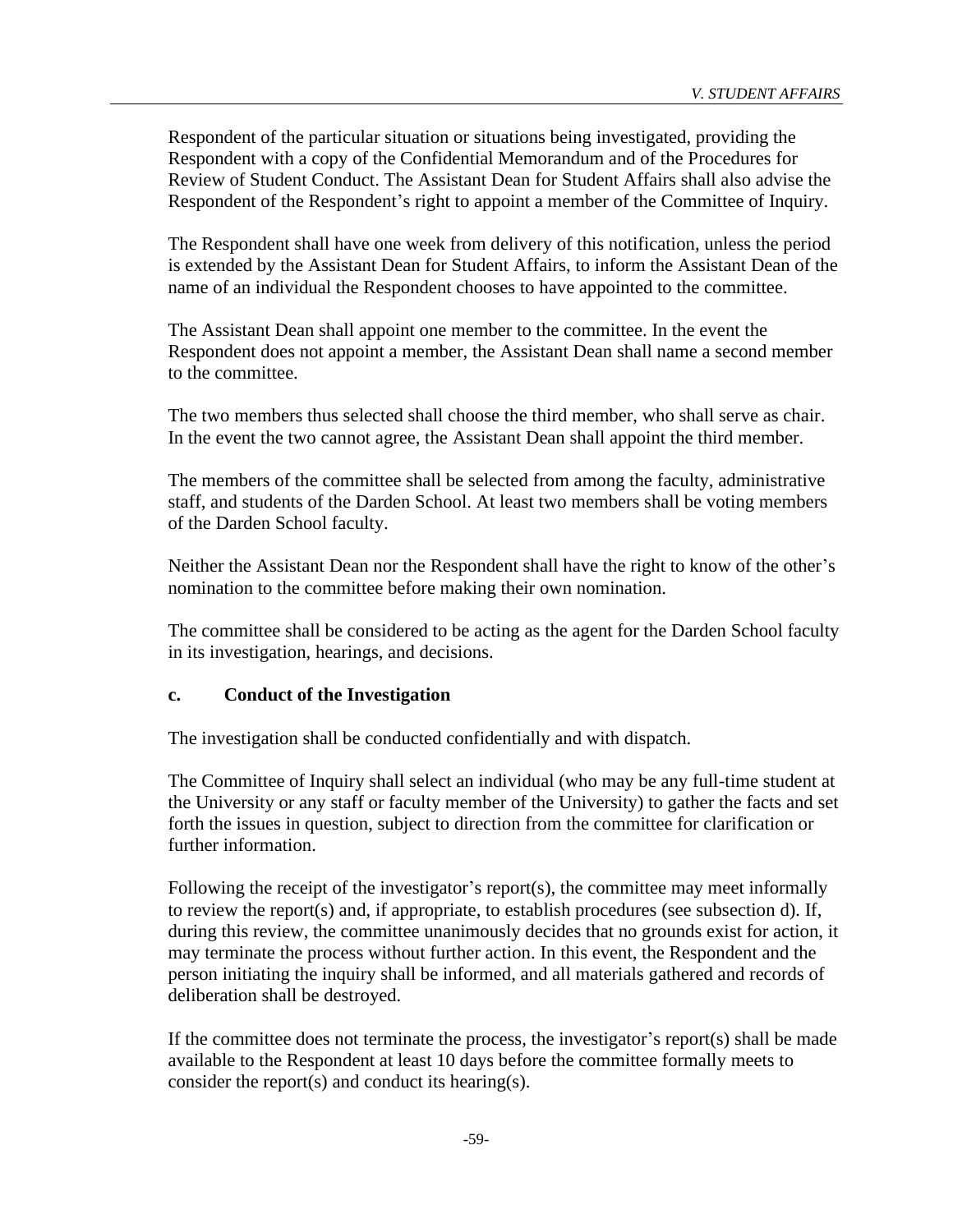Respondent of the particular situation or situations being investigated, providing the Respondent with a copy of the Confidential Memorandum and of the Procedures for Review of Student Conduct. The Assistant Dean for Student Affairs shall also advise the Respondent of the Respondent's right to appoint a member of the Committee of Inquiry.

The Respondent shall have one week from delivery of this notification, unless the period is extended by the Assistant Dean for Student Affairs, to inform the Assistant Dean of the name of an individual the Respondent chooses to have appointed to the committee.

The Assistant Dean shall appoint one member to the committee. In the event the Respondent does not appoint a member, the Assistant Dean shall name a second member to the committee.

The two members thus selected shall choose the third member, who shall serve as chair. In the event the two cannot agree, the Assistant Dean shall appoint the third member.

The members of the committee shall be selected from among the faculty, administrative staff, and students of the Darden School. At least two members shall be voting members of the Darden School faculty.

Neither the Assistant Dean nor the Respondent shall have the right to know of the other's nomination to the committee before making their own nomination.

The committee shall be considered to be acting as the agent for the Darden School faculty in its investigation, hearings, and decisions.

#### c. Conduct of the Investigation

The investigation shall be conducted confidentially and with dispatch.

The Committee of Inquiry shall select an individual (who may be any full-time student at the University or any staff or faculty member of the University) to gather the facts and set forth the issues in question, subject to direction from the committee for clarification or further information.

Following the receipt of the investigator's report(s), the committee may meet informally to review the report(s) and, if appropriate, to establish procedures (see subsection d). If, during this review, the committee unanimously decides that no grounds exist for action, it may terminate the process without further action. In this event, the Respondent and the person initiating the inquiry shall be informed, and all materials gathered and records of deliberation shall be destroyed.

If the committee does not terminate the process, the investigator's report(s) shall be made available to the Respondent at least 10 days before the committee formally meets to consider the report(s) and conduct its hearing(s).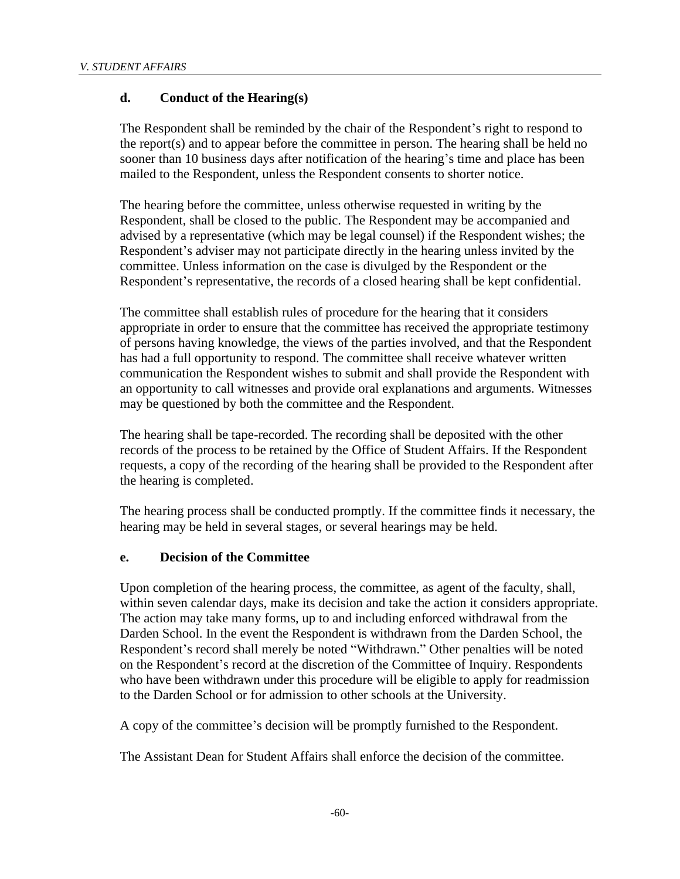### d. Conduct of the Hearing(s)

The Respondent shall be reminded by the chair of the Respondent's right to respond to the report(s) and to appear before the committee in person. The hearing shall be held no sooner than 10 business days after notification of the hearing's time and place has been mailed to the Respondent, unless the Respondent consents to shorter notice.

The hearing before the committee, unless otherwise requested in writing by the Respondent, shall be closed to the public. The Respondent may be accompanied and advised by a representative (which may be legal counsel) if the Respondent wishes; the Respondent's adviser may not participate directly in the hearing unless invited by the committee. Unless information on the case is divulged by the Respondent or the Respondent's representative, the records of a closed hearing shall be kept confidential.

The committee shall establish rules of procedure for the hearing that it considers appropriate in order to ensure that the committee has received the appropriate testimony of persons having knowledge, the views of the parties involved, and that the Respondent has had a full opportunity to respond. The committee shall receive whatever written communication the Respondent wishes to submit and shall provide the Respondent with an opportunity to call witnesses and provide oral explanations and arguments. Witnesses may be questioned by both the committee and the Respondent.

The hearing shall be tape-recorded. The recording shall be deposited with the other records of the process to be retained by the Office of Student Affairs. If the Respondent requests, a copy of the recording of the hearing shall be provided to the Respondent after the hearing is completed.

The hearing process shall be conducted promptly. If the committee finds it necessary, the hearing may be held in several stages, or several hearings may be held.

### e. Decision of the Committee

Upon completion of the hearing process, the committee, as agent of the faculty, shall, within seven calendar days, make its decision and take the action it considers appropriate. The action may take many forms, up to and including enforced withdrawal from the Darden School. In the event the Respondent is withdrawn from the Darden School, the Respondent's record shall merely be noted "Withdrawn." Other penalties will be noted on the Respondent's record at the discretion of the Committee of Inquiry. Respondents who have been withdrawn under this procedure will be eligible to apply for readmission to the Darden School or for admission to other schools at the University.

A copy of the committee's decision will be promptly furnished to the Respondent.

The Assistant Dean for Student Affairs shall enforce the decision of the committee.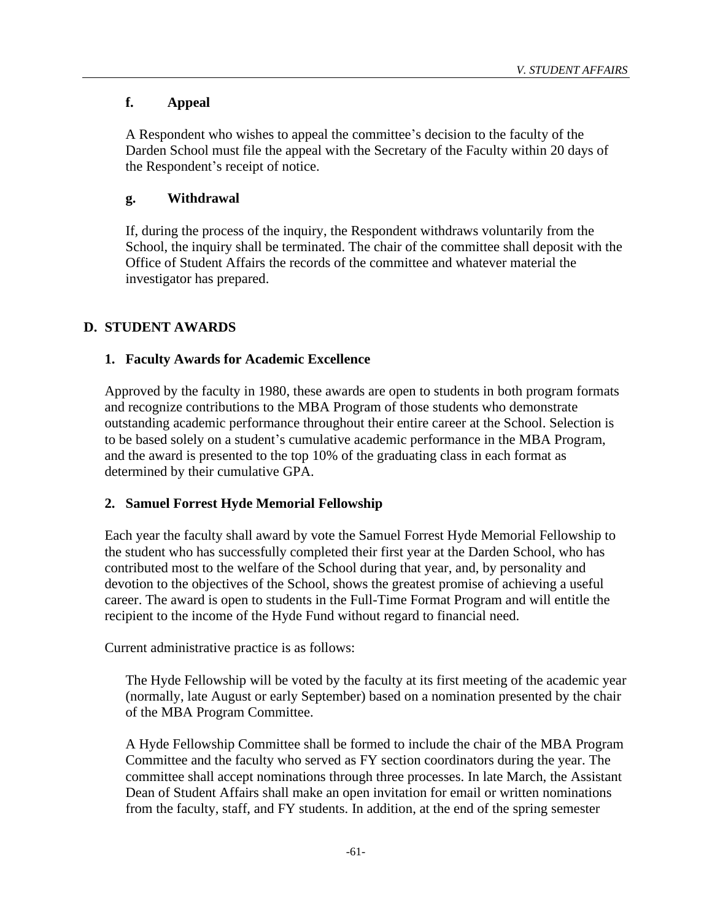#### f. Appeal

A Respondent who wishes to appeal the committee's decision to the faculty of the Darden School must file the appeal with the Secretary of the Faculty within 20 days of the Respondent's receipt of notice.

#### g. Withdrawal

If, during the process of the inquiry, the Respondent withdraws voluntarily from the School, the inquiry shall be terminated. The chair of the committee shall deposit with the Office of Student Affairs the records of the committee and whatever material the investigator has prepared.

## D. STUDENT AWARDS

### 1. Faculty Awards for Academic Excellence

Approved by the faculty in 1980, these awards are open to students in both program formats and recognize contributions to the MBA Program of those students who demonstrate outstanding academic performance throughout their entire career at the School. Selection is to be based solely on a student's cumulative academic performance in the MBA Program, and the award is presented to the top 10% of the graduating class in each format as determined by their cumulative GPA.

### 2. Samuel Forrest Hyde Memorial Fellowship

Each year the faculty shall award by vote the Samuel Forrest Hyde Memorial Fellowship to the student who has successfully completed their first year at the Darden School, who has contributed most to the welfare of the School during that year, and, by personality and devotion to the objectives of the School, shows the greatest promise of achieving a useful career. The award is open to students in the Full-Time Format Program and will entitle the recipient to the income of the Hyde Fund without regard to financial need.

Current administrative practice is as follows:

> The Hyde Fellowship will be voted by the faculty at its first meeting of the academic year (normally, late August or early September) based on a nomination presented by the chair of the MBA Program Committee.
>
> A Hyde Fellowship Committee shall be formed to include the chair of the MBA Program Committee and the faculty who served as FY section coordinators during the year. The committee shall accept nominations through three processes. In late March, the Assistant Dean of Student Affairs shall make an open invitation for email or written nominations from the faculty, staff, and FY students. In addition, at the end of the spring semester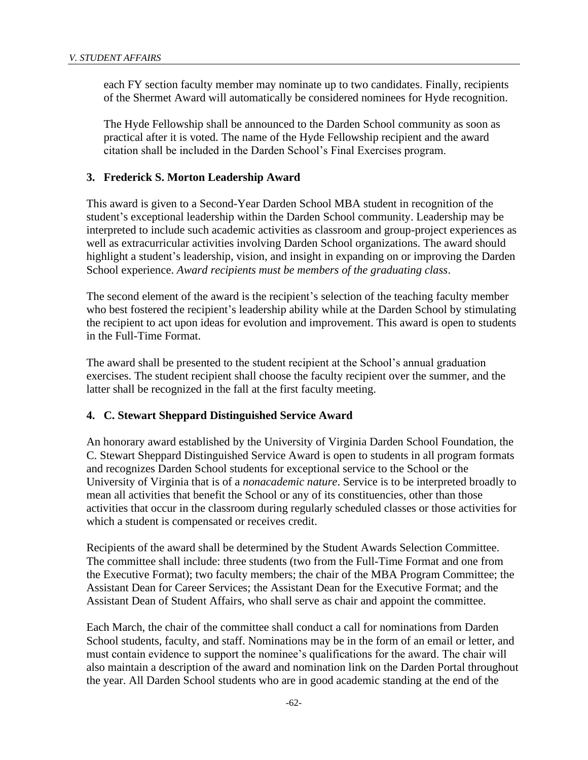each FY section faculty member may nominate up to two candidates. Finally, recipients of the Shermet Award will automatically be considered nominees for Hyde recognition.

The Hyde Fellowship shall be announced to the Darden School community as soon as practical after it is voted. The name of the Hyde Fellowship recipient and the award citation shall be included in the Darden School's Final Exercises program.

### 3. Frederick S. Morton Leadership Award

This award is given to a Second-Year Darden School MBA student in recognition of the student's exceptional leadership within the Darden School community. Leadership may be interpreted to include such academic activities as classroom and group-project experiences as well as extracurricular activities involving Darden School organizations. The award should highlight a student's leadership, vision, and insight in expanding on or improving the Darden School experience. *Award recipients must be members of the graduating class*.

The second element of the award is the recipient's selection of the teaching faculty member who best fostered the recipient's leadership ability while at the Darden School by stimulating the recipient to act upon ideas for evolution and improvement. This award is open to students in the Full-Time Format.

The award shall be presented to the student recipient at the School's annual graduation exercises. The student recipient shall choose the faculty recipient over the summer, and the latter shall be recognized in the fall at the first faculty meeting.

### 4. C. Stewart Sheppard Distinguished Service Award

An honorary award established by the University of Virginia Darden School Foundation, the C. Stewart Sheppard Distinguished Service Award is open to students in all program formats and recognizes Darden School students for exceptional service to the School or the University of Virginia that is of a *nonacademic nature*. Service is to be interpreted broadly to mean all activities that benefit the School or any of its constituencies, other than those activities that occur in the classroom during regularly scheduled classes or those activities for which a student is compensated or receives credit.

Recipients of the award shall be determined by the Student Awards Selection Committee. The committee shall include: three students (two from the Full-Time Format and one from the Executive Format); two faculty members; the chair of the MBA Program Committee; the Assistant Dean for Career Services; the Assistant Dean for the Executive Format; and the Assistant Dean of Student Affairs, who shall serve as chair and appoint the committee.

Each March, the chair of the committee shall conduct a call for nominations from Darden School students, faculty, and staff. Nominations may be in the form of an email or letter, and must contain evidence to support the nominee's qualifications for the award. The chair will also maintain a description of the award and nomination link on the Darden Portal throughout the year. All Darden School students who are in good academic standing at the end of the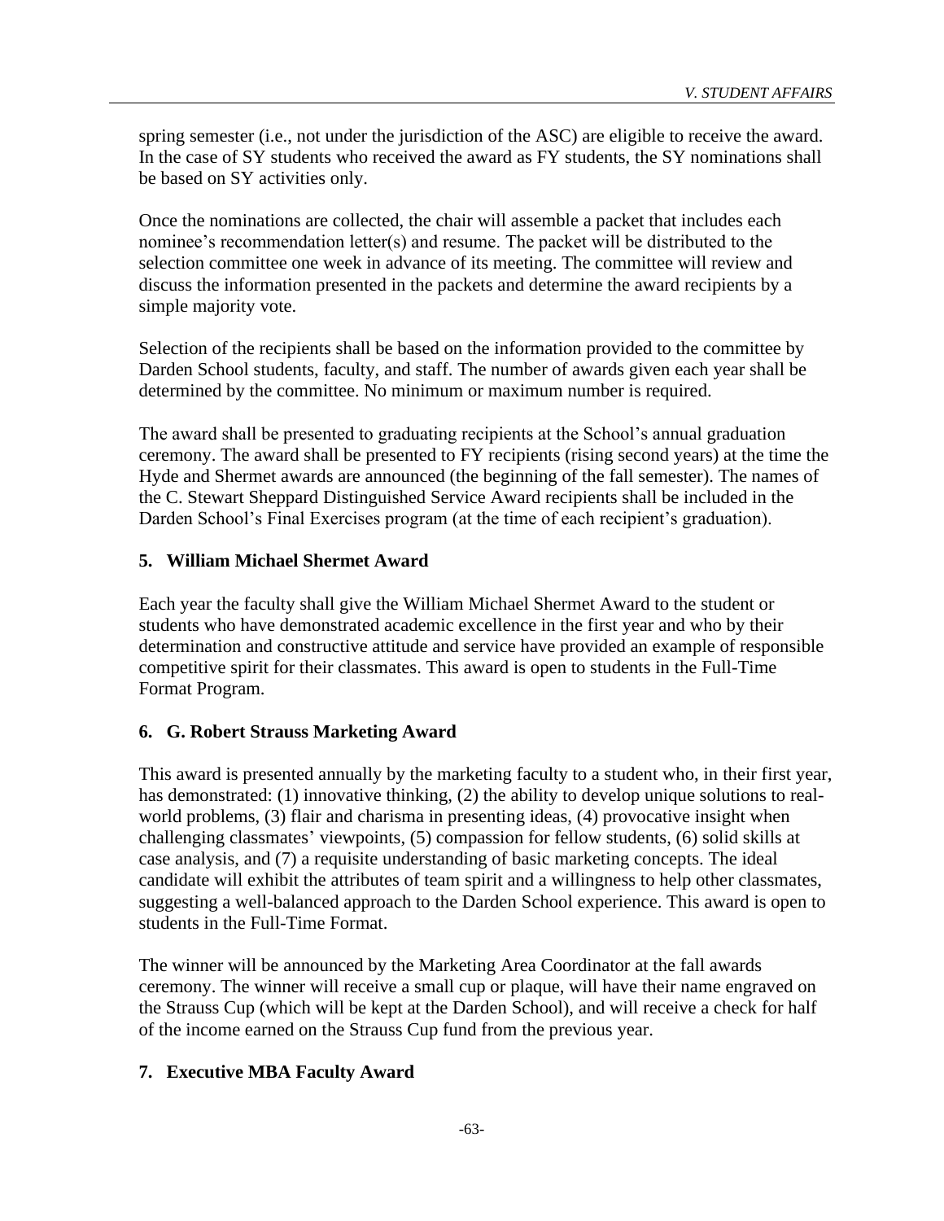spring semester (i.e., not under the jurisdiction of the ASC) are eligible to receive the award. In the case of SY students who received the award as FY students, the SY nominations shall be based on SY activities only.

Once the nominations are collected, the chair will assemble a packet that includes each nominee's recommendation letter(s) and resume. The packet will be distributed to the selection committee one week in advance of its meeting. The committee will review and discuss the information presented in the packets and determine the award recipients by a simple majority vote.

Selection of the recipients shall be based on the information provided to the committee by Darden School students, faculty, and staff. The number of awards given each year shall be determined by the committee. No minimum or maximum number is required.

The award shall be presented to graduating recipients at the School's annual graduation ceremony. The award shall be presented to FY recipients (rising second years) at the time the Hyde and Shermet awards are announced (the beginning of the fall semester). The names of the C. Stewart Sheppard Distinguished Service Award recipients shall be included in the Darden School's Final Exercises program (at the time of each recipient's graduation).

### 5. William Michael Shermet Award

Each year the faculty shall give the William Michael Shermet Award to the student or students who have demonstrated academic excellence in the first year and who by their determination and constructive attitude and service have provided an example of responsible competitive spirit for their classmates. This award is open to students in the Full-Time Format Program.

### 6. G. Robert Strauss Marketing Award

This award is presented annually by the marketing faculty to a student who, in their first year, has demonstrated: (1) innovative thinking, (2) the ability to develop unique solutions to real-world problems, (3) flair and charisma in presenting ideas, (4) provocative insight when challenging classmates' viewpoints, (5) compassion for fellow students, (6) solid skills at case analysis, and (7) a requisite understanding of basic marketing concepts. The ideal candidate will exhibit the attributes of team spirit and a willingness to help other classmates, suggesting a well-balanced approach to the Darden School experience. This award is open to students in the Full-Time Format.

The winner will be announced by the Marketing Area Coordinator at the fall awards ceremony. The winner will receive a small cup or plaque, will have their name engraved on the Strauss Cup (which will be kept at the Darden School), and will receive a check for half of the income earned on the Strauss Cup fund from the previous year.

### 7. Executive MBA Faculty Award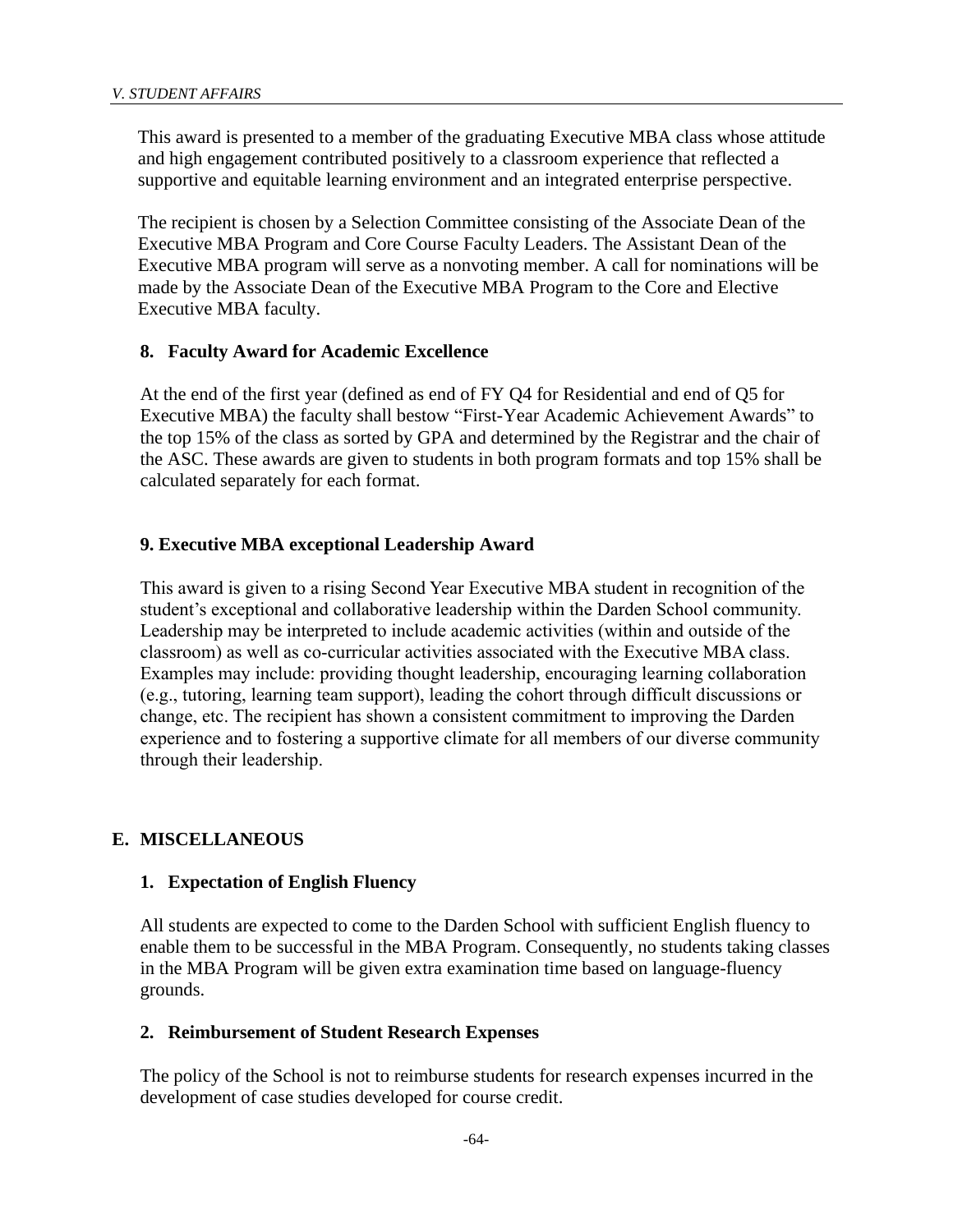This award is presented to a member of the graduating Executive MBA class whose attitude and high engagement contributed positively to a classroom experience that reflected a supportive and equitable learning environment and an integrated enterprise perspective.

The recipient is chosen by a Selection Committee consisting of the Associate Dean of the Executive MBA Program and Core Course Faculty Leaders. The Assistant Dean of the Executive MBA program will serve as a nonvoting member. A call for nominations will be made by the Associate Dean of the Executive MBA Program to the Core and Elective Executive MBA faculty.

### 8. Faculty Award for Academic Excellence

At the end of the first year (defined as end of FY Q4 for Residential and end of Q5 for Executive MBA) the faculty shall bestow "First-Year Academic Achievement Awards" to the top 15% of the class as sorted by GPA and determined by the Registrar and the chair of the ASC. These awards are given to students in both program formats and top 15% shall be calculated separately for each format.

### 9. Executive MBA exceptional Leadership Award

This award is given to a rising Second Year Executive MBA student in recognition of the student's exceptional and collaborative leadership within the Darden School community. Leadership may be interpreted to include academic activities (within and outside of the classroom) as well as co-curricular activities associated with the Executive MBA class. Examples may include: providing thought leadership, encouraging learning collaboration (e.g., tutoring, learning team support), leading the cohort through difficult discussions or change, etc. The recipient has shown a consistent commitment to improving the Darden experience and to fostering a supportive climate for all members of our diverse community through their leadership.

## E. MISCELLANEOUS

### 1. Expectation of English Fluency

All students are expected to come to the Darden School with sufficient English fluency to enable them to be successful in the MBA Program. Consequently, no students taking classes in the MBA Program will be given extra examination time based on language-fluency grounds.

### 2. Reimbursement of Student Research Expenses

The policy of the School is not to reimburse students for research expenses incurred in the development of case studies developed for course credit.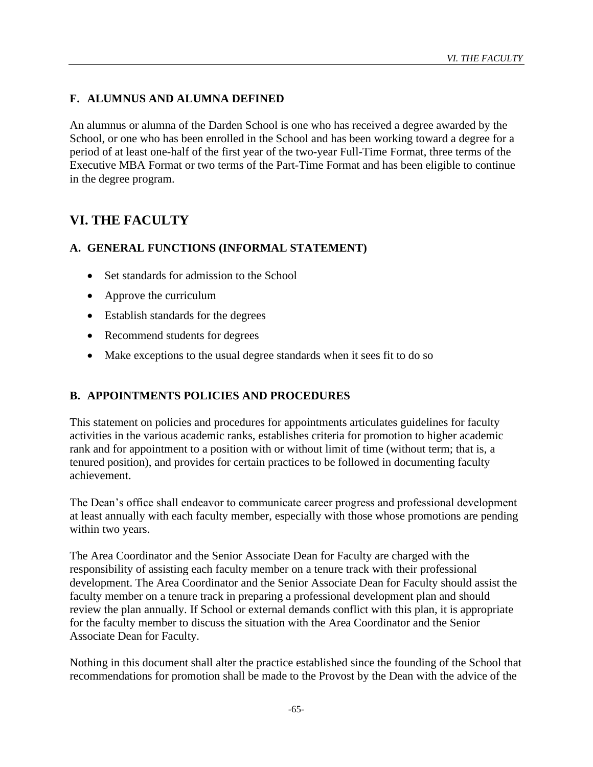### F. ALUMNUS AND ALUMNA DEFINED

An alumnus or alumna of the Darden School is one who has received a degree awarded by the School, or one who has been enrolled in the School and has been working toward a degree for a period of at least one-half of the first year of the two-year Full-Time Format, three terms of the Executive MBA Format or two terms of the Part-Time Format and has been eligible to continue in the degree program.

## VI. THE FACULTY

### A. GENERAL FUNCTIONS (INFORMAL STATEMENT)

- Set standards for admission to the School
- Approve the curriculum
- Establish standards for the degrees
- Recommend students for degrees
- Make exceptions to the usual degree standards when it sees fit to do so

### B. APPOINTMENTS POLICIES AND PROCEDURES

This statement on policies and procedures for appointments articulates guidelines for faculty activities in the various academic ranks, establishes criteria for promotion to higher academic rank and for appointment to a position with or without limit of time (without term; that is, a tenured position), and provides for certain practices to be followed in documenting faculty achievement.

The Dean's office shall endeavor to communicate career progress and professional development at least annually with each faculty member, especially with those whose promotions are pending within two years.

The Area Coordinator and the Senior Associate Dean for Faculty are charged with the responsibility of assisting each faculty member on a tenure track with their professional development. The Area Coordinator and the Senior Associate Dean for Faculty should assist the faculty member on a tenure track in preparing a professional development plan and should review the plan annually. If School or external demands conflict with this plan, it is appropriate for the faculty member to discuss the situation with the Area Coordinator and the Senior Associate Dean for Faculty.

Nothing in this document shall alter the practice established since the founding of the School that recommendations for promotion shall be made to the Provost by the Dean with the advice of the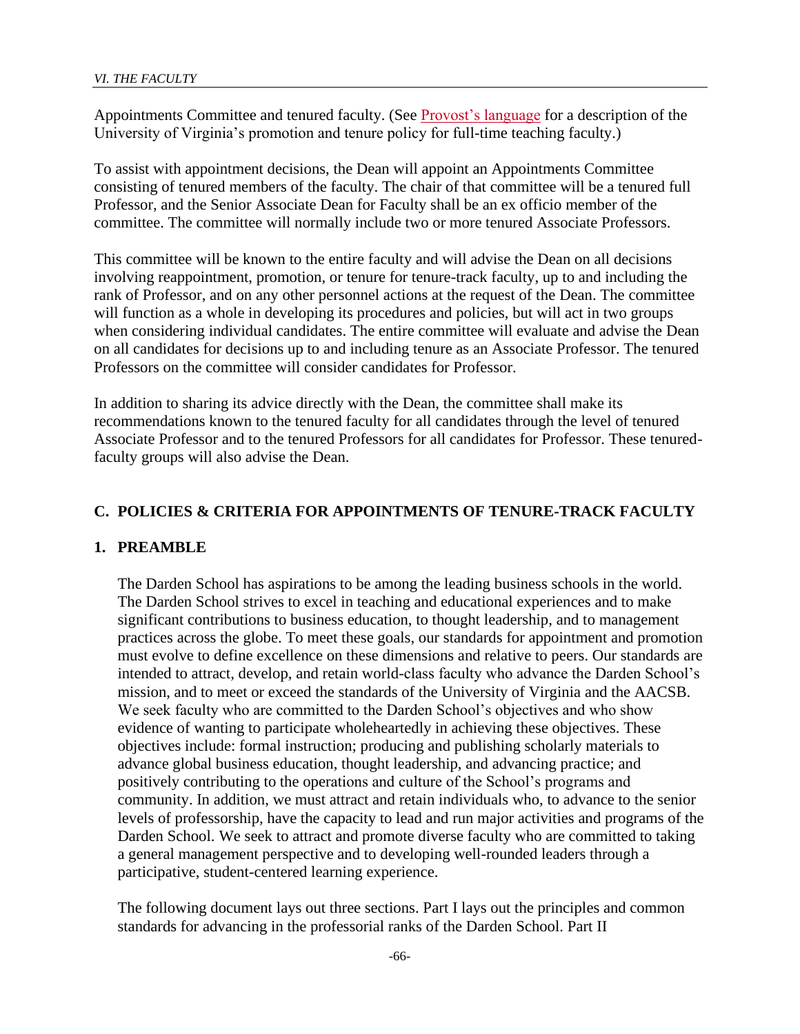Appointments Committee and tenured faculty. (See [Provost's language] for a description of the University of Virginia's promotion and tenure policy for full-time teaching faculty.)

To assist with appointment decisions, the Dean will appoint an Appointments Committee consisting of tenured members of the faculty. The chair of that committee will be a tenured full Professor, and the Senior Associate Dean for Faculty shall be an ex officio member of the committee. The committee will normally include two or more tenured Associate Professors.

This committee will be known to the entire faculty and will advise the Dean on all decisions involving reappointment, promotion, or tenure for tenure-track faculty, up to and including the rank of Professor, and on any other personnel actions at the request of the Dean. The committee will function as a whole in developing its procedures and policies, but will act in two groups when considering individual candidates. The entire committee will evaluate and advise the Dean on all candidates for decisions up to and including tenure as an Associate Professor. The tenured Professors on the committee will consider candidates for Professor.

In addition to sharing its advice directly with the Dean, the committee shall make its recommendations known to the tenured faculty for all candidates through the level of tenured Associate Professor and to the tenured Professors for all candidates for Professor. These tenured-faculty groups will also advise the Dean.

## C. POLICIES & CRITERIA FOR APPOINTMENTS OF TENURE-TRACK FACULTY

### 1. PREAMBLE

The Darden School has aspirations to be among the leading business schools in the world. The Darden School strives to excel in teaching and educational experiences and to make significant contributions to business education, to thought leadership, and to management practices across the globe. To meet these goals, our standards for appointment and promotion must evolve to define excellence on these dimensions and relative to peers. Our standards are intended to attract, develop, and retain world-class faculty who advance the Darden School's mission, and to meet or exceed the standards of the University of Virginia and the AACSB. We seek faculty who are committed to the Darden School's objectives and who show evidence of wanting to participate wholeheartedly in achieving these objectives. These objectives include: formal instruction; producing and publishing scholarly materials to advance global business education, thought leadership, and advancing practice; and positively contributing to the operations and culture of the School's programs and community. In addition, we must attract and retain individuals who, to advance to the senior levels of professorship, have the capacity to lead and run major activities and programs of the Darden School. We seek to attract and promote diverse faculty who are committed to taking a general management perspective and to developing well-rounded leaders through a participative, student-centered learning experience.

The following document lays out three sections. Part I lays out the principles and common standards for advancing in the professorial ranks of the Darden School. Part II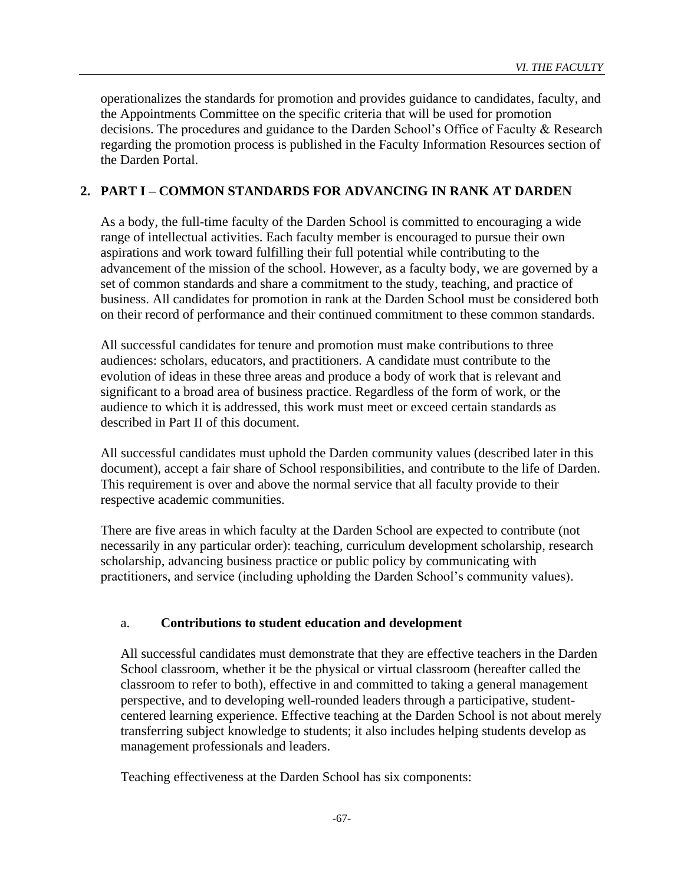operationalizes the standards for promotion and provides guidance to candidates, faculty, and the Appointments Committee on the specific criteria that will be used for promotion decisions. The procedures and guidance to the Darden School's Office of Faculty & Research regarding the promotion process is published in the Faculty Information Resources section of the Darden Portal.

## 2. PART I – COMMON STANDARDS FOR ADVANCING IN RANK AT DARDEN

As a body, the full-time faculty of the Darden School is committed to encouraging a wide range of intellectual activities. Each faculty member is encouraged to pursue their own aspirations and work toward fulfilling their full potential while contributing to the advancement of the mission of the school. However, as a faculty body, we are governed by a set of common standards and share a commitment to the study, teaching, and practice of business. All candidates for promotion in rank at the Darden School must be considered both on their record of performance and their continued commitment to these common standards.

All successful candidates for tenure and promotion must make contributions to three audiences: scholars, educators, and practitioners. A candidate must contribute to the evolution of ideas in these three areas and produce a body of work that is relevant and significant to a broad area of business practice. Regardless of the form of work, or the audience to which it is addressed, this work must meet or exceed certain standards as described in Part II of this document.

All successful candidates must uphold the Darden community values (described later in this document), accept a fair share of School responsibilities, and contribute to the life of Darden. This requirement is over and above the normal service that all faculty provide to their respective academic communities.

There are five areas in which faculty at the Darden School are expected to contribute (not necessarily in any particular order): teaching, curriculum development scholarship, research scholarship, advancing business practice or public policy by communicating with practitioners, and service (including upholding the Darden School's community values).

### a. Contributions to student education and development

All successful candidates must demonstrate that they are effective teachers in the Darden School classroom, whether it be the physical or virtual classroom (hereafter called the classroom to refer to both), effective in and committed to taking a general management perspective, and to developing well-rounded leaders through a participative, student-centered learning experience. Effective teaching at the Darden School is not about merely transferring subject knowledge to students; it also includes helping students develop as management professionals and leaders.

Teaching effectiveness at the Darden School has six components: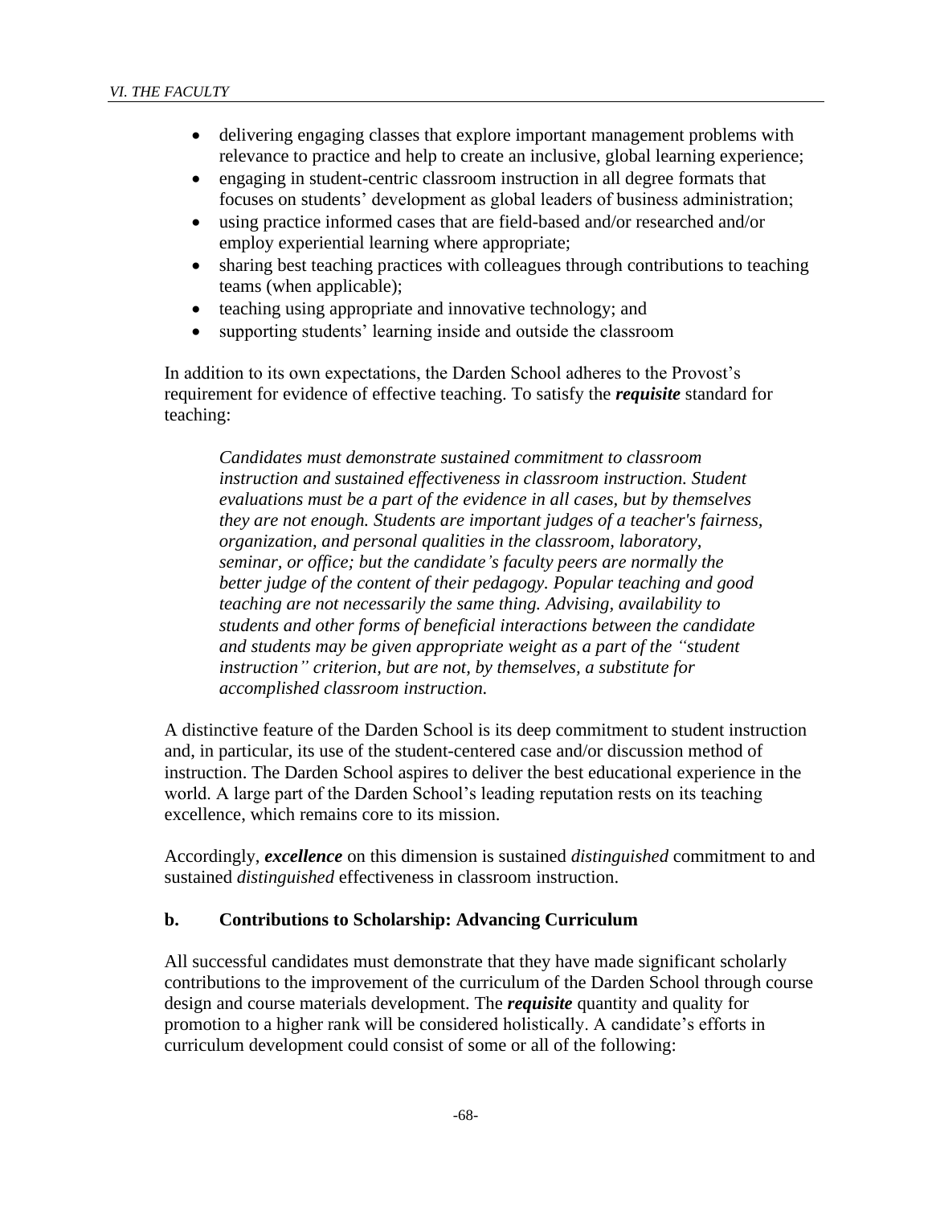- delivering engaging classes that explore important management problems with relevance to practice and help to create an inclusive, global learning experience;
- engaging in student-centric classroom instruction in all degree formats that focuses on students' development as global leaders of business administration;
- using practice informed cases that are field-based and/or researched and/or employ experiential learning where appropriate;
- sharing best teaching practices with colleagues through contributions to teaching teams (when applicable);
- teaching using appropriate and innovative technology; and
- supporting students' learning inside and outside the classroom

In addition to its own expectations, the Darden School adheres to the Provost's requirement for evidence of effective teaching. To satisfy the ***requisite*** standard for teaching:

> *Candidates must demonstrate sustained commitment to classroom instruction and sustained effectiveness in classroom instruction. Student evaluations must be a part of the evidence in all cases, but by themselves they are not enough. Students are important judges of a teacher's fairness, organization, and personal qualities in the classroom, laboratory, seminar, or office; but the candidate's faculty peers are normally the better judge of the content of their pedagogy. Popular teaching and good teaching are not necessarily the same thing. Advising, availability to students and other forms of beneficial interactions between the candidate and students may be given appropriate weight as a part of the "student instruction" criterion, but are not, by themselves, a substitute for accomplished classroom instruction.*

A distinctive feature of the Darden School is its deep commitment to student instruction and, in particular, its use of the student-centered case and/or discussion method of instruction. The Darden School aspires to deliver the best educational experience in the world. A large part of the Darden School's leading reputation rests on its teaching excellence, which remains core to its mission.

Accordingly, ***excellence*** on this dimension is sustained *distinguished* commitment to and sustained *distinguished* effectiveness in classroom instruction.

### b. Contributions to Scholarship: Advancing Curriculum

All successful candidates must demonstrate that they have made significant scholarly contributions to the improvement of the curriculum of the Darden School through course design and course materials development. The ***requisite*** quantity and quality for promotion to a higher rank will be considered holistically. A candidate's efforts in curriculum development could consist of some or all of the following: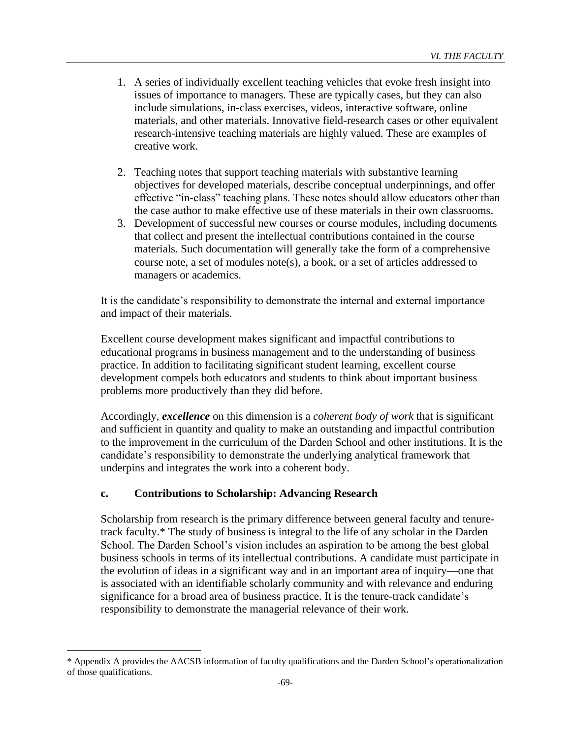1. A series of individually excellent teaching vehicles that evoke fresh insight into issues of importance to managers. These are typically cases, but they can also include simulations, in-class exercises, videos, interactive software, online materials, and other materials. Innovative field-research cases or other equivalent research-intensive teaching materials are highly valued. These are examples of creative work.

2. Teaching notes that support teaching materials with substantive learning objectives for developed materials, describe conceptual underpinnings, and offer effective "in-class" teaching plans. These notes should allow educators other than the case author to make effective use of these materials in their own classrooms.
3. Development of successful new courses or course modules, including documents that collect and present the intellectual contributions contained in the course materials. Such documentation will generally take the form of a comprehensive course note, a set of modules note(s), a book, or a set of articles addressed to managers or academics.

It is the candidate's responsibility to demonstrate the internal and external importance and impact of their materials.

Excellent course development makes significant and impactful contributions to educational programs in business management and to the understanding of business practice. In addition to facilitating significant student learning, excellent course development compels both educators and students to think about important business problems more productively than they did before.

Accordingly, ***excellence*** on this dimension is a *coherent body of work* that is significant and sufficient in quantity and quality to make an outstanding and impactful contribution to the improvement in the curriculum of the Darden School and other institutions. It is the candidate's responsibility to demonstrate the underlying analytical framework that underpins and integrates the work into a coherent body.

### c. Contributions to Scholarship: Advancing Research

Scholarship from research is the primary difference between general faculty and tenure-track faculty.* The study of business is integral to the life of any scholar in the Darden School. The Darden School's vision includes an aspiration to be among the best global business schools in terms of its intellectual contributions. A candidate must participate in the evolution of ideas in a significant way and in an important area of inquiry—one that is associated with an identifiable scholarly community and with relevance and enduring significance for a broad area of business practice. It is the tenure-track candidate's responsibility to demonstrate the managerial relevance of their work.

* Appendix A provides the AACSB information of faculty qualifications and the Darden School's operationalization of those qualifications.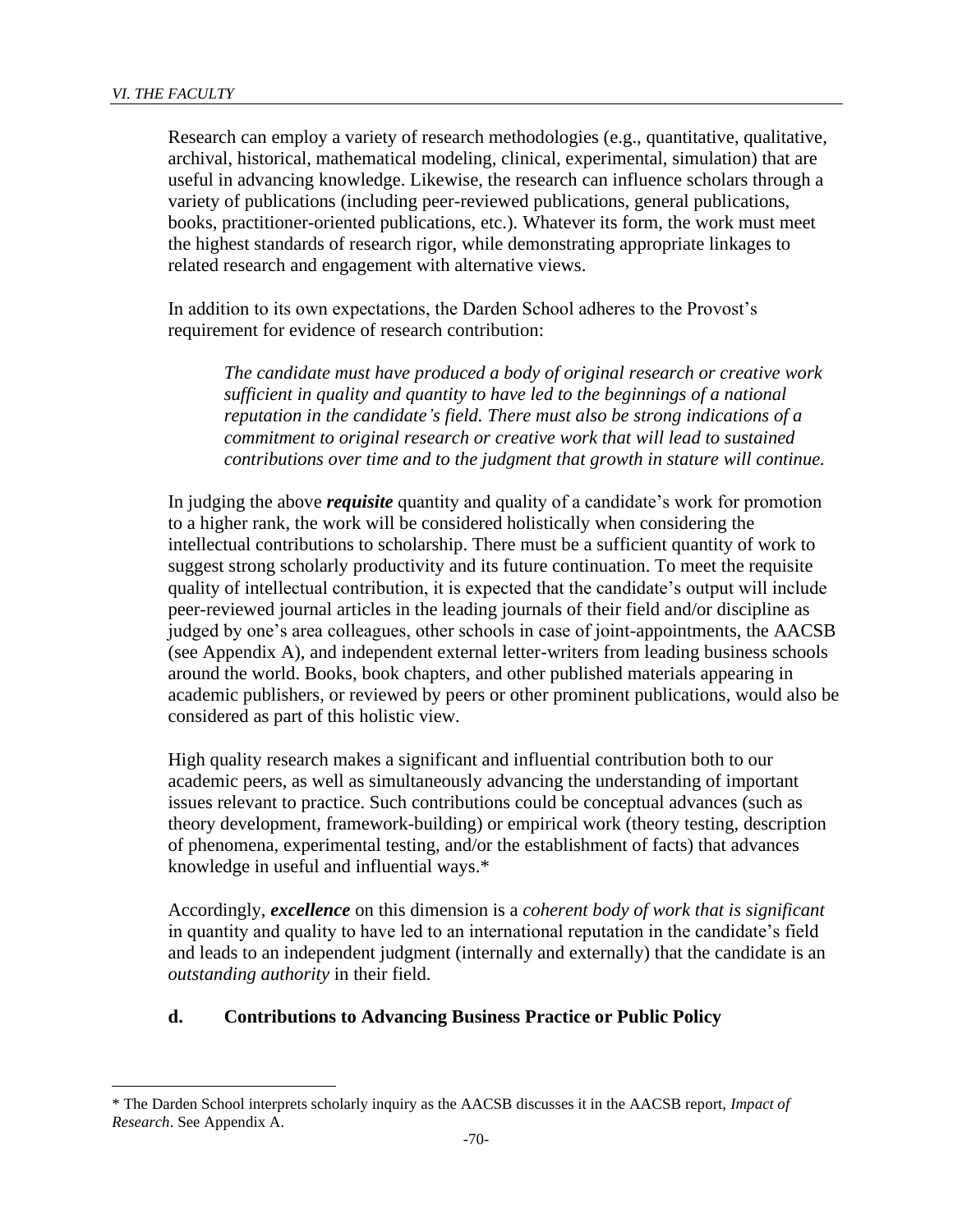Research can employ a variety of research methodologies (e.g., quantitative, qualitative, archival, historical, mathematical modeling, clinical, experimental, simulation) that are useful in advancing knowledge. Likewise, the research can influence scholars through a variety of publications (including peer-reviewed publications, general publications, books, practitioner-oriented publications, etc.). Whatever its form, the work must meet the highest standards of research rigor, while demonstrating appropriate linkages to related research and engagement with alternative views.

In addition to its own expectations, the Darden School adheres to the Provost's requirement for evidence of research contribution:

> *The candidate must have produced a body of original research or creative work sufficient in quality and quantity to have led to the beginnings of a national reputation in the candidate's field. There must also be strong indications of a commitment to original research or creative work that will lead to sustained contributions over time and to the judgment that growth in stature will continue.*

In judging the above ***requisite*** quantity and quality of a candidate's work for promotion to a higher rank, the work will be considered holistically when considering the intellectual contributions to scholarship. There must be a sufficient quantity of work to suggest strong scholarly productivity and its future continuation. To meet the requisite quality of intellectual contribution, it is expected that the candidate's output will include peer-reviewed journal articles in the leading journals of their field and/or discipline as judged by one's area colleagues, other schools in case of joint-appointments, the AACSB (see Appendix A), and independent external letter-writers from leading business schools around the world. Books, book chapters, and other published materials appearing in academic publishers, or reviewed by peers or other prominent publications, would also be considered as part of this holistic view.

High quality research makes a significant and influential contribution both to our academic peers, as well as simultaneously advancing the understanding of important issues relevant to practice. Such contributions could be conceptual advances (such as theory development, framework-building) or empirical work (theory testing, description of phenomena, experimental testing, and/or the establishment of facts) that advances knowledge in useful and influential ways.*

Accordingly, ***excellence*** on this dimension is a *coherent body of work that is significant* in quantity and quality to have led to an international reputation in the candidate's field and leads to an independent judgment (internally and externally) that the candidate is an *outstanding authority* in their field.

### d. Contributions to Advancing Business Practice or Public Policy

---

* The Darden School interprets scholarly inquiry as the AACSB discusses it in the AACSB report, *Impact of Research*. See Appendix A.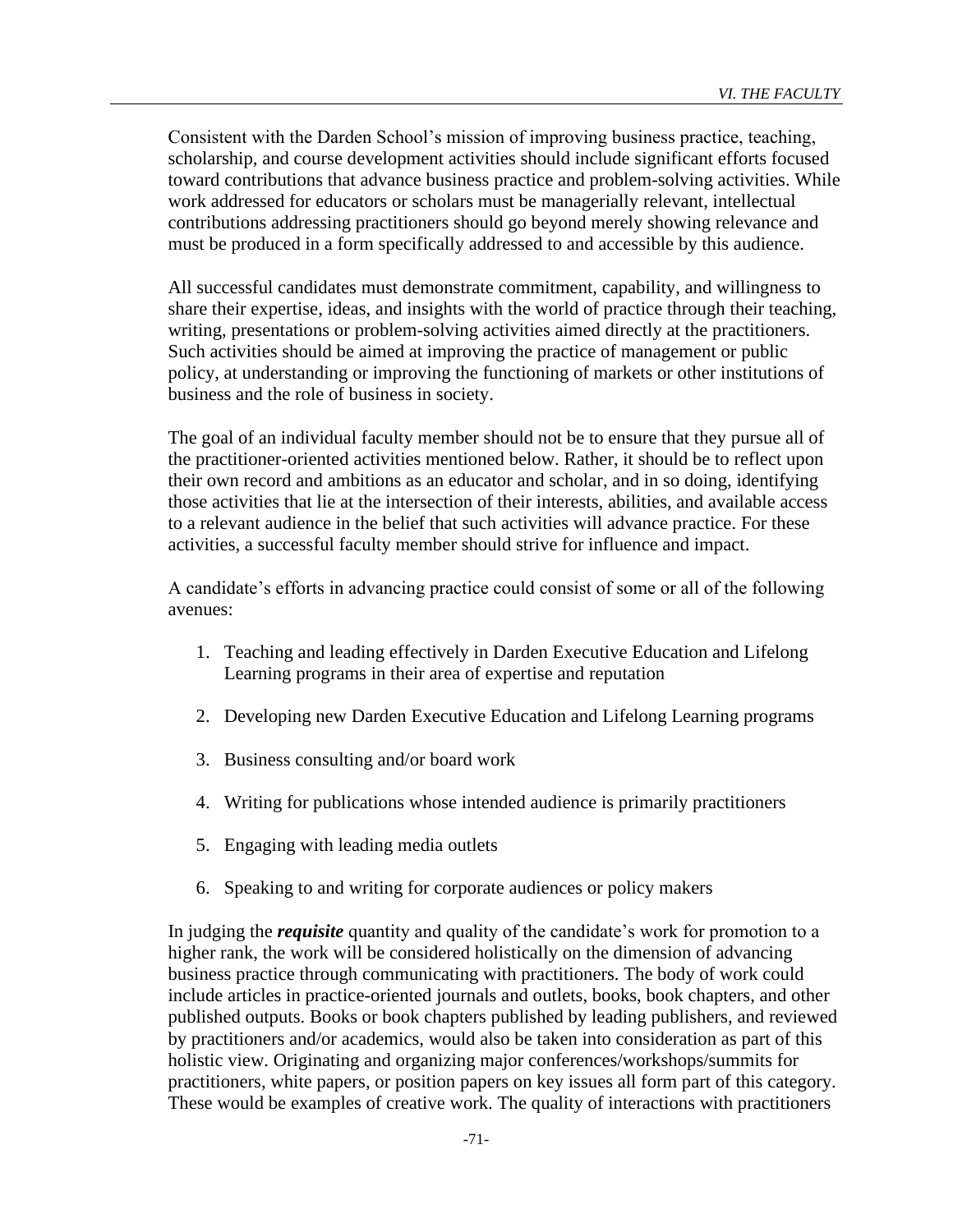Consistent with the Darden School's mission of improving business practice, teaching, scholarship, and course development activities should include significant efforts focused toward contributions that advance business practice and problem-solving activities. While work addressed for educators or scholars must be managerially relevant, intellectual contributions addressing practitioners should go beyond merely showing relevance and must be produced in a form specifically addressed to and accessible by this audience.

All successful candidates must demonstrate commitment, capability, and willingness to share their expertise, ideas, and insights with the world of practice through their teaching, writing, presentations or problem-solving activities aimed directly at the practitioners. Such activities should be aimed at improving the practice of management or public policy, at understanding or improving the functioning of markets or other institutions of business and the role of business in society.

The goal of an individual faculty member should not be to ensure that they pursue all of the practitioner-oriented activities mentioned below. Rather, it should be to reflect upon their own record and ambitions as an educator and scholar, and in so doing, identifying those activities that lie at the intersection of their interests, abilities, and available access to a relevant audience in the belief that such activities will advance practice. For these activities, a successful faculty member should strive for influence and impact.

A candidate's efforts in advancing practice could consist of some or all of the following avenues:

1. Teaching and leading effectively in Darden Executive Education and Lifelong Learning programs in their area of expertise and reputation
2. Developing new Darden Executive Education and Lifelong Learning programs
3. Business consulting and/or board work
4. Writing for publications whose intended audience is primarily practitioners
5. Engaging with leading media outlets
6. Speaking to and writing for corporate audiences or policy makers

In judging the ***requisite*** quantity and quality of the candidate's work for promotion to a higher rank, the work will be considered holistically on the dimension of advancing business practice through communicating with practitioners. The body of work could include articles in practice-oriented journals and outlets, books, book chapters, and other published outputs. Books or book chapters published by leading publishers, and reviewed by practitioners and/or academics, would also be taken into consideration as part of this holistic view. Originating and organizing major conferences/workshops/summits for practitioners, white papers, or position papers on key issues all form part of this category. These would be examples of creative work. The quality of interactions with practitioners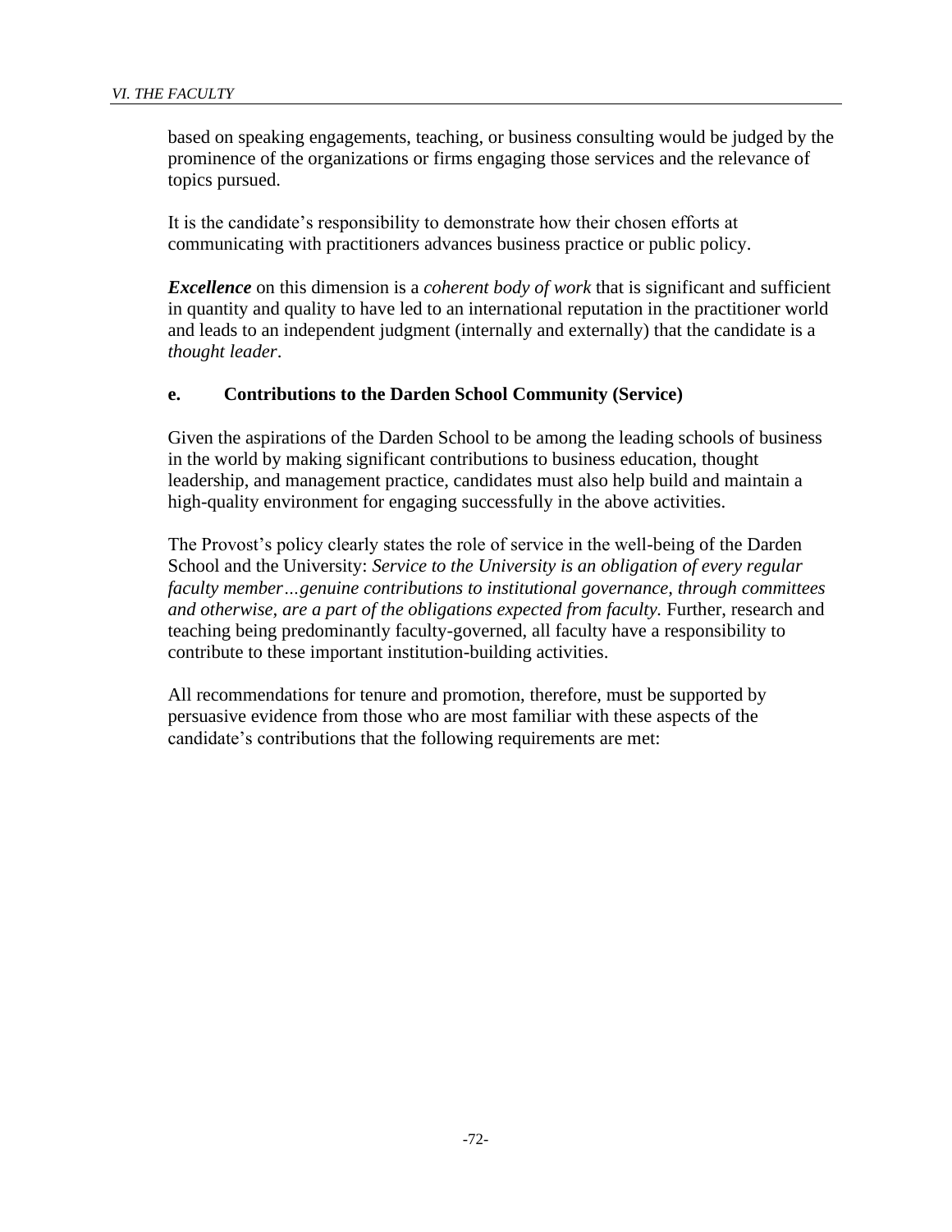based on speaking engagements, teaching, or business consulting would be judged by the prominence of the organizations or firms engaging those services and the relevance of topics pursued.

It is the candidate's responsibility to demonstrate how their chosen efforts at communicating with practitioners advances business practice or public policy.

***Excellence*** on this dimension is a *coherent body of work* that is significant and sufficient in quantity and quality to have led to an international reputation in the practitioner world and leads to an independent judgment (internally and externally) that the candidate is a *thought leader*.

#### e. Contributions to the Darden School Community (Service)

Given the aspirations of the Darden School to be among the leading schools of business in the world by making significant contributions to business education, thought leadership, and management practice, candidates must also help build and maintain a high-quality environment for engaging successfully in the above activities.

The Provost's policy clearly states the role of service in the well-being of the Darden School and the University: *Service to the University is an obligation of every regular faculty member…genuine contributions to institutional governance, through committees and otherwise, are a part of the obligations expected from faculty.* Further, research and teaching being predominantly faculty-governed, all faculty have a responsibility to contribute to these important institution-building activities.

All recommendations for tenure and promotion, therefore, must be supported by persuasive evidence from those who are most familiar with these aspects of the candidate's contributions that the following requirements are met: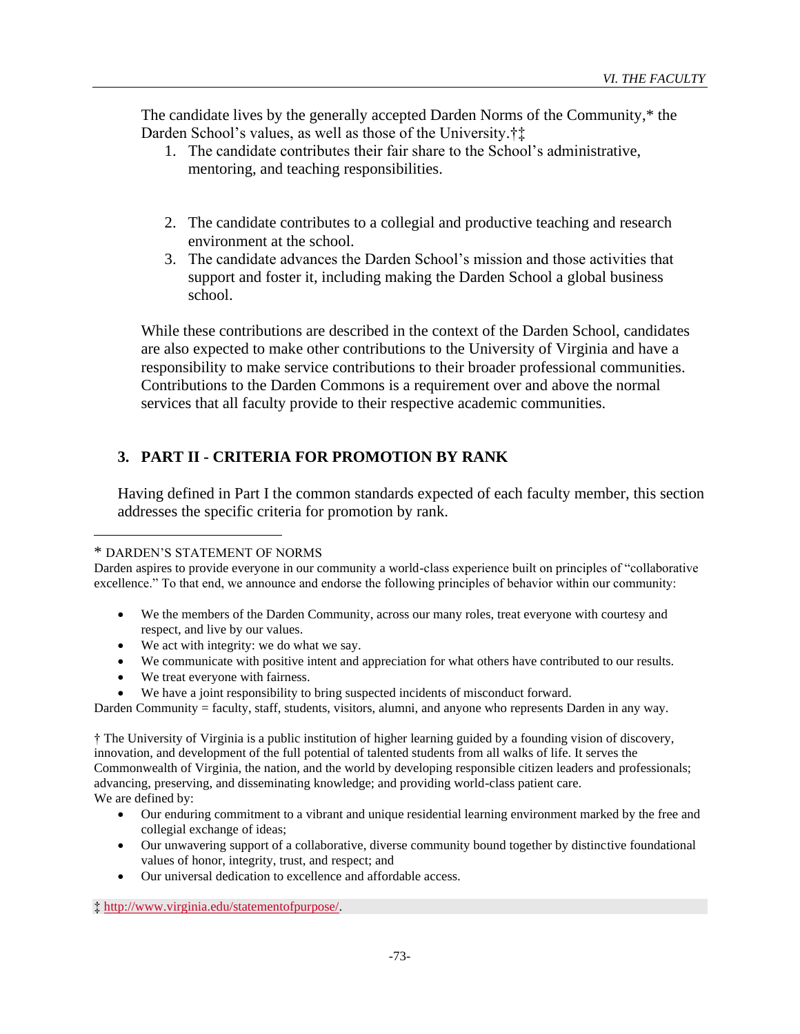The candidate lives by the generally accepted Darden Norms of the Community,* the Darden School's values, as well as those of the University.†‡

1. The candidate contributes their fair share to the School's administrative, mentoring, and teaching responsibilities.
2. The candidate contributes to a collegial and productive teaching and research environment at the school.
3. The candidate advances the Darden School's mission and those activities that support and foster it, including making the Darden School a global business school.

While these contributions are described in the context of the Darden School, candidates are also expected to make other contributions to the University of Virginia and have a responsibility to make service contributions to their broader professional communities. Contributions to the Darden Commons is a requirement over and above the normal services that all faculty provide to their respective academic communities.

## 3. PART II - CRITERIA FOR PROMOTION BY RANK

Having defined in Part I the common standards expected of each faculty member, this section addresses the specific criteria for promotion by rank.

---

* DARDEN'S STATEMENT OF NORMS

Darden aspires to provide everyone in our community a world-class experience built on principles of "collaborative excellence." To that end, we announce and endorse the following principles of behavior within our community:

- We the members of the Darden Community, across our many roles, treat everyone with courtesy and respect, and live by our values.
- We act with integrity: we do what we say.
- We communicate with positive intent and appreciation for what others have contributed to our results.
- We treat everyone with fairness.
- We have a joint responsibility to bring suspected incidents of misconduct forward.

Darden Community = faculty, staff, students, visitors, alumni, and anyone who represents Darden in any way.

† The University of Virginia is a public institution of higher learning guided by a founding vision of discovery, innovation, and development of the full potential of talented students from all walks of life. It serves the Commonwealth of Virginia, the nation, and the world by developing responsible citizen leaders and professionals; advancing, preserving, and disseminating knowledge; and providing world-class patient care.
We are defined by:

- Our enduring commitment to a vibrant and unique residential learning environment marked by the free and collegial exchange of ideas;
- Our unwavering support of a collaborative, diverse community bound together by distinctive foundational values of honor, integrity, trust, and respect; and
- Our universal dedication to excellence and affordable access.

‡ http://www.virginia.edu/statementofpurpose/.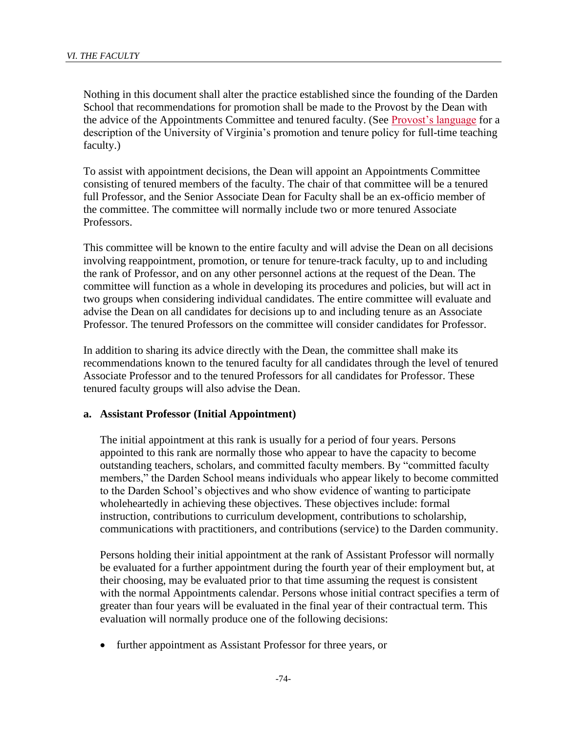Nothing in this document shall alter the practice established since the founding of the Darden School that recommendations for promotion shall be made to the Provost by the Dean with the advice of the Appointments Committee and tenured faculty. (See Provost's language for a description of the University of Virginia's promotion and tenure policy for full-time teaching faculty.)

To assist with appointment decisions, the Dean will appoint an Appointments Committee consisting of tenured members of the faculty. The chair of that committee will be a tenured full Professor, and the Senior Associate Dean for Faculty shall be an ex-officio member of the committee. The committee will normally include two or more tenured Associate Professors.

This committee will be known to the entire faculty and will advise the Dean on all decisions involving reappointment, promotion, or tenure for tenure-track faculty, up to and including the rank of Professor, and on any other personnel actions at the request of the Dean. The committee will function as a whole in developing its procedures and policies, but will act in two groups when considering individual candidates. The entire committee will evaluate and advise the Dean on all candidates for decisions up to and including tenure as an Associate Professor. The tenured Professors on the committee will consider candidates for Professor.

In addition to sharing its advice directly with the Dean, the committee shall make its recommendations known to the tenured faculty for all candidates through the level of tenured Associate Professor and to the tenured Professors for all candidates for Professor. These tenured faculty groups will also advise the Dean.

**a. Assistant Professor (Initial Appointment)**

The initial appointment at this rank is usually for a period of four years. Persons appointed to this rank are normally those who appear to have the capacity to become outstanding teachers, scholars, and committed faculty members. By "committed faculty members," the Darden School means individuals who appear likely to become committed to the Darden School's objectives and who show evidence of wanting to participate wholeheartedly in achieving these objectives. These objectives include: formal instruction, contributions to curriculum development, contributions to scholarship, communications with practitioners, and contributions (service) to the Darden community.

Persons holding their initial appointment at the rank of Assistant Professor will normally be evaluated for a further appointment during the fourth year of their employment but, at their choosing, may be evaluated prior to that time assuming the request is consistent with the normal Appointments calendar. Persons whose initial contract specifies a term of greater than four years will be evaluated in the final year of their contractual term. This evaluation will normally produce one of the following decisions:

- further appointment as Assistant Professor for three years, or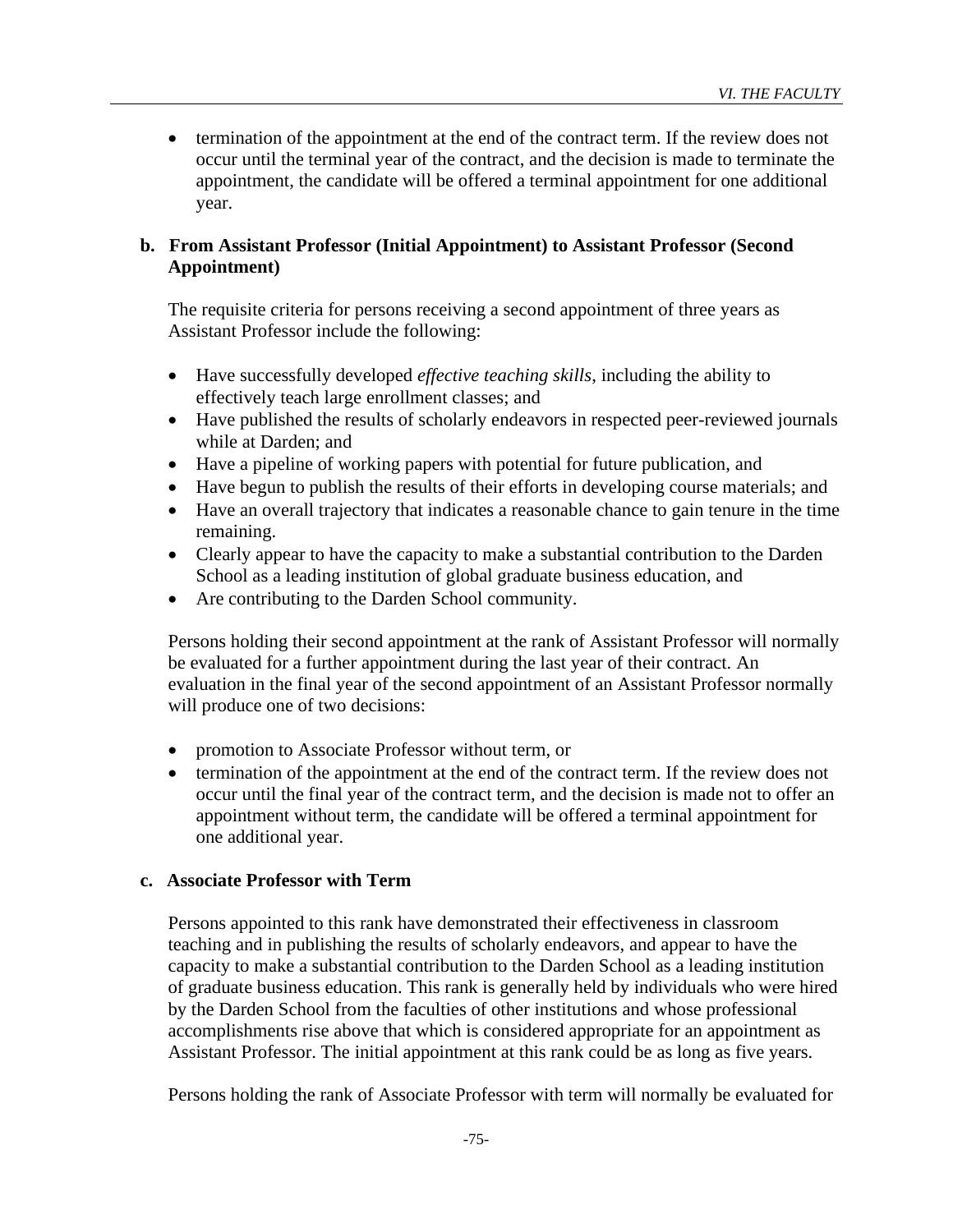- termination of the appointment at the end of the contract term. If the review does not occur until the terminal year of the contract, and the decision is made to terminate the appointment, the candidate will be offered a terminal appointment for one additional year.

### b. From Assistant Professor (Initial Appointment) to Assistant Professor (Second Appointment)

The requisite criteria for persons receiving a second appointment of three years as Assistant Professor include the following:

- Have successfully developed *effective teaching skills*, including the ability to effectively teach large enrollment classes; and
- Have published the results of scholarly endeavors in respected peer-reviewed journals while at Darden; and
- Have a pipeline of working papers with potential for future publication, and
- Have begun to publish the results of their efforts in developing course materials; and
- Have an overall trajectory that indicates a reasonable chance to gain tenure in the time remaining.
- Clearly appear to have the capacity to make a substantial contribution to the Darden School as a leading institution of global graduate business education, and
- Are contributing to the Darden School community.

Persons holding their second appointment at the rank of Assistant Professor will normally be evaluated for a further appointment during the last year of their contract. An evaluation in the final year of the second appointment of an Assistant Professor normally will produce one of two decisions:

- promotion to Associate Professor without term, or
- termination of the appointment at the end of the contract term. If the review does not occur until the final year of the contract term, and the decision is made not to offer an appointment without term, the candidate will be offered a terminal appointment for one additional year.

### c. Associate Professor with Term

Persons appointed to this rank have demonstrated their effectiveness in classroom teaching and in publishing the results of scholarly endeavors, and appear to have the capacity to make a substantial contribution to the Darden School as a leading institution of graduate business education. This rank is generally held by individuals who were hired by the Darden School from the faculties of other institutions and whose professional accomplishments rise above that which is considered appropriate for an appointment as Assistant Professor. The initial appointment at this rank could be as long as five years.

Persons holding the rank of Associate Professor with term will normally be evaluated for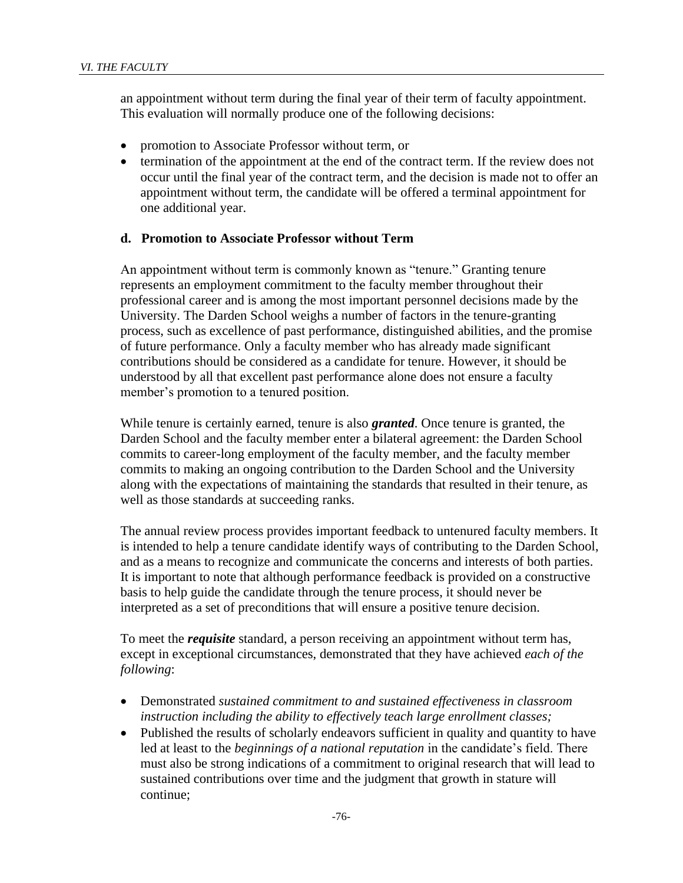an appointment without term during the final year of their term of faculty appointment. This evaluation will normally produce one of the following decisions:

- promotion to Associate Professor without term, or
- termination of the appointment at the end of the contract term. If the review does not occur until the final year of the contract term, and the decision is made not to offer an appointment without term, the candidate will be offered a terminal appointment for one additional year.

### d. Promotion to Associate Professor without Term

An appointment without term is commonly known as "tenure." Granting tenure represents an employment commitment to the faculty member throughout their professional career and is among the most important personnel decisions made by the University. The Darden School weighs a number of factors in the tenure-granting process, such as excellence of past performance, distinguished abilities, and the promise of future performance. Only a faculty member who has already made significant contributions should be considered as a candidate for tenure. However, it should be understood by all that excellent past performance alone does not ensure a faculty member's promotion to a tenured position.

While tenure is certainly earned, tenure is also ***granted***. Once tenure is granted, the Darden School and the faculty member enter a bilateral agreement: the Darden School commits to career-long employment of the faculty member, and the faculty member commits to making an ongoing contribution to the Darden School and the University along with the expectations of maintaining the standards that resulted in their tenure, as well as those standards at succeeding ranks.

The annual review process provides important feedback to untenured faculty members. It is intended to help a tenure candidate identify ways of contributing to the Darden School, and as a means to recognize and communicate the concerns and interests of both parties. It is important to note that although performance feedback is provided on a constructive basis to help guide the candidate through the tenure process, it should never be interpreted as a set of preconditions that will ensure a positive tenure decision.

To meet the ***requisite*** standard, a person receiving an appointment without term has, except in exceptional circumstances, demonstrated that they have achieved *each of the following*:

- Demonstrated *sustained commitment to and sustained effectiveness in classroom instruction including the ability to effectively teach large enrollment classes;*
- Published the results of scholarly endeavors sufficient in quality and quantity to have led at least to the *beginnings of a national reputation* in the candidate's field. There must also be strong indications of a commitment to original research that will lead to sustained contributions over time and the judgment that growth in stature will continue;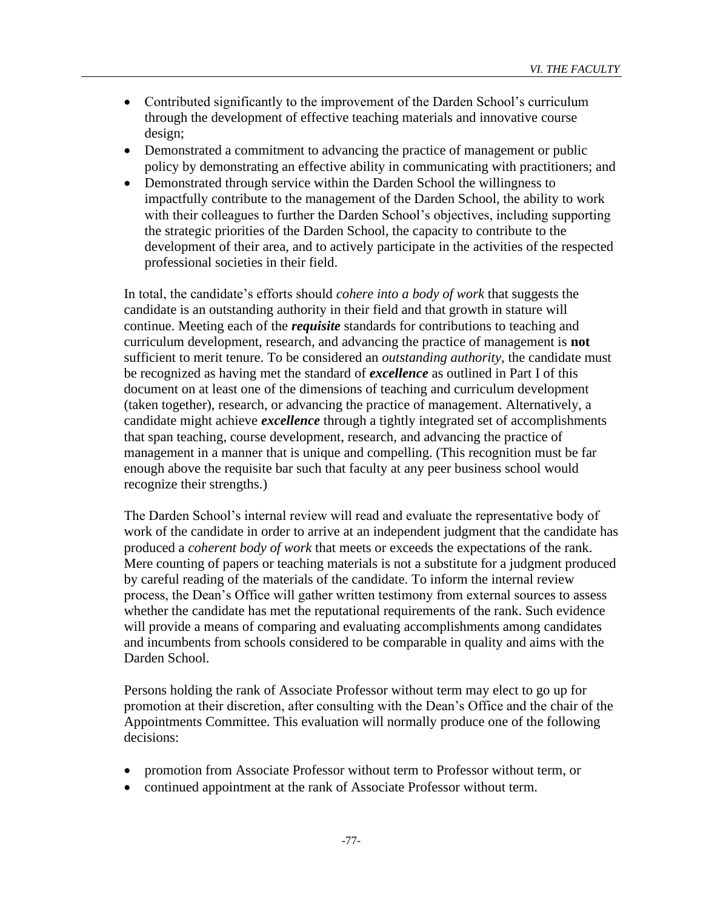- Contributed significantly to the improvement of the Darden School's curriculum through the development of effective teaching materials and innovative course design;
- Demonstrated a commitment to advancing the practice of management or public policy by demonstrating an effective ability in communicating with practitioners; and
- Demonstrated through service within the Darden School the willingness to impactfully contribute to the management of the Darden School, the ability to work with their colleagues to further the Darden School's objectives, including supporting the strategic priorities of the Darden School, the capacity to contribute to the development of their area, and to actively participate in the activities of the respected professional societies in their field.

In total, the candidate's efforts should *cohere into a body of work* that suggests the candidate is an outstanding authority in their field and that growth in stature will continue. Meeting each of the ***requisite*** standards for contributions to teaching and curriculum development, research, and advancing the practice of management is **not** sufficient to merit tenure. To be considered an *outstanding authority,* the candidate must be recognized as having met the standard of ***excellence*** as outlined in Part I of this document on at least one of the dimensions of teaching and curriculum development (taken together), research, or advancing the practice of management. Alternatively, a candidate might achieve ***excellence*** through a tightly integrated set of accomplishments that span teaching, course development, research, and advancing the practice of management in a manner that is unique and compelling. (This recognition must be far enough above the requisite bar such that faculty at any peer business school would recognize their strengths.)

The Darden School's internal review will read and evaluate the representative body of work of the candidate in order to arrive at an independent judgment that the candidate has produced a *coherent body of work* that meets or exceeds the expectations of the rank. Mere counting of papers or teaching materials is not a substitute for a judgment produced by careful reading of the materials of the candidate. To inform the internal review process, the Dean's Office will gather written testimony from external sources to assess whether the candidate has met the reputational requirements of the rank. Such evidence will provide a means of comparing and evaluating accomplishments among candidates and incumbents from schools considered to be comparable in quality and aims with the Darden School.

Persons holding the rank of Associate Professor without term may elect to go up for promotion at their discretion, after consulting with the Dean's Office and the chair of the Appointments Committee. This evaluation will normally produce one of the following decisions:

- promotion from Associate Professor without term to Professor without term, or
- continued appointment at the rank of Associate Professor without term.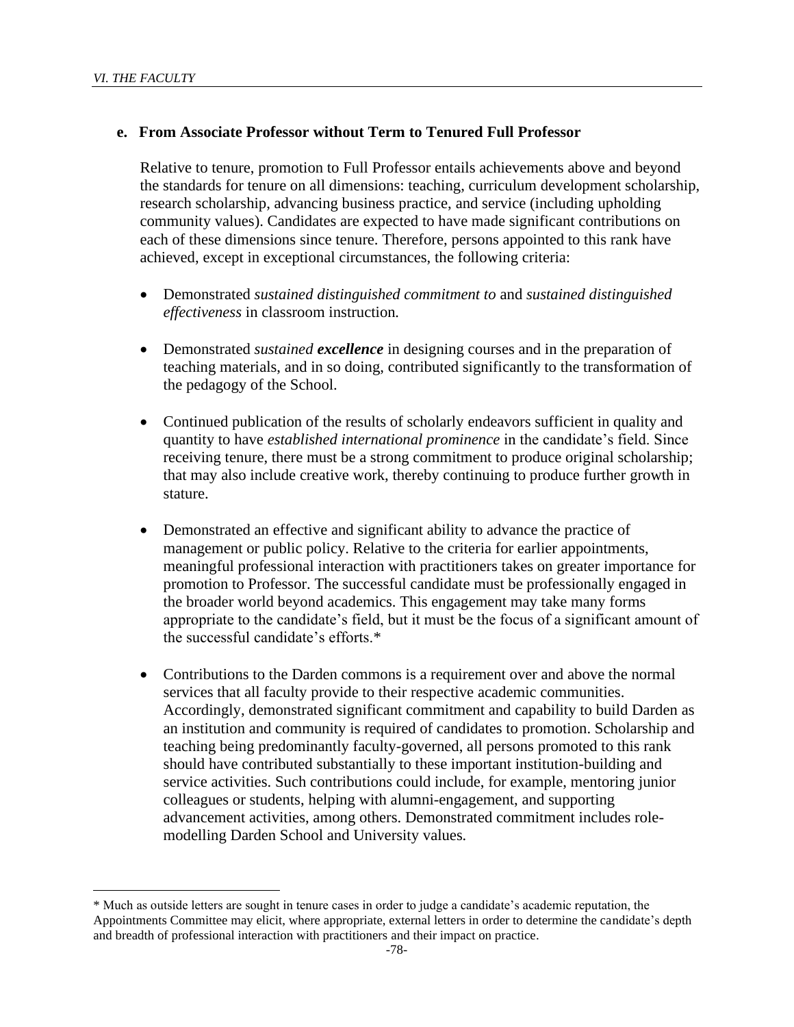#### e. From Associate Professor without Term to Tenured Full Professor

Relative to tenure, promotion to Full Professor entails achievements above and beyond the standards for tenure on all dimensions: teaching, curriculum development scholarship, research scholarship, advancing business practice, and service (including upholding community values). Candidates are expected to have made significant contributions on each of these dimensions since tenure. Therefore, persons appointed to this rank have achieved, except in exceptional circumstances, the following criteria:

- Demonstrated *sustained distinguished commitment to* and *sustained distinguished effectiveness* in classroom instruction.

- Demonstrated *sustained* ***excellence*** in designing courses and in the preparation of teaching materials, and in so doing, contributed significantly to the transformation of the pedagogy of the School.

- Continued publication of the results of scholarly endeavors sufficient in quality and quantity to have *established international prominence* in the candidate's field. Since receiving tenure, there must be a strong commitment to produce original scholarship; that may also include creative work, thereby continuing to produce further growth in stature.

- Demonstrated an effective and significant ability to advance the practice of management or public policy. Relative to the criteria for earlier appointments, meaningful professional interaction with practitioners takes on greater importance for promotion to Professor. The successful candidate must be professionally engaged in the broader world beyond academics. This engagement may take many forms appropriate to the candidate's field, but it must be the focus of a significant amount of the successful candidate's efforts.*

- Contributions to the Darden commons is a requirement over and above the normal services that all faculty provide to their respective academic communities. Accordingly, demonstrated significant commitment and capability to build Darden as an institution and community is required of candidates to promotion. Scholarship and teaching being predominantly faculty-governed, all persons promoted to this rank should have contributed substantially to these important institution-building and service activities. Such contributions could include, for example, mentoring junior colleagues or students, helping with alumni-engagement, and supporting advancement activities, among others. Demonstrated commitment includes role-modelling Darden School and University values.

---

* Much as outside letters are sought in tenure cases in order to judge a candidate's academic reputation, the Appointments Committee may elicit, where appropriate, external letters in order to determine the candidate's depth and breadth of professional interaction with practitioners and their impact on practice.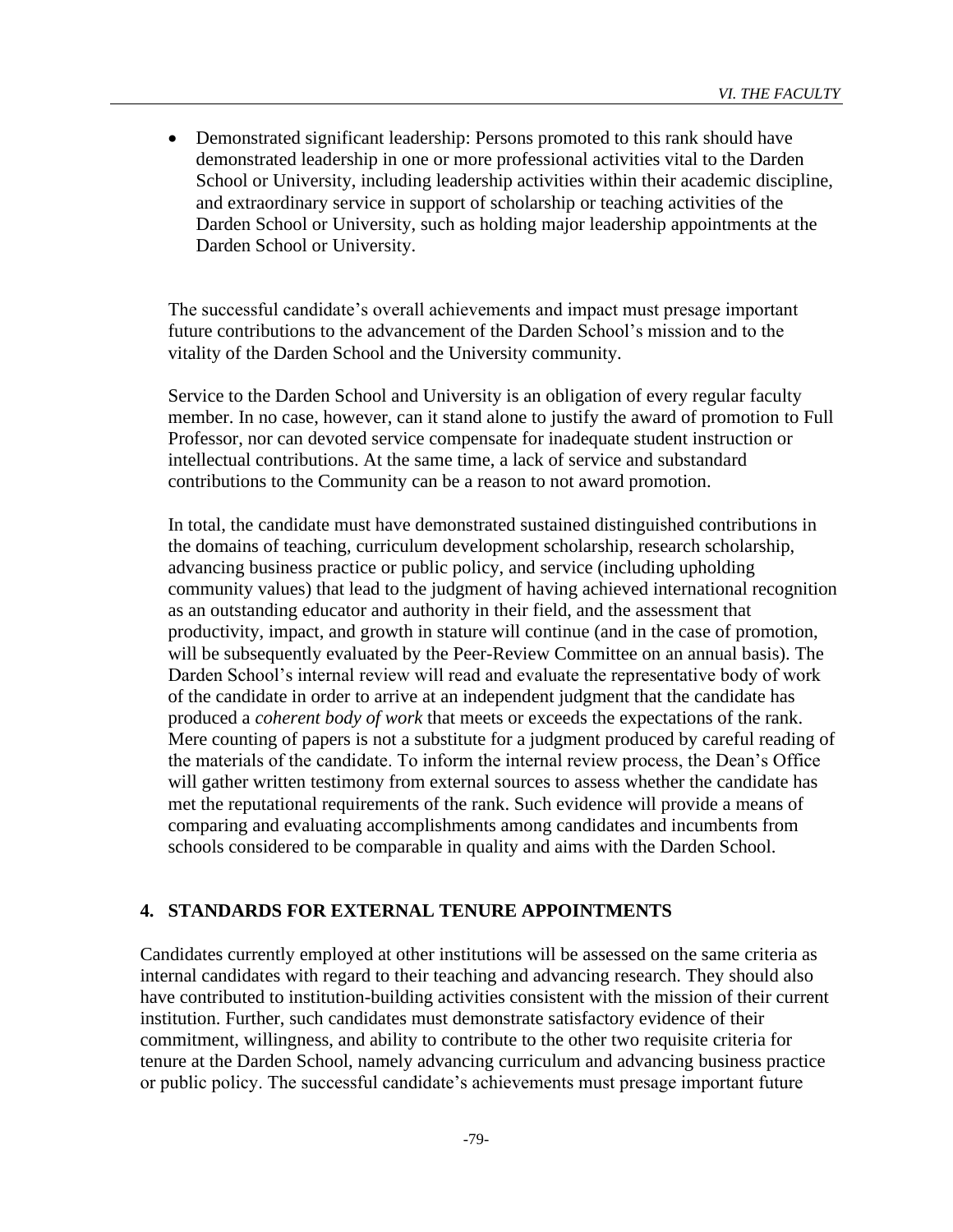- Demonstrated significant leadership: Persons promoted to this rank should have demonstrated leadership in one or more professional activities vital to the Darden School or University, including leadership activities within their academic discipline, and extraordinary service in support of scholarship or teaching activities of the Darden School or University, such as holding major leadership appointments at the Darden School or University.

The successful candidate's overall achievements and impact must presage important future contributions to the advancement of the Darden School's mission and to the vitality of the Darden School and the University community.

Service to the Darden School and University is an obligation of every regular faculty member. In no case, however, can it stand alone to justify the award of promotion to Full Professor, nor can devoted service compensate for inadequate student instruction or intellectual contributions. At the same time, a lack of service and substandard contributions to the Community can be a reason to not award promotion.

In total, the candidate must have demonstrated sustained distinguished contributions in the domains of teaching, curriculum development scholarship, research scholarship, advancing business practice or public policy, and service (including upholding community values) that lead to the judgment of having achieved international recognition as an outstanding educator and authority in their field, and the assessment that productivity, impact, and growth in stature will continue (and in the case of promotion, will be subsequently evaluated by the Peer-Review Committee on an annual basis). The Darden School's internal review will read and evaluate the representative body of work of the candidate in order to arrive at an independent judgment that the candidate has produced a *coherent body of work* that meets or exceeds the expectations of the rank. Mere counting of papers is not a substitute for a judgment produced by careful reading of the materials of the candidate. To inform the internal review process, the Dean's Office will gather written testimony from external sources to assess whether the candidate has met the reputational requirements of the rank. Such evidence will provide a means of comparing and evaluating accomplishments among candidates and incumbents from schools considered to be comparable in quality and aims with the Darden School.

### 4. STANDARDS FOR EXTERNAL TENURE APPOINTMENTS

Candidates currently employed at other institutions will be assessed on the same criteria as internal candidates with regard to their teaching and advancing research. They should also have contributed to institution-building activities consistent with the mission of their current institution. Further, such candidates must demonstrate satisfactory evidence of their commitment, willingness, and ability to contribute to the other two requisite criteria for tenure at the Darden School, namely advancing curriculum and advancing business practice or public policy. The successful candidate's achievements must presage important future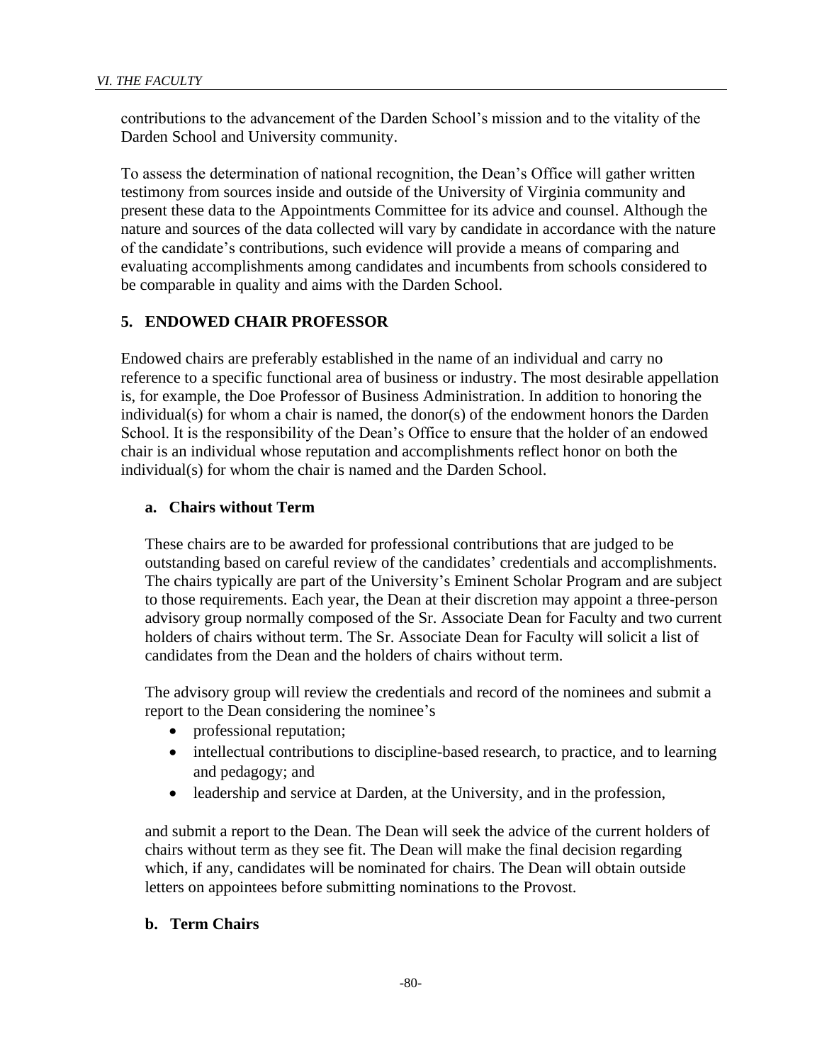contributions to the advancement of the Darden School's mission and to the vitality of the Darden School and University community.

To assess the determination of national recognition, the Dean's Office will gather written testimony from sources inside and outside of the University of Virginia community and present these data to the Appointments Committee for its advice and counsel. Although the nature and sources of the data collected will vary by candidate in accordance with the nature of the candidate's contributions, such evidence will provide a means of comparing and evaluating accomplishments among candidates and incumbents from schools considered to be comparable in quality and aims with the Darden School.

### 5. ENDOWED CHAIR PROFESSOR

Endowed chairs are preferably established in the name of an individual and carry no reference to a specific functional area of business or industry. The most desirable appellation is, for example, the Doe Professor of Business Administration. In addition to honoring the individual(s) for whom a chair is named, the donor(s) of the endowment honors the Darden School. It is the responsibility of the Dean's Office to ensure that the holder of an endowed chair is an individual whose reputation and accomplishments reflect honor on both the individual(s) for whom the chair is named and the Darden School.

#### a. Chairs without Term

These chairs are to be awarded for professional contributions that are judged to be outstanding based on careful review of the candidates' credentials and accomplishments. The chairs typically are part of the University's Eminent Scholar Program and are subject to those requirements. Each year, the Dean at their discretion may appoint a three-person advisory group normally composed of the Sr. Associate Dean for Faculty and two current holders of chairs without term. The Sr. Associate Dean for Faculty will solicit a list of candidates from the Dean and the holders of chairs without term.

The advisory group will review the credentials and record of the nominees and submit a report to the Dean considering the nominee's

- professional reputation;
- intellectual contributions to discipline-based research, to practice, and to learning and pedagogy; and
- leadership and service at Darden, at the University, and in the profession,

and submit a report to the Dean. The Dean will seek the advice of the current holders of chairs without term as they see fit. The Dean will make the final decision regarding which, if any, candidates will be nominated for chairs. The Dean will obtain outside letters on appointees before submitting nominations to the Provost.

#### b. Term Chairs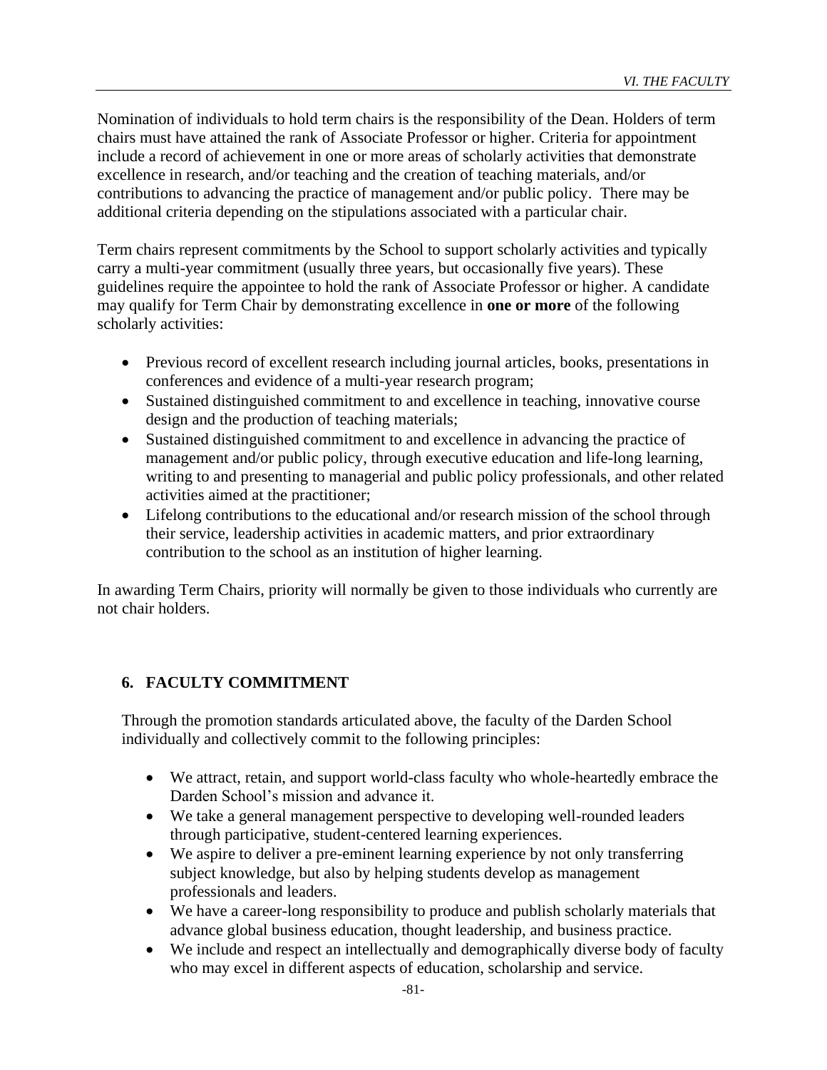Nomination of individuals to hold term chairs is the responsibility of the Dean. Holders of term chairs must have attained the rank of Associate Professor or higher. Criteria for appointment include a record of achievement in one or more areas of scholarly activities that demonstrate excellence in research, and/or teaching and the creation of teaching materials, and/or contributions to advancing the practice of management and/or public policy. There may be additional criteria depending on the stipulations associated with a particular chair.

Term chairs represent commitments by the School to support scholarly activities and typically carry a multi-year commitment (usually three years, but occasionally five years). These guidelines require the appointee to hold the rank of Associate Professor or higher. A candidate may qualify for Term Chair by demonstrating excellence in **one or more** of the following scholarly activities:

- Previous record of excellent research including journal articles, books, presentations in conferences and evidence of a multi-year research program;
- Sustained distinguished commitment to and excellence in teaching, innovative course design and the production of teaching materials;
- Sustained distinguished commitment to and excellence in advancing the practice of management and/or public policy, through executive education and life-long learning, writing to and presenting to managerial and public policy professionals, and other related activities aimed at the practitioner;
- Lifelong contributions to the educational and/or research mission of the school through their service, leadership activities in academic matters, and prior extraordinary contribution to the school as an institution of higher learning.

In awarding Term Chairs, priority will normally be given to those individuals who currently are not chair holders.

## 6. FACULTY COMMITMENT

Through the promotion standards articulated above, the faculty of the Darden School individually and collectively commit to the following principles:

- We attract, retain, and support world-class faculty who whole-heartedly embrace the Darden School's mission and advance it.
- We take a general management perspective to developing well-rounded leaders through participative, student-centered learning experiences.
- We aspire to deliver a pre-eminent learning experience by not only transferring subject knowledge, but also by helping students develop as management professionals and leaders.
- We have a career-long responsibility to produce and publish scholarly materials that advance global business education, thought leadership, and business practice.
- We include and respect an intellectually and demographically diverse body of faculty who may excel in different aspects of education, scholarship and service.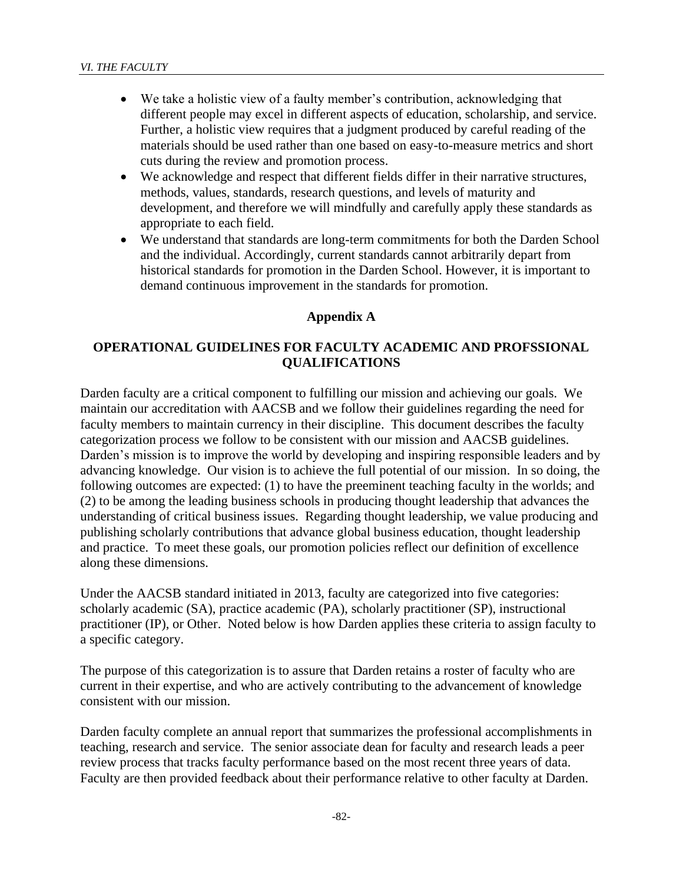- We take a holistic view of a faulty member's contribution, acknowledging that different people may excel in different aspects of education, scholarship, and service. Further, a holistic view requires that a judgment produced by careful reading of the materials should be used rather than one based on easy-to-measure metrics and short cuts during the review and promotion process.
- We acknowledge and respect that different fields differ in their narrative structures, methods, values, standards, research questions, and levels of maturity and development, and therefore we will mindfully and carefully apply these standards as appropriate to each field.
- We understand that standards are long-term commitments for both the Darden School and the individual. Accordingly, current standards cannot arbitrarily depart from historical standards for promotion in the Darden School. However, it is important to demand continuous improvement in the standards for promotion.

## Appendix A

### OPERATIONAL GUIDELINES FOR FACULTY ACADEMIC AND PROFSSIONAL QUALIFICATIONS

Darden faculty are a critical component to fulfilling our mission and achieving our goals. We maintain our accreditation with AACSB and we follow their guidelines regarding the need for faculty members to maintain currency in their discipline. This document describes the faculty categorization process we follow to be consistent with our mission and AACSB guidelines. Darden's mission is to improve the world by developing and inspiring responsible leaders and by advancing knowledge. Our vision is to achieve the full potential of our mission. In so doing, the following outcomes are expected: (1) to have the preeminent teaching faculty in the worlds; and (2) to be among the leading business schools in producing thought leadership that advances the understanding of critical business issues. Regarding thought leadership, we value producing and publishing scholarly contributions that advance global business education, thought leadership and practice. To meet these goals, our promotion policies reflect our definition of excellence along these dimensions.

Under the AACSB standard initiated in 2013, faculty are categorized into five categories: scholarly academic (SA), practice academic (PA), scholarly practitioner (SP), instructional practitioner (IP), or Other. Noted below is how Darden applies these criteria to assign faculty to a specific category.

The purpose of this categorization is to assure that Darden retains a roster of faculty who are current in their expertise, and who are actively contributing to the advancement of knowledge consistent with our mission.

Darden faculty complete an annual report that summarizes the professional accomplishments in teaching, research and service. The senior associate dean for faculty and research leads a peer review process that tracks faculty performance based on the most recent three years of data. Faculty are then provided feedback about their performance relative to other faculty at Darden.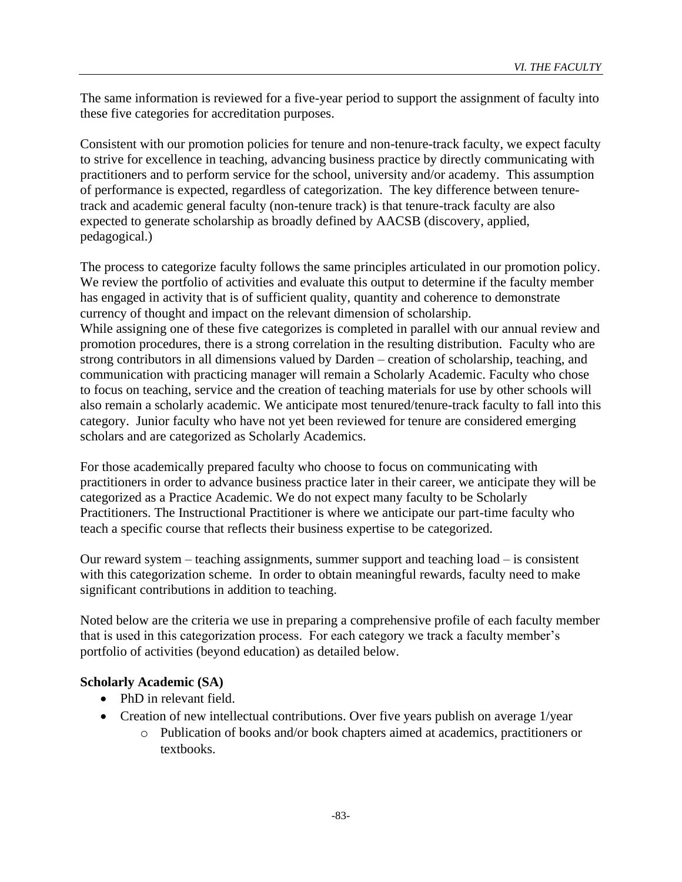The same information is reviewed for a five-year period to support the assignment of faculty into these five categories for accreditation purposes.

Consistent with our promotion policies for tenure and non-tenure-track faculty, we expect faculty to strive for excellence in teaching, advancing business practice by directly communicating with practitioners and to perform service for the school, university and/or academy. This assumption of performance is expected, regardless of categorization. The key difference between tenure-track and academic general faculty (non-tenure track) is that tenure-track faculty are also expected to generate scholarship as broadly defined by AACSB (discovery, applied, pedagogical.)

The process to categorize faculty follows the same principles articulated in our promotion policy. We review the portfolio of activities and evaluate this output to determine if the faculty member has engaged in activity that is of sufficient quality, quantity and coherence to demonstrate currency of thought and impact on the relevant dimension of scholarship.
While assigning one of these five categorizes is completed in parallel with our annual review and promotion procedures, there is a strong correlation in the resulting distribution. Faculty who are strong contributors in all dimensions valued by Darden – creation of scholarship, teaching, and communication with practicing manager will remain a Scholarly Academic. Faculty who chose to focus on teaching, service and the creation of teaching materials for use by other schools will also remain a scholarly academic. We anticipate most tenured/tenure-track faculty to fall into this category. Junior faculty who have not yet been reviewed for tenure are considered emerging scholars and are categorized as Scholarly Academics.

For those academically prepared faculty who choose to focus on communicating with practitioners in order to advance business practice later in their career, we anticipate they will be categorized as a Practice Academic. We do not expect many faculty to be Scholarly Practitioners. The Instructional Practitioner is where we anticipate our part-time faculty who teach a specific course that reflects their business expertise to be categorized.

Our reward system – teaching assignments, summer support and teaching load – is consistent with this categorization scheme. In order to obtain meaningful rewards, faculty need to make significant contributions in addition to teaching.

Noted below are the criteria we use in preparing a comprehensive profile of each faculty member that is used in this categorization process. For each category we track a faculty member's portfolio of activities (beyond education) as detailed below.

**Scholarly Academic (SA)**

- PhD in relevant field.
- Creation of new intellectual contributions. Over five years publish on average 1/year
    - Publication of books and/or book chapters aimed at academics, practitioners or textbooks.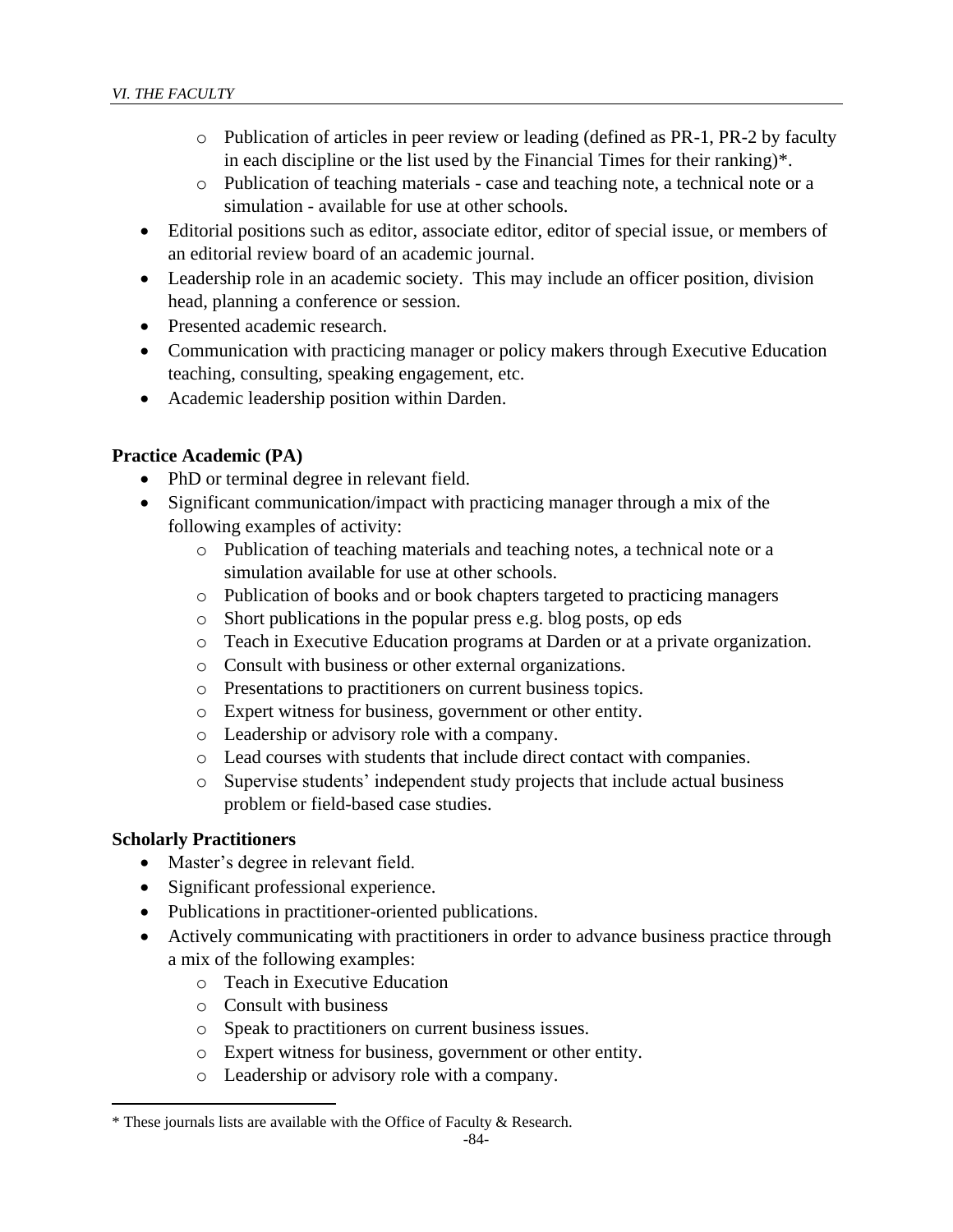- Publication of articles in peer review or leading (defined as PR-1, PR-2 by faculty in each discipline or the list used by the Financial Times for their ranking)*.
  - Publication of teaching materials - case and teaching note, a technical note or a simulation - available for use at other schools.
- Editorial positions such as editor, associate editor, editor of special issue, or members of an editorial review board of an academic journal.
- Leadership role in an academic society. This may include an officer position, division head, planning a conference or session.
- Presented academic research.
- Communication with practicing manager or policy makers through Executive Education teaching, consulting, speaking engagement, etc.
- Academic leadership position within Darden.

**Practice Academic (PA)**

- PhD or terminal degree in relevant field.
- Significant communication/impact with practicing manager through a mix of the following examples of activity:
  - Publication of teaching materials and teaching notes, a technical note or a simulation available for use at other schools.
  - Publication of books and or book chapters targeted to practicing managers
  - Short publications in the popular press e.g. blog posts, op eds
  - Teach in Executive Education programs at Darden or at a private organization.
  - Consult with business or other external organizations.
  - Presentations to practitioners on current business topics.
  - Expert witness for business, government or other entity.
  - Leadership or advisory role with a company.
  - Lead courses with students that include direct contact with companies.
  - Supervise students' independent study projects that include actual business problem or field-based case studies.

**Scholarly Practitioners**

- Master's degree in relevant field.
- Significant professional experience.
- Publications in practitioner-oriented publications.
- Actively communicating with practitioners in order to advance business practice through a mix of the following examples:
  - Teach in Executive Education
  - Consult with business
  - Speak to practitioners on current business issues.
  - Expert witness for business, government or other entity.
  - Leadership or advisory role with a company.

* These journals lists are available with the Office of Faculty & Research.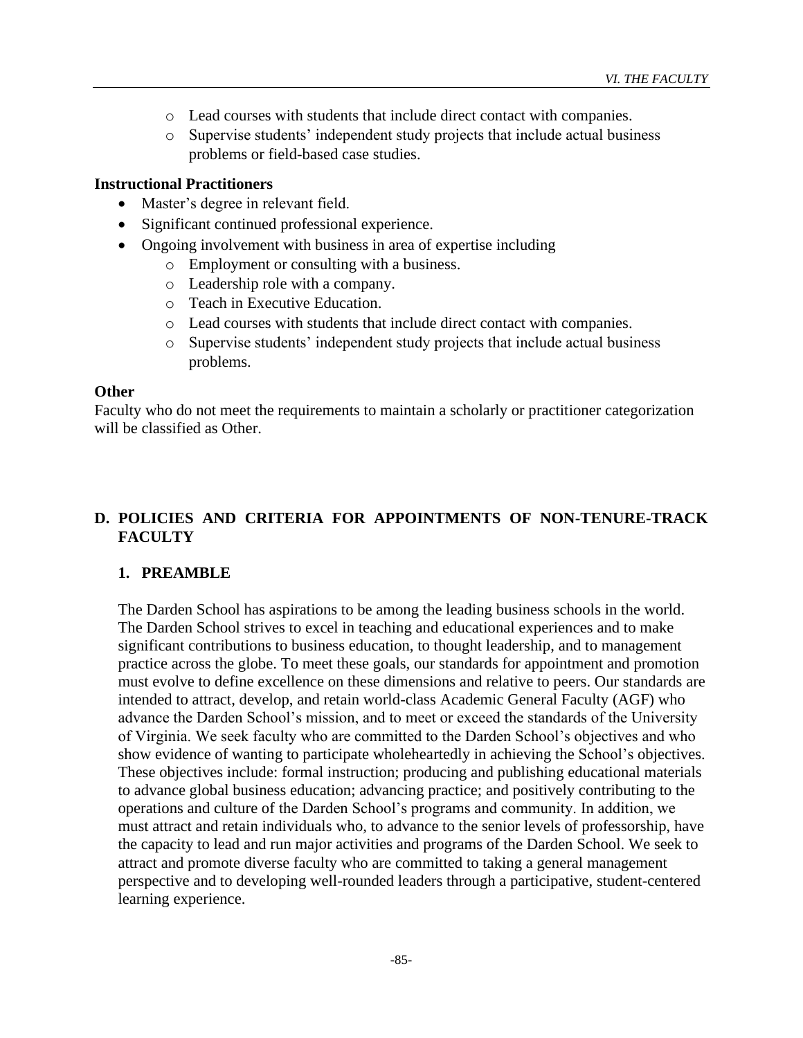- Lead courses with students that include direct contact with companies.
- Supervise students' independent study projects that include actual business problems or field-based case studies.

**Instructional Practitioners**

- Master's degree in relevant field.
- Significant continued professional experience.
- Ongoing involvement with business in area of expertise including
  - Employment or consulting with a business.
  - Leadership role with a company.
  - Teach in Executive Education.
  - Lead courses with students that include direct contact with companies.
  - Supervise students' independent study projects that include actual business problems.

**Other**

Faculty who do not meet the requirements to maintain a scholarly or practitioner categorization will be classified as Other.

## D. POLICIES AND CRITERIA FOR APPOINTMENTS OF NON-TENURE-TRACK FACULTY

### 1. PREAMBLE

The Darden School has aspirations to be among the leading business schools in the world. The Darden School strives to excel in teaching and educational experiences and to make significant contributions to business education, to thought leadership, and to management practice across the globe. To meet these goals, our standards for appointment and promotion must evolve to define excellence on these dimensions and relative to peers. Our standards are intended to attract, develop, and retain world-class Academic General Faculty (AGF) who advance the Darden School's mission, and to meet or exceed the standards of the University of Virginia. We seek faculty who are committed to the Darden School's objectives and who show evidence of wanting to participate wholeheartedly in achieving the School's objectives. These objectives include: formal instruction; producing and publishing educational materials to advance global business education; advancing practice; and positively contributing to the operations and culture of the Darden School's programs and community. In addition, we must attract and retain individuals who, to advance to the senior levels of professorship, have the capacity to lead and run major activities and programs of the Darden School. We seek to attract and promote diverse faculty who are committed to taking a general management perspective and to developing well-rounded leaders through a participative, student-centered learning experience.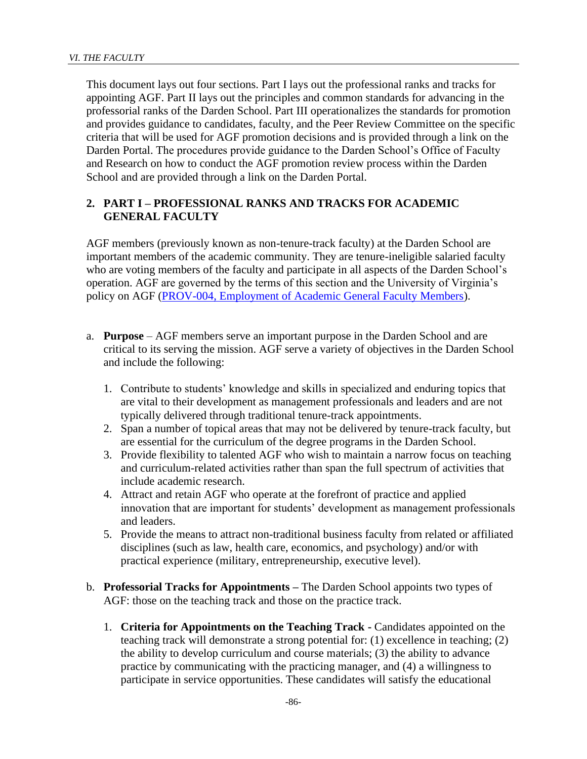This document lays out four sections. Part I lays out the professional ranks and tracks for appointing AGF. Part II lays out the principles and common standards for advancing in the professorial ranks of the Darden School. Part III operationalizes the standards for promotion and provides guidance to candidates, faculty, and the Peer Review Committee on the specific criteria that will be used for AGF promotion decisions and is provided through a link on the Darden Portal. The procedures provide guidance to the Darden School's Office of Faculty and Research on how to conduct the AGF promotion review process within the Darden School and are provided through a link on the Darden Portal.

## 2. PART I – PROFESSIONAL RANKS AND TRACKS FOR ACADEMIC GENERAL FACULTY

AGF members (previously known as non-tenure-track faculty) at the Darden School are important members of the academic community. They are tenure-ineligible salaried faculty who are voting members of the faculty and participate in all aspects of the Darden School's operation. AGF are governed by the terms of this section and the University of Virginia's policy on AGF (PROV-004, Employment of Academic General Faculty Members).

a. **Purpose** – AGF members serve an important purpose in the Darden School and are critical to its serving the mission. AGF serve a variety of objectives in the Darden School and include the following:

   1. Contribute to students' knowledge and skills in specialized and enduring topics that are vital to their development as management professionals and leaders and are not typically delivered through traditional tenure-track appointments.
   2. Span a number of topical areas that may not be delivered by tenure-track faculty, but are essential for the curriculum of the degree programs in the Darden School.
   3. Provide flexibility to talented AGF who wish to maintain a narrow focus on teaching and curriculum-related activities rather than span the full spectrum of activities that include academic research.
   4. Attract and retain AGF who operate at the forefront of practice and applied innovation that are important for students' development as management professionals and leaders.
   5. Provide the means to attract non-traditional business faculty from related or affiliated disciplines (such as law, health care, economics, and psychology) and/or with practical experience (military, entrepreneurship, executive level).

b. **Professorial Tracks for Appointments –** The Darden School appoints two types of AGF: those on the teaching track and those on the practice track.

   1. **Criteria for Appointments on the Teaching Track -** Candidates appointed on the teaching track will demonstrate a strong potential for: (1) excellence in teaching; (2) the ability to develop curriculum and course materials; (3) the ability to advance practice by communicating with the practicing manager, and (4) a willingness to participate in service opportunities. These candidates will satisfy the educational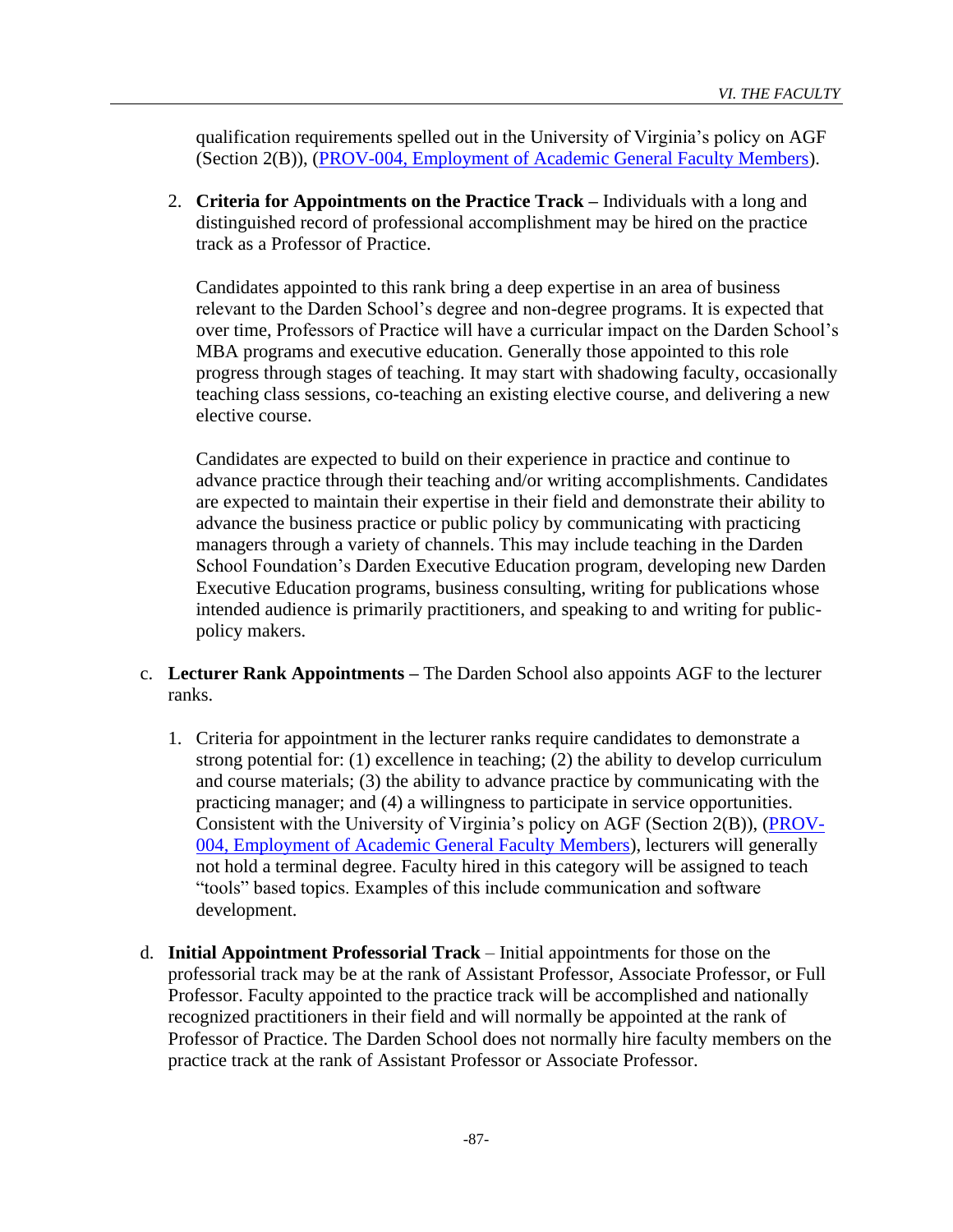qualification requirements spelled out in the University of Virginia's policy on AGF (Section 2(B)), ([PROV-004, Employment of Academic General Faculty Members](PROV-004, Employment of Academic General Faculty Members)).

2. **Criteria for Appointments on the Practice Track –** Individuals with a long and distinguished record of professional accomplishment may be hired on the practice track as a Professor of Practice.

   Candidates appointed to this rank bring a deep expertise in an area of business relevant to the Darden School's degree and non-degree programs. It is expected that over time, Professors of Practice will have a curricular impact on the Darden School's MBA programs and executive education. Generally those appointed to this role progress through stages of teaching. It may start with shadowing faculty, occasionally teaching class sessions, co-teaching an existing elective course, and delivering a new elective course.

   Candidates are expected to build on their experience in practice and continue to advance practice through their teaching and/or writing accomplishments. Candidates are expected to maintain their expertise in their field and demonstrate their ability to advance the business practice or public policy by communicating with practicing managers through a variety of channels. This may include teaching in the Darden School Foundation's Darden Executive Education program, developing new Darden Executive Education programs, business consulting, writing for publications whose intended audience is primarily practitioners, and speaking to and writing for public-policy makers.

c. **Lecturer Rank Appointments –** The Darden School also appoints AGF to the lecturer ranks.

   1. Criteria for appointment in the lecturer ranks require candidates to demonstrate a strong potential for: (1) excellence in teaching; (2) the ability to develop curriculum and course materials; (3) the ability to advance practice by communicating with the practicing manager; and (4) a willingness to participate in service opportunities. Consistent with the University of Virginia's policy on AGF (Section 2(B)), ([PROV-004, Employment of Academic General Faculty Members](PROV-004, Employment of Academic General Faculty Members)), lecturers will generally not hold a terminal degree. Faculty hired in this category will be assigned to teach "tools" based topics. Examples of this include communication and software development.

d. **Initial Appointment Professorial Track** – Initial appointments for those on the professorial track may be at the rank of Assistant Professor, Associate Professor, or Full Professor. Faculty appointed to the practice track will be accomplished and nationally recognized practitioners in their field and will normally be appointed at the rank of Professor of Practice. The Darden School does not normally hire faculty members on the practice track at the rank of Assistant Professor or Associate Professor.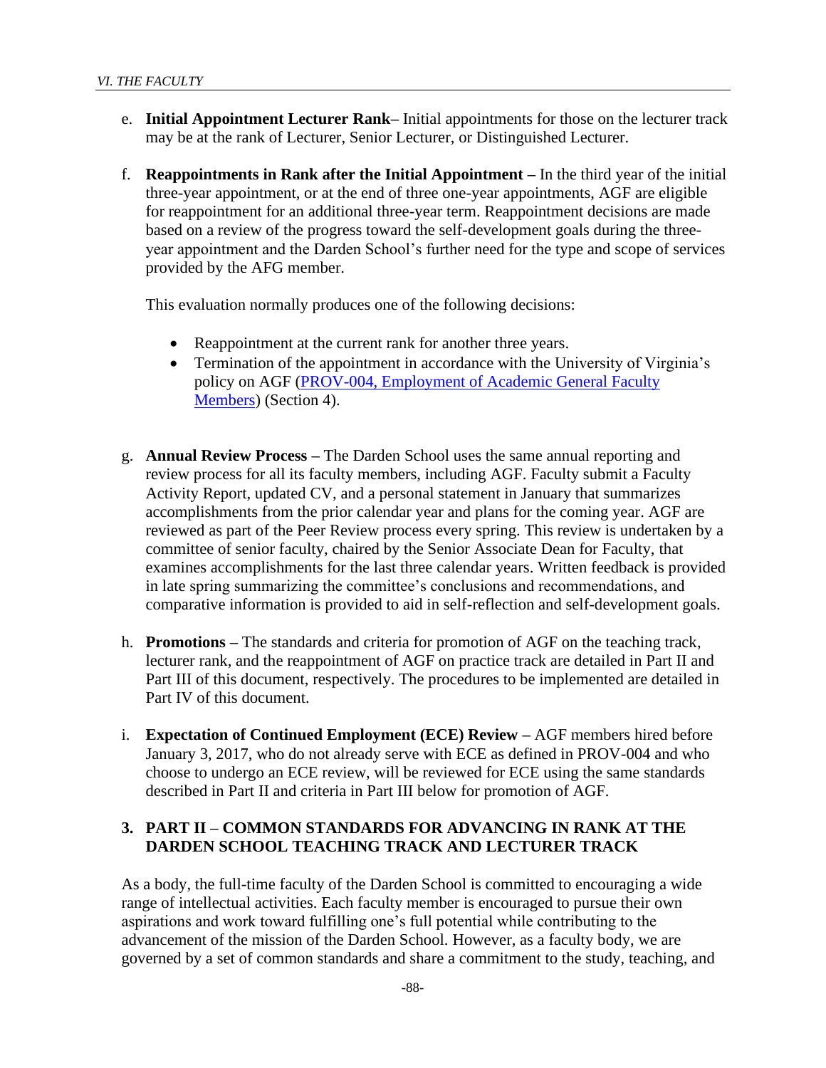e. **Initial Appointment Lecturer Rank**– Initial appointments for those on the lecturer track may be at the rank of Lecturer, Senior Lecturer, or Distinguished Lecturer.

f. **Reappointments in Rank after the Initial Appointment** – In the third year of the initial three-year appointment, or at the end of three one-year appointments, AGF are eligible for reappointment for an additional three-year term. Reappointment decisions are made based on a review of the progress toward the self-development goals during the three-year appointment and the Darden School's further need for the type and scope of services provided by the AFG member.

   This evaluation normally produces one of the following decisions:

   - Reappointment at the current rank for another three years.
   - Termination of the appointment in accordance with the University of Virginia's policy on AGF (PROV-004, Employment of Academic General Faculty Members) (Section 4).

g. **Annual Review Process** – The Darden School uses the same annual reporting and review process for all its faculty members, including AGF. Faculty submit a Faculty Activity Report, updated CV, and a personal statement in January that summarizes accomplishments from the prior calendar year and plans for the coming year. AGF are reviewed as part of the Peer Review process every spring. This review is undertaken by a committee of senior faculty, chaired by the Senior Associate Dean for Faculty, that examines accomplishments for the last three calendar years. Written feedback is provided in late spring summarizing the committee's conclusions and recommendations, and comparative information is provided to aid in self-reflection and self-development goals.

h. **Promotions** – The standards and criteria for promotion of AGF on the teaching track, lecturer rank, and the reappointment of AGF on practice track are detailed in Part II and Part III of this document, respectively. The procedures to be implemented are detailed in Part IV of this document.

i. **Expectation of Continued Employment (ECE) Review** – AGF members hired before January 3, 2017, who do not already serve with ECE as defined in PROV-004 and who choose to undergo an ECE review, will be reviewed for ECE using the same standards described in Part II and criteria in Part III below for promotion of AGF.

### 3. PART II – COMMON STANDARDS FOR ADVANCING IN RANK AT THE DARDEN SCHOOL TEACHING TRACK AND LECTURER TRACK

As a body, the full-time faculty of the Darden School is committed to encouraging a wide range of intellectual activities. Each faculty member is encouraged to pursue their own aspirations and work toward fulfilling one's full potential while contributing to the advancement of the mission of the Darden School. However, as a faculty body, we are governed by a set of common standards and share a commitment to the study, teaching, and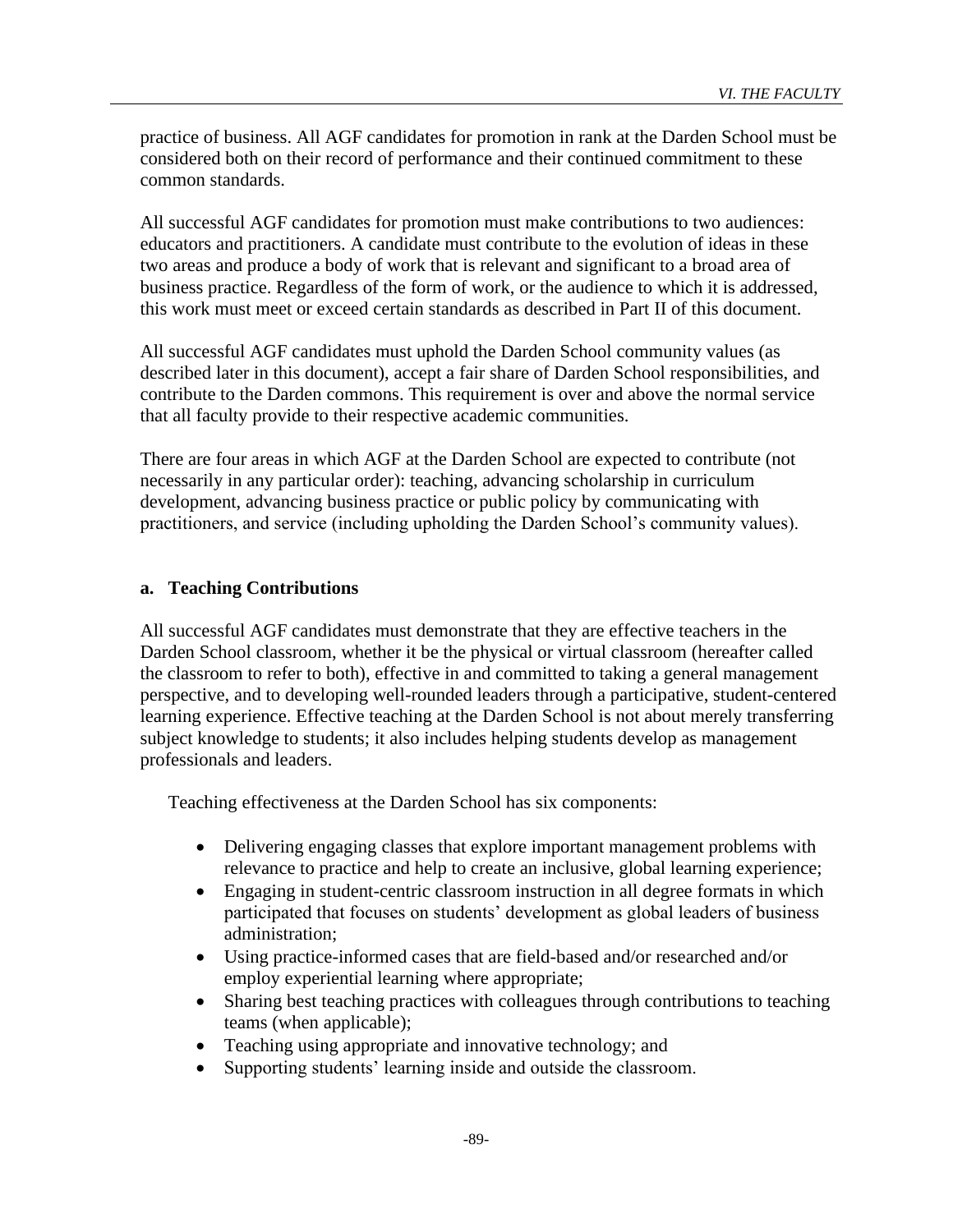practice of business. All AGF candidates for promotion in rank at the Darden School must be considered both on their record of performance and their continued commitment to these common standards.

All successful AGF candidates for promotion must make contributions to two audiences: educators and practitioners. A candidate must contribute to the evolution of ideas in these two areas and produce a body of work that is relevant and significant to a broad area of business practice. Regardless of the form of work, or the audience to which it is addressed, this work must meet or exceed certain standards as described in Part II of this document.

All successful AGF candidates must uphold the Darden School community values (as described later in this document), accept a fair share of Darden School responsibilities, and contribute to the Darden commons. This requirement is over and above the normal service that all faculty provide to their respective academic communities.

There are four areas in which AGF at the Darden School are expected to contribute (not necessarily in any particular order): teaching, advancing scholarship in curriculum development, advancing business practice or public policy by communicating with practitioners, and service (including upholding the Darden School's community values).

#### a. Teaching Contributions

All successful AGF candidates must demonstrate that they are effective teachers in the Darden School classroom, whether it be the physical or virtual classroom (hereafter called the classroom to refer to both), effective in and committed to taking a general management perspective, and to developing well-rounded leaders through a participative, student-centered learning experience. Effective teaching at the Darden School is not about merely transferring subject knowledge to students; it also includes helping students develop as management professionals and leaders.

Teaching effectiveness at the Darden School has six components:

- Delivering engaging classes that explore important management problems with relevance to practice and help to create an inclusive, global learning experience;
- Engaging in student-centric classroom instruction in all degree formats in which participated that focuses on students' development as global leaders of business administration;
- Using practice-informed cases that are field-based and/or researched and/or employ experiential learning where appropriate;
- Sharing best teaching practices with colleagues through contributions to teaching teams (when applicable);
- Teaching using appropriate and innovative technology; and
- Supporting students' learning inside and outside the classroom.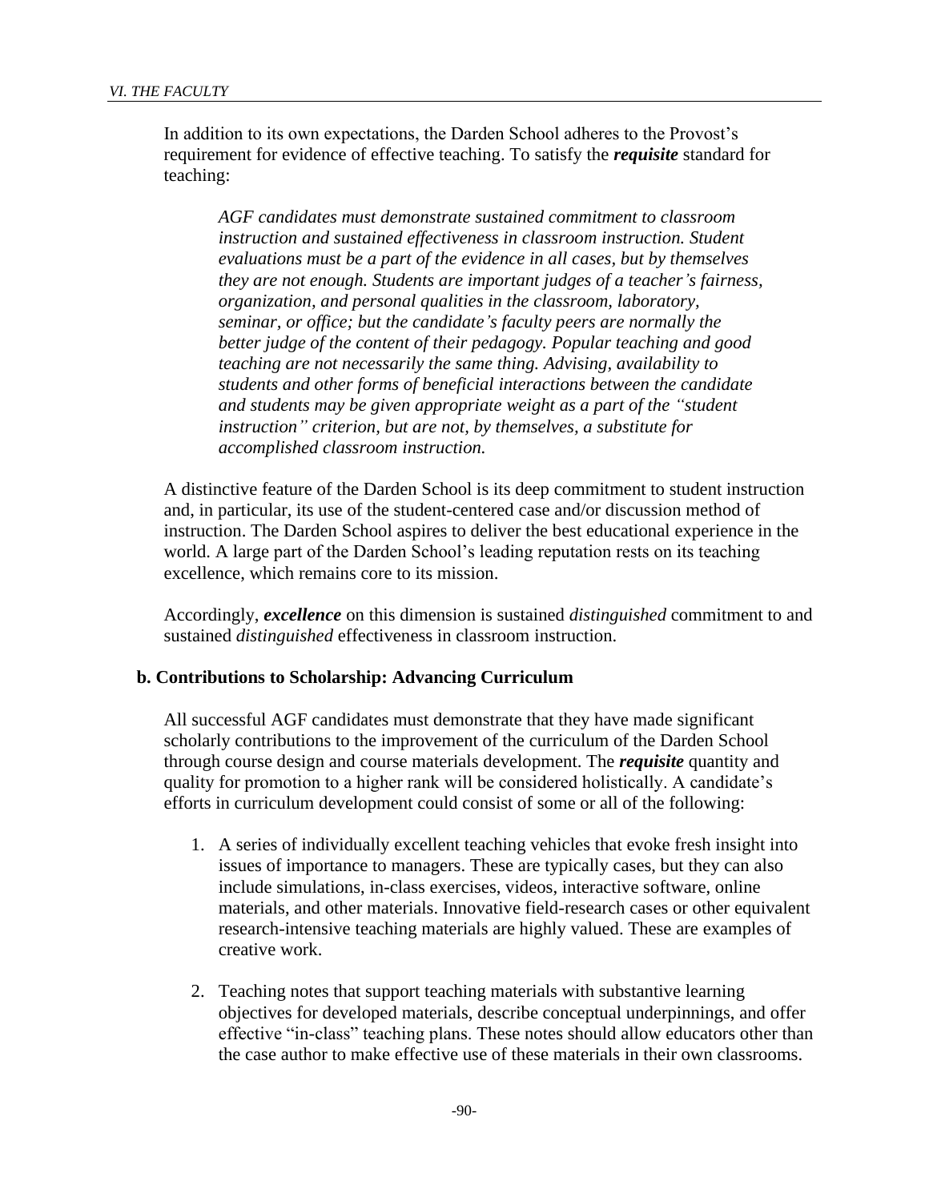In addition to its own expectations, the Darden School adheres to the Provost's requirement for evidence of effective teaching. To satisfy the ***requisite*** standard for teaching:

> *AGF candidates must demonstrate sustained commitment to classroom instruction and sustained effectiveness in classroom instruction. Student evaluations must be a part of the evidence in all cases, but by themselves they are not enough. Students are important judges of a teacher's fairness, organization, and personal qualities in the classroom, laboratory, seminar, or office; but the candidate's faculty peers are normally the better judge of the content of their pedagogy. Popular teaching and good teaching are not necessarily the same thing. Advising, availability to students and other forms of beneficial interactions between the candidate and students may be given appropriate weight as a part of the "student instruction" criterion, but are not, by themselves, a substitute for accomplished classroom instruction.*

A distinctive feature of the Darden School is its deep commitment to student instruction and, in particular, its use of the student-centered case and/or discussion method of instruction. The Darden School aspires to deliver the best educational experience in the world. A large part of the Darden School's leading reputation rests on its teaching excellence, which remains core to its mission.

Accordingly, ***excellence*** on this dimension is sustained *distinguished* commitment to and sustained *distinguished* effectiveness in classroom instruction.

### b. Contributions to Scholarship: Advancing Curriculum

All successful AGF candidates must demonstrate that they have made significant scholarly contributions to the improvement of the curriculum of the Darden School through course design and course materials development. The ***requisite*** quantity and quality for promotion to a higher rank will be considered holistically. A candidate's efforts in curriculum development could consist of some or all of the following:

1. A series of individually excellent teaching vehicles that evoke fresh insight into issues of importance to managers. These are typically cases, but they can also include simulations, in-class exercises, videos, interactive software, online materials, and other materials. Innovative field-research cases or other equivalent research-intensive teaching materials are highly valued. These are examples of creative work.

2. Teaching notes that support teaching materials with substantive learning objectives for developed materials, describe conceptual underpinnings, and offer effective "in-class" teaching plans. These notes should allow educators other than the case author to make effective use of these materials in their own classrooms.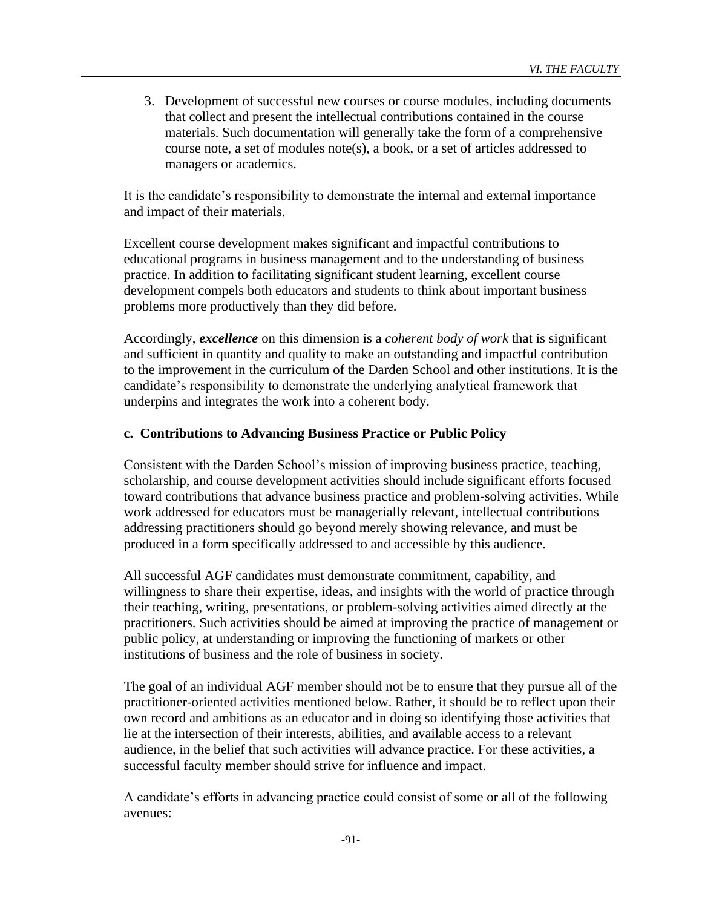3. Development of successful new courses or course modules, including documents that collect and present the intellectual contributions contained in the course materials. Such documentation will generally take the form of a comprehensive course note, a set of modules note(s), a book, or a set of articles addressed to managers or academics.

It is the candidate's responsibility to demonstrate the internal and external importance and impact of their materials.

Excellent course development makes significant and impactful contributions to educational programs in business management and to the understanding of business practice. In addition to facilitating significant student learning, excellent course development compels both educators and students to think about important business problems more productively than they did before.

Accordingly, ***excellence*** on this dimension is a *coherent body of work* that is significant and sufficient in quantity and quality to make an outstanding and impactful contribution to the improvement in the curriculum of the Darden School and other institutions. It is the candidate's responsibility to demonstrate the underlying analytical framework that underpins and integrates the work into a coherent body.

### c. Contributions to Advancing Business Practice or Public Policy

Consistent with the Darden School's mission of improving business practice, teaching, scholarship, and course development activities should include significant efforts focused toward contributions that advance business practice and problem-solving activities. While work addressed for educators must be managerially relevant, intellectual contributions addressing practitioners should go beyond merely showing relevance, and must be produced in a form specifically addressed to and accessible by this audience.

All successful AGF candidates must demonstrate commitment, capability, and willingness to share their expertise, ideas, and insights with the world of practice through their teaching, writing, presentations, or problem-solving activities aimed directly at the practitioners. Such activities should be aimed at improving the practice of management or public policy, at understanding or improving the functioning of markets or other institutions of business and the role of business in society.

The goal of an individual AGF member should not be to ensure that they pursue all of the practitioner-oriented activities mentioned below. Rather, it should be to reflect upon their own record and ambitions as an educator and in doing so identifying those activities that lie at the intersection of their interests, abilities, and available access to a relevant audience, in the belief that such activities will advance practice. For these activities, a successful faculty member should strive for influence and impact.

A candidate's efforts in advancing practice could consist of some or all of the following avenues: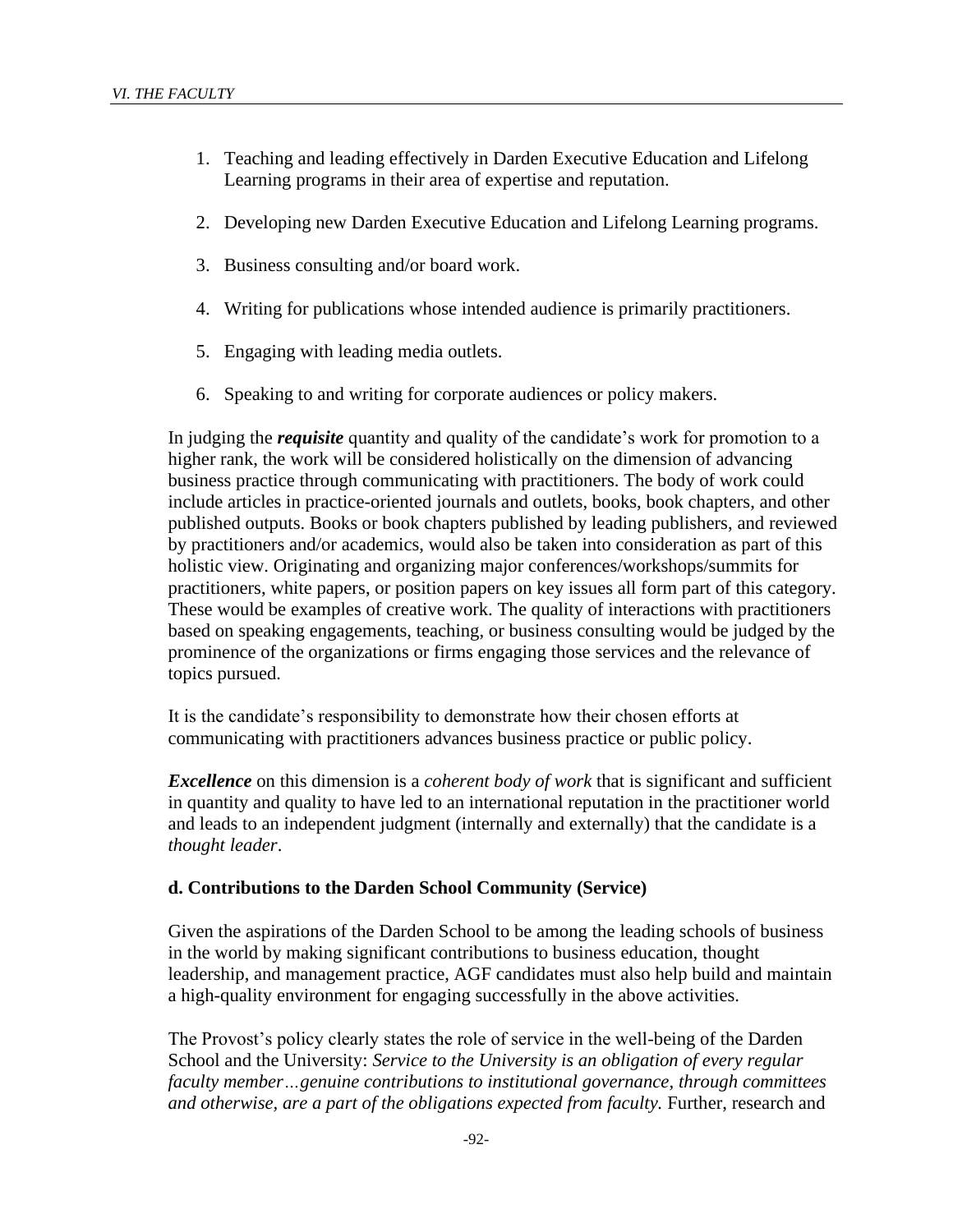1. Teaching and leading effectively in Darden Executive Education and Lifelong Learning programs in their area of expertise and reputation.

2. Developing new Darden Executive Education and Lifelong Learning programs.

3. Business consulting and/or board work.

4. Writing for publications whose intended audience is primarily practitioners.

5. Engaging with leading media outlets.

6. Speaking to and writing for corporate audiences or policy makers.

In judging the ***requisite*** quantity and quality of the candidate's work for promotion to a higher rank, the work will be considered holistically on the dimension of advancing business practice through communicating with practitioners. The body of work could include articles in practice-oriented journals and outlets, books, book chapters, and other published outputs. Books or book chapters published by leading publishers, and reviewed by practitioners and/or academics, would also be taken into consideration as part of this holistic view. Originating and organizing major conferences/workshops/summits for practitioners, white papers, or position papers on key issues all form part of this category. These would be examples of creative work. The quality of interactions with practitioners based on speaking engagements, teaching, or business consulting would be judged by the prominence of the organizations or firms engaging those services and the relevance of topics pursued.

It is the candidate's responsibility to demonstrate how their chosen efforts at communicating with practitioners advances business practice or public policy.

***Excellence*** on this dimension is a *coherent body of work* that is significant and sufficient in quantity and quality to have led to an international reputation in the practitioner world and leads to an independent judgment (internally and externally) that the candidate is a *thought leader*.

#### d. Contributions to the Darden School Community (Service)

Given the aspirations of the Darden School to be among the leading schools of business in the world by making significant contributions to business education, thought leadership, and management practice, AGF candidates must also help build and maintain a high-quality environment for engaging successfully in the above activities.

The Provost's policy clearly states the role of service in the well-being of the Darden School and the University: *Service to the University is an obligation of every regular faculty member…genuine contributions to institutional governance, through committees and otherwise, are a part of the obligations expected from faculty.* Further, research and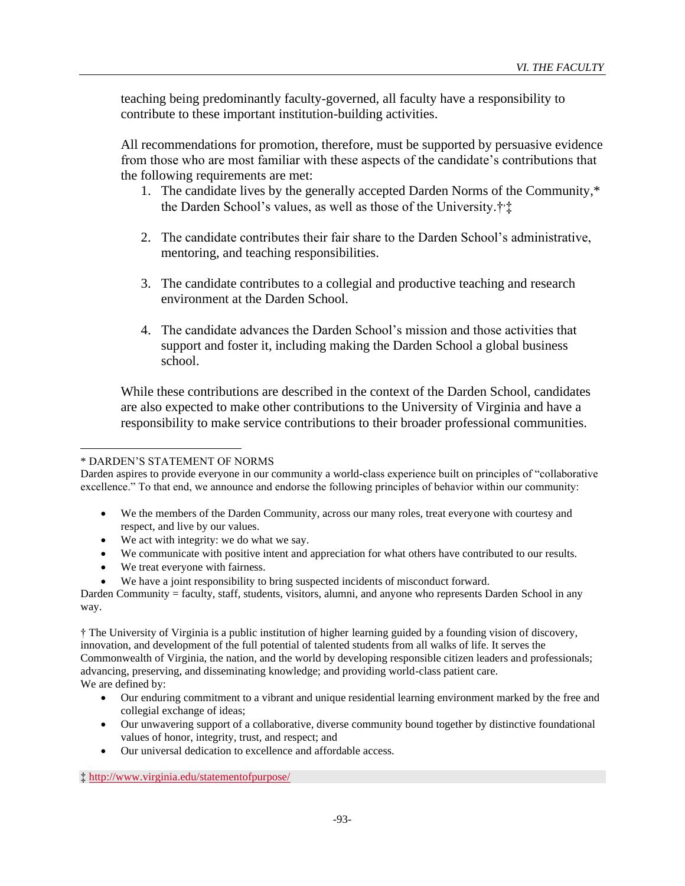teaching being predominantly faculty-governed, all faculty have a responsibility to contribute to these important institution-building activities.

All recommendations for promotion, therefore, must be supported by persuasive evidence from those who are most familiar with these aspects of the candidate's contributions that the following requirements are met:

1. The candidate lives by the generally accepted Darden Norms of the Community,* the Darden School's values, as well as those of the University.†,‡

2. The candidate contributes their fair share to the Darden School's administrative, mentoring, and teaching responsibilities.

3. The candidate contributes to a collegial and productive teaching and research environment at the Darden School.

4. The candidate advances the Darden School's mission and those activities that support and foster it, including making the Darden School a global business school.

While these contributions are described in the context of the Darden School, candidates are also expected to make other contributions to the University of Virginia and have a responsibility to make service contributions to their broader professional communities.

---

* DARDEN'S STATEMENT OF NORMS

Darden aspires to provide everyone in our community a world-class experience built on principles of "collaborative excellence." To that end, we announce and endorse the following principles of behavior within our community:

- We the members of the Darden Community, across our many roles, treat everyone with courtesy and respect, and live by our values.
- We act with integrity: we do what we say.
- We communicate with positive intent and appreciation for what others have contributed to our results.
- We treat everyone with fairness.
- We have a joint responsibility to bring suspected incidents of misconduct forward.

Darden Community = faculty, staff, students, visitors, alumni, and anyone who represents Darden School in any way.

† The University of Virginia is a public institution of higher learning guided by a founding vision of discovery, innovation, and development of the full potential of talented students from all walks of life. It serves the Commonwealth of Virginia, the nation, and the world by developing responsible citizen leaders and professionals; advancing, preserving, and disseminating knowledge; and providing world-class patient care.

We are defined by:

- Our enduring commitment to a vibrant and unique residential learning environment marked by the free and collegial exchange of ideas;
- Our unwavering support of a collaborative, diverse community bound together by distinctive foundational values of honor, integrity, trust, and respect; and
- Our universal dedication to excellence and affordable access.

‡ http://www.virginia.edu/statementofpurpose/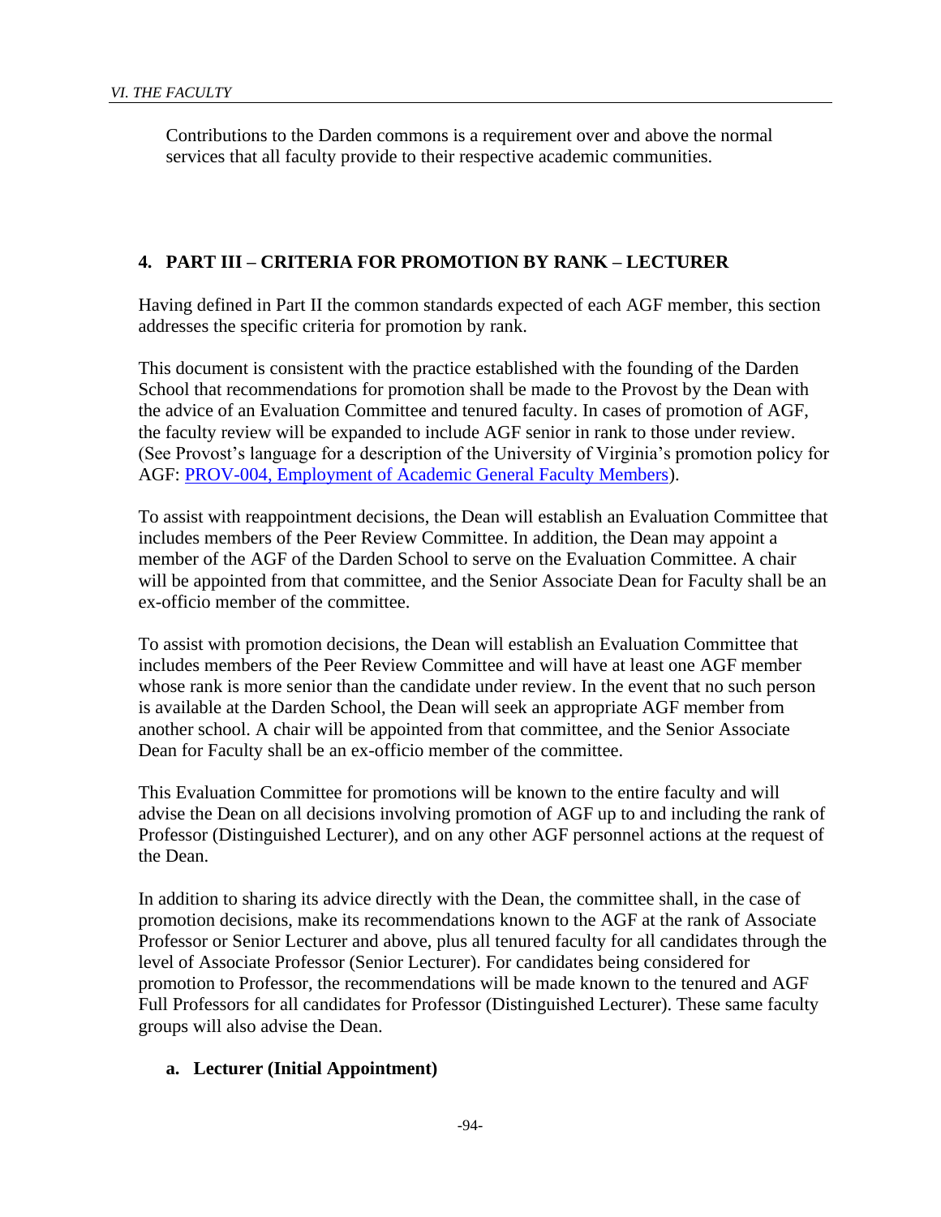Contributions to the Darden commons is a requirement over and above the normal services that all faculty provide to their respective academic communities.

## 4. PART III – CRITERIA FOR PROMOTION BY RANK – LECTURER

Having defined in Part II the common standards expected of each AGF member, this section addresses the specific criteria for promotion by rank.

This document is consistent with the practice established with the founding of the Darden School that recommendations for promotion shall be made to the Provost by the Dean with the advice of an Evaluation Committee and tenured faculty. In cases of promotion of AGF, the faculty review will be expanded to include AGF senior in rank to those under review. (See Provost's language for a description of the University of Virginia's promotion policy for AGF: PROV-004, Employment of Academic General Faculty Members).

To assist with reappointment decisions, the Dean will establish an Evaluation Committee that includes members of the Peer Review Committee. In addition, the Dean may appoint a member of the AGF of the Darden School to serve on the Evaluation Committee. A chair will be appointed from that committee, and the Senior Associate Dean for Faculty shall be an ex-officio member of the committee.

To assist with promotion decisions, the Dean will establish an Evaluation Committee that includes members of the Peer Review Committee and will have at least one AGF member whose rank is more senior than the candidate under review. In the event that no such person is available at the Darden School, the Dean will seek an appropriate AGF member from another school. A chair will be appointed from that committee, and the Senior Associate Dean for Faculty shall be an ex-officio member of the committee.

This Evaluation Committee for promotions will be known to the entire faculty and will advise the Dean on all decisions involving promotion of AGF up to and including the rank of Professor (Distinguished Lecturer), and on any other AGF personnel actions at the request of the Dean.

In addition to sharing its advice directly with the Dean, the committee shall, in the case of promotion decisions, make its recommendations known to the AGF at the rank of Associate Professor or Senior Lecturer and above, plus all tenured faculty for all candidates through the level of Associate Professor (Senior Lecturer). For candidates being considered for promotion to Professor, the recommendations will be made known to the tenured and AGF Full Professors for all candidates for Professor (Distinguished Lecturer). These same faculty groups will also advise the Dean.

### a. Lecturer (Initial Appointment)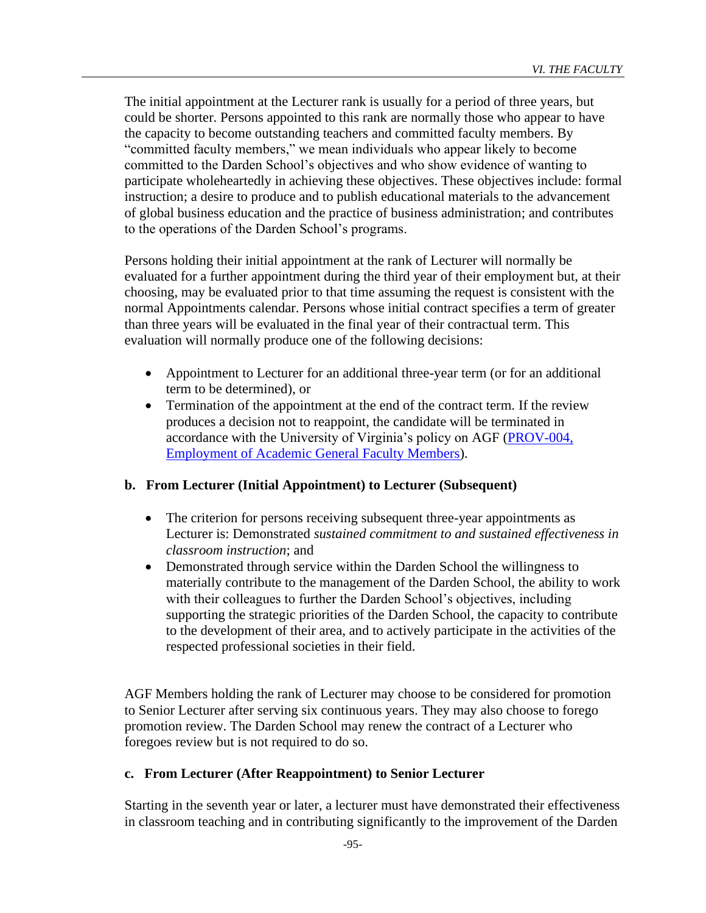The initial appointment at the Lecturer rank is usually for a period of three years, but could be shorter. Persons appointed to this rank are normally those who appear to have the capacity to become outstanding teachers and committed faculty members. By "committed faculty members," we mean individuals who appear likely to become committed to the Darden School's objectives and who show evidence of wanting to participate wholeheartedly in achieving these objectives. These objectives include: formal instruction; a desire to produce and to publish educational materials to the advancement of global business education and the practice of business administration; and contributes to the operations of the Darden School's programs.

Persons holding their initial appointment at the rank of Lecturer will normally be evaluated for a further appointment during the third year of their employment but, at their choosing, may be evaluated prior to that time assuming the request is consistent with the normal Appointments calendar. Persons whose initial contract specifies a term of greater than three years will be evaluated in the final year of their contractual term. This evaluation will normally produce one of the following decisions:

- Appointment to Lecturer for an additional three-year term (or for an additional term to be determined), or
- Termination of the appointment at the end of the contract term. If the review produces a decision not to reappoint, the candidate will be terminated in accordance with the University of Virginia's policy on AGF (PROV-004, Employment of Academic General Faculty Members).

### b. From Lecturer (Initial Appointment) to Lecturer (Subsequent)

- The criterion for persons receiving subsequent three-year appointments as Lecturer is: Demonstrated *sustained commitment to and sustained effectiveness in classroom instruction*; and
- Demonstrated through service within the Darden School the willingness to materially contribute to the management of the Darden School, the ability to work with their colleagues to further the Darden School's objectives, including supporting the strategic priorities of the Darden School, the capacity to contribute to the development of their area, and to actively participate in the activities of the respected professional societies in their field.

AGF Members holding the rank of Lecturer may choose to be considered for promotion to Senior Lecturer after serving six continuous years. They may also choose to forego promotion review. The Darden School may renew the contract of a Lecturer who foregoes review but is not required to do so.

### c. From Lecturer (After Reappointment) to Senior Lecturer

Starting in the seventh year or later, a lecturer must have demonstrated their effectiveness in classroom teaching and in contributing significantly to the improvement of the Darden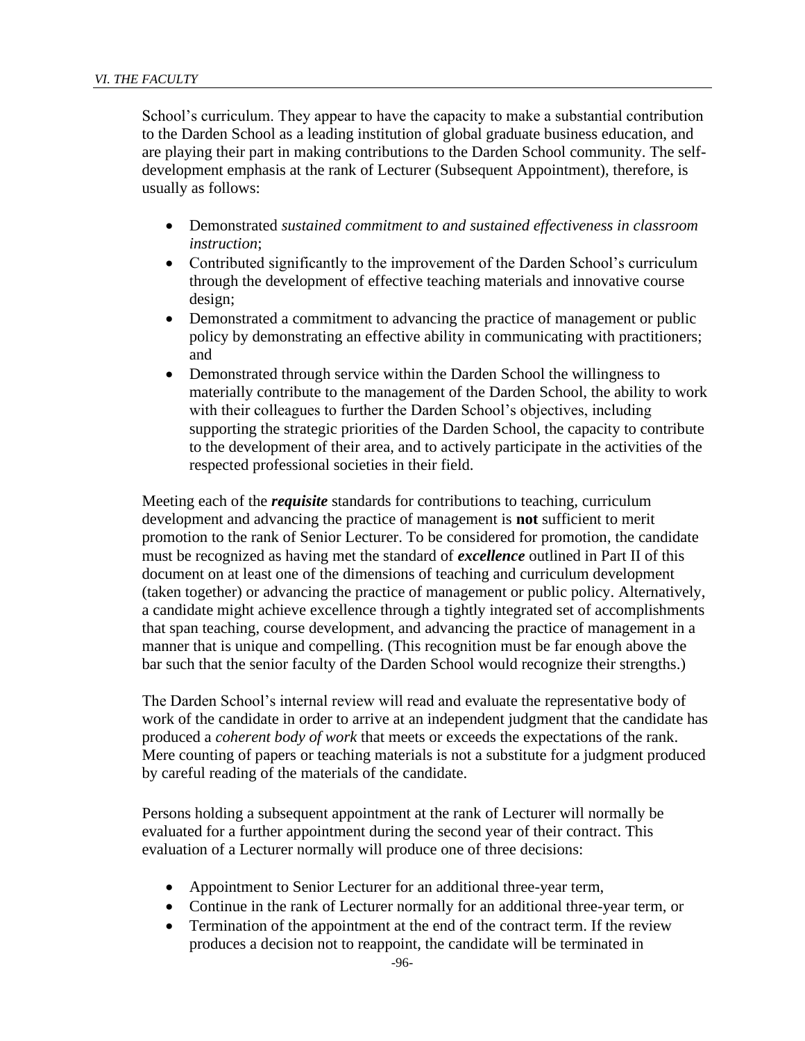School's curriculum. They appear to have the capacity to make a substantial contribution to the Darden School as a leading institution of global graduate business education, and are playing their part in making contributions to the Darden School community. The self-development emphasis at the rank of Lecturer (Subsequent Appointment), therefore, is usually as follows:

- Demonstrated *sustained commitment to and sustained effectiveness in classroom instruction*;
- Contributed significantly to the improvement of the Darden School's curriculum through the development of effective teaching materials and innovative course design;
- Demonstrated a commitment to advancing the practice of management or public policy by demonstrating an effective ability in communicating with practitioners; and
- Demonstrated through service within the Darden School the willingness to materially contribute to the management of the Darden School, the ability to work with their colleagues to further the Darden School's objectives, including supporting the strategic priorities of the Darden School, the capacity to contribute to the development of their area, and to actively participate in the activities of the respected professional societies in their field.

Meeting each of the ***requisite*** standards for contributions to teaching, curriculum development and advancing the practice of management is **not** sufficient to merit promotion to the rank of Senior Lecturer. To be considered for promotion, the candidate must be recognized as having met the standard of ***excellence*** outlined in Part II of this document on at least one of the dimensions of teaching and curriculum development (taken together) or advancing the practice of management or public policy. Alternatively, a candidate might achieve excellence through a tightly integrated set of accomplishments that span teaching, course development, and advancing the practice of management in a manner that is unique and compelling. (This recognition must be far enough above the bar such that the senior faculty of the Darden School would recognize their strengths.)

The Darden School's internal review will read and evaluate the representative body of work of the candidate in order to arrive at an independent judgment that the candidate has produced a *coherent body of work* that meets or exceeds the expectations of the rank. Mere counting of papers or teaching materials is not a substitute for a judgment produced by careful reading of the materials of the candidate.

Persons holding a subsequent appointment at the rank of Lecturer will normally be evaluated for a further appointment during the second year of their contract. This evaluation of a Lecturer normally will produce one of three decisions:

- Appointment to Senior Lecturer for an additional three-year term,
- Continue in the rank of Lecturer normally for an additional three-year term, or
- Termination of the appointment at the end of the contract term. If the review produces a decision not to reappoint, the candidate will be terminated in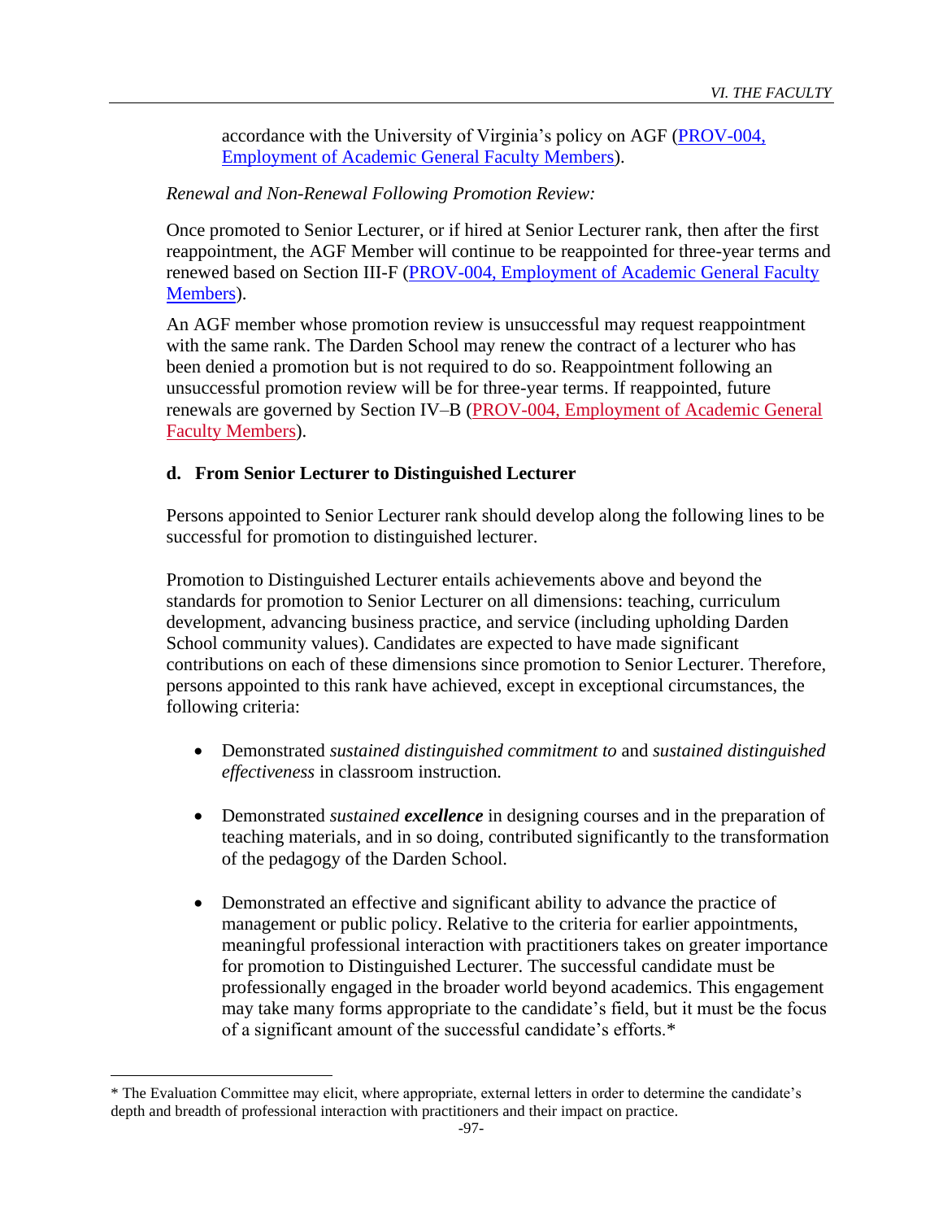accordance with the University of Virginia's policy on AGF ([PROV-004, Employment of Academic General Faculty Members]()).

*Renewal and Non-Renewal Following Promotion Review:*

Once promoted to Senior Lecturer, or if hired at Senior Lecturer rank, then after the first reappointment, the AGF Member will continue to be reappointed for three-year terms and renewed based on Section III-F ([PROV-004, Employment of Academic General Faculty Members]()).

An AGF member whose promotion review is unsuccessful may request reappointment with the same rank. The Darden School may renew the contract of a lecturer who has been denied a promotion but is not required to do so. Reappointment following an unsuccessful promotion review will be for three-year terms. If reappointed, future renewals are governed by Section IV–B ([PROV-004, Employment of Academic General Faculty Members]()).

**d. From Senior Lecturer to Distinguished Lecturer**

Persons appointed to Senior Lecturer rank should develop along the following lines to be successful for promotion to distinguished lecturer.

Promotion to Distinguished Lecturer entails achievements above and beyond the standards for promotion to Senior Lecturer on all dimensions: teaching, curriculum development, advancing business practice, and service (including upholding Darden School community values). Candidates are expected to have made significant contributions on each of these dimensions since promotion to Senior Lecturer. Therefore, persons appointed to this rank have achieved, except in exceptional circumstances, the following criteria:

- Demonstrated *sustained distinguished commitment to* and *sustained distinguished effectiveness* in classroom instruction.

- Demonstrated *sustained **excellence*** in designing courses and in the preparation of teaching materials, and in so doing, contributed significantly to the transformation of the pedagogy of the Darden School.

- Demonstrated an effective and significant ability to advance the practice of management or public policy. Relative to the criteria for earlier appointments, meaningful professional interaction with practitioners takes on greater importance for promotion to Distinguished Lecturer. The successful candidate must be professionally engaged in the broader world beyond academics. This engagement may take many forms appropriate to the candidate's field, but it must be the focus of a significant amount of the successful candidate's efforts.*

---

* The Evaluation Committee may elicit, where appropriate, external letters in order to determine the candidate's depth and breadth of professional interaction with practitioners and their impact on practice.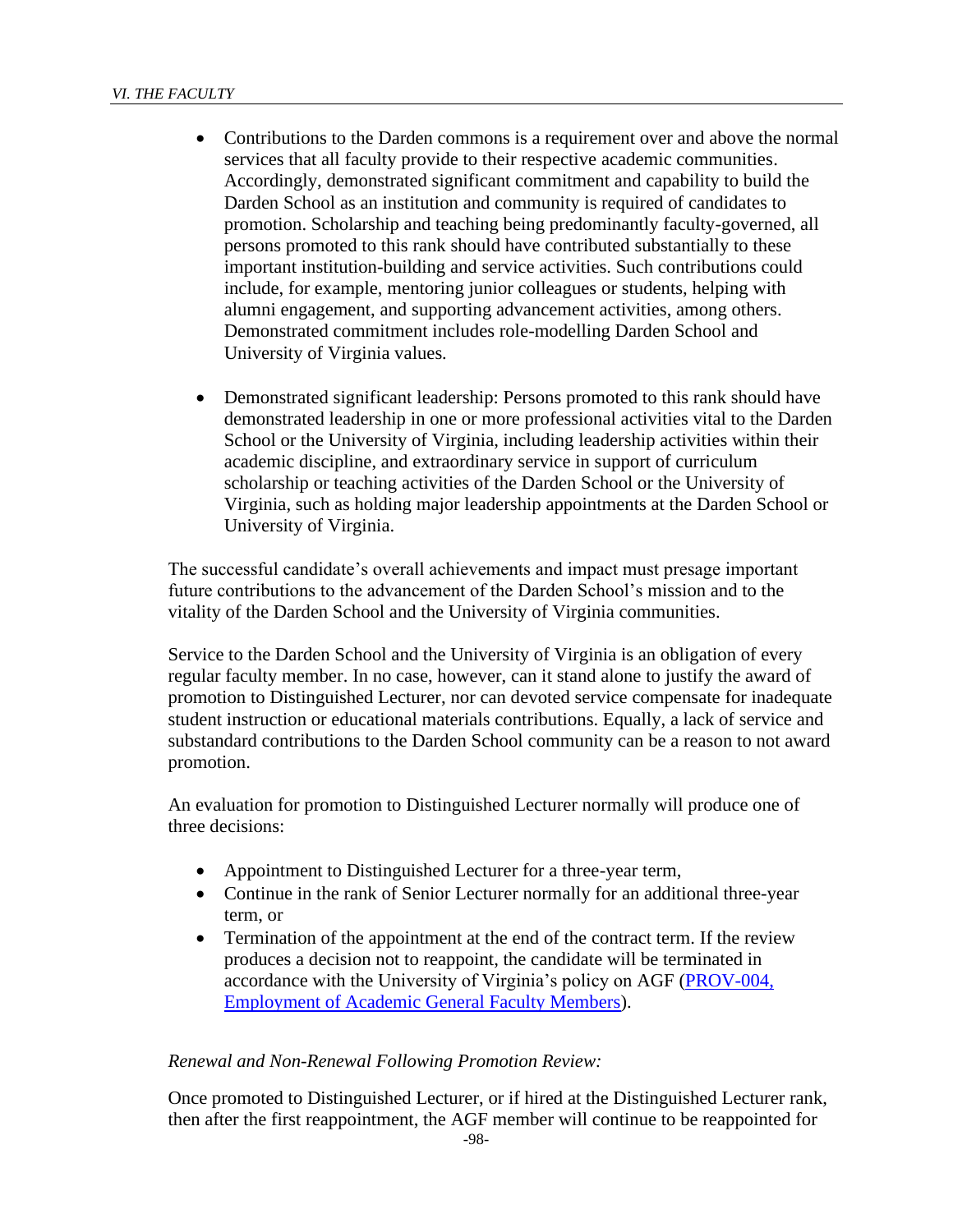- Contributions to the Darden commons is a requirement over and above the normal services that all faculty provide to their respective academic communities. Accordingly, demonstrated significant commitment and capability to build the Darden School as an institution and community is required of candidates to promotion. Scholarship and teaching being predominantly faculty-governed, all persons promoted to this rank should have contributed substantially to these important institution-building and service activities. Such contributions could include, for example, mentoring junior colleagues or students, helping with alumni engagement, and supporting advancement activities, among others. Demonstrated commitment includes role-modelling Darden School and University of Virginia values.

- Demonstrated significant leadership: Persons promoted to this rank should have demonstrated leadership in one or more professional activities vital to the Darden School or the University of Virginia, including leadership activities within their academic discipline, and extraordinary service in support of curriculum scholarship or teaching activities of the Darden School or the University of Virginia, such as holding major leadership appointments at the Darden School or University of Virginia.

The successful candidate's overall achievements and impact must presage important future contributions to the advancement of the Darden School's mission and to the vitality of the Darden School and the University of Virginia communities.

Service to the Darden School and the University of Virginia is an obligation of every regular faculty member. In no case, however, can it stand alone to justify the award of promotion to Distinguished Lecturer, nor can devoted service compensate for inadequate student instruction or educational materials contributions. Equally, a lack of service and substandard contributions to the Darden School community can be a reason to not award promotion.

An evaluation for promotion to Distinguished Lecturer normally will produce one of three decisions:

- Appointment to Distinguished Lecturer for a three-year term,
- Continue in the rank of Senior Lecturer normally for an additional three-year term, or
- Termination of the appointment at the end of the contract term. If the review produces a decision not to reappoint, the candidate will be terminated in accordance with the University of Virginia's policy on AGF (PROV-004, Employment of Academic General Faculty Members).

*Renewal and Non-Renewal Following Promotion Review:*

Once promoted to Distinguished Lecturer, or if hired at the Distinguished Lecturer rank, then after the first reappointment, the AGF member will continue to be reappointed for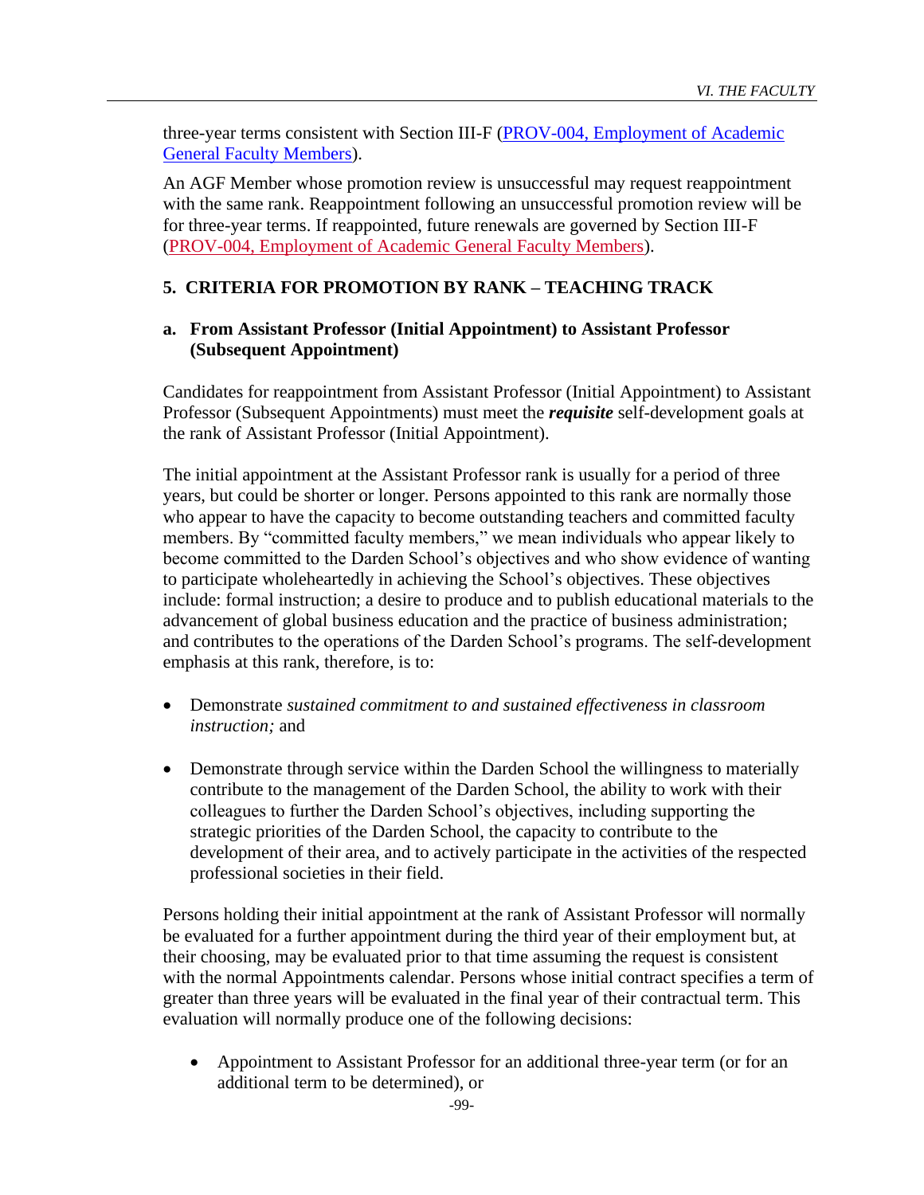three-year terms consistent with Section III-F ([PROV-004, Employment of Academic General Faculty Members]).

An AGF Member whose promotion review is unsuccessful may request reappointment with the same rank. Reappointment following an unsuccessful promotion review will be for three-year terms. If reappointed, future renewals are governed by Section III-F ([PROV-004, Employment of Academic General Faculty Members]).

### 5. CRITERIA FOR PROMOTION BY RANK – TEACHING TRACK

#### a. From Assistant Professor (Initial Appointment) to Assistant Professor (Subsequent Appointment)

Candidates for reappointment from Assistant Professor (Initial Appointment) to Assistant Professor (Subsequent Appointments) must meet the ***requisite*** self-development goals at the rank of Assistant Professor (Initial Appointment).

The initial appointment at the Assistant Professor rank is usually for a period of three years, but could be shorter or longer. Persons appointed to this rank are normally those who appear to have the capacity to become outstanding teachers and committed faculty members. By "committed faculty members," we mean individuals who appear likely to become committed to the Darden School's objectives and who show evidence of wanting to participate wholeheartedly in achieving the School's objectives. These objectives include: formal instruction; a desire to produce and to publish educational materials to the advancement of global business education and the practice of business administration; and contributes to the operations of the Darden School's programs. The self-development emphasis at this rank, therefore, is to:

- Demonstrate *sustained commitment to and sustained effectiveness in classroom instruction;* and

- Demonstrate through service within the Darden School the willingness to materially contribute to the management of the Darden School, the ability to work with their colleagues to further the Darden School's objectives, including supporting the strategic priorities of the Darden School, the capacity to contribute to the development of their area, and to actively participate in the activities of the respected professional societies in their field.

Persons holding their initial appointment at the rank of Assistant Professor will normally be evaluated for a further appointment during the third year of their employment but, at their choosing, may be evaluated prior to that time assuming the request is consistent with the normal Appointments calendar. Persons whose initial contract specifies a term of greater than three years will be evaluated in the final year of their contractual term. This evaluation will normally produce one of the following decisions:

- Appointment to Assistant Professor for an additional three-year term (or for an additional term to be determined), or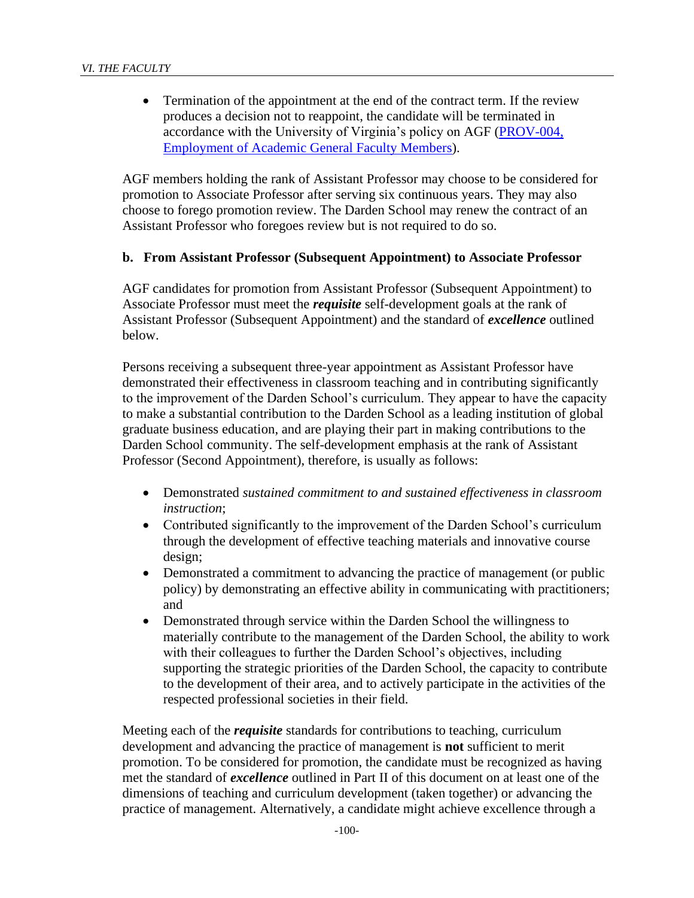- Termination of the appointment at the end of the contract term. If the review produces a decision not to reappoint, the candidate will be terminated in accordance with the University of Virginia's policy on AGF (PROV-004, Employment of Academic General Faculty Members).

AGF members holding the rank of Assistant Professor may choose to be considered for promotion to Associate Professor after serving six continuous years. They may also choose to forego promotion review. The Darden School may renew the contract of an Assistant Professor who foregoes review but is not required to do so.

**b. From Assistant Professor (Subsequent Appointment) to Associate Professor**

AGF candidates for promotion from Assistant Professor (Subsequent Appointment) to Associate Professor must meet the ***requisite*** self-development goals at the rank of Assistant Professor (Subsequent Appointment) and the standard of ***excellence*** outlined below.

Persons receiving a subsequent three-year appointment as Assistant Professor have demonstrated their effectiveness in classroom teaching and in contributing significantly to the improvement of the Darden School's curriculum. They appear to have the capacity to make a substantial contribution to the Darden School as a leading institution of global graduate business education, and are playing their part in making contributions to the Darden School community. The self-development emphasis at the rank of Assistant Professor (Second Appointment), therefore, is usually as follows:

- Demonstrated *sustained commitment to and sustained effectiveness in classroom instruction*;
- Contributed significantly to the improvement of the Darden School's curriculum through the development of effective teaching materials and innovative course design;
- Demonstrated a commitment to advancing the practice of management (or public policy) by demonstrating an effective ability in communicating with practitioners; and
- Demonstrated through service within the Darden School the willingness to materially contribute to the management of the Darden School, the ability to work with their colleagues to further the Darden School's objectives, including supporting the strategic priorities of the Darden School, the capacity to contribute to the development of their area, and to actively participate in the activities of the respected professional societies in their field.

Meeting each of the ***requisite*** standards for contributions to teaching, curriculum development and advancing the practice of management is **not** sufficient to merit promotion. To be considered for promotion, the candidate must be recognized as having met the standard of ***excellence*** outlined in Part II of this document on at least one of the dimensions of teaching and curriculum development (taken together) or advancing the practice of management. Alternatively, a candidate might achieve excellence through a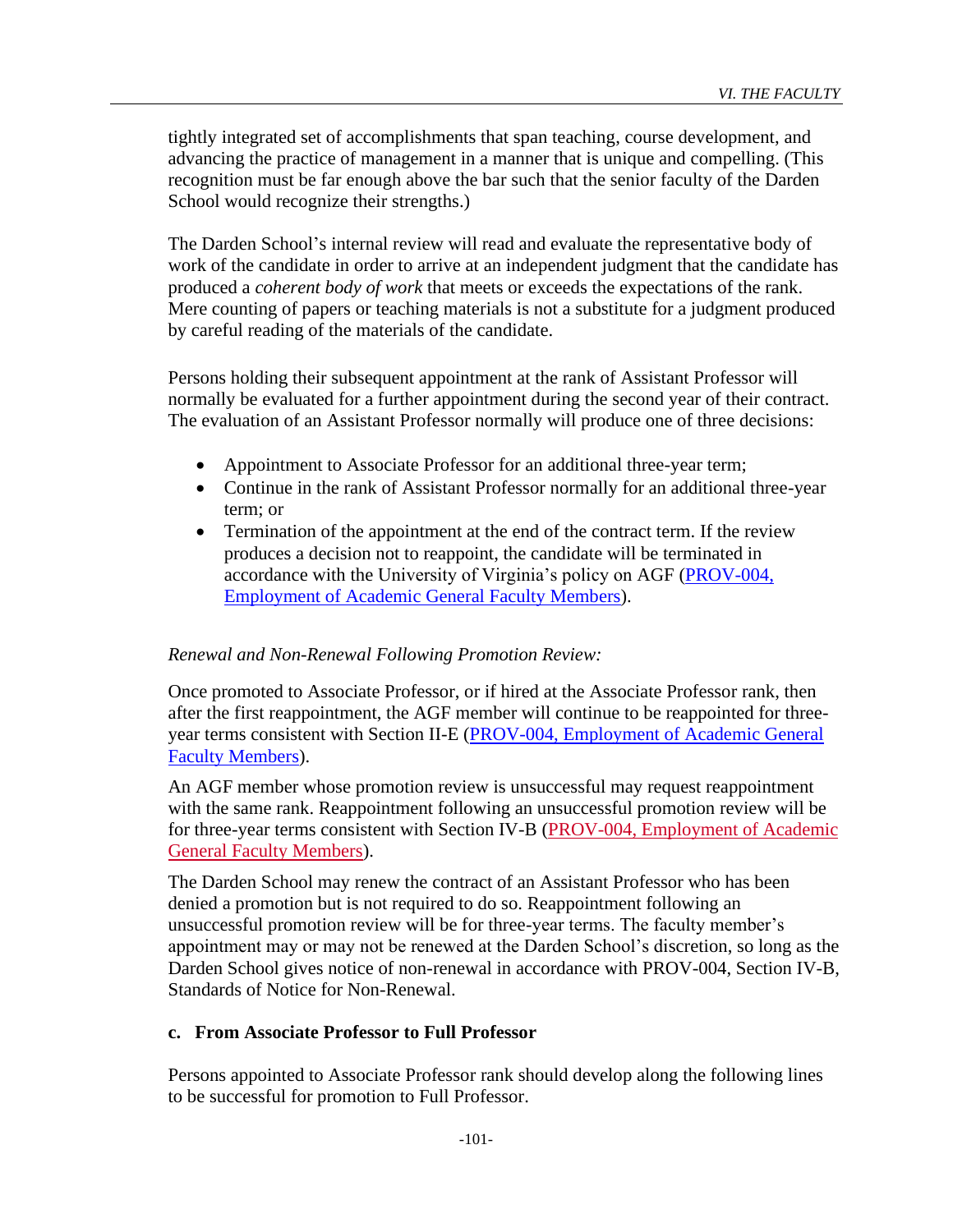tightly integrated set of accomplishments that span teaching, course development, and advancing the practice of management in a manner that is unique and compelling. (This recognition must be far enough above the bar such that the senior faculty of the Darden School would recognize their strengths.)

The Darden School's internal review will read and evaluate the representative body of work of the candidate in order to arrive at an independent judgment that the candidate has produced a *coherent body of work* that meets or exceeds the expectations of the rank. Mere counting of papers or teaching materials is not a substitute for a judgment produced by careful reading of the materials of the candidate.

Persons holding their subsequent appointment at the rank of Assistant Professor will normally be evaluated for a further appointment during the second year of their contract. The evaluation of an Assistant Professor normally will produce one of three decisions:

- Appointment to Associate Professor for an additional three-year term;
- Continue in the rank of Assistant Professor normally for an additional three-year term; or
- Termination of the appointment at the end of the contract term. If the review produces a decision not to reappoint, the candidate will be terminated in accordance with the University of Virginia's policy on AGF (PROV-004, Employment of Academic General Faculty Members).

*Renewal and Non-Renewal Following Promotion Review:*

Once promoted to Associate Professor, or if hired at the Associate Professor rank, then after the first reappointment, the AGF member will continue to be reappointed for three-year terms consistent with Section II-E (PROV-004, Employment of Academic General Faculty Members).

An AGF member whose promotion review is unsuccessful may request reappointment with the same rank. Reappointment following an unsuccessful promotion review will be for three-year terms consistent with Section IV-B (PROV-004, Employment of Academic General Faculty Members).

The Darden School may renew the contract of an Assistant Professor who has been denied a promotion but is not required to do so. Reappointment following an unsuccessful promotion review will be for three-year terms. The faculty member's appointment may or may not be renewed at the Darden School's discretion, so long as the Darden School gives notice of non-renewal in accordance with PROV-004, Section IV-B, Standards of Notice for Non-Renewal.

**c. From Associate Professor to Full Professor**

Persons appointed to Associate Professor rank should develop along the following lines to be successful for promotion to Full Professor.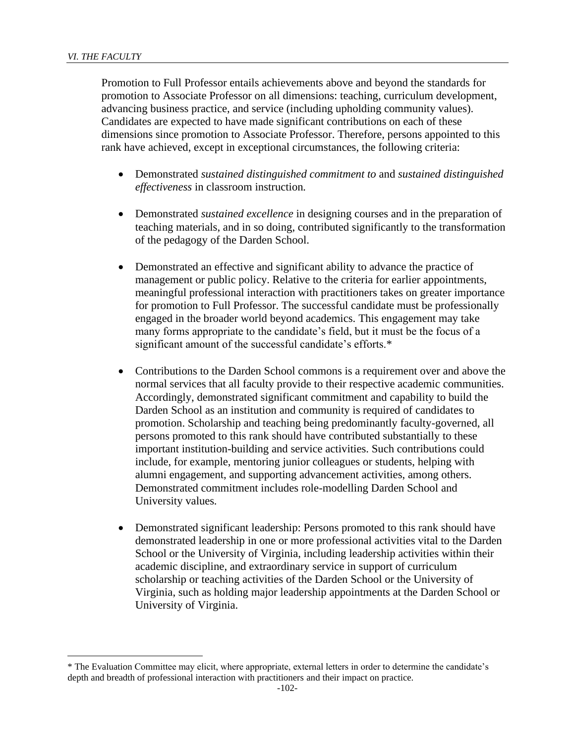Promotion to Full Professor entails achievements above and beyond the standards for promotion to Associate Professor on all dimensions: teaching, curriculum development, advancing business practice, and service (including upholding community values). Candidates are expected to have made significant contributions on each of these dimensions since promotion to Associate Professor. Therefore, persons appointed to this rank have achieved, except in exceptional circumstances, the following criteria:

- Demonstrated *sustained distinguished commitment to* and *sustained distinguished effectiveness* in classroom instruction.

- Demonstrated *sustained excellence* in designing courses and in the preparation of teaching materials, and in so doing, contributed significantly to the transformation of the pedagogy of the Darden School.

- Demonstrated an effective and significant ability to advance the practice of management or public policy. Relative to the criteria for earlier appointments, meaningful professional interaction with practitioners takes on greater importance for promotion to Full Professor. The successful candidate must be professionally engaged in the broader world beyond academics. This engagement may take many forms appropriate to the candidate's field, but it must be the focus of a significant amount of the successful candidate's efforts.*

- Contributions to the Darden School commons is a requirement over and above the normal services that all faculty provide to their respective academic communities. Accordingly, demonstrated significant commitment and capability to build the Darden School as an institution and community is required of candidates to promotion. Scholarship and teaching being predominantly faculty-governed, all persons promoted to this rank should have contributed substantially to these important institution-building and service activities. Such contributions could include, for example, mentoring junior colleagues or students, helping with alumni engagement, and supporting advancement activities, among others. Demonstrated commitment includes role-modelling Darden School and University values.

- Demonstrated significant leadership: Persons promoted to this rank should have demonstrated leadership in one or more professional activities vital to the Darden School or the University of Virginia, including leadership activities within their academic discipline, and extraordinary service in support of curriculum scholarship or teaching activities of the Darden School or the University of Virginia, such as holding major leadership appointments at the Darden School or University of Virginia.

---

* The Evaluation Committee may elicit, where appropriate, external letters in order to determine the candidate's depth and breadth of professional interaction with practitioners and their impact on practice.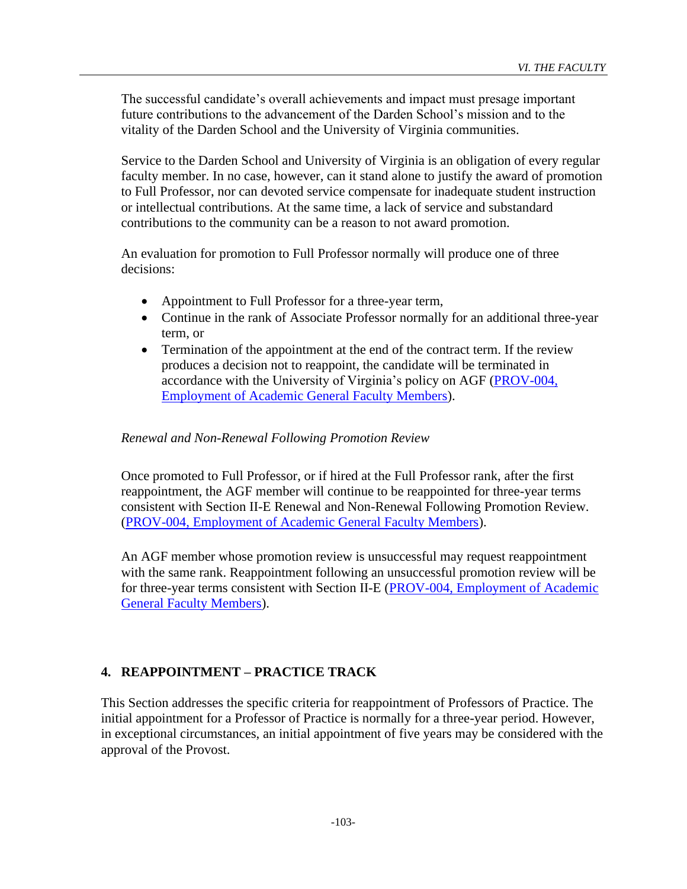The successful candidate's overall achievements and impact must presage important future contributions to the advancement of the Darden School's mission and to the vitality of the Darden School and the University of Virginia communities.

Service to the Darden School and University of Virginia is an obligation of every regular faculty member. In no case, however, can it stand alone to justify the award of promotion to Full Professor, nor can devoted service compensate for inadequate student instruction or intellectual contributions. At the same time, a lack of service and substandard contributions to the community can be a reason to not award promotion.

An evaluation for promotion to Full Professor normally will produce one of three decisions:

- Appointment to Full Professor for a three-year term,
- Continue in the rank of Associate Professor normally for an additional three-year term, or
- Termination of the appointment at the end of the contract term. If the review produces a decision not to reappoint, the candidate will be terminated in accordance with the University of Virginia's policy on AGF (PROV-004, Employment of Academic General Faculty Members).

*Renewal and Non-Renewal Following Promotion Review*

Once promoted to Full Professor, or if hired at the Full Professor rank, after the first reappointment, the AGF member will continue to be reappointed for three-year terms consistent with Section II-E Renewal and Non-Renewal Following Promotion Review. (PROV-004, Employment of Academic General Faculty Members).

An AGF member whose promotion review is unsuccessful may request reappointment with the same rank. Reappointment following an unsuccessful promotion review will be for three-year terms consistent with Section II-E (PROV-004, Employment of Academic General Faculty Members).

## 4. REAPPOINTMENT – PRACTICE TRACK

This Section addresses the specific criteria for reappointment of Professors of Practice. The initial appointment for a Professor of Practice is normally for a three-year period. However, in exceptional circumstances, an initial appointment of five years may be considered with the approval of the Provost.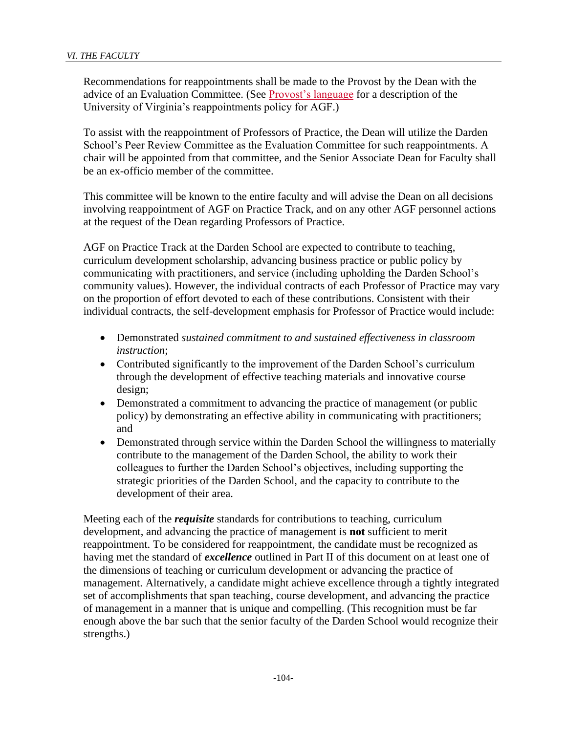Recommendations for reappointments shall be made to the Provost by the Dean with the advice of an Evaluation Committee. (See Provost's language for a description of the University of Virginia's reappointments policy for AGF.)

To assist with the reappointment of Professors of Practice, the Dean will utilize the Darden School's Peer Review Committee as the Evaluation Committee for such reappointments. A chair will be appointed from that committee, and the Senior Associate Dean for Faculty shall be an ex-officio member of the committee.

This committee will be known to the entire faculty and will advise the Dean on all decisions involving reappointment of AGF on Practice Track, and on any other AGF personnel actions at the request of the Dean regarding Professors of Practice.

AGF on Practice Track at the Darden School are expected to contribute to teaching, curriculum development scholarship, advancing business practice or public policy by communicating with practitioners, and service (including upholding the Darden School's community values). However, the individual contracts of each Professor of Practice may vary on the proportion of effort devoted to each of these contributions. Consistent with their individual contracts, the self-development emphasis for Professor of Practice would include:

- Demonstrated *sustained commitment to and sustained effectiveness in classroom instruction*;
- Contributed significantly to the improvement of the Darden School's curriculum through the development of effective teaching materials and innovative course design;
- Demonstrated a commitment to advancing the practice of management (or public policy) by demonstrating an effective ability in communicating with practitioners; and
- Demonstrated through service within the Darden School the willingness to materially contribute to the management of the Darden School, the ability to work their colleagues to further the Darden School's objectives, including supporting the strategic priorities of the Darden School, and the capacity to contribute to the development of their area.

Meeting each of the ***requisite*** standards for contributions to teaching, curriculum development, and advancing the practice of management is **not** sufficient to merit reappointment. To be considered for reappointment, the candidate must be recognized as having met the standard of ***excellence*** outlined in Part II of this document on at least one of the dimensions of teaching or curriculum development or advancing the practice of management. Alternatively, a candidate might achieve excellence through a tightly integrated set of accomplishments that span teaching, course development, and advancing the practice of management in a manner that is unique and compelling. (This recognition must be far enough above the bar such that the senior faculty of the Darden School would recognize their strengths.)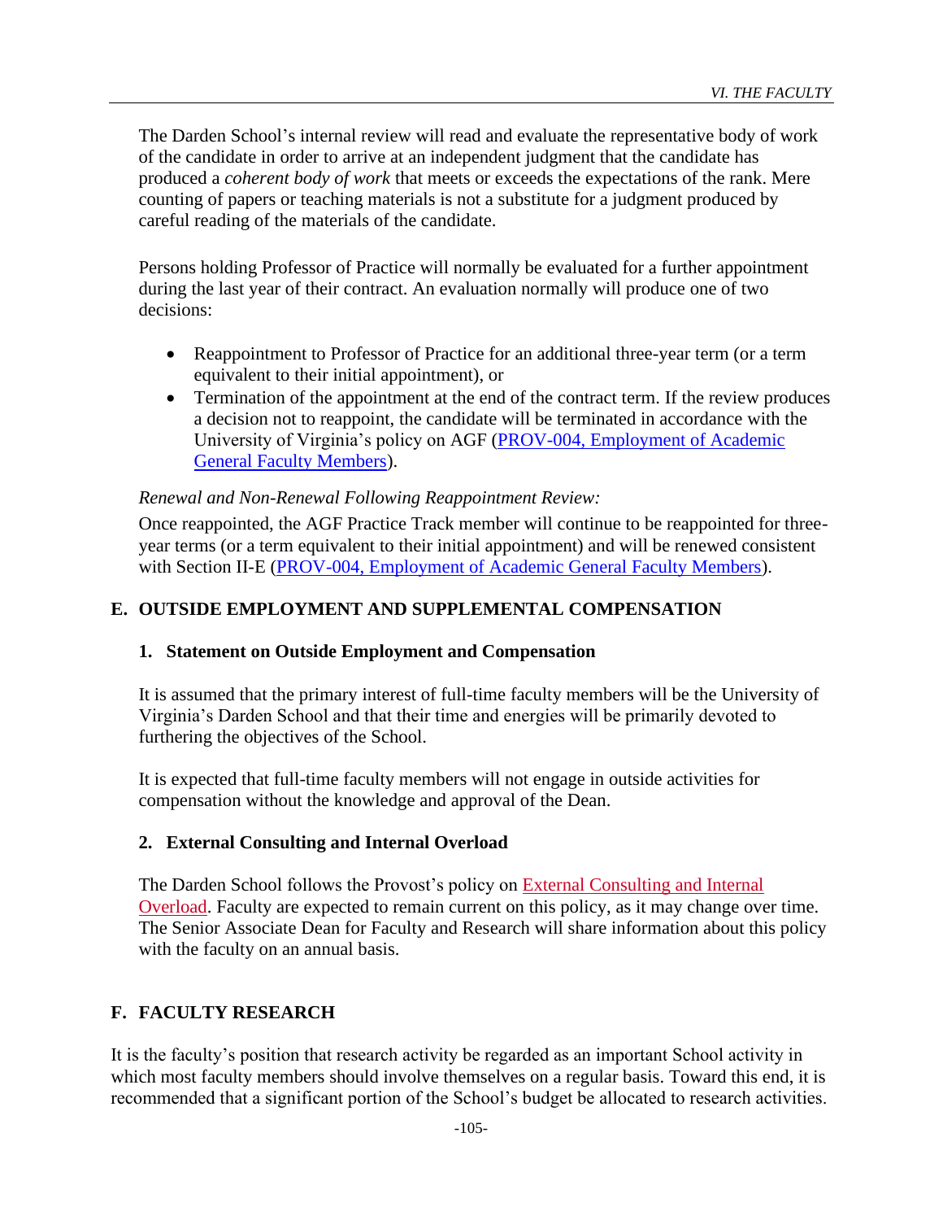The Darden School's internal review will read and evaluate the representative body of work of the candidate in order to arrive at an independent judgment that the candidate has produced a *coherent body of work* that meets or exceeds the expectations of the rank. Mere counting of papers or teaching materials is not a substitute for a judgment produced by careful reading of the materials of the candidate.

Persons holding Professor of Practice will normally be evaluated for a further appointment during the last year of their contract. An evaluation normally will produce one of two decisions:

- Reappointment to Professor of Practice for an additional three-year term (or a term equivalent to their initial appointment), or
- Termination of the appointment at the end of the contract term. If the review produces a decision not to reappoint, the candidate will be terminated in accordance with the University of Virginia's policy on AGF (PROV-004, Employment of Academic General Faculty Members).

*Renewal and Non-Renewal Following Reappointment Review:*

Once reappointed, the AGF Practice Track member will continue to be reappointed for three-year terms (or a term equivalent to their initial appointment) and will be renewed consistent with Section II-E (PROV-004, Employment of Academic General Faculty Members).

## E. OUTSIDE EMPLOYMENT AND SUPPLEMENTAL COMPENSATION

### 1. Statement on Outside Employment and Compensation

It is assumed that the primary interest of full-time faculty members will be the University of Virginia's Darden School and that their time and energies will be primarily devoted to furthering the objectives of the School.

It is expected that full-time faculty members will not engage in outside activities for compensation without the knowledge and approval of the Dean.

### 2. External Consulting and Internal Overload

The Darden School follows the Provost's policy on External Consulting and Internal Overload. Faculty are expected to remain current on this policy, as it may change over time. The Senior Associate Dean for Faculty and Research will share information about this policy with the faculty on an annual basis.

## F. FACULTY RESEARCH

It is the faculty's position that research activity be regarded as an important School activity in which most faculty members should involve themselves on a regular basis. Toward this end, it is recommended that a significant portion of the School's budget be allocated to research activities.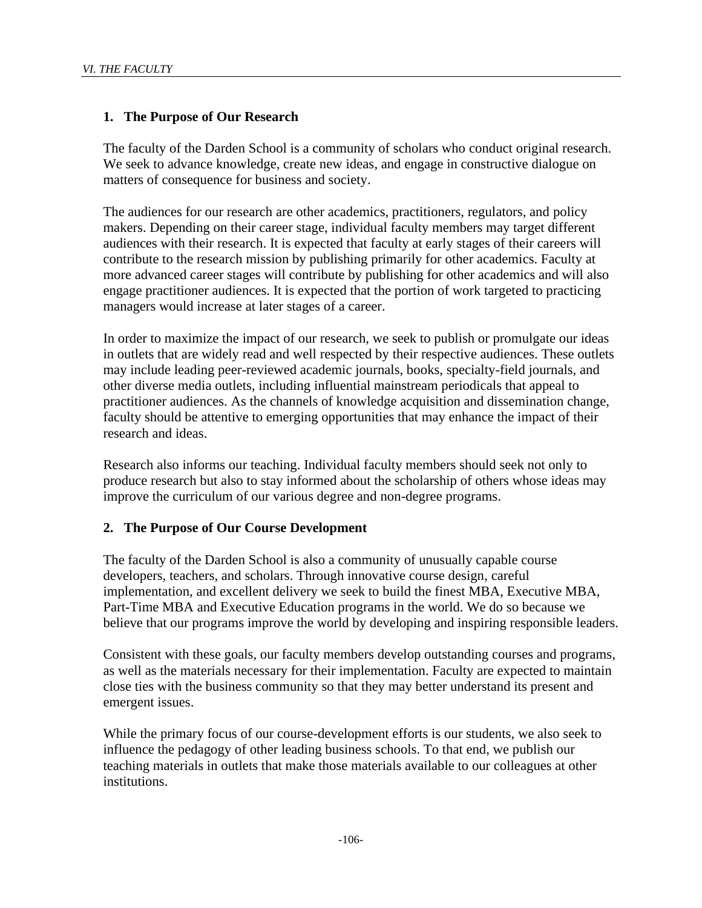## 1. The Purpose of Our Research

The faculty of the Darden School is a community of scholars who conduct original research. We seek to advance knowledge, create new ideas, and engage in constructive dialogue on matters of consequence for business and society.

The audiences for our research are other academics, practitioners, regulators, and policy makers. Depending on their career stage, individual faculty members may target different audiences with their research. It is expected that faculty at early stages of their careers will contribute to the research mission by publishing primarily for other academics. Faculty at more advanced career stages will contribute by publishing for other academics and will also engage practitioner audiences. It is expected that the portion of work targeted to practicing managers would increase at later stages of a career.

In order to maximize the impact of our research, we seek to publish or promulgate our ideas in outlets that are widely read and well respected by their respective audiences. These outlets may include leading peer-reviewed academic journals, books, specialty-field journals, and other diverse media outlets, including influential mainstream periodicals that appeal to practitioner audiences. As the channels of knowledge acquisition and dissemination change, faculty should be attentive to emerging opportunities that may enhance the impact of their research and ideas.

Research also informs our teaching. Individual faculty members should seek not only to produce research but also to stay informed about the scholarship of others whose ideas may improve the curriculum of our various degree and non-degree programs.

## 2. The Purpose of Our Course Development

The faculty of the Darden School is also a community of unusually capable course developers, teachers, and scholars. Through innovative course design, careful implementation, and excellent delivery we seek to build the finest MBA, Executive MBA, Part-Time MBA and Executive Education programs in the world. We do so because we believe that our programs improve the world by developing and inspiring responsible leaders.

Consistent with these goals, our faculty members develop outstanding courses and programs, as well as the materials necessary for their implementation. Faculty are expected to maintain close ties with the business community so that they may better understand its present and emergent issues.

While the primary focus of our course-development efforts is our students, we also seek to influence the pedagogy of other leading business schools. To that end, we publish our teaching materials in outlets that make those materials available to our colleagues at other institutions.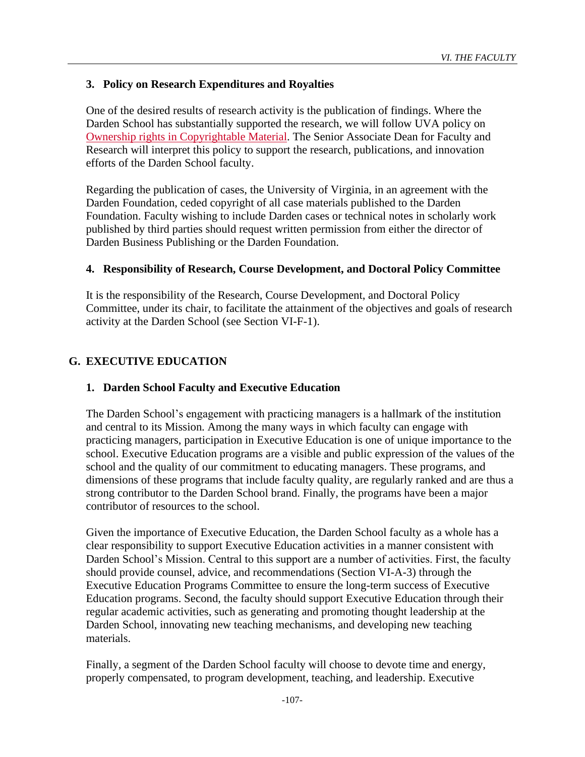### 3. Policy on Research Expenditures and Royalties

One of the desired results of research activity is the publication of findings. Where the Darden School has substantially supported the research, we will follow UVA policy on Ownership rights in Copyrightable Material. The Senior Associate Dean for Faculty and Research will interpret this policy to support the research, publications, and innovation efforts of the Darden School faculty.

Regarding the publication of cases, the University of Virginia, in an agreement with the Darden Foundation, ceded copyright of all case materials published to the Darden Foundation. Faculty wishing to include Darden cases or technical notes in scholarly work published by third parties should request written permission from either the director of Darden Business Publishing or the Darden Foundation.

### 4. Responsibility of Research, Course Development, and Doctoral Policy Committee

It is the responsibility of the Research, Course Development, and Doctoral Policy Committee, under its chair, to facilitate the attainment of the objectives and goals of research activity at the Darden School (see Section VI-F-1).

## G. EXECUTIVE EDUCATION

### 1. Darden School Faculty and Executive Education

The Darden School's engagement with practicing managers is a hallmark of the institution and central to its Mission. Among the many ways in which faculty can engage with practicing managers, participation in Executive Education is one of unique importance to the school. Executive Education programs are a visible and public expression of the values of the school and the quality of our commitment to educating managers. These programs, and dimensions of these programs that include faculty quality, are regularly ranked and are thus a strong contributor to the Darden School brand. Finally, the programs have been a major contributor of resources to the school.

Given the importance of Executive Education, the Darden School faculty as a whole has a clear responsibility to support Executive Education activities in a manner consistent with Darden School's Mission. Central to this support are a number of activities. First, the faculty should provide counsel, advice, and recommendations (Section VI-A-3) through the Executive Education Programs Committee to ensure the long-term success of Executive Education programs. Second, the faculty should support Executive Education through their regular academic activities, such as generating and promoting thought leadership at the Darden School, innovating new teaching mechanisms, and developing new teaching materials.

Finally, a segment of the Darden School faculty will choose to devote time and energy, properly compensated, to program development, teaching, and leadership. Executive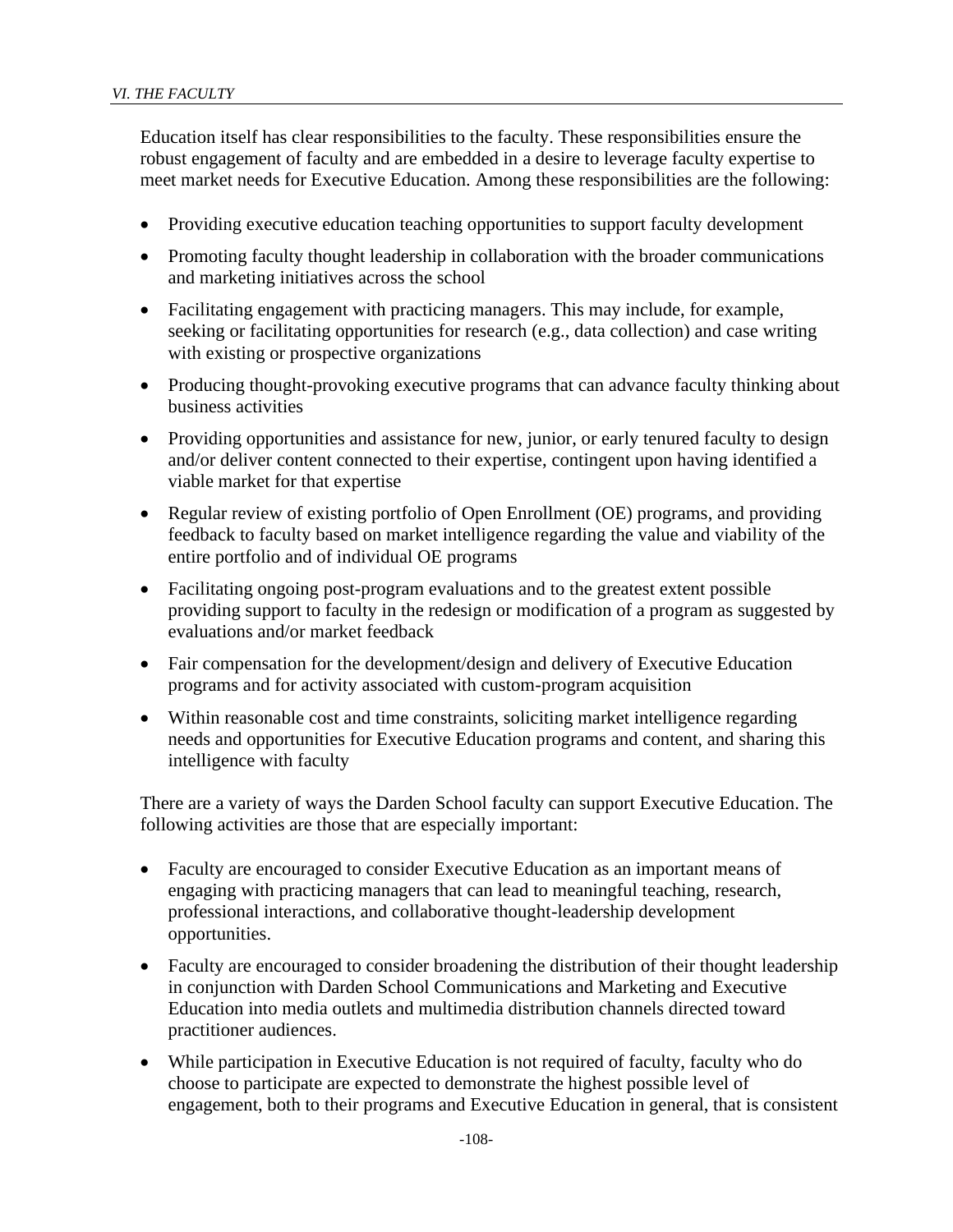Education itself has clear responsibilities to the faculty. These responsibilities ensure the robust engagement of faculty and are embedded in a desire to leverage faculty expertise to meet market needs for Executive Education. Among these responsibilities are the following:

- Providing executive education teaching opportunities to support faculty development
- Promoting faculty thought leadership in collaboration with the broader communications and marketing initiatives across the school
- Facilitating engagement with practicing managers. This may include, for example, seeking or facilitating opportunities for research (e.g., data collection) and case writing with existing or prospective organizations
- Producing thought-provoking executive programs that can advance faculty thinking about business activities
- Providing opportunities and assistance for new, junior, or early tenured faculty to design and/or deliver content connected to their expertise, contingent upon having identified a viable market for that expertise
- Regular review of existing portfolio of Open Enrollment (OE) programs, and providing feedback to faculty based on market intelligence regarding the value and viability of the entire portfolio and of individual OE programs
- Facilitating ongoing post-program evaluations and to the greatest extent possible providing support to faculty in the redesign or modification of a program as suggested by evaluations and/or market feedback
- Fair compensation for the development/design and delivery of Executive Education programs and for activity associated with custom-program acquisition
- Within reasonable cost and time constraints, soliciting market intelligence regarding needs and opportunities for Executive Education programs and content, and sharing this intelligence with faculty

There are a variety of ways the Darden School faculty can support Executive Education. The following activities are those that are especially important:

- Faculty are encouraged to consider Executive Education as an important means of engaging with practicing managers that can lead to meaningful teaching, research, professional interactions, and collaborative thought-leadership development opportunities.
- Faculty are encouraged to consider broadening the distribution of their thought leadership in conjunction with Darden School Communications and Marketing and Executive Education into media outlets and multimedia distribution channels directed toward practitioner audiences.
- While participation in Executive Education is not required of faculty, faculty who do choose to participate are expected to demonstrate the highest possible level of engagement, both to their programs and Executive Education in general, that is consistent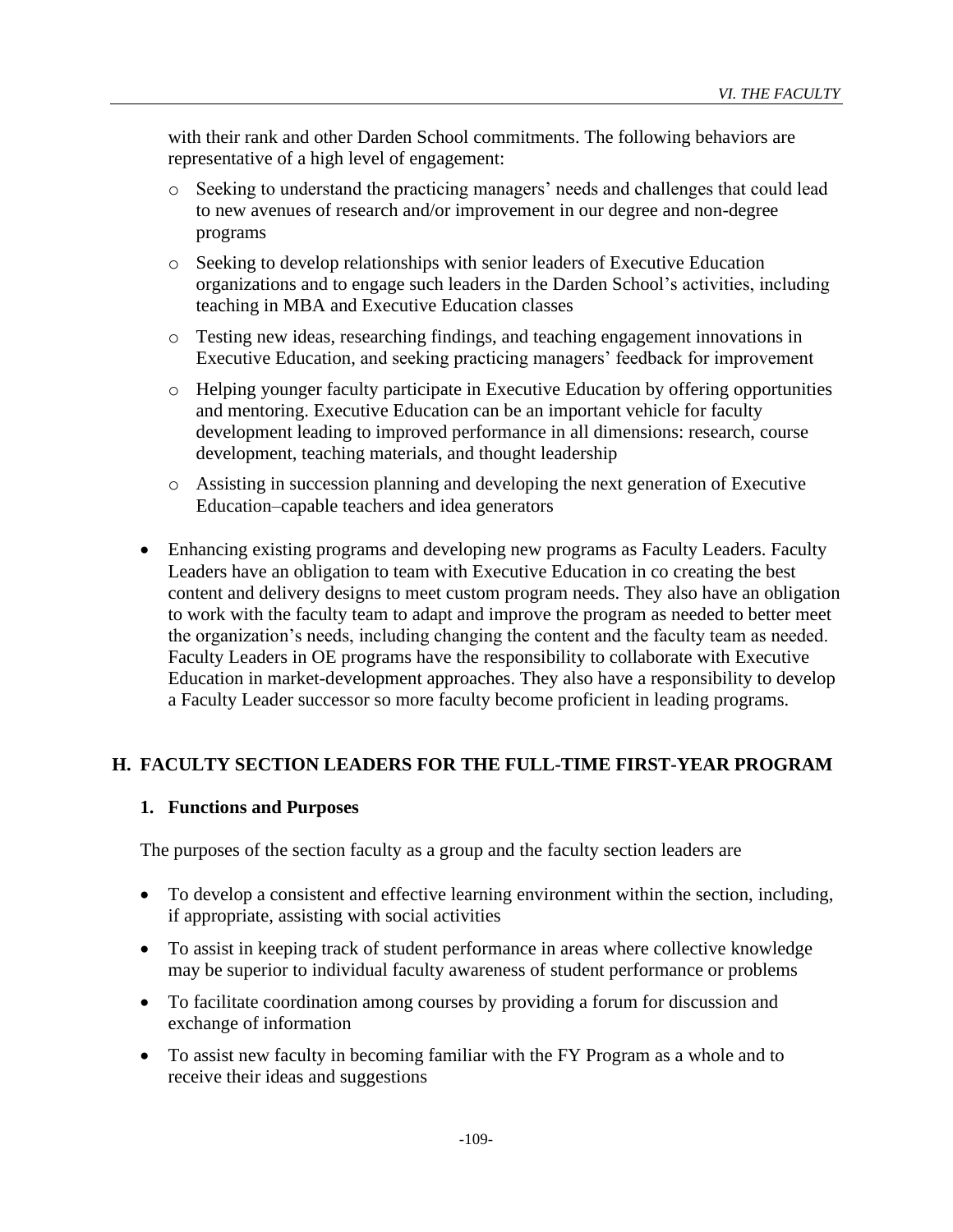with their rank and other Darden School commitments. The following behaviors are representative of a high level of engagement:

  - Seeking to understand the practicing managers' needs and challenges that could lead to new avenues of research and/or improvement in our degree and non-degree programs
  - Seeking to develop relationships with senior leaders of Executive Education organizations and to engage such leaders in the Darden School's activities, including teaching in MBA and Executive Education classes
  - Testing new ideas, researching findings, and teaching engagement innovations in Executive Education, and seeking practicing managers' feedback for improvement
  - Helping younger faculty participate in Executive Education by offering opportunities and mentoring. Executive Education can be an important vehicle for faculty development leading to improved performance in all dimensions: research, course development, teaching materials, and thought leadership
  - Assisting in succession planning and developing the next generation of Executive Education–capable teachers and idea generators

- Enhancing existing programs and developing new programs as Faculty Leaders. Faculty Leaders have an obligation to team with Executive Education in co creating the best content and delivery designs to meet custom program needs. They also have an obligation to work with the faculty team to adapt and improve the program as needed to better meet the organization's needs, including changing the content and the faculty team as needed. Faculty Leaders in OE programs have the responsibility to collaborate with Executive Education in market-development approaches. They also have a responsibility to develop a Faculty Leader successor so more faculty become proficient in leading programs.

## H. FACULTY SECTION LEADERS FOR THE FULL-TIME FIRST-YEAR PROGRAM

### 1. Functions and Purposes

The purposes of the section faculty as a group and the faculty section leaders are

- To develop a consistent and effective learning environment within the section, including, if appropriate, assisting with social activities
- To assist in keeping track of student performance in areas where collective knowledge may be superior to individual faculty awareness of student performance or problems
- To facilitate coordination among courses by providing a forum for discussion and exchange of information
- To assist new faculty in becoming familiar with the FY Program as a whole and to receive their ideas and suggestions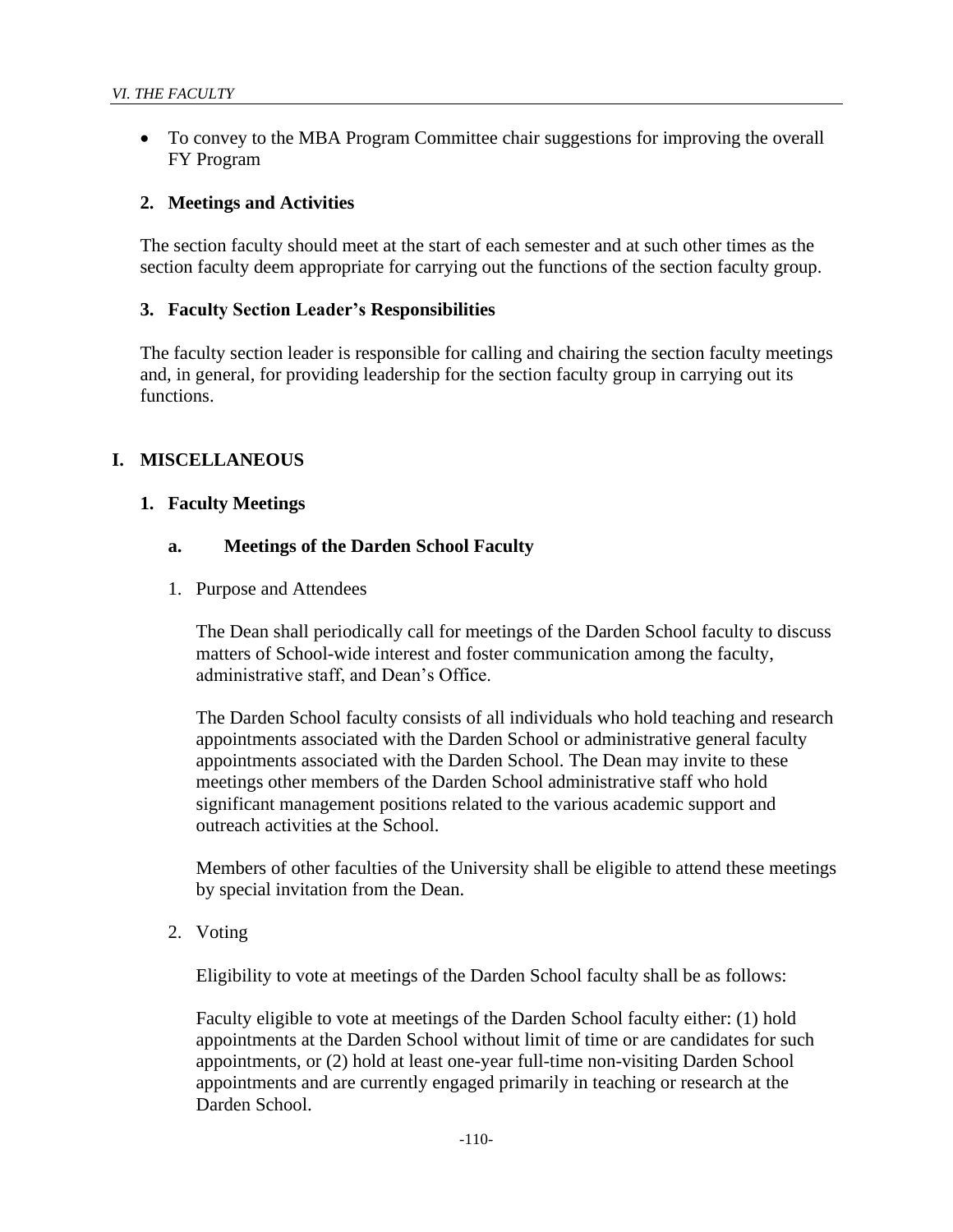- To convey to the MBA Program Committee chair suggestions for improving the overall FY Program

### 2. Meetings and Activities

The section faculty should meet at the start of each semester and at such other times as the section faculty deem appropriate for carrying out the functions of the section faculty group.

### 3. Faculty Section Leader's Responsibilities

The faculty section leader is responsible for calling and chairing the section faculty meetings and, in general, for providing leadership for the section faculty group in carrying out its functions.

## I. MISCELLANEOUS

### 1. Faculty Meetings

#### a. Meetings of the Darden School Faculty

1. Purpose and Attendees

   The Dean shall periodically call for meetings of the Darden School faculty to discuss matters of School-wide interest and foster communication among the faculty, administrative staff, and Dean's Office.

   The Darden School faculty consists of all individuals who hold teaching and research appointments associated with the Darden School or administrative general faculty appointments associated with the Darden School. The Dean may invite to these meetings other members of the Darden School administrative staff who hold significant management positions related to the various academic support and outreach activities at the School.

   Members of other faculties of the University shall be eligible to attend these meetings by special invitation from the Dean.

2. Voting

   Eligibility to vote at meetings of the Darden School faculty shall be as follows:

   Faculty eligible to vote at meetings of the Darden School faculty either: (1) hold appointments at the Darden School without limit of time or are candidates for such appointments, or (2) hold at least one-year full-time non-visiting Darden School appointments and are currently engaged primarily in teaching or research at the Darden School.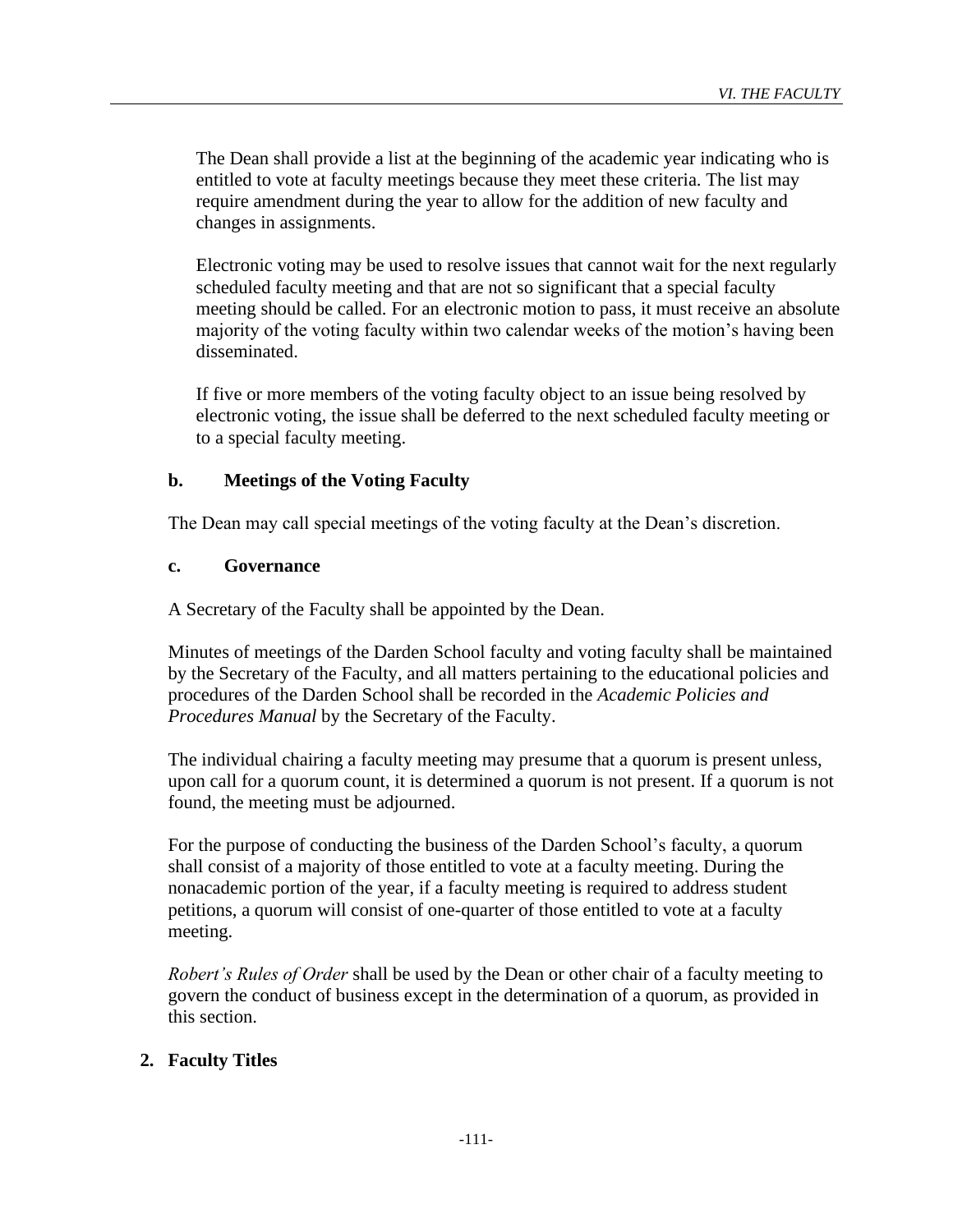The Dean shall provide a list at the beginning of the academic year indicating who is entitled to vote at faculty meetings because they meet these criteria. The list may require amendment during the year to allow for the addition of new faculty and changes in assignments.

Electronic voting may be used to resolve issues that cannot wait for the next regularly scheduled faculty meeting and that are not so significant that a special faculty meeting should be called. For an electronic motion to pass, it must receive an absolute majority of the voting faculty within two calendar weeks of the motion's having been disseminated.

If five or more members of the voting faculty object to an issue being resolved by electronic voting, the issue shall be deferred to the next scheduled faculty meeting or to a special faculty meeting.

### b. Meetings of the Voting Faculty

The Dean may call special meetings of the voting faculty at the Dean's discretion.

### c. Governance

A Secretary of the Faculty shall be appointed by the Dean.

Minutes of meetings of the Darden School faculty and voting faculty shall be maintained by the Secretary of the Faculty, and all matters pertaining to the educational policies and procedures of the Darden School shall be recorded in the *Academic Policies and Procedures Manual* by the Secretary of the Faculty.

The individual chairing a faculty meeting may presume that a quorum is present unless, upon call for a quorum count, it is determined a quorum is not present. If a quorum is not found, the meeting must be adjourned.

For the purpose of conducting the business of the Darden School's faculty, a quorum shall consist of a majority of those entitled to vote at a faculty meeting. During the nonacademic portion of the year, if a faculty meeting is required to address student petitions, a quorum will consist of one-quarter of those entitled to vote at a faculty meeting.

*Robert's Rules of Order* shall be used by the Dean or other chair of a faculty meeting to govern the conduct of business except in the determination of a quorum, as provided in this section.

## 2. Faculty Titles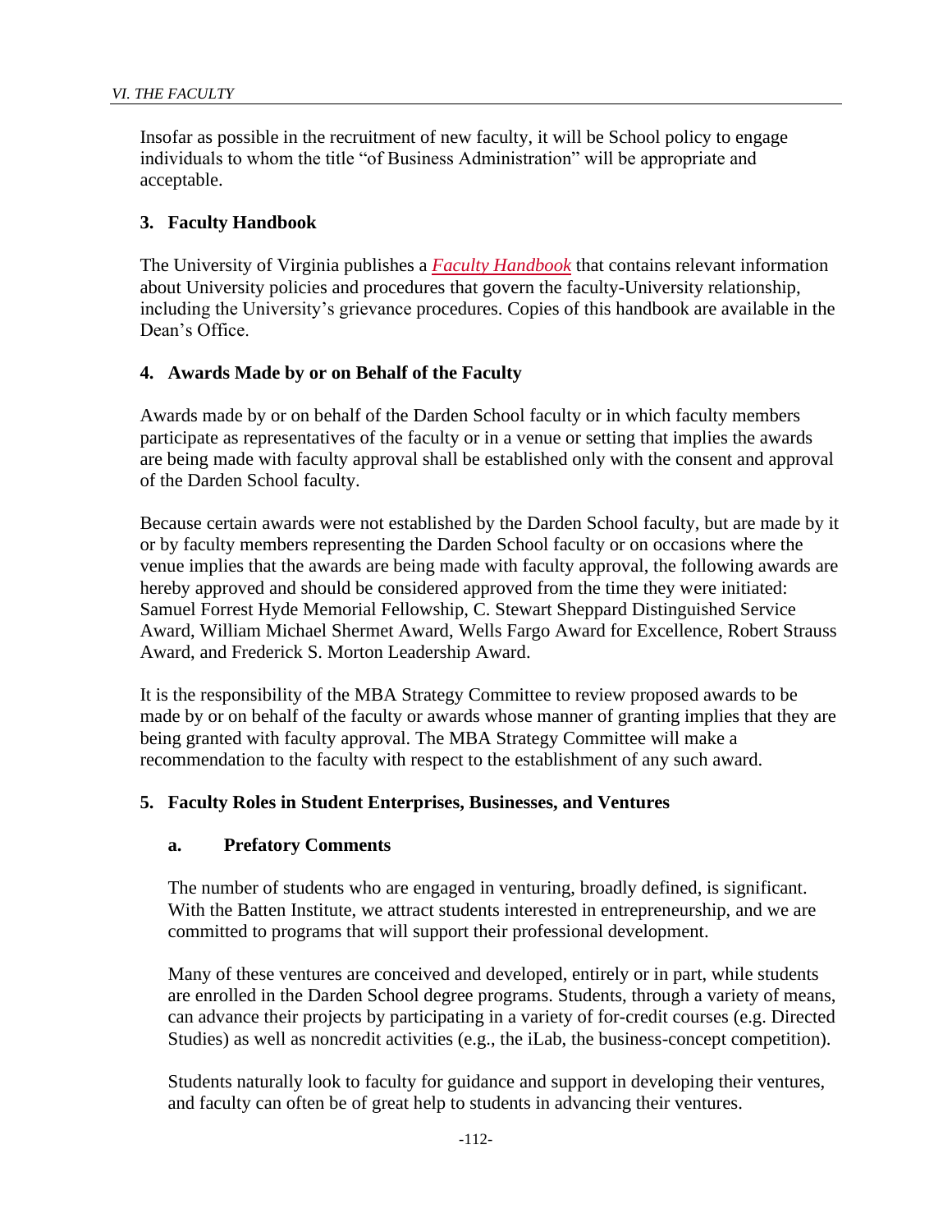Insofar as possible in the recruitment of new faculty, it will be School policy to engage individuals to whom the title "of Business Administration" will be appropriate and acceptable.

### 3. Faculty Handbook

The University of Virginia publishes a *Faculty Handbook* that contains relevant information about University policies and procedures that govern the faculty-University relationship, including the University's grievance procedures. Copies of this handbook are available in the Dean's Office.

### 4. Awards Made by or on Behalf of the Faculty

Awards made by or on behalf of the Darden School faculty or in which faculty members participate as representatives of the faculty or in a venue or setting that implies the awards are being made with faculty approval shall be established only with the consent and approval of the Darden School faculty.

Because certain awards were not established by the Darden School faculty, but are made by it or by faculty members representing the Darden School faculty or on occasions where the venue implies that the awards are being made with faculty approval, the following awards are hereby approved and should be considered approved from the time they were initiated: Samuel Forrest Hyde Memorial Fellowship, C. Stewart Sheppard Distinguished Service Award, William Michael Shermet Award, Wells Fargo Award for Excellence, Robert Strauss Award, and Frederick S. Morton Leadership Award.

It is the responsibility of the MBA Strategy Committee to review proposed awards to be made by or on behalf of the faculty or awards whose manner of granting implies that they are being granted with faculty approval. The MBA Strategy Committee will make a recommendation to the faculty with respect to the establishment of any such award.

### 5. Faculty Roles in Student Enterprises, Businesses, and Ventures

#### a. Prefatory Comments

The number of students who are engaged in venturing, broadly defined, is significant. With the Batten Institute, we attract students interested in entrepreneurship, and we are committed to programs that will support their professional development.

Many of these ventures are conceived and developed, entirely or in part, while students are enrolled in the Darden School degree programs. Students, through a variety of means, can advance their projects by participating in a variety of for-credit courses (e.g. Directed Studies) as well as noncredit activities (e.g., the iLab, the business-concept competition).

Students naturally look to faculty for guidance and support in developing their ventures, and faculty can often be of great help to students in advancing their ventures.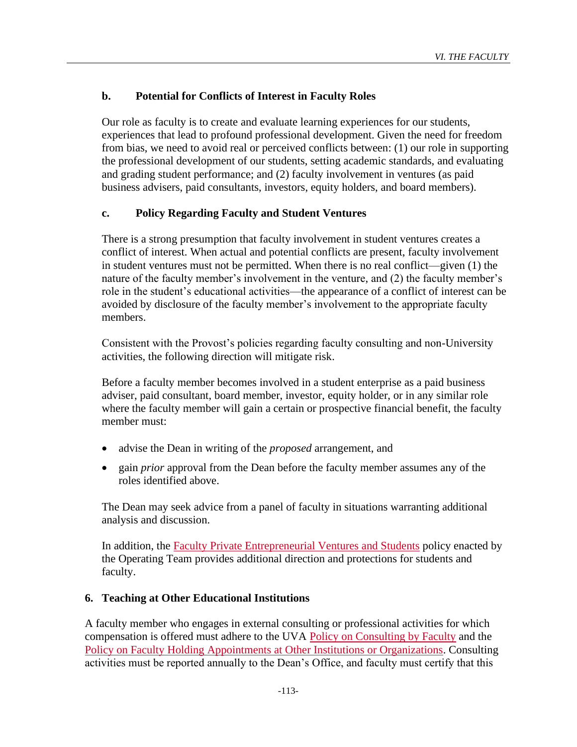### b. Potential for Conflicts of Interest in Faculty Roles

Our role as faculty is to create and evaluate learning experiences for our students, experiences that lead to profound professional development. Given the need for freedom from bias, we need to avoid real or perceived conflicts between: (1) our role in supporting the professional development of our students, setting academic standards, and evaluating and grading student performance; and (2) faculty involvement in ventures (as paid business advisers, paid consultants, investors, equity holders, and board members).

### c. Policy Regarding Faculty and Student Ventures

There is a strong presumption that faculty involvement in student ventures creates a conflict of interest. When actual and potential conflicts are present, faculty involvement in student ventures must not be permitted. When there is no real conflict—given (1) the nature of the faculty member's involvement in the venture, and (2) the faculty member's role in the student's educational activities—the appearance of a conflict of interest can be avoided by disclosure of the faculty member's involvement to the appropriate faculty members.

Consistent with the Provost's policies regarding faculty consulting and non-University activities, the following direction will mitigate risk.

Before a faculty member becomes involved in a student enterprise as a paid business adviser, paid consultant, board member, investor, equity holder, or in any similar role where the faculty member will gain a certain or prospective financial benefit, the faculty member must:

- advise the Dean in writing of the *proposed* arrangement, and
- gain *prior* approval from the Dean before the faculty member assumes any of the roles identified above.

The Dean may seek advice from a panel of faculty in situations warranting additional analysis and discussion.

In addition, the Faculty Private Entrepreneurial Ventures and Students policy enacted by the Operating Team provides additional direction and protections for students and faculty.

## 6. Teaching at Other Educational Institutions

A faculty member who engages in external consulting or professional activities for which compensation is offered must adhere to the UVA Policy on Consulting by Faculty and the Policy on Faculty Holding Appointments at Other Institutions or Organizations. Consulting activities must be reported annually to the Dean's Office, and faculty must certify that this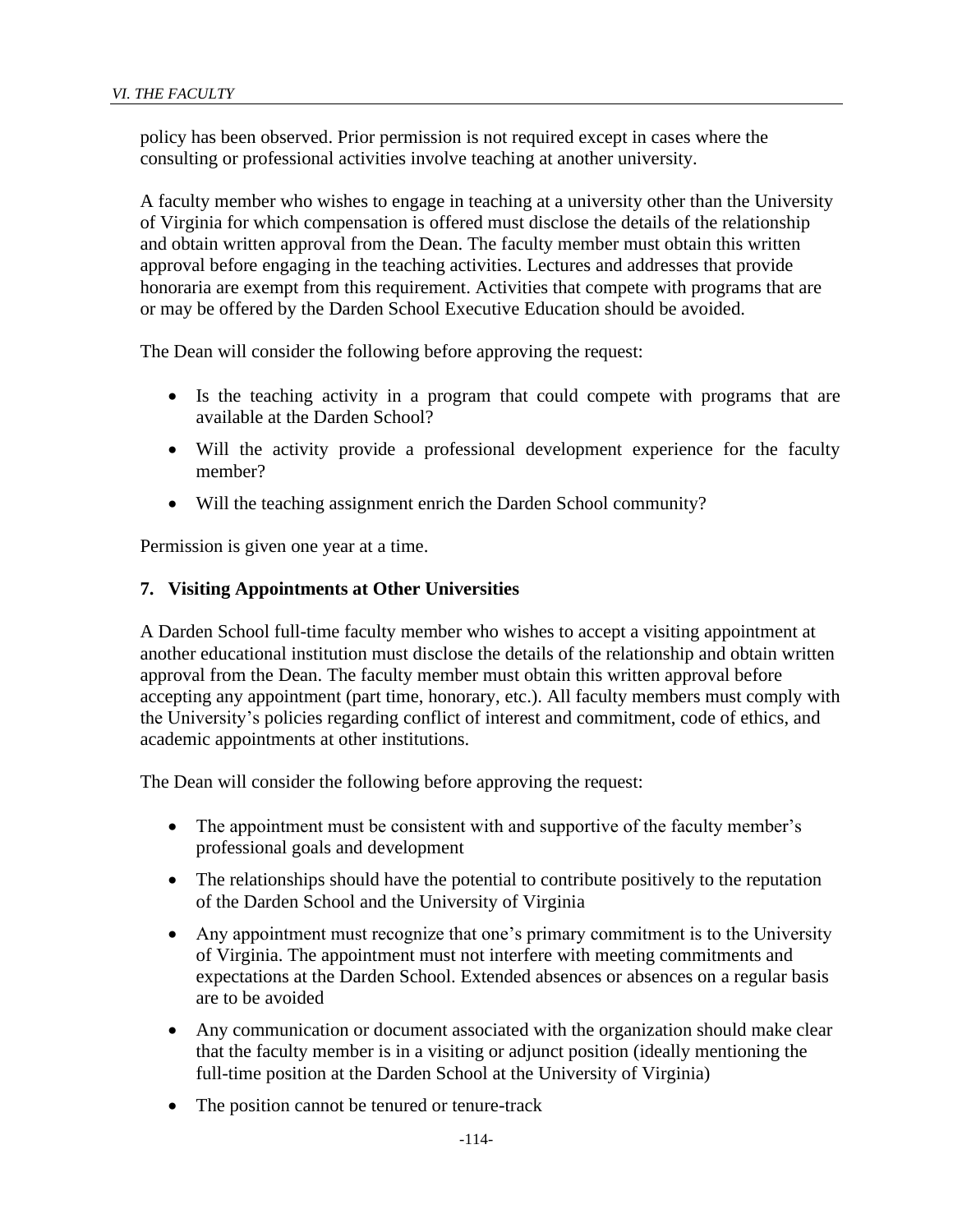policy has been observed. Prior permission is not required except in cases where the consulting or professional activities involve teaching at another university.

A faculty member who wishes to engage in teaching at a university other than the University of Virginia for which compensation is offered must disclose the details of the relationship and obtain written approval from the Dean. The faculty member must obtain this written approval before engaging in the teaching activities. Lectures and addresses that provide honoraria are exempt from this requirement. Activities that compete with programs that are or may be offered by the Darden School Executive Education should be avoided.

The Dean will consider the following before approving the request:

- Is the teaching activity in a program that could compete with programs that are available at the Darden School?
- Will the activity provide a professional development experience for the faculty member?
- Will the teaching assignment enrich the Darden School community?

Permission is given one year at a time.

### 7. Visiting Appointments at Other Universities

A Darden School full-time faculty member who wishes to accept a visiting appointment at another educational institution must disclose the details of the relationship and obtain written approval from the Dean. The faculty member must obtain this written approval before accepting any appointment (part time, honorary, etc.). All faculty members must comply with the University's policies regarding conflict of interest and commitment, code of ethics, and academic appointments at other institutions.

The Dean will consider the following before approving the request:

- The appointment must be consistent with and supportive of the faculty member's professional goals and development
- The relationships should have the potential to contribute positively to the reputation of the Darden School and the University of Virginia
- Any appointment must recognize that one's primary commitment is to the University of Virginia. The appointment must not interfere with meeting commitments and expectations at the Darden School. Extended absences or absences on a regular basis are to be avoided
- Any communication or document associated with the organization should make clear that the faculty member is in a visiting or adjunct position (ideally mentioning the full-time position at the Darden School at the University of Virginia)
- The position cannot be tenured or tenure-track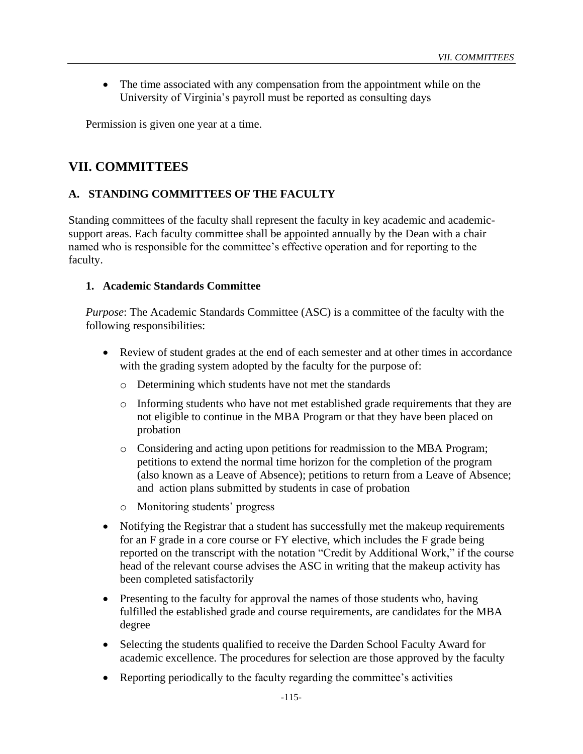- The time associated with any compensation from the appointment while on the University of Virginia's payroll must be reported as consulting days

Permission is given one year at a time.

# VII. COMMITTEES

## A. STANDING COMMITTEES OF THE FACULTY

Standing committees of the faculty shall represent the faculty in key academic and academic-support areas. Each faculty committee shall be appointed annually by the Dean with a chair named who is responsible for the committee's effective operation and for reporting to the faculty.

### 1. Academic Standards Committee

*Purpose*: The Academic Standards Committee (ASC) is a committee of the faculty with the following responsibilities:

- Review of student grades at the end of each semester and at other times in accordance with the grading system adopted by the faculty for the purpose of:
    - Determining which students have not met the standards
    - Informing students who have not met established grade requirements that they are not eligible to continue in the MBA Program or that they have been placed on probation
    - Considering and acting upon petitions for readmission to the MBA Program; petitions to extend the normal time horizon for the completion of the program (also known as a Leave of Absence); petitions to return from a Leave of Absence; and action plans submitted by students in case of probation
    - Monitoring students' progress
- Notifying the Registrar that a student has successfully met the makeup requirements for an F grade in a core course or FY elective, which includes the F grade being reported on the transcript with the notation "Credit by Additional Work," if the course head of the relevant course advises the ASC in writing that the makeup activity has been completed satisfactorily
- Presenting to the faculty for approval the names of those students who, having fulfilled the established grade and course requirements, are candidates for the MBA degree
- Selecting the students qualified to receive the Darden School Faculty Award for academic excellence. The procedures for selection are those approved by the faculty
- Reporting periodically to the faculty regarding the committee's activities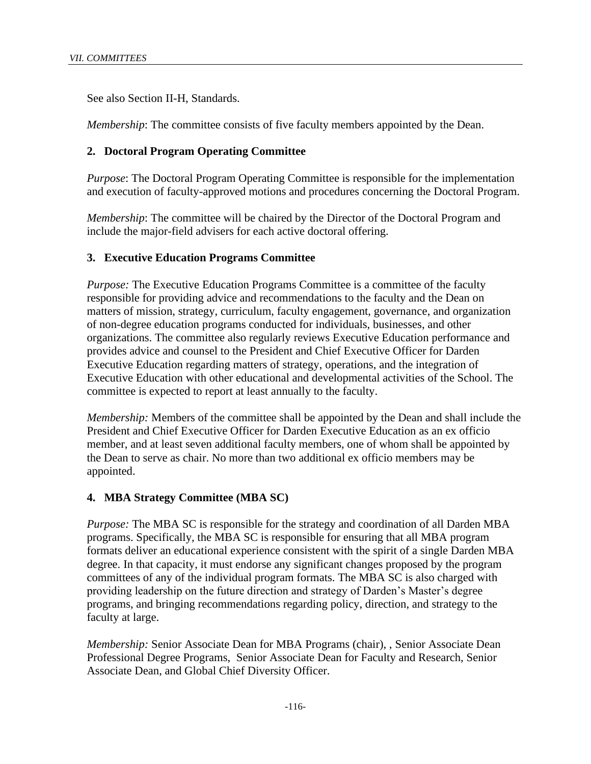See also Section II-H, Standards.

*Membership*: The committee consists of five faculty members appointed by the Dean.

### 2. Doctoral Program Operating Committee

*Purpose*: The Doctoral Program Operating Committee is responsible for the implementation and execution of faculty-approved motions and procedures concerning the Doctoral Program.

*Membership*: The committee will be chaired by the Director of the Doctoral Program and include the major-field advisers for each active doctoral offering.

### 3. Executive Education Programs Committee

*Purpose:* The Executive Education Programs Committee is a committee of the faculty responsible for providing advice and recommendations to the faculty and the Dean on matters of mission, strategy, curriculum, faculty engagement, governance, and organization of non-degree education programs conducted for individuals, businesses, and other organizations. The committee also regularly reviews Executive Education performance and provides advice and counsel to the President and Chief Executive Officer for Darden Executive Education regarding matters of strategy, operations, and the integration of Executive Education with other educational and developmental activities of the School. The committee is expected to report at least annually to the faculty.

*Membership:* Members of the committee shall be appointed by the Dean and shall include the President and Chief Executive Officer for Darden Executive Education as an ex officio member, and at least seven additional faculty members, one of whom shall be appointed by the Dean to serve as chair. No more than two additional ex officio members may be appointed.

### 4. MBA Strategy Committee (MBA SC)

*Purpose:* The MBA SC is responsible for the strategy and coordination of all Darden MBA programs. Specifically, the MBA SC is responsible for ensuring that all MBA program formats deliver an educational experience consistent with the spirit of a single Darden MBA degree. In that capacity, it must endorse any significant changes proposed by the program committees of any of the individual program formats. The MBA SC is also charged with providing leadership on the future direction and strategy of Darden's Master's degree programs, and bringing recommendations regarding policy, direction, and strategy to the faculty at large.

*Membership:* Senior Associate Dean for MBA Programs (chair), , Senior Associate Dean Professional Degree Programs, Senior Associate Dean for Faculty and Research, Senior Associate Dean, and Global Chief Diversity Officer.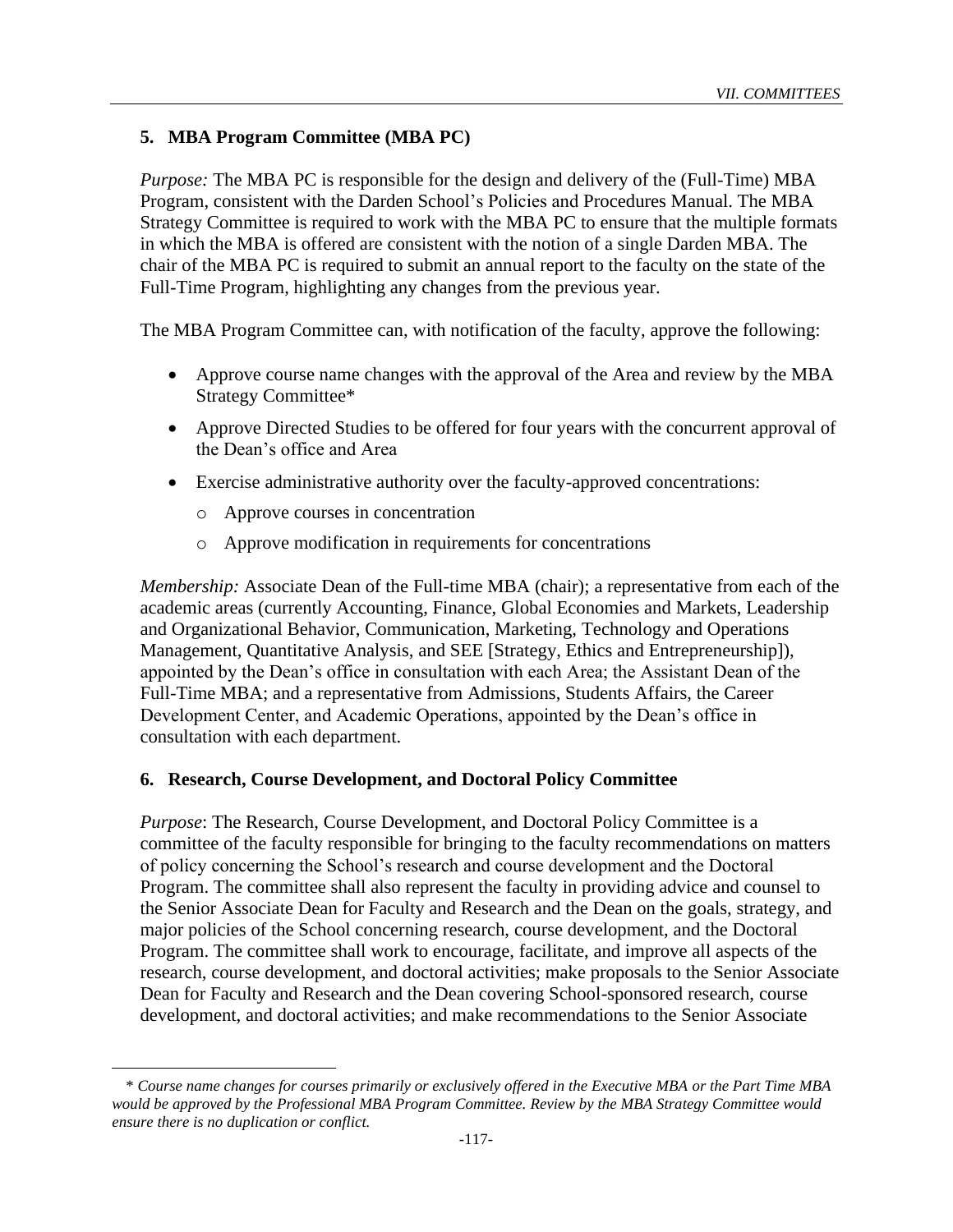### 5. MBA Program Committee (MBA PC)

*Purpose:* The MBA PC is responsible for the design and delivery of the (Full-Time) MBA Program, consistent with the Darden School's Policies and Procedures Manual. The MBA Strategy Committee is required to work with the MBA PC to ensure that the multiple formats in which the MBA is offered are consistent with the notion of a single Darden MBA. The chair of the MBA PC is required to submit an annual report to the faculty on the state of the Full-Time Program, highlighting any changes from the previous year.

The MBA Program Committee can, with notification of the faculty, approve the following:

- Approve course name changes with the approval of the Area and review by the MBA Strategy Committee*
- Approve Directed Studies to be offered for four years with the concurrent approval of the Dean's office and Area
- Exercise administrative authority over the faculty-approved concentrations:
  - Approve courses in concentration
  - Approve modification in requirements for concentrations

*Membership:* Associate Dean of the Full-time MBA (chair); a representative from each of the academic areas (currently Accounting, Finance, Global Economies and Markets, Leadership and Organizational Behavior, Communication, Marketing, Technology and Operations Management, Quantitative Analysis, and SEE [Strategy, Ethics and Entrepreneurship]), appointed by the Dean's office in consultation with each Area; the Assistant Dean of the Full-Time MBA; and a representative from Admissions, Students Affairs, the Career Development Center, and Academic Operations, appointed by the Dean's office in consultation with each department.

### 6. Research, Course Development, and Doctoral Policy Committee

*Purpose*: The Research, Course Development, and Doctoral Policy Committee is a committee of the faculty responsible for bringing to the faculty recommendations on matters of policy concerning the School's research and course development and the Doctoral Program. The committee shall also represent the faculty in providing advice and counsel to the Senior Associate Dean for Faculty and Research and the Dean on the goals, strategy, and major policies of the School concerning research, course development, and the Doctoral Program. The committee shall work to encourage, facilitate, and improve all aspects of the research, course development, and doctoral activities; make proposals to the Senior Associate Dean for Faculty and Research and the Dean covering School-sponsored research, course development, and doctoral activities; and make recommendations to the Senior Associate

*\* Course name changes for courses primarily or exclusively offered in the Executive MBA or the Part Time MBA would be approved by the Professional MBA Program Committee. Review by the MBA Strategy Committee would ensure there is no duplication or conflict.*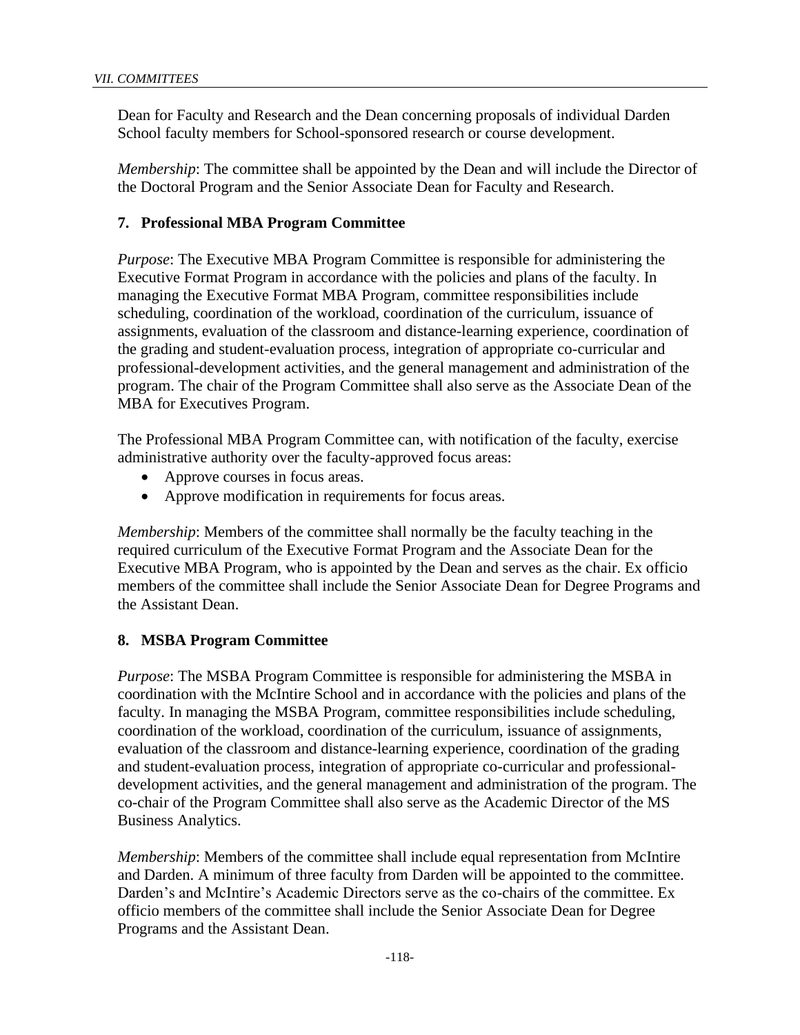Dean for Faculty and Research and the Dean concerning proposals of individual Darden School faculty members for School-sponsored research or course development.

*Membership*: The committee shall be appointed by the Dean and will include the Director of the Doctoral Program and the Senior Associate Dean for Faculty and Research.

### 7. Professional MBA Program Committee

*Purpose*: The Executive MBA Program Committee is responsible for administering the Executive Format Program in accordance with the policies and plans of the faculty. In managing the Executive Format MBA Program, committee responsibilities include scheduling, coordination of the workload, coordination of the curriculum, issuance of assignments, evaluation of the classroom and distance-learning experience, coordination of the grading and student-evaluation process, integration of appropriate co-curricular and professional-development activities, and the general management and administration of the program. The chair of the Program Committee shall also serve as the Associate Dean of the MBA for Executives Program.

The Professional MBA Program Committee can, with notification of the faculty, exercise administrative authority over the faculty-approved focus areas:

- Approve courses in focus areas.
- Approve modification in requirements for focus areas.

*Membership*: Members of the committee shall normally be the faculty teaching in the required curriculum of the Executive Format Program and the Associate Dean for the Executive MBA Program, who is appointed by the Dean and serves as the chair. Ex officio members of the committee shall include the Senior Associate Dean for Degree Programs and the Assistant Dean.

### 8. MSBA Program Committee

*Purpose*: The MSBA Program Committee is responsible for administering the MSBA in coordination with the McIntire School and in accordance with the policies and plans of the faculty. In managing the MSBA Program, committee responsibilities include scheduling, coordination of the workload, coordination of the curriculum, issuance of assignments, evaluation of the classroom and distance-learning experience, coordination of the grading and student-evaluation process, integration of appropriate co-curricular and professional-development activities, and the general management and administration of the program. The co-chair of the Program Committee shall also serve as the Academic Director of the MS Business Analytics.

*Membership*: Members of the committee shall include equal representation from McIntire and Darden. A minimum of three faculty from Darden will be appointed to the committee. Darden's and McIntire's Academic Directors serve as the co-chairs of the committee. Ex officio members of the committee shall include the Senior Associate Dean for Degree Programs and the Assistant Dean.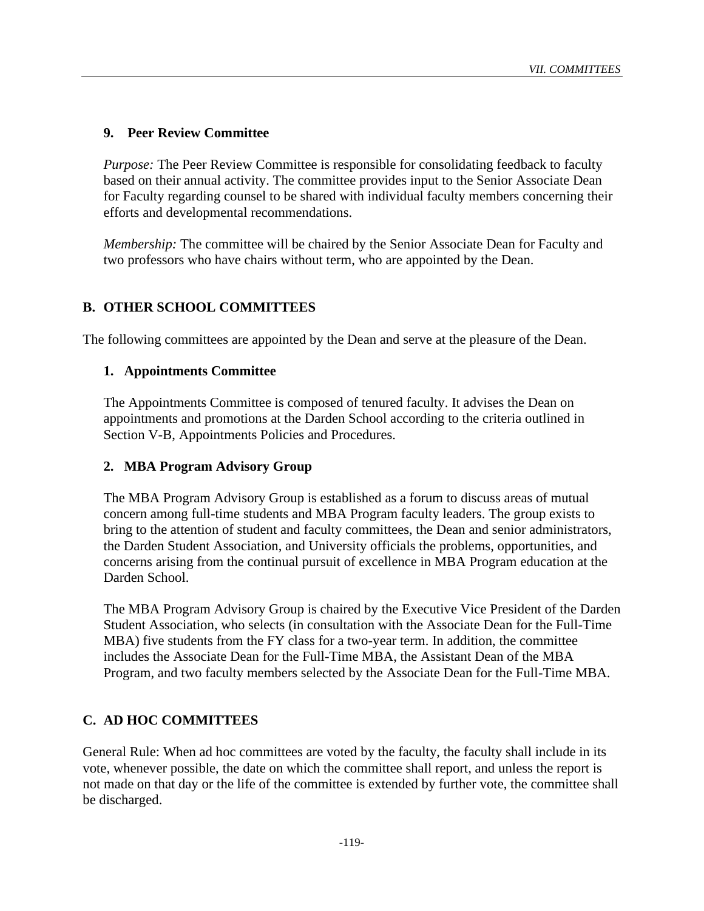### 9. Peer Review Committee

*Purpose:* The Peer Review Committee is responsible for consolidating feedback to faculty based on their annual activity. The committee provides input to the Senior Associate Dean for Faculty regarding counsel to be shared with individual faculty members concerning their efforts and developmental recommendations.

*Membership:* The committee will be chaired by the Senior Associate Dean for Faculty and two professors who have chairs without term, who are appointed by the Dean.

## B. OTHER SCHOOL COMMITTEES

The following committees are appointed by the Dean and serve at the pleasure of the Dean.

### 1. Appointments Committee

The Appointments Committee is composed of tenured faculty. It advises the Dean on appointments and promotions at the Darden School according to the criteria outlined in Section V-B, Appointments Policies and Procedures.

### 2. MBA Program Advisory Group

The MBA Program Advisory Group is established as a forum to discuss areas of mutual concern among full-time students and MBA Program faculty leaders. The group exists to bring to the attention of student and faculty committees, the Dean and senior administrators, the Darden Student Association, and University officials the problems, opportunities, and concerns arising from the continual pursuit of excellence in MBA Program education at the Darden School.

The MBA Program Advisory Group is chaired by the Executive Vice President of the Darden Student Association, who selects (in consultation with the Associate Dean for the Full-Time MBA) five students from the FY class for a two-year term. In addition, the committee includes the Associate Dean for the Full-Time MBA, the Assistant Dean of the MBA Program, and two faculty members selected by the Associate Dean for the Full-Time MBA.

## C. AD HOC COMMITTEES

General Rule: When ad hoc committees are voted by the faculty, the faculty shall include in its vote, whenever possible, the date on which the committee shall report, and unless the report is not made on that day or the life of the committee is extended by further vote, the committee shall be discharged.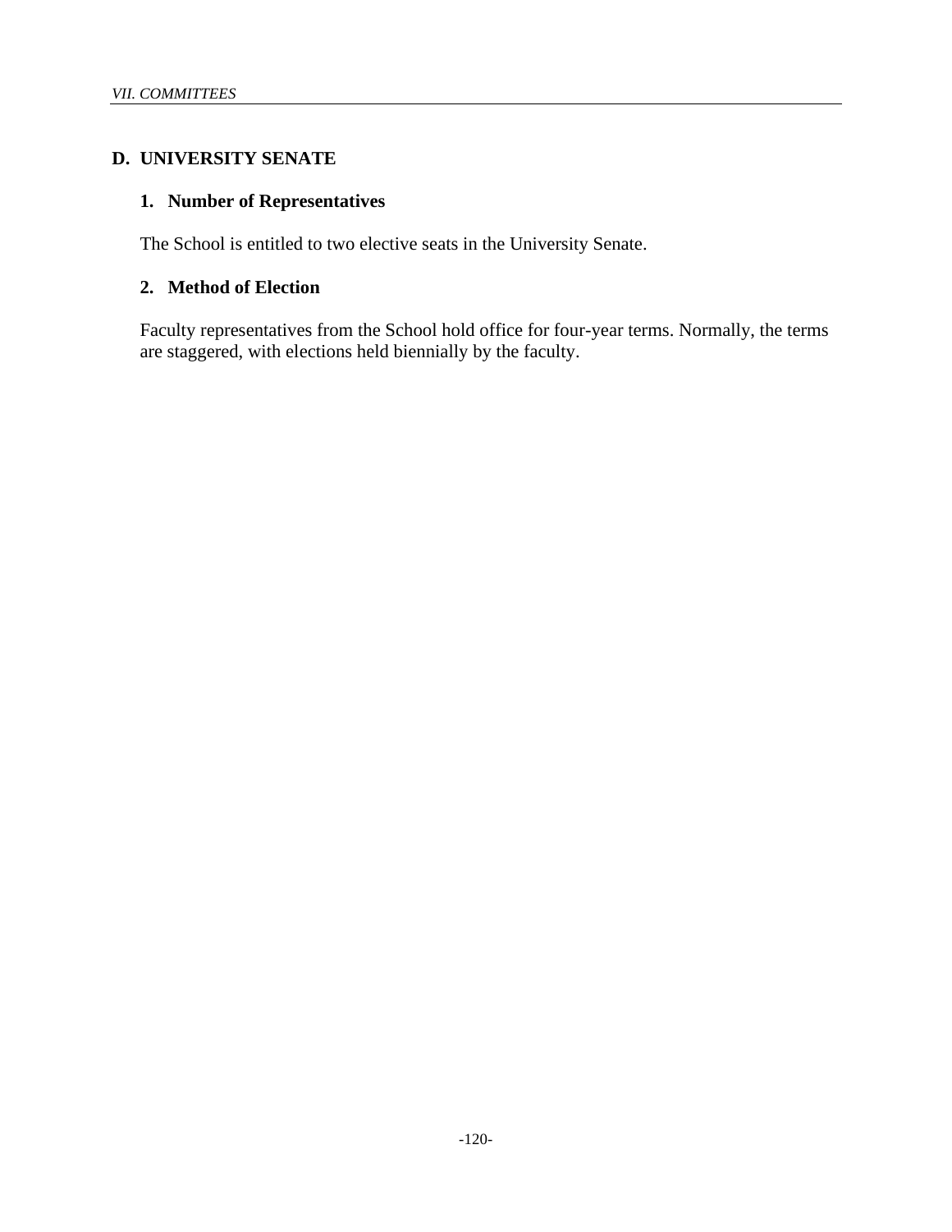## D. UNIVERSITY SENATE

### 1. Number of Representatives

The School is entitled to two elective seats in the University Senate.

### 2. Method of Election

Faculty representatives from the School hold office for four-year terms. Normally, the terms are staggered, with elections held biennially by the faculty.